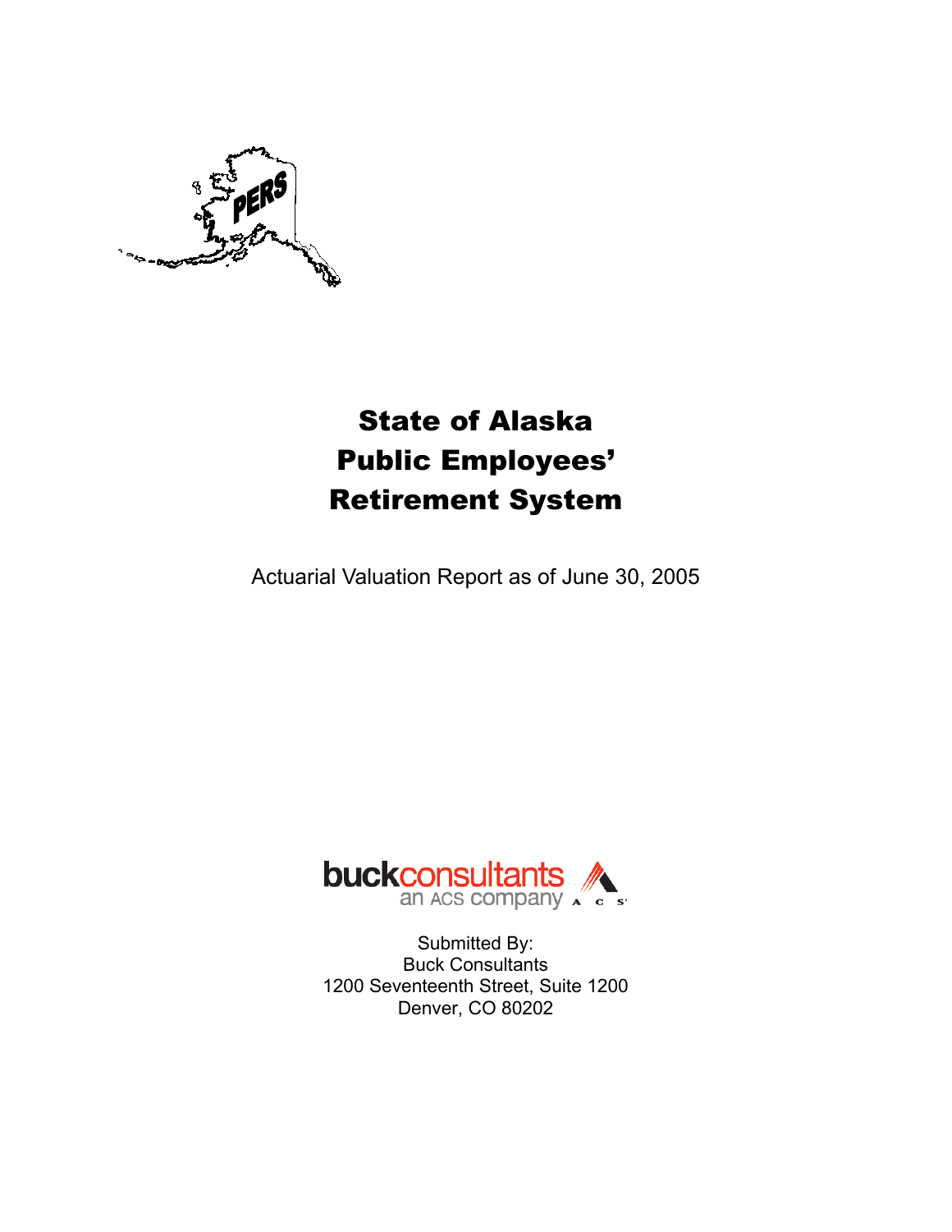# State of Alaska Public Employees' Retirement System

Actuarial Valuation Report as of June 30, 2005

Submitted By:
Buck Consultants
1200 Seventeenth Street, Suite 1200
Denver, CO 80202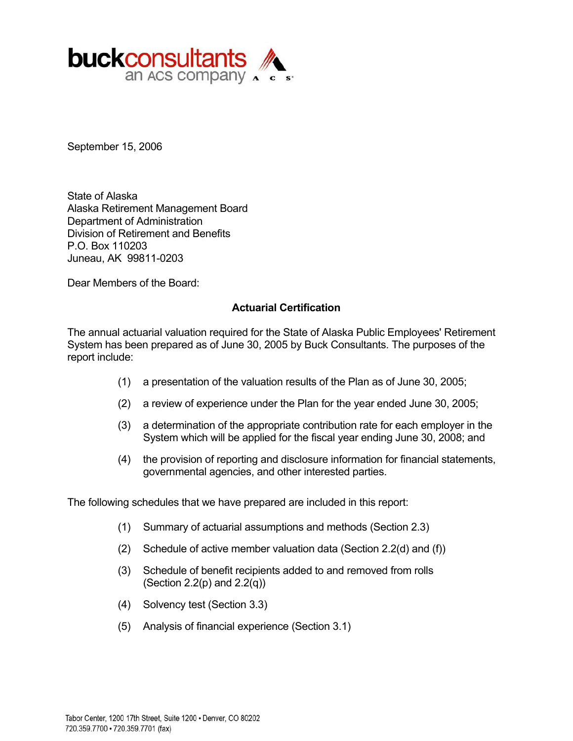**buckconsultants**
an ACS company

September 15, 2006

State of Alaska
Alaska Retirement Management Board
Department of Administration
Division of Retirement and Benefits
P.O. Box 110203
Juneau, AK 99811-0203

Dear Members of the Board:

**Actuarial Certification**

The annual actuarial valuation required for the State of Alaska Public Employees' Retirement System has been prepared as of June 30, 2005 by Buck Consultants. The purposes of the report include:

(1) a presentation of the valuation results of the Plan as of June 30, 2005;

(2) a review of experience under the Plan for the year ended June 30, 2005;

(3) a determination of the appropriate contribution rate for each employer in the System which will be applied for the fiscal year ending June 30, 2008; and

(4) the provision of reporting and disclosure information for financial statements, governmental agencies, and other interested parties.

The following schedules that we have prepared are included in this report:

(1) Summary of actuarial assumptions and methods (Section 2.3)

(2) Schedule of active member valuation data (Section 2.2(d) and (f))

(3) Schedule of benefit recipients added to and removed from rolls (Section 2.2(p) and 2.2(q))

(4) Solvency test (Section 3.3)

(5) Analysis of financial experience (Section 3.1)

Tabor Center, 1200 17th Street, Suite 1200 • Denver, CO 80202
720.359.7700 • 720.359.7701 (fax)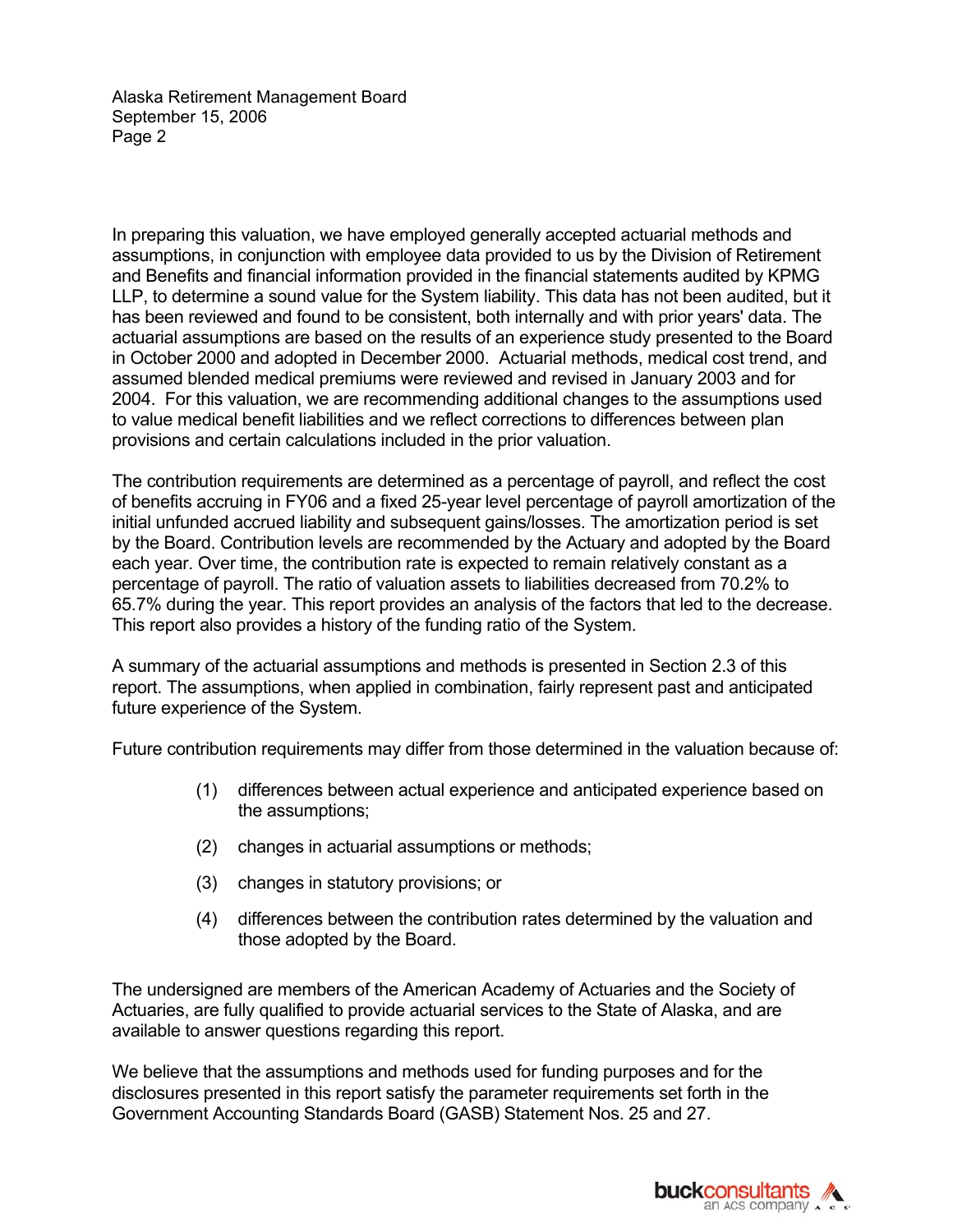In preparing this valuation, we have employed generally accepted actuarial methods and assumptions, in conjunction with employee data provided to us by the Division of Retirement and Benefits and financial information provided in the financial statements audited by KPMG LLP, to determine a sound value for the System liability. This data has not been audited, but it has been reviewed and found to be consistent, both internally and with prior years' data. The actuarial assumptions are based on the results of an experience study presented to the Board in October 2000 and adopted in December 2000. Actuarial methods, medical cost trend, and assumed blended medical premiums were reviewed and revised in January 2003 and for 2004. For this valuation, we are recommending additional changes to the assumptions used to value medical benefit liabilities and we reflect corrections to differences between plan provisions and certain calculations included in the prior valuation.

The contribution requirements are determined as a percentage of payroll, and reflect the cost of benefits accruing in FY06 and a fixed 25-year level percentage of payroll amortization of the initial unfunded accrued liability and subsequent gains/losses. The amortization period is set by the Board. Contribution levels are recommended by the Actuary and adopted by the Board each year. Over time, the contribution rate is expected to remain relatively constant as a percentage of payroll. The ratio of valuation assets to liabilities decreased from 70.2% to 65.7% during the year. This report provides an analysis of the factors that led to the decrease. This report also provides a history of the funding ratio of the System.

A summary of the actuarial assumptions and methods is presented in Section 2.3 of this report. The assumptions, when applied in combination, fairly represent past and anticipated future experience of the System.

Future contribution requirements may differ from those determined in the valuation because of:

(1) differences between actual experience and anticipated experience based on the assumptions;

(2) changes in actuarial assumptions or methods;

(3) changes in statutory provisions; or

(4) differences between the contribution rates determined by the valuation and those adopted by the Board.

The undersigned are members of the American Academy of Actuaries and the Society of Actuaries, are fully qualified to provide actuarial services to the State of Alaska, and are available to answer questions regarding this report.

We believe that the assumptions and methods used for funding purposes and for the disclosures presented in this report satisfy the parameter requirements set forth in the Government Accounting Standards Board (GASB) Statement Nos. 25 and 27.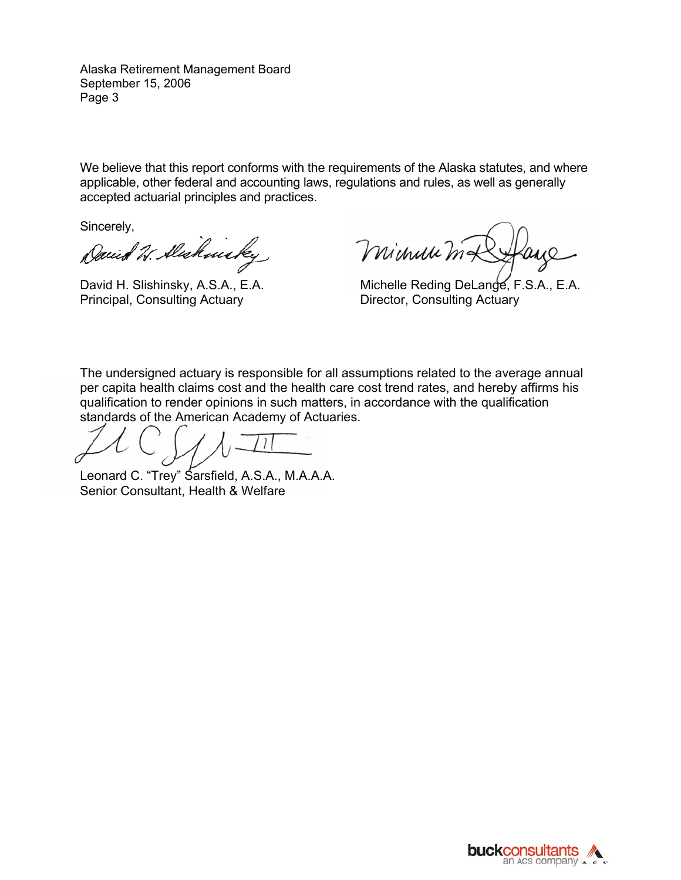Alaska Retirement Management Board
September 15, 2006

We believe that this report conforms with the requirements of the Alaska statutes, and where applicable, other federal and accounting laws, regulations and rules, as well as generally accepted actuarial principles and practices.

Sincerely,

David H. Slishinsky, A.S.A., E.A.
Principal, Consulting Actuary

Michelle Reding DeLange, F.S.A., E.A.
Director, Consulting Actuary

The undersigned actuary is responsible for all assumptions related to the average annual per capita health claims cost and the health care cost trend rates, and hereby affirms his qualification to render opinions in such matters, in accordance with the qualification standards of the American Academy of Actuaries.

Leonard C. "Trey" Sarsfield, A.S.A., M.A.A.A.
Senior Consultant, Health & Welfare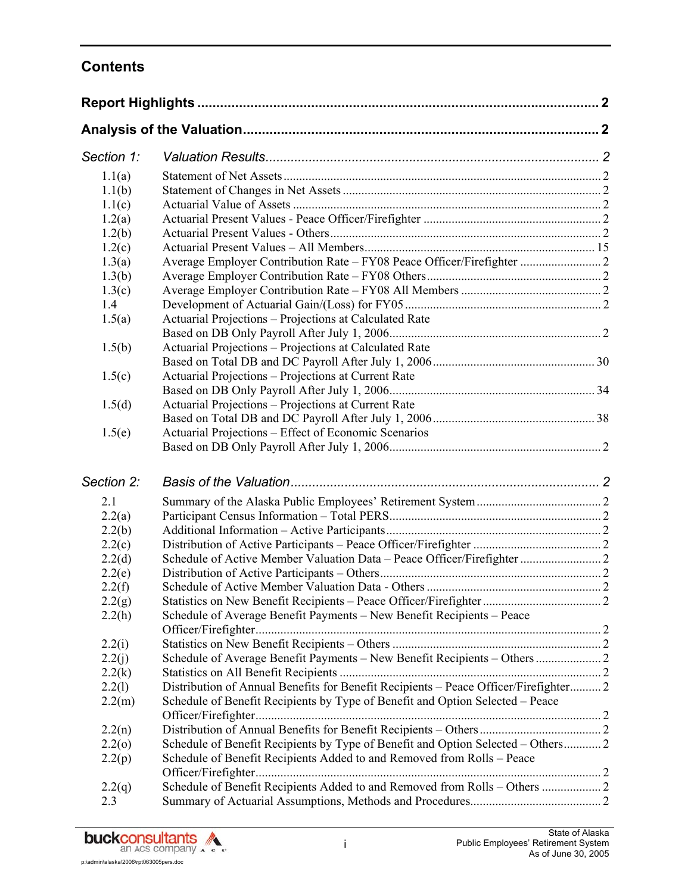# Contents

**Report Highlights** ............................................................................................................ 2

**Analysis of the Valuation** ................................................................................................. 2

*Section 1: Valuation Results* ............................................................................................ 2

| | | |
|---|---|---|
| 1.1(a) | Statement of Net Assets | 2 |
| 1.1(b) | Statement of Changes in Net Assets | 2 |
| 1.1(c) | Actuarial Value of Assets | 2 |
| 1.2(a) | Actuarial Present Values - Peace Officer/Firefighter | 2 |
| 1.2(b) | Actuarial Present Values - Others | 2 |
| 1.2(c) | Actuarial Present Values – All Members | 15 |
| 1.3(a) | Average Employer Contribution Rate – FY08 Peace Officer/Firefighter | 2 |
| 1.3(b) | Average Employer Contribution Rate – FY08 Others | 2 |
| 1.3(c) | Average Employer Contribution Rate – FY08 All Members | 2 |
| 1.4 | Development of Actuarial Gain/(Loss) for FY05 | 2 |
| 1.5(a) | Actuarial Projections – Projections at Calculated Rate Based on DB Only Payroll After July 1, 2006 | 2 |
| 1.5(b) | Actuarial Projections – Projections at Calculated Rate Based on Total DB and DC Payroll After July 1, 2006 | 30 |
| 1.5(c) | Actuarial Projections – Projections at Current Rate Based on DB Only Payroll After July 1, 2006 | 34 |
| 1.5(d) | Actuarial Projections – Projections at Current Rate Based on Total DB and DC Payroll After July 1, 2006 | 38 |
| 1.5(e) | Actuarial Projections – Effect of Economic Scenarios Based on DB Only Payroll After July 1, 2006 | 2 |

*Section 2: Basis of the Valuation* ...................................................................................... 2

| | | |
|---|---|---|
| 2.1 | Summary of the Alaska Public Employees' Retirement System | 2 |
| 2.2(a) | Participant Census Information – Total PERS | 2 |
| 2.2(b) | Additional Information – Active Participants | 2 |
| 2.2(c) | Distribution of Active Participants – Peace Officer/Firefighter | 2 |
| 2.2(d) | Schedule of Active Member Valuation Data – Peace Officer/Firefighter | 2 |
| 2.2(e) | Distribution of Active Participants – Others | 2 |
| 2.2(f) | Schedule of Active Member Valuation Data - Others | 2 |
| 2.2(g) | Statistics on New Benefit Recipients – Peace Officer/Firefighter | 2 |
| 2.2(h) | Schedule of Average Benefit Payments – New Benefit Recipients – Peace Officer/Firefighter | 2 |
| 2.2(i) | Statistics on New Benefit Recipients – Others | 2 |
| 2.2(j) | Schedule of Average Benefit Payments – New Benefit Recipients – Others | 2 |
| 2.2(k) | Statistics on All Benefit Recipients | 2 |
| 2.2(l) | Distribution of Annual Benefits for Benefit Recipients – Peace Officer/Firefighter | 2 |
| 2.2(m) | Schedule of Benefit Recipients by Type of Benefit and Option Selected – Peace Officer/Firefighter | 2 |
| 2.2(n) | Distribution of Annual Benefits for Benefit Recipients – Others | 2 |
| 2.2(o) | Schedule of Benefit Recipients by Type of Benefit and Option Selected – Others | 2 |
| 2.2(p) | Schedule of Benefit Recipients Added to and Removed from Rolls – Peace Officer/Firefighter | 2 |
| 2.2(q) | Schedule of Benefit Recipients Added to and Removed from Rolls – Others | 2 |
| 2.3 | Summary of Actuarial Assumptions, Methods and Procedures | 2 |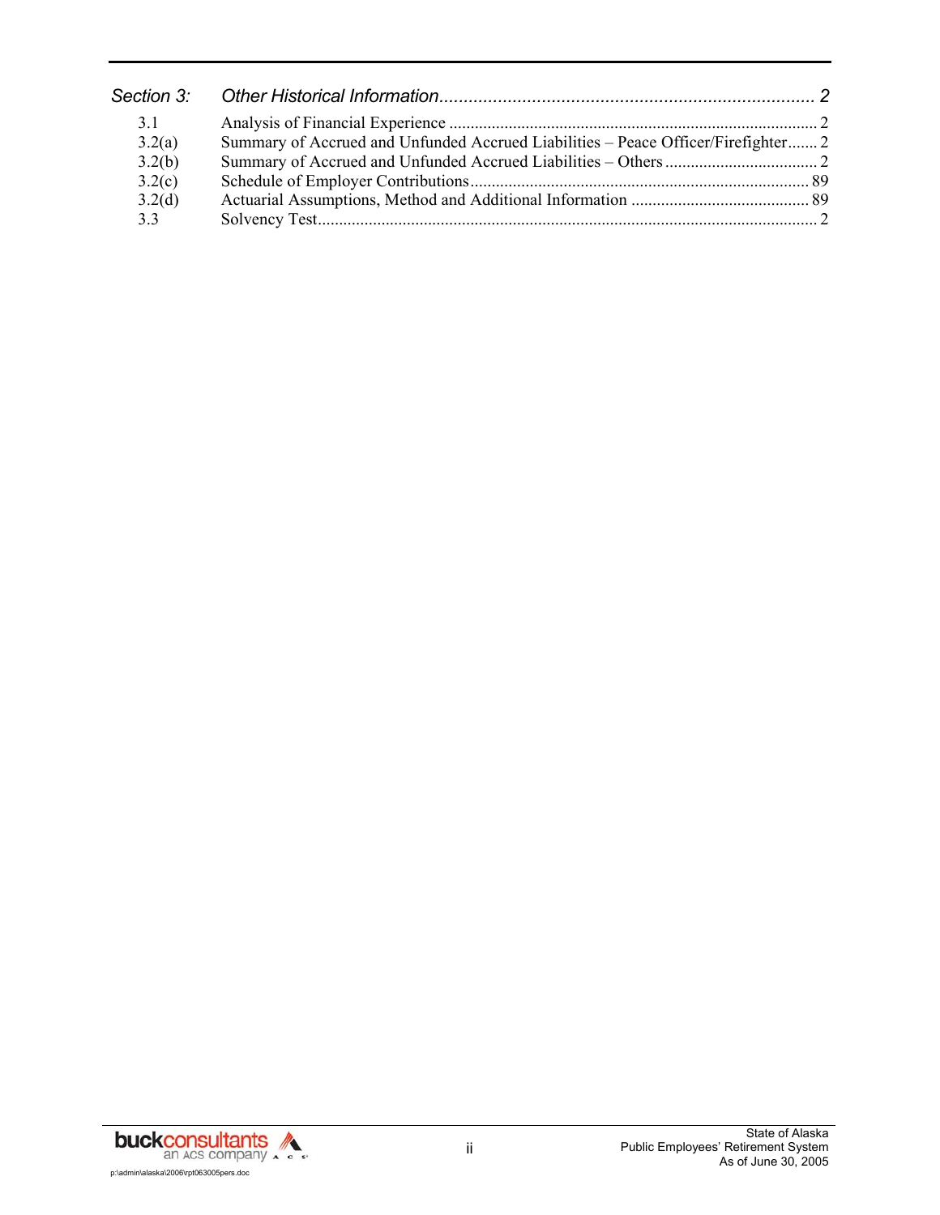| *Section 3:* | *Other Historical Information* | *2* |
|---|---|---|
| 3.1 | Analysis of Financial Experience | 2 |
| 3.2(a) | Summary of Accrued and Unfunded Accrued Liabilities – Peace Officer/Firefighter | 2 |
| 3.2(b) | Summary of Accrued and Unfunded Accrued Liabilities – Others | 2 |
| 3.2(c) | Schedule of Employer Contributions | 89 |
| 3.2(d) | Actuarial Assumptions, Method and Additional Information | 89 |
| 3.3 | Solvency Test | 2 |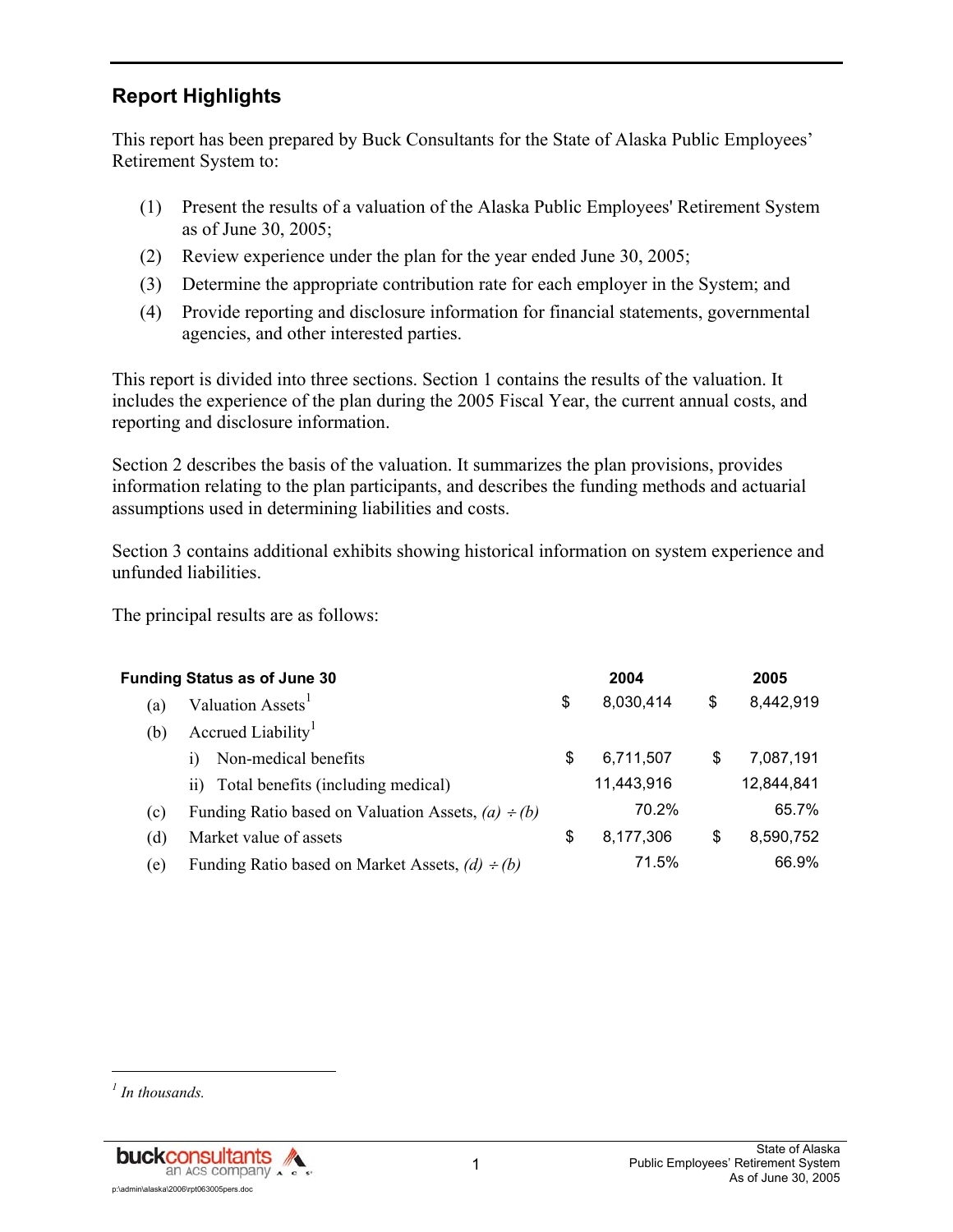## Report Highlights

This report has been prepared by Buck Consultants for the State of Alaska Public Employees' Retirement System to:

(1) Present the results of a valuation of the Alaska Public Employees' Retirement System as of June 30, 2005;

(2) Review experience under the plan for the year ended June 30, 2005;

(3) Determine the appropriate contribution rate for each employer in the System; and

(4) Provide reporting and disclosure information for financial statements, governmental agencies, and other interested parties.

This report is divided into three sections. Section 1 contains the results of the valuation. It includes the experience of the plan during the 2005 Fiscal Year, the current annual costs, and reporting and disclosure information.

Section 2 describes the basis of the valuation. It summarizes the plan provisions, provides information relating to the plan participants, and describes the funding methods and actuarial assumptions used in determining liabilities and costs.

Section 3 contains additional exhibits showing historical information on system experience and unfunded liabilities.

The principal results are as follows:

| Funding Status as of June 30 | 2004 | 2005 |
|---|---|---|
| (a) Valuation Assets[1] | $ 8,030,414 | $ 8,442,919 |
| (b) Accrued Liability[1] | | |
| i) Non-medical benefits | $ 6,711,507 | $ 7,087,191 |
| ii) Total benefits (including medical) | 11,443,916 | 12,844,841 |
| (c) Funding Ratio based on Valuation Assets, *(a) ÷ (b)* | 70.2% | 65.7% |
| (d) Market value of assets | $ 8,177,306 | $ 8,590,752 |
| (e) Funding Ratio based on Market Assets, *(d) ÷ (b)* | 71.5% | 66.9% |

[1] *In thousands.*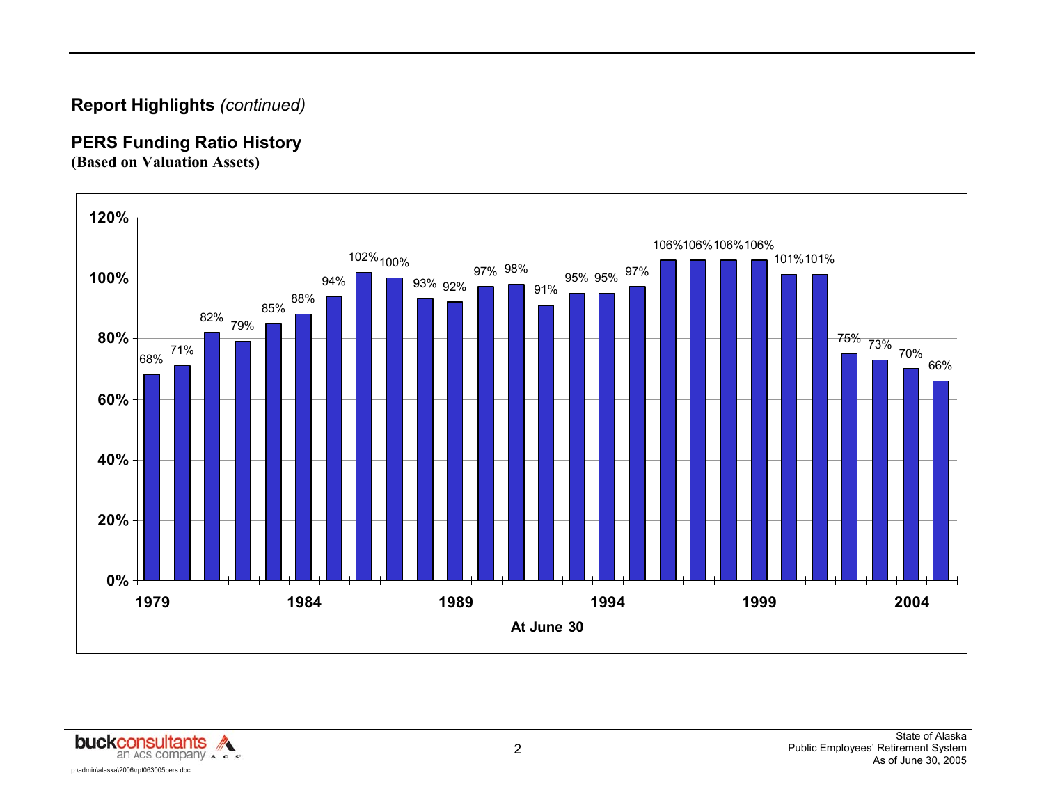## Report Highlights *(continued)*

### PERS Funding Ratio History
**(Based on Valuation Assets)**

| At June 30 | Funding Ratio |
|---|---|
| 1979 | 68% |
| 1980 | 71% |
| 1981 | 82% |
| 1982 | 79% |
| 1983 | 85% |
| 1984 | 88% |
| 1985 | 94% |
| 1986 | 102% |
| 1987 | 100% |
| 1988 | 93% |
| 1989 | 92% |
| 1990 | 97% |
| 1991 | 98% |
| 1992 | 91% |
| 1993 | 95% |
| 1994 | 95% |
| 1995 | 97% |
| 1996 | 106% |
| 1997 | 106% |
| 1998 | 106% |
| 1999 | 106% |
| 2000 | 101% |
| 2001 | 101% |
| 2002 | 75% |
| 2003 | 73% |
| 2004 | 70% |
| 2005 | 66% |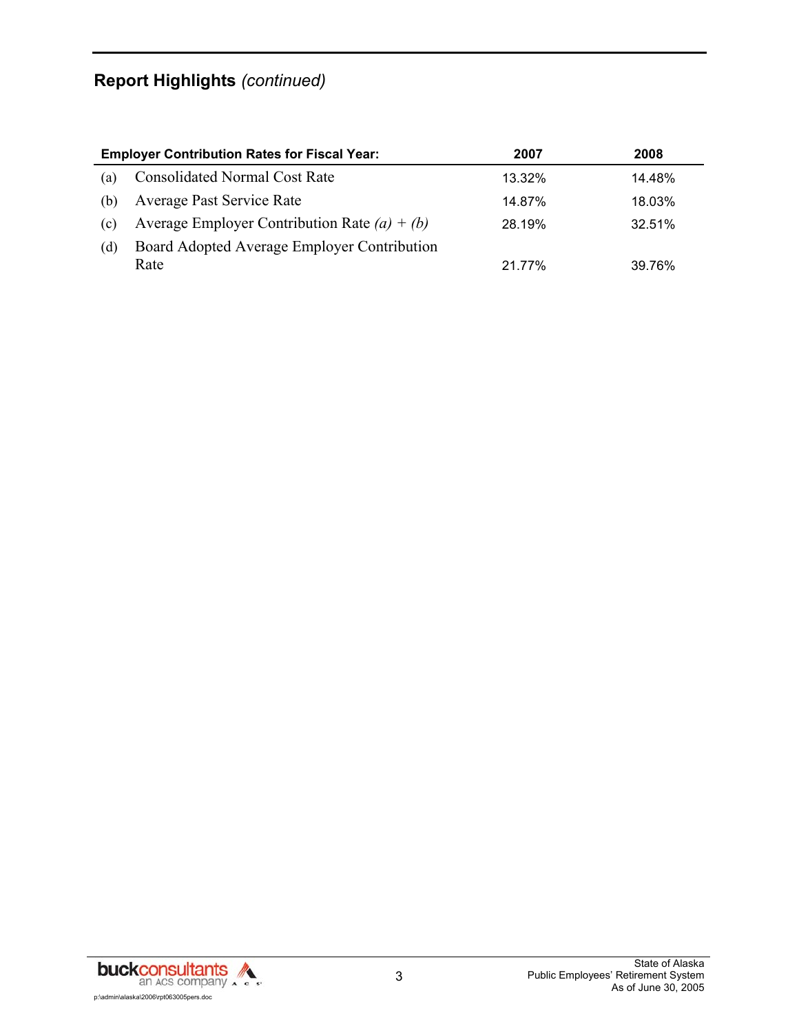## Report Highlights *(continued)*

| Employer Contribution Rates for Fiscal Year: | | 2007 | 2008 |
|---|---|---|---|
| (a) | Consolidated Normal Cost Rate | 13.32% | 14.48% |
| (b) | Average Past Service Rate | 14.87% | 18.03% |
| (c) | Average Employer Contribution Rate *(a) + (b)* | 28.19% | 32.51% |
| (d) | Board Adopted Average Employer Contribution Rate | 21.77% | 39.76% |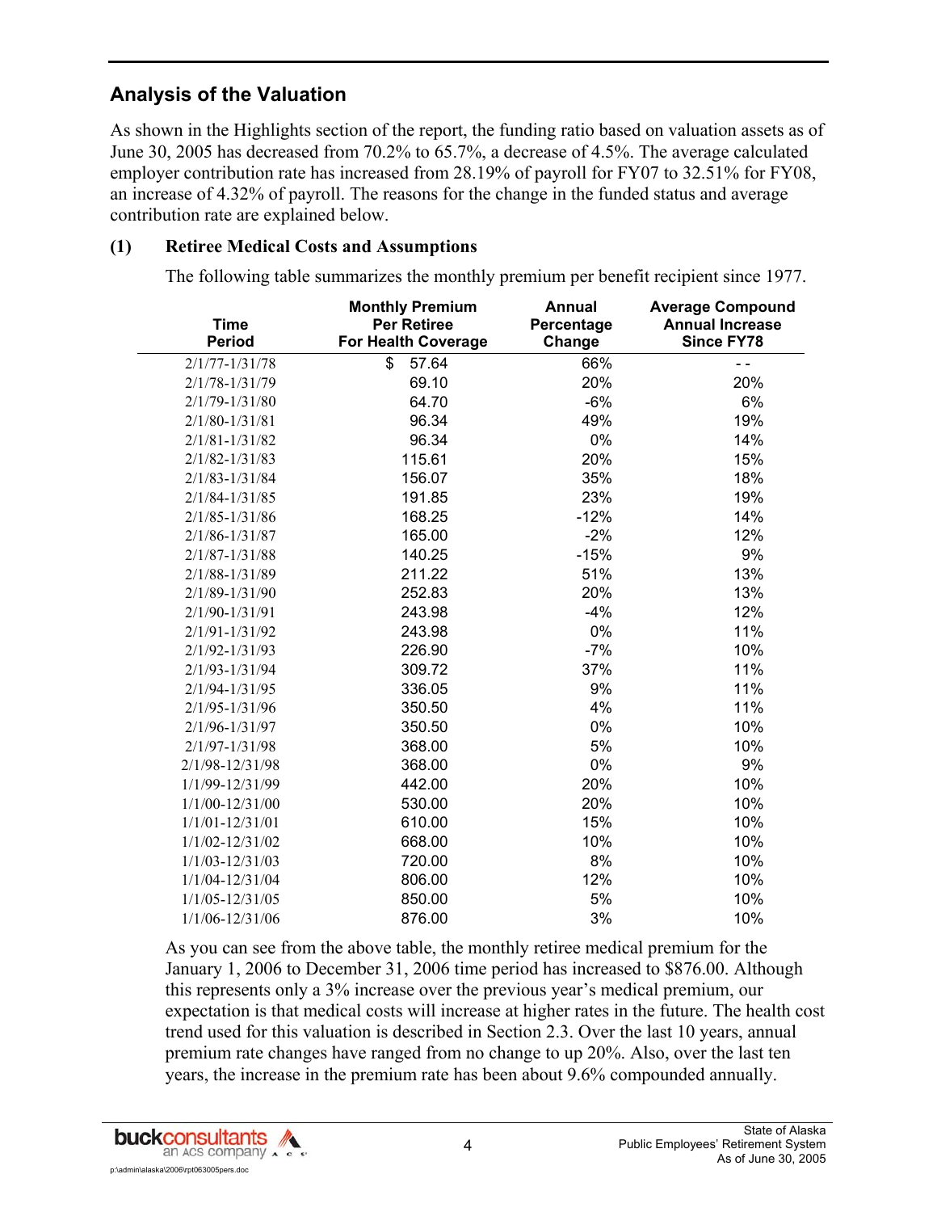## Analysis of the Valuation

As shown in the Highlights section of the report, the funding ratio based on valuation assets as of June 30, 2005 has decreased from 70.2% to 65.7%, a decrease of 4.5%. The average calculated employer contribution rate has increased from 28.19% of payroll for FY07 to 32.51% for FY08, an increase of 4.32% of payroll. The reasons for the change in the funded status and average contribution rate are explained below.

**(1) Retiree Medical Costs and Assumptions**

The following table summarizes the monthly premium per benefit recipient since 1977.

| Time Period | Monthly Premium Per Retiree For Health Coverage | Annual Percentage Change | Average Compound Annual Increase Since FY78 |
|---|---|---|---|
| 2/1/77-1/31/78 | $ 57.64 | 66% | - - |
| 2/1/78-1/31/79 | 69.10 | 20% | 20% |
| 2/1/79-1/31/80 | 64.70 | -6% | 6% |
| 2/1/80-1/31/81 | 96.34 | 49% | 19% |
| 2/1/81-1/31/82 | 96.34 | 0% | 14% |
| 2/1/82-1/31/83 | 115.61 | 20% | 15% |
| 2/1/83-1/31/84 | 156.07 | 35% | 18% |
| 2/1/84-1/31/85 | 191.85 | 23% | 19% |
| 2/1/85-1/31/86 | 168.25 | -12% | 14% |
| 2/1/86-1/31/87 | 165.00 | -2% | 12% |
| 2/1/87-1/31/88 | 140.25 | -15% | 9% |
| 2/1/88-1/31/89 | 211.22 | 51% | 13% |
| 2/1/89-1/31/90 | 252.83 | 20% | 13% |
| 2/1/90-1/31/91 | 243.98 | -4% | 12% |
| 2/1/91-1/31/92 | 243.98 | 0% | 11% |
| 2/1/92-1/31/93 | 226.90 | -7% | 10% |
| 2/1/93-1/31/94 | 309.72 | 37% | 11% |
| 2/1/94-1/31/95 | 336.05 | 9% | 11% |
| 2/1/95-1/31/96 | 350.50 | 4% | 11% |
| 2/1/96-1/31/97 | 350.50 | 0% | 10% |
| 2/1/97-1/31/98 | 368.00 | 5% | 10% |
| 2/1/98-12/31/98 | 368.00 | 0% | 9% |
| 1/1/99-12/31/99 | 442.00 | 20% | 10% |
| 1/1/00-12/31/00 | 530.00 | 20% | 10% |
| 1/1/01-12/31/01 | 610.00 | 15% | 10% |
| 1/1/02-12/31/02 | 668.00 | 10% | 10% |
| 1/1/03-12/31/03 | 720.00 | 8% | 10% |
| 1/1/04-12/31/04 | 806.00 | 12% | 10% |
| 1/1/05-12/31/05 | 850.00 | 5% | 10% |
| 1/1/06-12/31/06 | 876.00 | 3% | 10% |

As you can see from the above table, the monthly retiree medical premium for the January 1, 2006 to December 31, 2006 time period has increased to $876.00. Although this represents only a 3% increase over the previous year's medical premium, our expectation is that medical costs will increase at higher rates in the future. The health cost trend used for this valuation is described in Section 2.3. Over the last 10 years, annual premium rate changes have ranged from no change to up 20%. Also, over the last ten years, the increase in the premium rate has been about 9.6% compounded annually.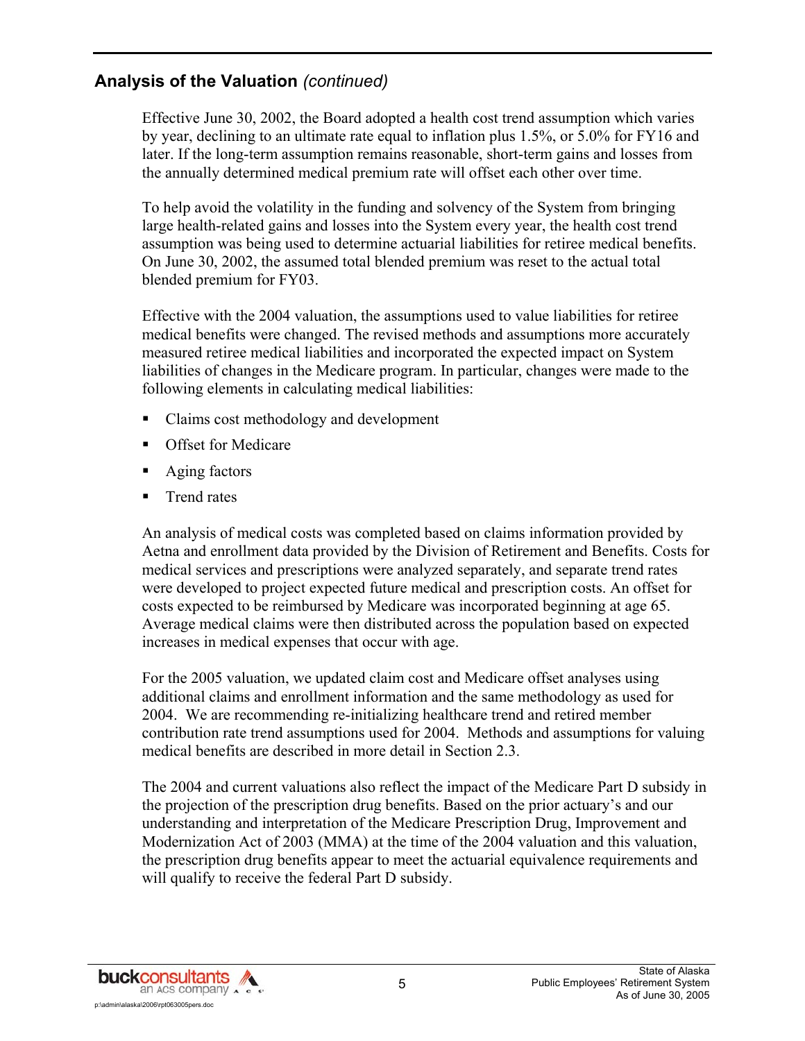## Analysis of the Valuation *(continued)*

Effective June 30, 2002, the Board adopted a health cost trend assumption which varies by year, declining to an ultimate rate equal to inflation plus 1.5%, or 5.0% for FY16 and later. If the long-term assumption remains reasonable, short-term gains and losses from the annually determined medical premium rate will offset each other over time.

To help avoid the volatility in the funding and solvency of the System from bringing large health-related gains and losses into the System every year, the health cost trend assumption was being used to determine actuarial liabilities for retiree medical benefits. On June 30, 2002, the assumed total blended premium was reset to the actual total blended premium for FY03.

Effective with the 2004 valuation, the assumptions used to value liabilities for retiree medical benefits were changed. The revised methods and assumptions more accurately measured retiree medical liabilities and incorporated the expected impact on System liabilities of changes in the Medicare program. In particular, changes were made to the following elements in calculating medical liabilities:

- Claims cost methodology and development
- Offset for Medicare
- Aging factors
- Trend rates

An analysis of medical costs was completed based on claims information provided by Aetna and enrollment data provided by the Division of Retirement and Benefits. Costs for medical services and prescriptions were analyzed separately, and separate trend rates were developed to project expected future medical and prescription costs. An offset for costs expected to be reimbursed by Medicare was incorporated beginning at age 65. Average medical claims were then distributed across the population based on expected increases in medical expenses that occur with age.

For the 2005 valuation, we updated claim cost and Medicare offset analyses using additional claims and enrollment information and the same methodology as used for 2004. We are recommending re-initializing healthcare trend and retired member contribution rate trend assumptions used for 2004. Methods and assumptions for valuing medical benefits are described in more detail in Section 2.3.

The 2004 and current valuations also reflect the impact of the Medicare Part D subsidy in the projection of the prescription drug benefits. Based on the prior actuary's and our understanding and interpretation of the Medicare Prescription Drug, Improvement and Modernization Act of 2003 (MMA) at the time of the 2004 valuation and this valuation, the prescription drug benefits appear to meet the actuarial equivalence requirements and will qualify to receive the federal Part D subsidy.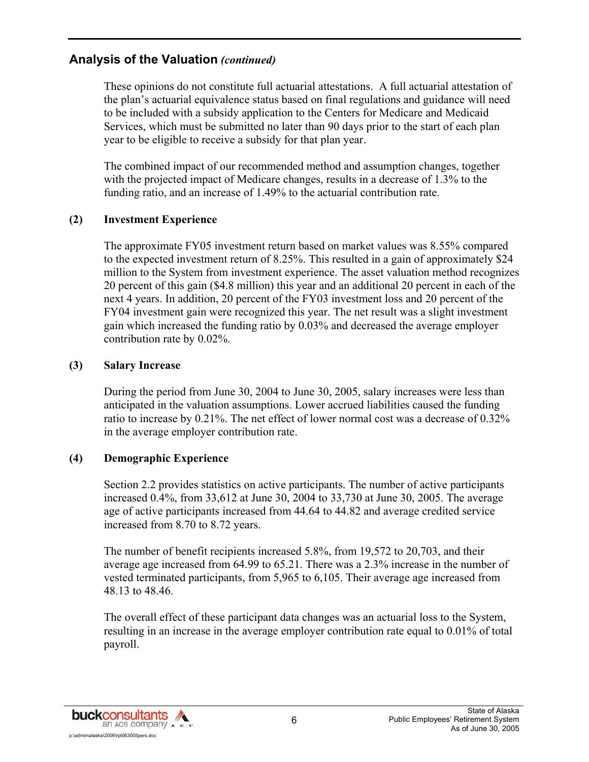## Analysis of the Valuation *(continued)*

These opinions do not constitute full actuarial attestations. A full actuarial attestation of the plan's actuarial equivalence status based on final regulations and guidance will need to be included with a subsidy application to the Centers for Medicare and Medicaid Services, which must be submitted no later than 90 days prior to the start of each plan year to be eligible to receive a subsidy for that plan year.

The combined impact of our recommended method and assumption changes, together with the projected impact of Medicare changes, results in a decrease of 1.3% to the funding ratio, and an increase of 1.49% to the actuarial contribution rate.

### (2) Investment Experience

The approximate FY05 investment return based on market values was 8.55% compared to the expected investment return of 8.25%. This resulted in a gain of approximately $24 million to the System from investment experience. The asset valuation method recognizes 20 percent of this gain ($4.8 million) this year and an additional 20 percent in each of the next 4 years. In addition, 20 percent of the FY03 investment loss and 20 percent of the FY04 investment gain were recognized this year. The net result was a slight investment gain which increased the funding ratio by 0.03% and decreased the average employer contribution rate by 0.02%.

### (3) Salary Increase

During the period from June 30, 2004 to June 30, 2005, salary increases were less than anticipated in the valuation assumptions. Lower accrued liabilities caused the funding ratio to increase by 0.21%. The net effect of lower normal cost was a decrease of 0.32% in the average employer contribution rate.

### (4) Demographic Experience

Section 2.2 provides statistics on active participants. The number of active participants increased 0.4%, from 33,612 at June 30, 2004 to 33,730 at June 30, 2005. The average age of active participants increased from 44.64 to 44.82 and average credited service increased from 8.70 to 8.72 years.

The number of benefit recipients increased 5.8%, from 19,572 to 20,703, and their average age increased from 64.99 to 65.21. There was a 2.3% increase in the number of vested terminated participants, from 5,965 to 6,105. Their average age increased from 48.13 to 48.46.

The overall effect of these participant data changes was an actuarial loss to the System, resulting in an increase in the average employer contribution rate equal to 0.01% of total payroll.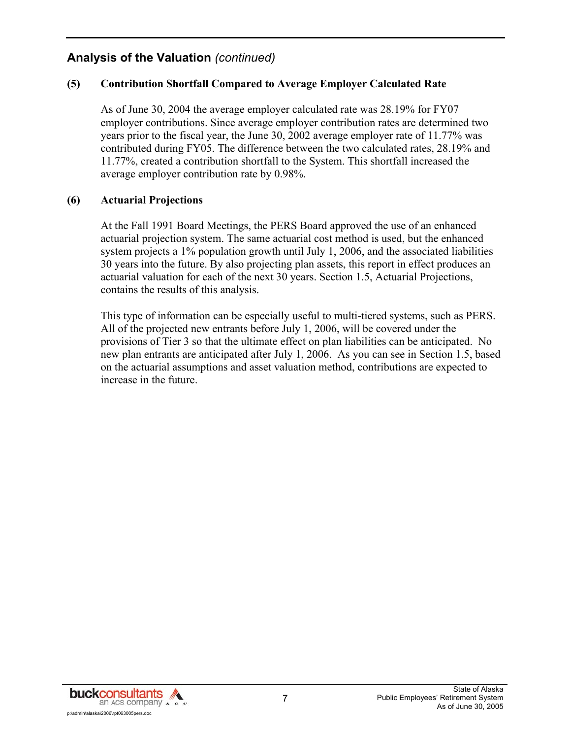## Analysis of the Valuation *(continued)*

### (5) Contribution Shortfall Compared to Average Employer Calculated Rate

As of June 30, 2004 the average employer calculated rate was 28.19% for FY07 employer contributions. Since average employer contribution rates are determined two years prior to the fiscal year, the June 30, 2002 average employer rate of 11.77% was contributed during FY05. The difference between the two calculated rates, 28.19% and 11.77%, created a contribution shortfall to the System. This shortfall increased the average employer contribution rate by 0.98%.

### (6) Actuarial Projections

At the Fall 1991 Board Meetings, the PERS Board approved the use of an enhanced actuarial projection system. The same actuarial cost method is used, but the enhanced system projects a 1% population growth until July 1, 2006, and the associated liabilities 30 years into the future. By also projecting plan assets, this report in effect produces an actuarial valuation for each of the next 30 years. Section 1.5, Actuarial Projections, contains the results of this analysis.

This type of information can be especially useful to multi-tiered systems, such as PERS. All of the projected new entrants before July 1, 2006, will be covered under the provisions of Tier 3 so that the ultimate effect on plan liabilities can be anticipated. No new plan entrants are anticipated after July 1, 2006. As you can see in Section 1.5, based on the actuarial assumptions and asset valuation method, contributions are expected to increase in the future.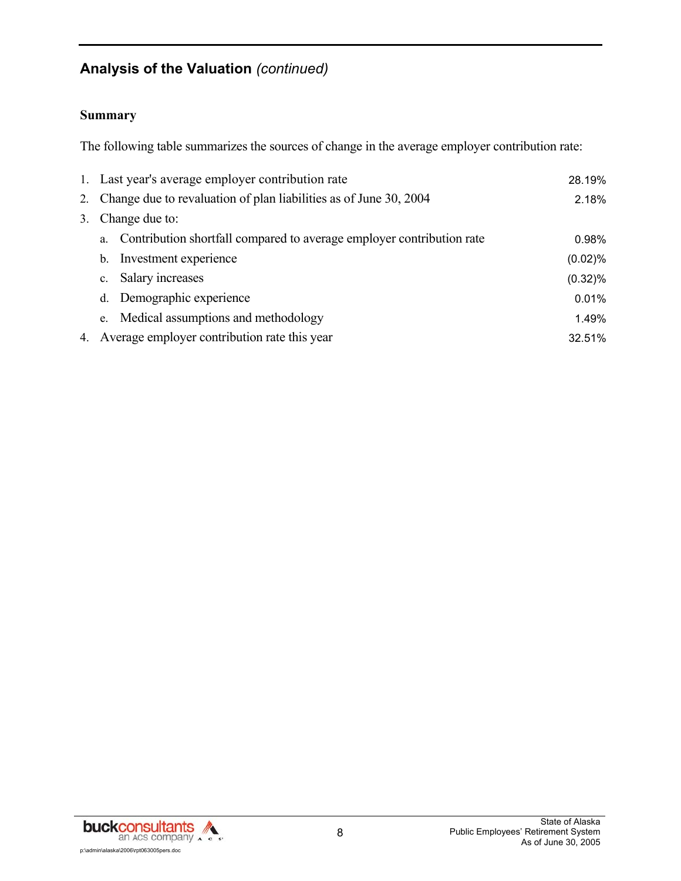## Analysis of the Valuation *(continued)*

### Summary

The following table summarizes the sources of change in the average employer contribution rate:

| | | |
|---|---|---|
| 1. | Last year's average employer contribution rate | 28.19% |
| 2. | Change due to revaluation of plan liabilities as of June 30, 2004 | 2.18% |
| 3. | Change due to: | |
| | a. Contribution shortfall compared to average employer contribution rate | 0.98% |
| | b. Investment experience | (0.02)% |
| | c. Salary increases | (0.32)% |
| | d. Demographic experience | 0.01% |
| | e. Medical assumptions and methodology | 1.49% |
| 4. | Average employer contribution rate this year | 32.51% |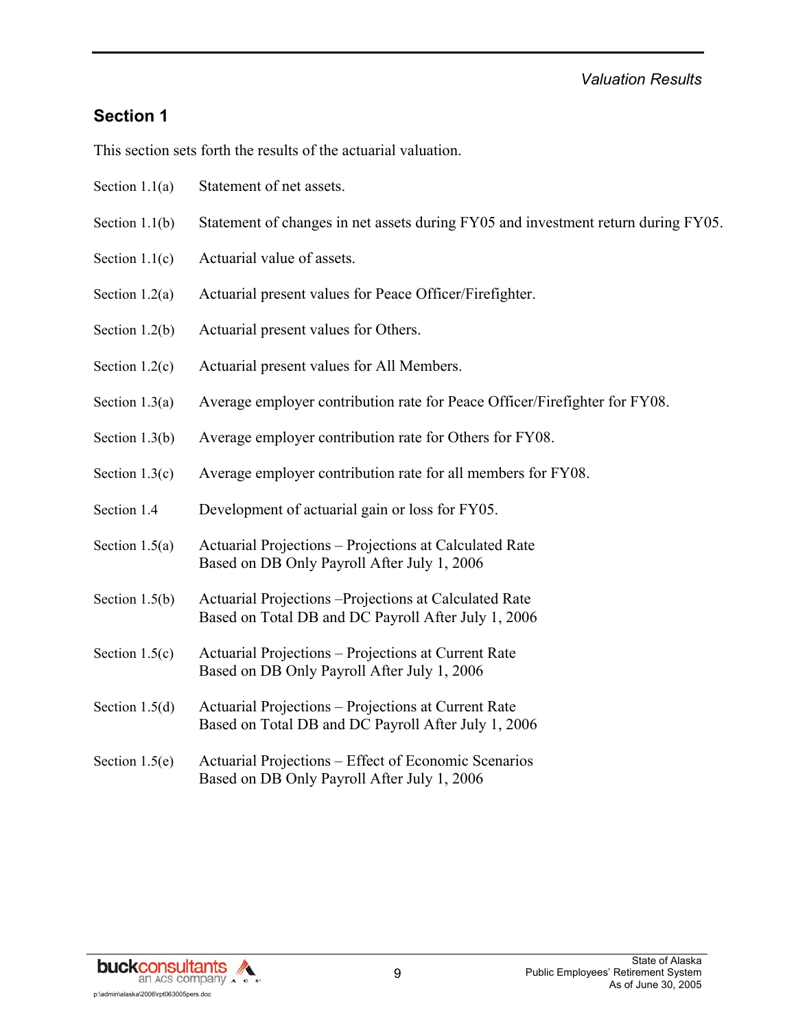## Section 1

This section sets forth the results of the actuarial valuation.

| | |
|---|---|
| Section 1.1(a) | Statement of net assets. |
| Section 1.1(b) | Statement of changes in net assets during FY05 and investment return during FY05. |
| Section 1.1(c) | Actuarial value of assets. |
| Section 1.2(a) | Actuarial present values for Peace Officer/Firefighter. |
| Section 1.2(b) | Actuarial present values for Others. |
| Section 1.2(c) | Actuarial present values for All Members. |
| Section 1.3(a) | Average employer contribution rate for Peace Officer/Firefighter for FY08. |
| Section 1.3(b) | Average employer contribution rate for Others for FY08. |
| Section 1.3(c) | Average employer contribution rate for all members for FY08. |
| Section 1.4 | Development of actuarial gain or loss for FY05. |
| Section 1.5(a) | Actuarial Projections – Projections at Calculated Rate Based on DB Only Payroll After July 1, 2006 |
| Section 1.5(b) | Actuarial Projections –Projections at Calculated Rate Based on Total DB and DC Payroll After July 1, 2006 |
| Section 1.5(c) | Actuarial Projections – Projections at Current Rate Based on DB Only Payroll After July 1, 2006 |
| Section 1.5(d) | Actuarial Projections – Projections at Current Rate Based on Total DB and DC Payroll After July 1, 2006 |
| Section 1.5(e) | Actuarial Projections – Effect of Economic Scenarios Based on DB Only Payroll After July 1, 2006 |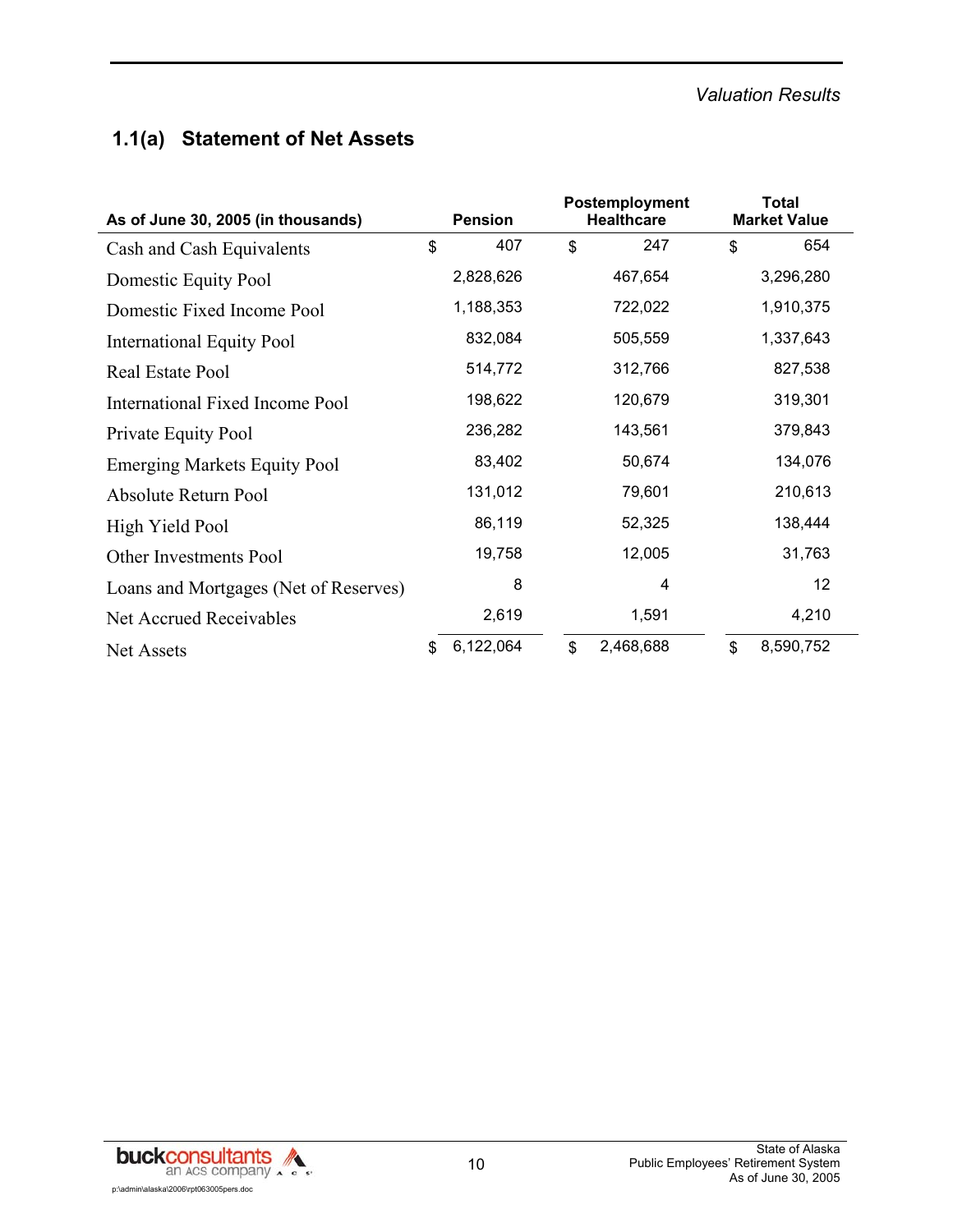## 1.1(a) Statement of Net Assets

| As of June 30, 2005 (in thousands) | Pension | Postemployment Healthcare | Total Market Value |
|---|---|---|---|
| Cash and Cash Equivalents | $ 407 | $ 247 | $ 654 |
| Domestic Equity Pool | 2,828,626 | 467,654 | 3,296,280 |
| Domestic Fixed Income Pool | 1,188,353 | 722,022 | 1,910,375 |
| International Equity Pool | 832,084 | 505,559 | 1,337,643 |
| Real Estate Pool | 514,772 | 312,766 | 827,538 |
| International Fixed Income Pool | 198,622 | 120,679 | 319,301 |
| Private Equity Pool | 236,282 | 143,561 | 379,843 |
| Emerging Markets Equity Pool | 83,402 | 50,674 | 134,076 |
| Absolute Return Pool | 131,012 | 79,601 | 210,613 |
| High Yield Pool | 86,119 | 52,325 | 138,444 |
| Other Investments Pool | 19,758 | 12,005 | 31,763 |
| Loans and Mortgages (Net of Reserves) | 8 | 4 | 12 |
| Net Accrued Receivables | 2,619 | 1,591 | 4,210 |
| Net Assets | $ 6,122,064 | $ 2,468,688 | $ 8,590,752 |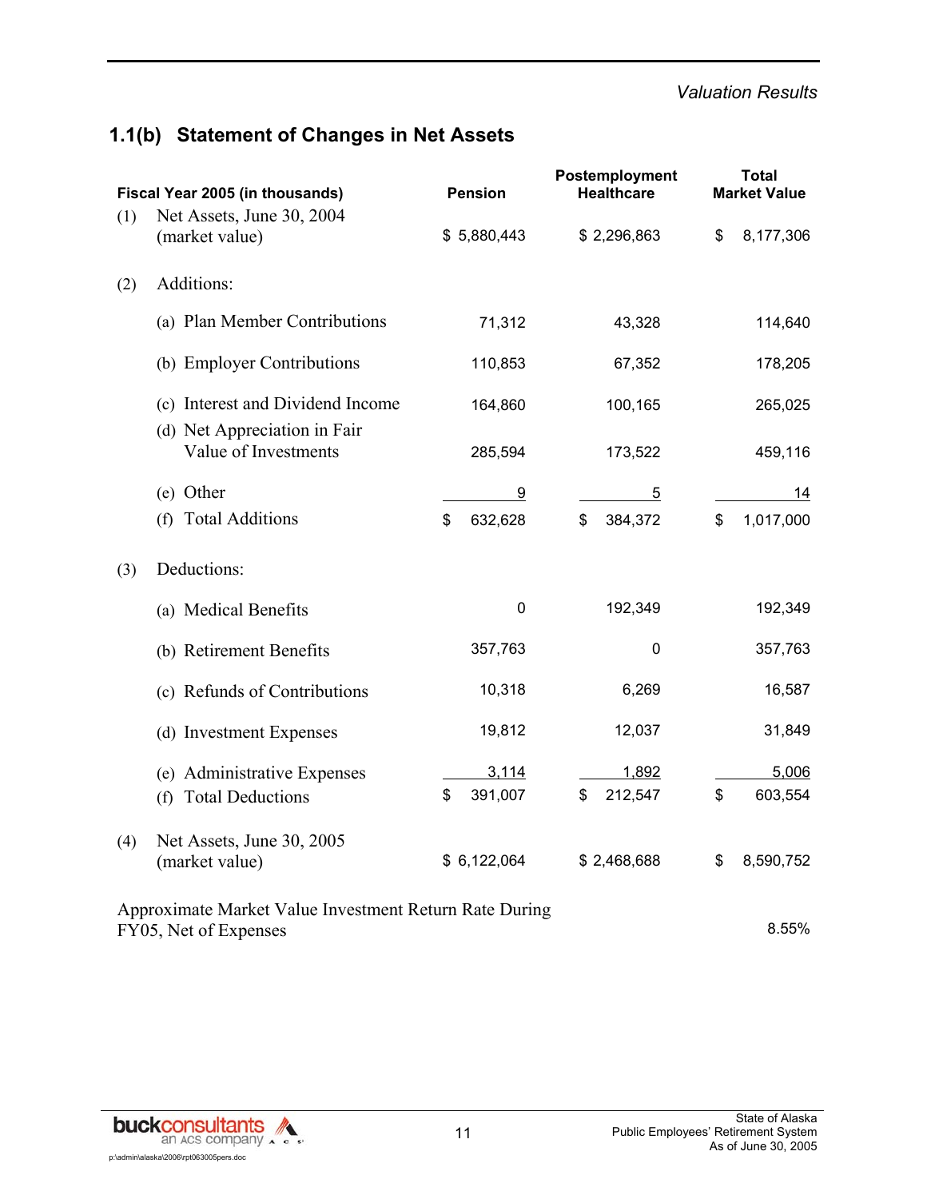*Valuation Results*

## 1.1(b) Statement of Changes in Net Assets

| Fiscal Year 2005 (in thousands) | Pension | Postemployment Healthcare | Total Market Value |
|---|---|---|---|
| (1) Net Assets, June 30, 2004 (market value) | $ 5,880,443 | $ 2,296,863 | $ 8,177,306 |
| (2) Additions: | | | |
| (a) Plan Member Contributions | 71,312 | 43,328 | 114,640 |
| (b) Employer Contributions | 110,853 | 67,352 | 178,205 |
| (c) Interest and Dividend Income | 164,860 | 100,165 | 265,025 |
| (d) Net Appreciation in Fair Value of Investments | 285,594 | 173,522 | 459,116 |
| (e) Other | 9 | 5 | 14 |
| (f) Total Additions | $ 632,628 | $ 384,372 | $ 1,017,000 |
| (3) Deductions: | | | |
| (a) Medical Benefits | 0 | 192,349 | 192,349 |
| (b) Retirement Benefits | 357,763 | 0 | 357,763 |
| (c) Refunds of Contributions | 10,318 | 6,269 | 16,587 |
| (d) Investment Expenses | 19,812 | 12,037 | 31,849 |
| (e) Administrative Expenses | 3,114 | 1,892 | 5,006 |
| (f) Total Deductions | $ 391,007 | $ 212,547 | $ 603,554 |
| (4) Net Assets, June 30, 2005 (market value) | $ 6,122,064 | $ 2,468,688 | $ 8,590,752 |
| Approximate Market Value Investment Return Rate During FY05, Net of Expenses | | | 8.55% |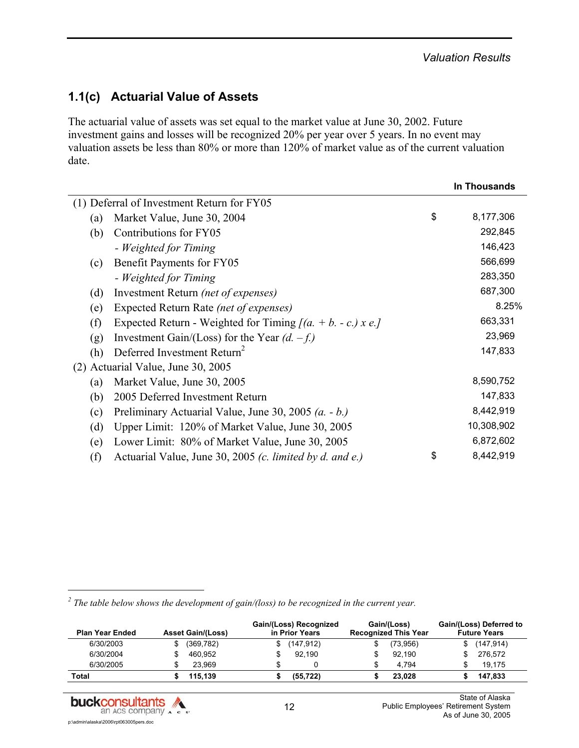## 1.1(c) Actuarial Value of Assets

The actuarial value of assets was set equal to the market value at June 30, 2002. Future investment gains and losses will be recognized 20% per year over 5 years. In no event may valuation assets be less than 80% or more than 120% of market value as of the current valuation date.

| | | In Thousands |
|---|---|---|
| (1) Deferral of Investment Return for FY05 | | |
| (a) Market Value, June 30, 2004 | $ | 8,177,306 |
| (b) Contributions for FY05 | | 292,845 |
| - *Weighted for Timing* | | 146,423 |
| (c) Benefit Payments for FY05 | | 566,699 |
| - *Weighted for Timing* | | 283,350 |
| (d) Investment Return *(net of expenses)* | | 687,300 |
| (e) Expected Return Rate *(net of expenses)* | | 8.25% |
| (f) Expected Return - Weighted for Timing *[(a. + b. - c.) x e.]* | | 663,331 |
| (g) Investment Gain/(Loss) for the Year *(d. – f.)* | | 23,969 |
| (h) Deferred Investment Return[2] | | 147,833 |
| (2) Actuarial Value, June 30, 2005 | | |
| (a) Market Value, June 30, 2005 | | 8,590,752 |
| (b) 2005 Deferred Investment Return | | 147,833 |
| (c) Preliminary Actuarial Value, June 30, 2005 *(a. - b.)* | | 8,442,919 |
| (d) Upper Limit: 120% of Market Value, June 30, 2005 | | 10,308,902 |
| (e) Lower Limit: 80% of Market Value, June 30, 2005 | | 6,872,602 |
| (f) Actuarial Value, June 30, 2005 *(c. limited by d. and e.)* | $ | 8,442,919 |

[2] *The table below shows the development of gain/(loss) to be recognized in the current year.*

| Plan Year Ended | Asset Gain/(Loss) | Gain/(Loss) Recognized in Prior Years | Gain/(Loss) Recognized This Year | Gain/(Loss) Deferred to Future Years |
|---|---|---|---|---|
| 6/30/2003 | $ (369,782) | $ (147,912) | $ (73,956) | $ (147,914) |
| 6/30/2004 | $ 460,952 | $ 92,190 | $ 92,190 | $ 276,572 |
| 6/30/2005 | $ 23,969 | $ 0 | $ 4,794 | $ 19,175 |
| **Total** | **$ 115,139** | **$ (55,722)** | **$ 23,028** | **$ 147,833** |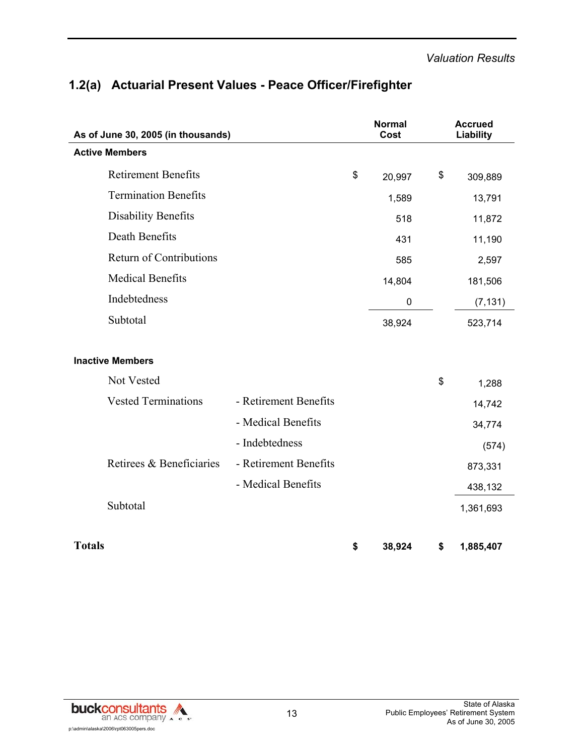*Valuation Results*

## 1.2(a) Actuarial Present Values - Peace Officer/Firefighter

| As of June 30, 2005 (in thousands) | | Normal Cost | Accrued Liability |
|---|---|---|---|
| **Active Members** | | | |
| Retirement Benefits | | $ 20,997 | $ 309,889 |
| Termination Benefits | | 1,589 | 13,791 |
| Disability Benefits | | 518 | 11,872 |
| Death Benefits | | 431 | 11,190 |
| Return of Contributions | | 585 | 2,597 |
| Medical Benefits | | 14,804 | 181,506 |
| Indebtedness | | 0 | (7,131) |
| Subtotal | | 38,924 | 523,714 |
| **Inactive Members** | | | |
| Not Vested | | | $ 1,288 |
| Vested Terminations | - Retirement Benefits | | 14,742 |
| | - Medical Benefits | | 34,774 |
| | - Indebtedness | | (574) |
| Retirees & Beneficiaries | - Retirement Benefits | | 873,331 |
| | - Medical Benefits | | 438,132 |
| Subtotal | | | 1,361,693 |
| **Totals** | | **$ 38,924** | **$ 1,885,407** |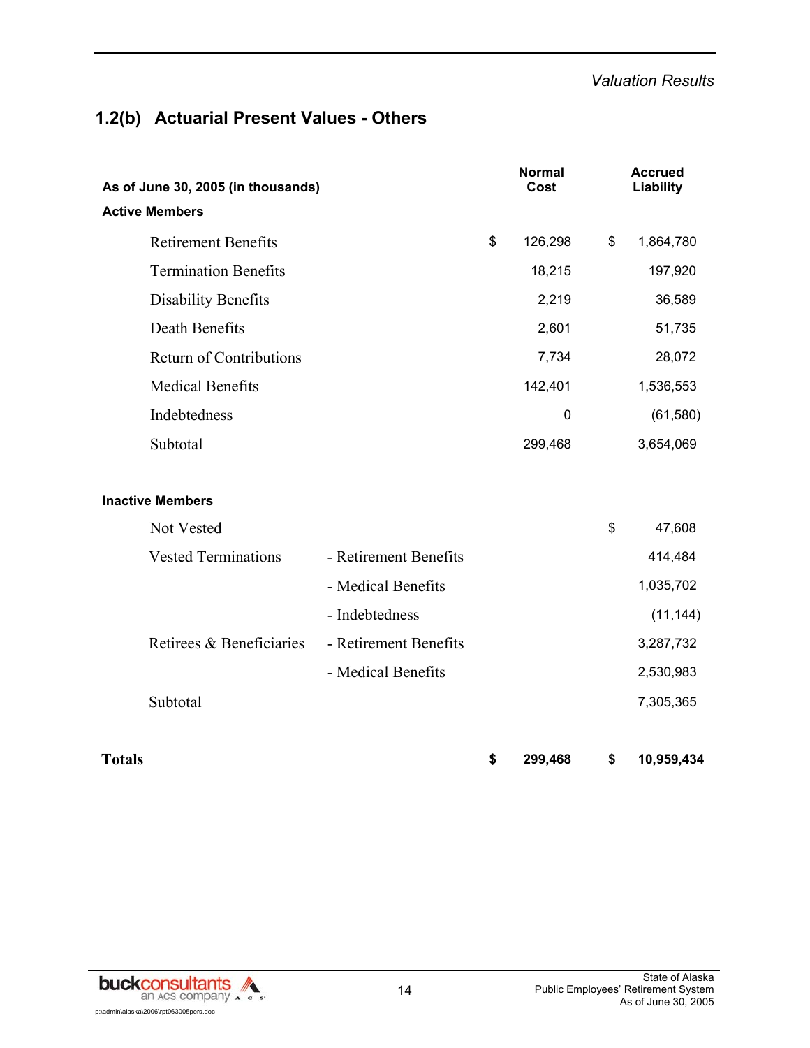## 1.2(b) Actuarial Present Values - Others

| As of June 30, 2005 (in thousands) | | Normal Cost | Accrued Liability |
|---|---|---|---|
| **Active Members** | | | |
| Retirement Benefits | | $ 126,298 | $ 1,864,780 |
| Termination Benefits | | 18,215 | 197,920 |
| Disability Benefits | | 2,219 | 36,589 |
| Death Benefits | | 2,601 | 51,735 |
| Return of Contributions | | 7,734 | 28,072 |
| Medical Benefits | | 142,401 | 1,536,553 |
| Indebtedness | | 0 | (61,580) |
| Subtotal | | 299,468 | 3,654,069 |
| | | | |
| **Inactive Members** | | | |
| Not Vested | | | $ 47,608 |
| Vested Terminations | - Retirement Benefits | | 414,484 |
| | - Medical Benefits | | 1,035,702 |
| | - Indebtedness | | (11,144) |
| Retirees & Beneficiaries | - Retirement Benefits | | 3,287,732 |
| | - Medical Benefits | | 2,530,983 |
| Subtotal | | | 7,305,365 |
| | | | |
| **Totals** | | **$ 299,468** | **$ 10,959,434** |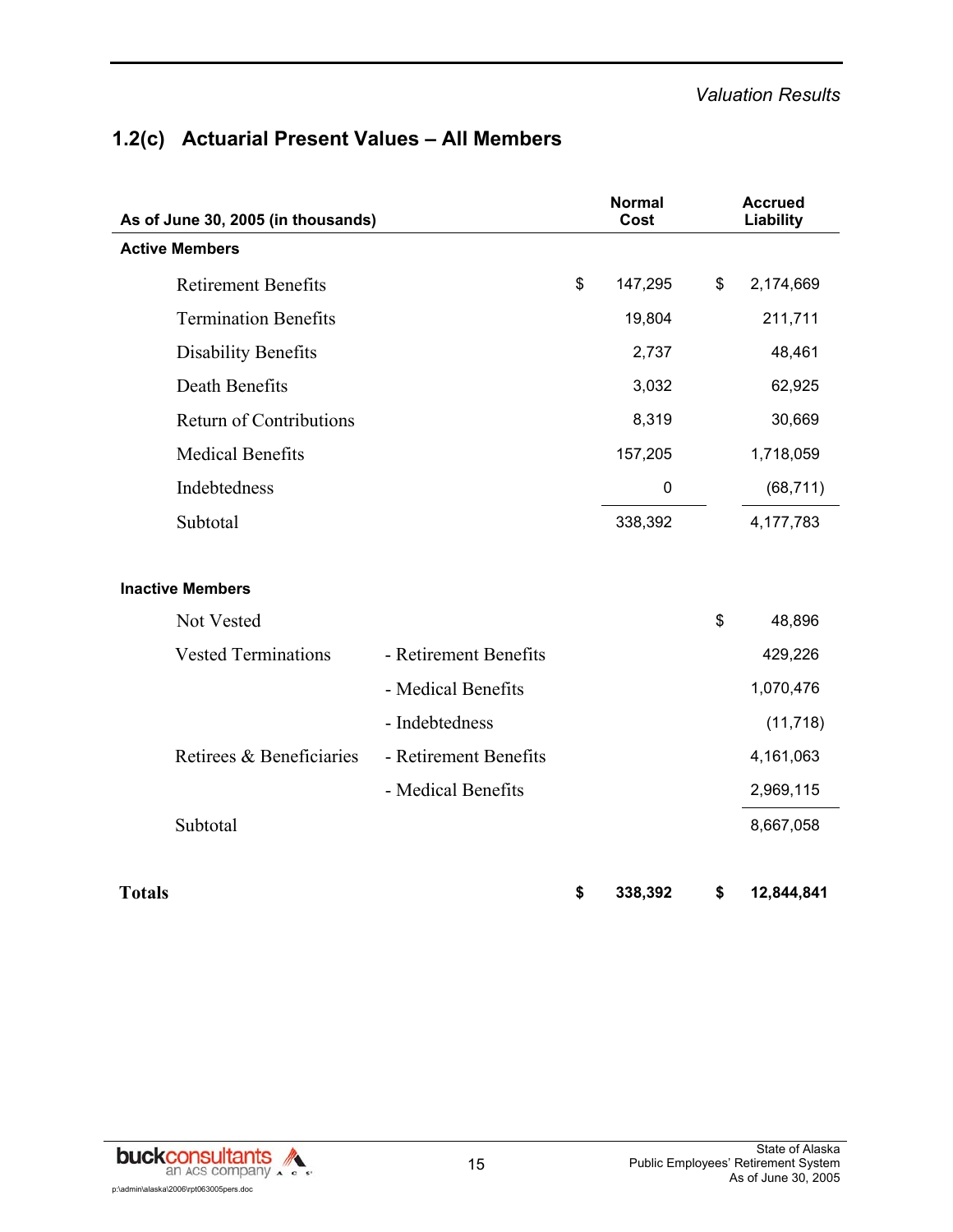*Valuation Results*

## 1.2(c) Actuarial Present Values – All Members

| As of June 30, 2005 (in thousands) | | Normal Cost | Accrued Liability |
|---|---|---|---|
| **Active Members** | | | |
| Retirement Benefits | | $ 147,295 | $ 2,174,669 |
| Termination Benefits | | 19,804 | 211,711 |
| Disability Benefits | | 2,737 | 48,461 |
| Death Benefits | | 3,032 | 62,925 |
| Return of Contributions | | 8,319 | 30,669 |
| Medical Benefits | | 157,205 | 1,718,059 |
| Indebtedness | | 0 | (68,711) |
| Subtotal | | 338,392 | 4,177,783 |
| **Inactive Members** | | | |
| Not Vested | | | $ 48,896 |
| Vested Terminations | - Retirement Benefits | | 429,226 |
| | - Medical Benefits | | 1,070,476 |
| | - Indebtedness | | (11,718) |
| Retirees & Beneficiaries | - Retirement Benefits | | 4,161,063 |
| | - Medical Benefits | | 2,969,115 |
| Subtotal | | | 8,667,058 |
| **Totals** | | **$ 338,392** | **$ 12,844,841** |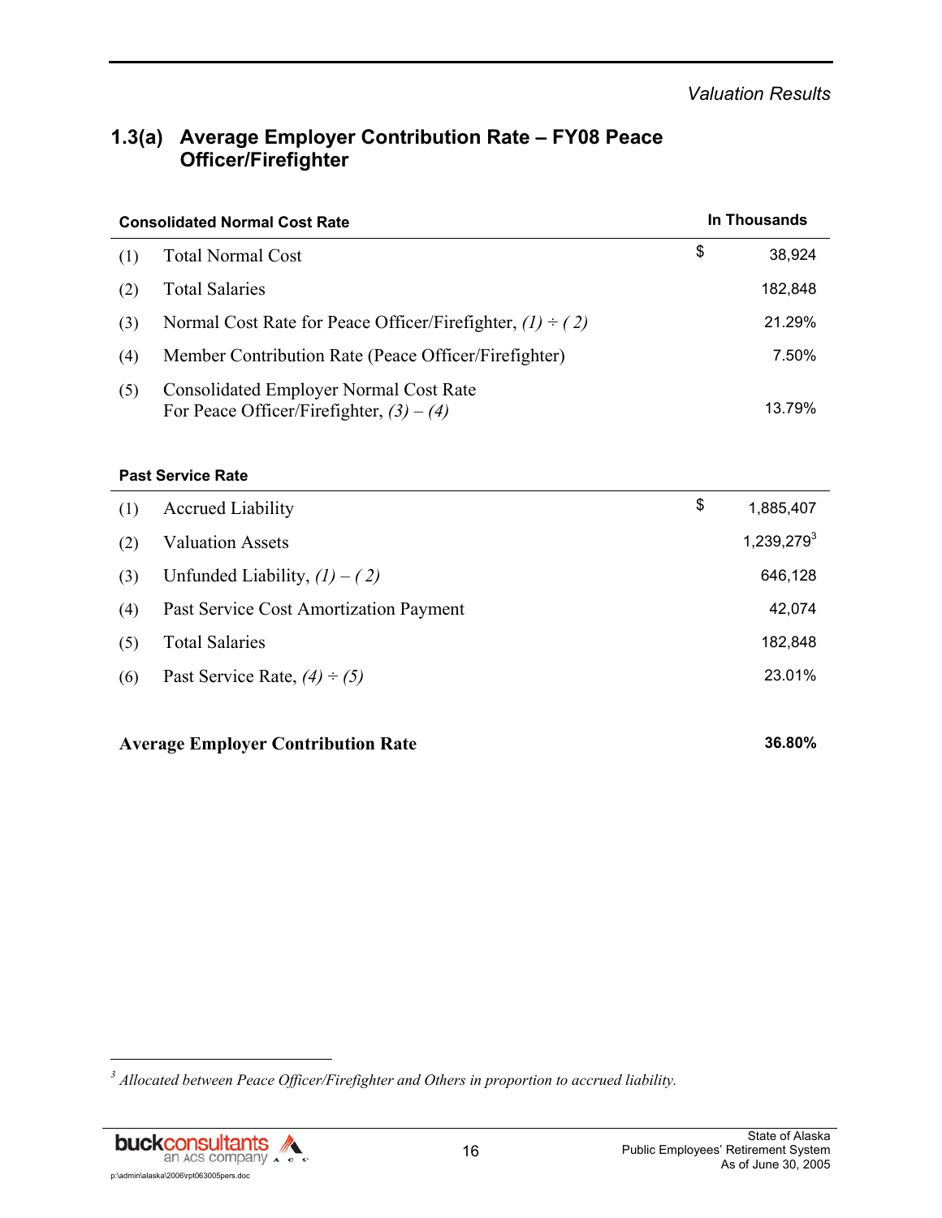*Valuation Results*

## 1.3(a) Average Employer Contribution Rate – FY08 Peace Officer/Firefighter

| **Consolidated Normal Cost Rate** | | **In Thousands** |
|---|---|---|
| (1) | Total Normal Cost | $ 38,924 |
| (2) | Total Salaries | 182,848 |
| (3) | Normal Cost Rate for Peace Officer/Firefighter, *(1) ÷ ( 2)* | 21.29% |
| (4) | Member Contribution Rate (Peace Officer/Firefighter) | 7.50% |
| (5) | Consolidated Employer Normal Cost Rate For Peace Officer/Firefighter, *(3) – (4)* | 13.79% |

| **Past Service Rate** | | |
|---|---|---|
| (1) | Accrued Liability | $ 1,885,407 |
| (2) | Valuation Assets | 1,239,279[3] |
| (3) | Unfunded Liability, *(1) – ( 2)* | 646,128 |
| (4) | Past Service Cost Amortization Payment | 42,074 |
| (5) | Total Salaries | 182,848 |
| (6) | Past Service Rate, *(4) ÷ (5)* | 23.01% |

**Average Employer Contribution Rate** **36.80%**

[3] *Allocated between Peace Officer/Firefighter and Others in proportion to accrued liability.*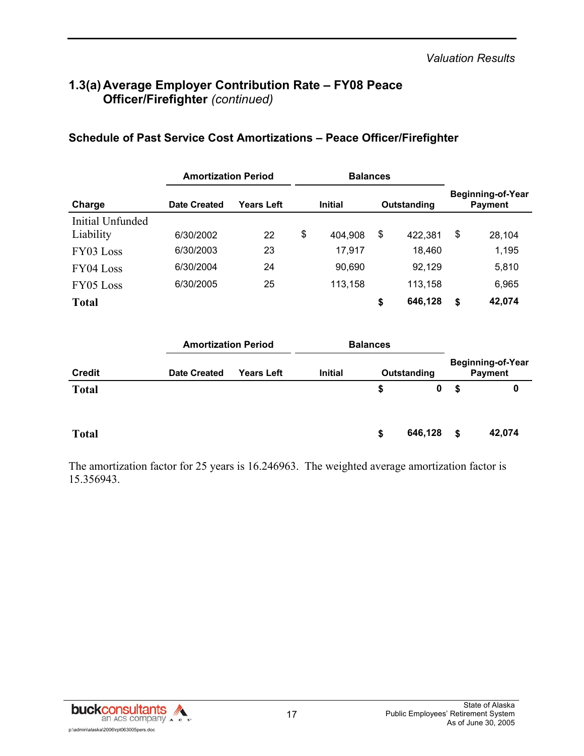## 1.3(a) Average Employer Contribution Rate – FY08 Peace Officer/Firefighter *(continued)*

### Schedule of Past Service Cost Amortizations – Peace Officer/Firefighter

| | Amortization Period | | Balances | | |
|---|---|---|---|---|---|
| **Charge** | **Date Created** | **Years Left** | **Initial** | **Outstanding** | **Beginning-of-Year Payment** |
| Initial Unfunded Liability | 6/30/2002 | 22 | $ 404,908 | $ 422,381 | $ 28,104 |
| FY03 Loss | 6/30/2003 | 23 | 17,917 | 18,460 | 1,195 |
| FY04 Loss | 6/30/2004 | 24 | 90,690 | 92,129 | 5,810 |
| FY05 Loss | 6/30/2005 | 25 | 113,158 | 113,158 | 6,965 |
| **Total** | | | | **$ 646,128** | **$ 42,074** |

| | Amortization Period | | Balances | | |
|---|---|---|---|---|---|
| **Credit** | **Date Created** | **Years Left** | **Initial** | **Outstanding** | **Beginning-of-Year Payment** |
| **Total** | | | | **$ 0** | **$ 0** |
| | | | | | |
| **Total** | | | | **$ 646,128** | **$ 42,074** |

The amortization factor for 25 years is 16.246963. The weighted average amortization factor is 15.356943.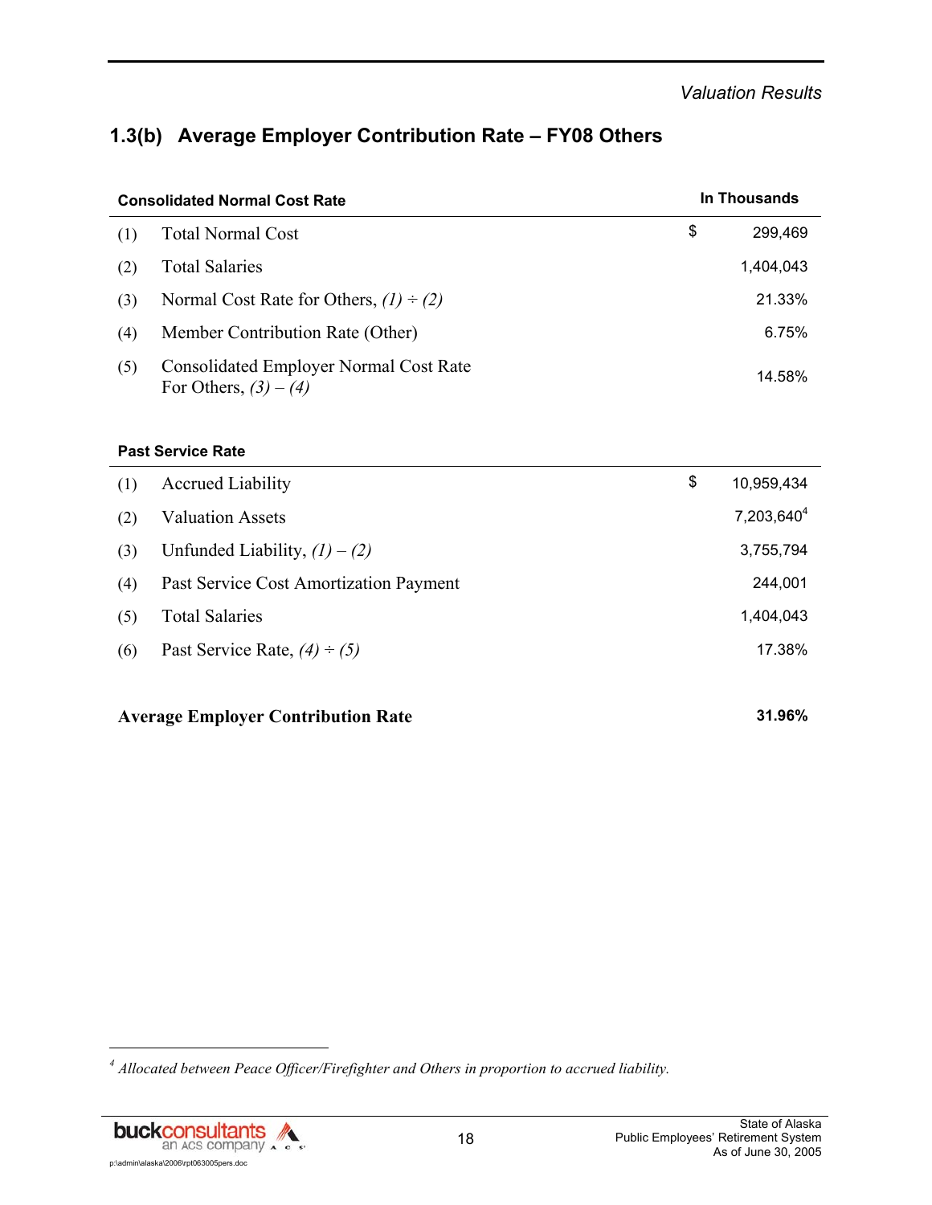## 1.3(b) Average Employer Contribution Rate – FY08 Others

| Consolidated Normal Cost Rate | | In Thousands |
|---|---|---|
| (1) | Total Normal Cost | $ 299,469 |
| (2) | Total Salaries | 1,404,043 |
| (3) | Normal Cost Rate for Others, *(1) ÷ (2)* | 21.33% |
| (4) | Member Contribution Rate (Other) | 6.75% |
| (5) | Consolidated Employer Normal Cost Rate For Others, *(3) – (4)* | 14.58% |

| Past Service Rate | | |
|---|---|---|
| (1) | Accrued Liability | $ 10,959,434 |
| (2) | Valuation Assets | 7,203,640[4] |
| (3) | Unfunded Liability, *(1) – (2)* | 3,755,794 |
| (4) | Past Service Cost Amortization Payment | 244,001 |
| (5) | Total Salaries | 1,404,043 |
| (6) | Past Service Rate, *(4) ÷ (5)* | 17.38% |

**Average Employer Contribution Rate** **31.96%**

---

[4] *Allocated between Peace Officer/Firefighter and Others in proportion to accrued liability.*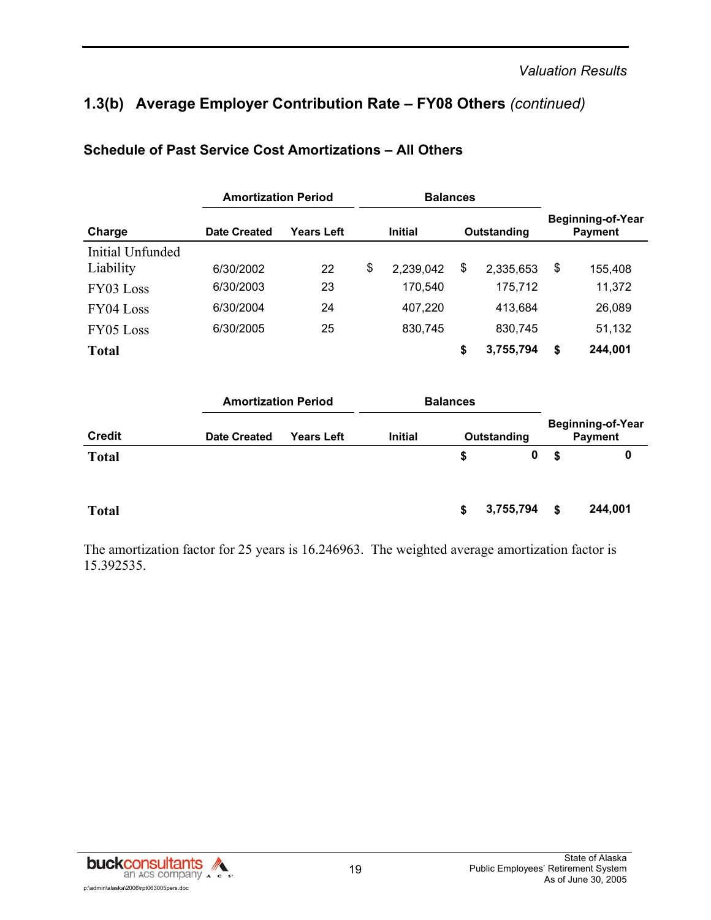## 1.3(b) Average Employer Contribution Rate – FY08 Others *(continued)*

### Schedule of Past Service Cost Amortizations – All Others

| | Amortization Period | | Balances | | |
|---|---|---|---|---|---|
| **Charge** | **Date Created** | **Years Left** | **Initial** | **Outstanding** | **Beginning-of-Year Payment** |
| Initial Unfunded Liability | 6/30/2002 | 22 | $ 2,239,042 | $ 2,335,653 | $ 155,408 |
| FY03 Loss | 6/30/2003 | 23 | 170,540 | 175,712 | 11,372 |
| FY04 Loss | 6/30/2004 | 24 | 407,220 | 413,684 | 26,089 |
| FY05 Loss | 6/30/2005 | 25 | 830,745 | 830,745 | 51,132 |
| **Total** | | | | **$ 3,755,794** | **$ 244,001** |

| | Amortization Period | | Balances | | |
|---|---|---|---|---|---|
| **Credit** | **Date Created** | **Years Left** | **Initial** | **Outstanding** | **Beginning-of-Year Payment** |
| **Total** | | | | **$ 0** | **$ 0** |
| | | | | | |
| **Total** | | | | **$ 3,755,794** | **$ 244,001** |

The amortization factor for 25 years is 16.246963. The weighted average amortization factor is 15.392535.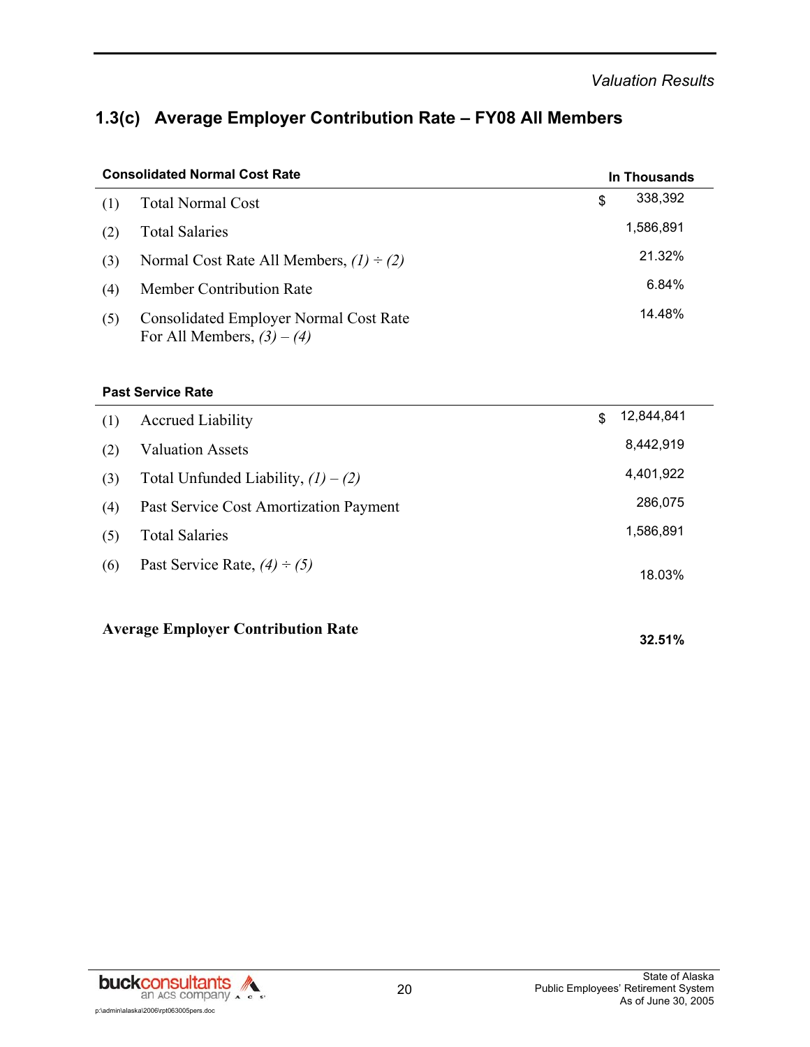*Valuation Results*

## 1.3(c) Average Employer Contribution Rate – FY08 All Members

| Consolidated Normal Cost Rate | | In Thousands |
|---|---|---|
| (1) | Total Normal Cost | $ 338,392 |
| (2) | Total Salaries | 1,586,891 |
| (3) | Normal Cost Rate All Members, *(1) ÷ (2)* | 21.32% |
| (4) | Member Contribution Rate | 6.84% |
| (5) | Consolidated Employer Normal Cost Rate For All Members, *(3) – (4)* | 14.48% |

| Past Service Rate | | |
|---|---|---|
| (1) | Accrued Liability | $ 12,844,841 |
| (2) | Valuation Assets | 8,442,919 |
| (3) | Total Unfunded Liability, *(1) – (2)* | 4,401,922 |
| (4) | Past Service Cost Amortization Payment | 286,075 |
| (5) | Total Salaries | 1,586,891 |
| (6) | Past Service Rate, *(4) ÷ (5)* | 18.03% |

**Average Employer Contribution Rate** **32.51%**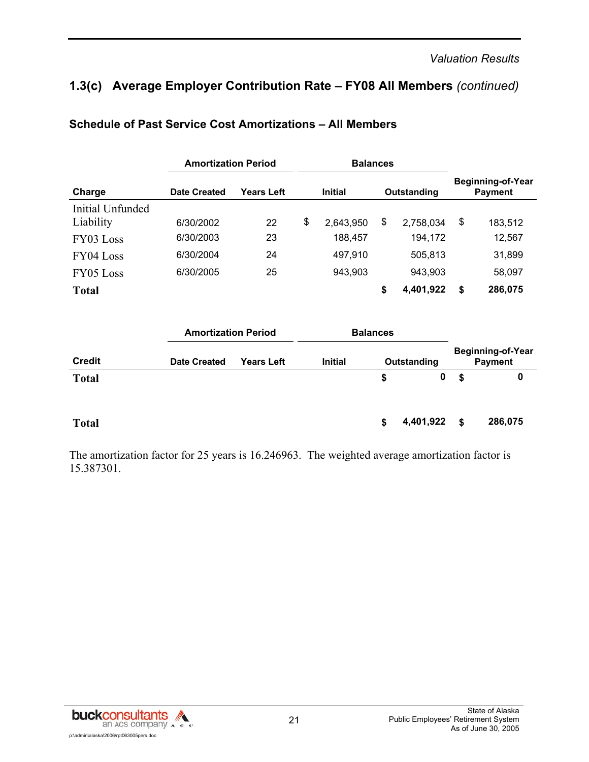*Valuation Results*

## 1.3(c) Average Employer Contribution Rate – FY08 All Members *(continued)*

### Schedule of Past Service Cost Amortizations – All Members

| | Amortization Period | | Balances | | |
|---|---|---|---|---|---|
| **Charge** | **Date Created** | **Years Left** | **Initial** | **Outstanding** | **Beginning-of-Year Payment** |
| Initial Unfunded Liability | 6/30/2002 | 22 | $ 2,643,950 | $ 2,758,034 | $ 183,512 |
| FY03 Loss | 6/30/2003 | 23 | 188,457 | 194,172 | 12,567 |
| FY04 Loss | 6/30/2004 | 24 | 497,910 | 505,813 | 31,899 |
| FY05 Loss | 6/30/2005 | 25 | 943,903 | 943,903 | 58,097 |
| **Total** | | | | **$ 4,401,922** | **$ 286,075** |

| | Amortization Period | | Balances | | |
|---|---|---|---|---|---|
| **Credit** | **Date Created** | **Years Left** | **Initial** | **Outstanding** | **Beginning-of-Year Payment** |
| **Total** | | | | **$ 0** | **$ 0** |
| | | | | | |
| **Total** | | | | **$ 4,401,922** | **$ 286,075** |

The amortization factor for 25 years is 16.246963. The weighted average amortization factor is 15.387301.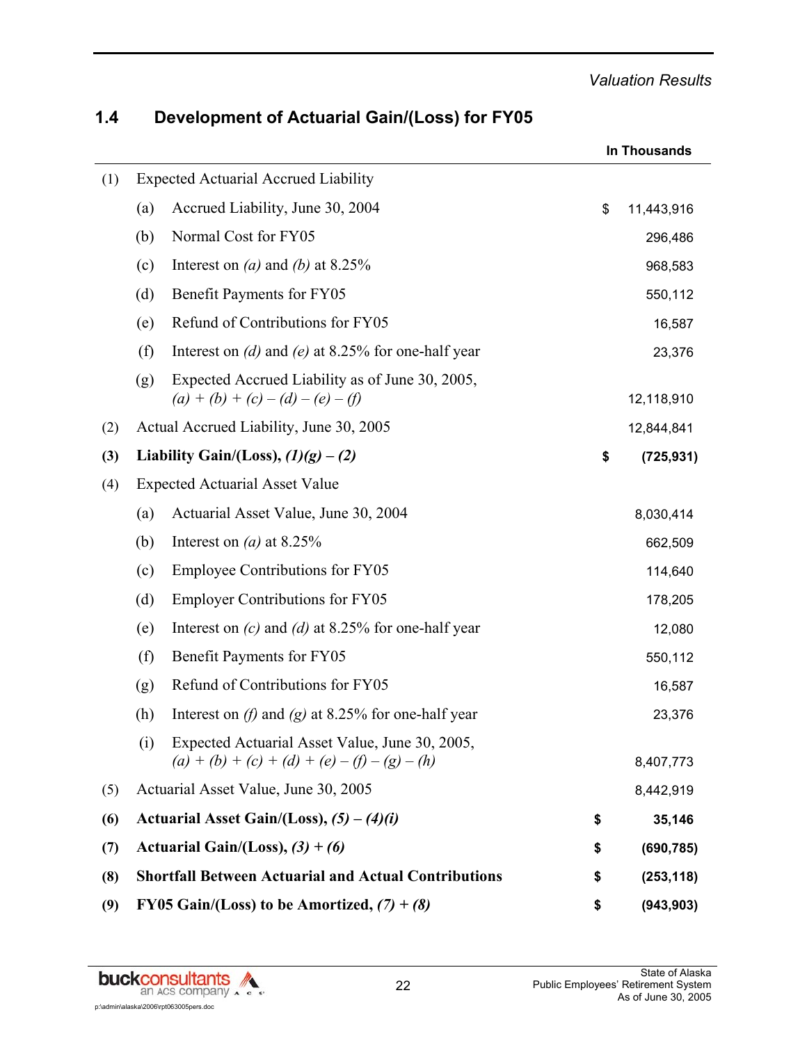## 1.4 Development of Actuarial Gain/(Loss) for FY05

| | | | In Thousands |
|---|---|---|---|
| (1) | | Expected Actuarial Accrued Liability | |
| | (a) | Accrued Liability, June 30, 2004 | $ 11,443,916 |
| | (b) | Normal Cost for FY05 | 296,486 |
| | (c) | Interest on *(a)* and *(b)* at 8.25% | 968,583 |
| | (d) | Benefit Payments for FY05 | 550,112 |
| | (e) | Refund of Contributions for FY05 | 16,587 |
| | (f) | Interest on *(d)* and *(e)* at 8.25% for one-half year | 23,376 |
| | (g) | Expected Accrued Liability as of June 30, 2005, *(a) + (b) + (c) – (d) – (e) – (f)* | 12,118,910 |
| (2) | | Actual Accrued Liability, June 30, 2005 | 12,844,841 |
| **(3)** | | **Liability Gain/(Loss), *(1)(g) – (2)*** | **$ (725,931)** |
| (4) | | Expected Actuarial Asset Value | |
| | (a) | Actuarial Asset Value, June 30, 2004 | 8,030,414 |
| | (b) | Interest on *(a)* at 8.25% | 662,509 |
| | (c) | Employee Contributions for FY05 | 114,640 |
| | (d) | Employer Contributions for FY05 | 178,205 |
| | (e) | Interest on *(c)* and *(d)* at 8.25% for one-half year | 12,080 |
| | (f) | Benefit Payments for FY05 | 550,112 |
| | (g) | Refund of Contributions for FY05 | 16,587 |
| | (h) | Interest on *(f)* and *(g)* at 8.25% for one-half year | 23,376 |
| | (i) | Expected Actuarial Asset Value, June 30, 2005, *(a) + (b) + (c) + (d) + (e) – (f) – (g) – (h)* | 8,407,773 |
| (5) | | Actuarial Asset Value, June 30, 2005 | 8,442,919 |
| **(6)** | | **Actuarial Asset Gain/(Loss), *(5) – (4)(i)*** | **$ 35,146** |
| **(7)** | | **Actuarial Gain/(Loss), *(3) + (6)*** | **$ (690,785)** |
| **(8)** | | **Shortfall Between Actuarial and Actual Contributions** | **$ (253,118)** |
| **(9)** | | **FY05 Gain/(Loss) to be Amortized, *(7) + (8)*** | **$ (943,903)** |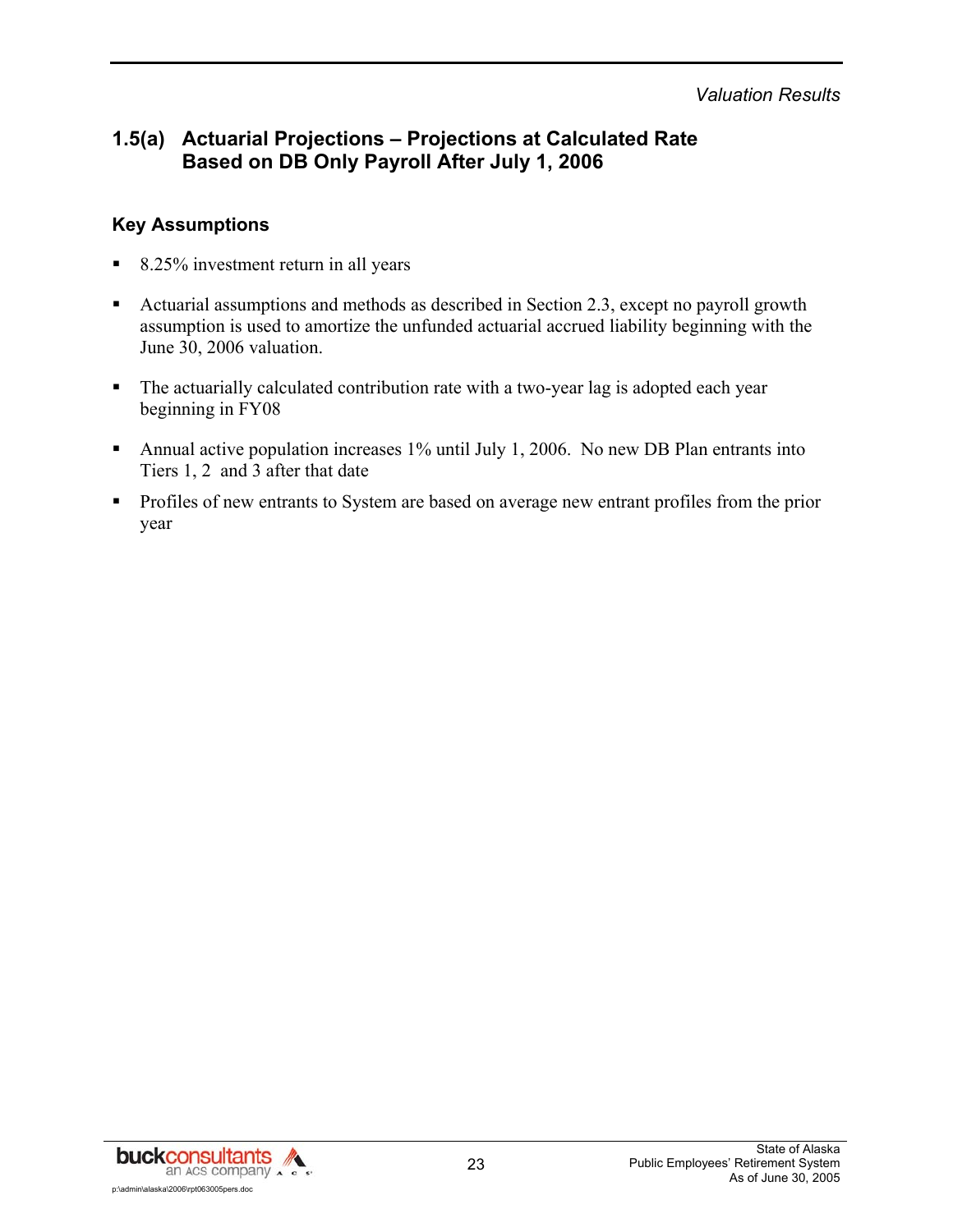## 1.5(a) Actuarial Projections – Projections at Calculated Rate Based on DB Only Payroll After July 1, 2006

### Key Assumptions

- 8.25% investment return in all years
- Actuarial assumptions and methods as described in Section 2.3, except no payroll growth assumption is used to amortize the unfunded actuarial accrued liability beginning with the June 30, 2006 valuation.
- The actuarially calculated contribution rate with a two-year lag is adopted each year beginning in FY08
- Annual active population increases 1% until July 1, 2006. No new DB Plan entrants into Tiers 1, 2 and 3 after that date
- Profiles of new entrants to System are based on average new entrant profiles from the prior year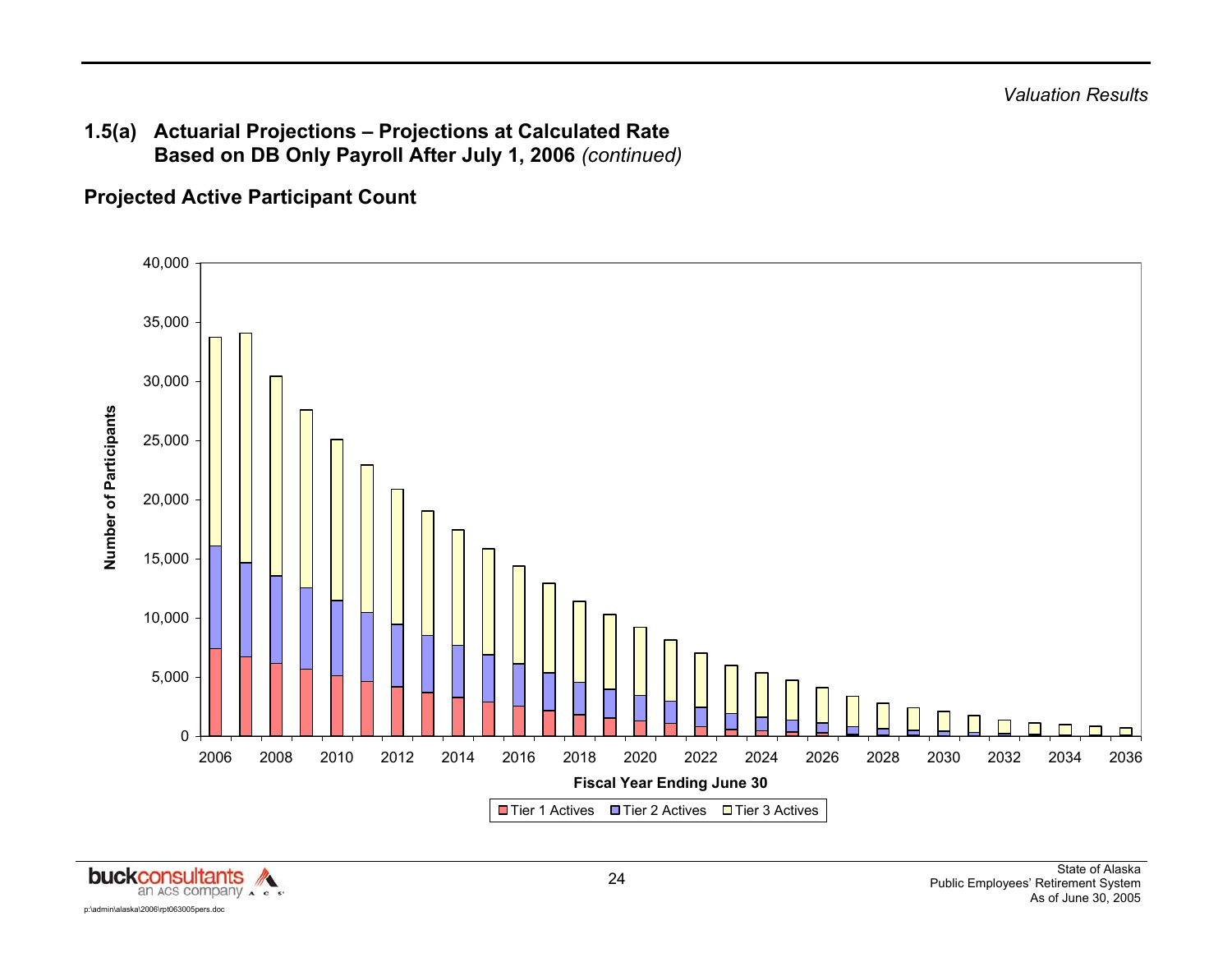## 1.5(a) Actuarial Projections – Projections at Calculated Rate Based on DB Only Payroll After July 1, 2006 *(continued)*

### Projected Active Participant Count

Number of Participants

Fiscal Year Ending June 30

Tier 1 Actives | Tier 2 Actives | Tier 3 Actives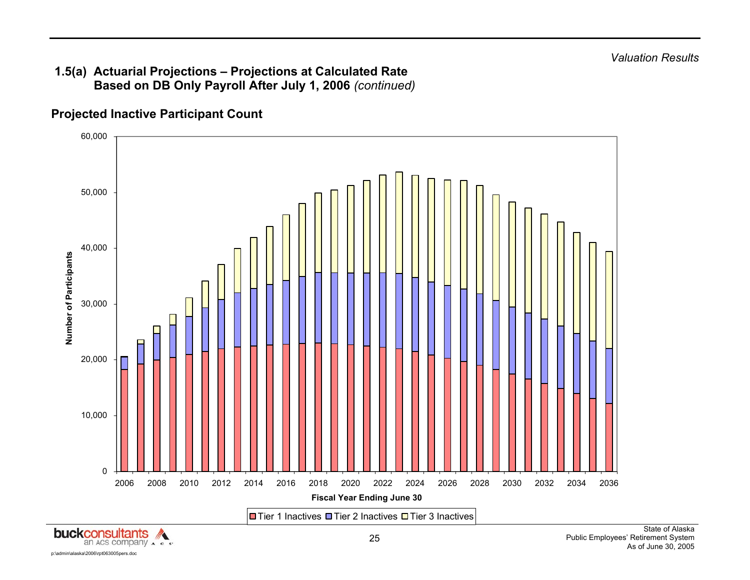## 1.5(a) Actuarial Projections – Projections at Calculated Rate Based on DB Only Payroll After July 1, 2006 *(continued)*

### Projected Inactive Participant Count

Number of Participants

0
10,000
20,000
30,000
40,000
50,000
60,000

2006 2008 2010 2012 2014 2016 2018 2020 2022 2024 2026 2028 2030 2032 2034 2036

**Fiscal Year Ending June 30**

Tier 1 Inactives | Tier 2 Inactives | Tier 3 Inactives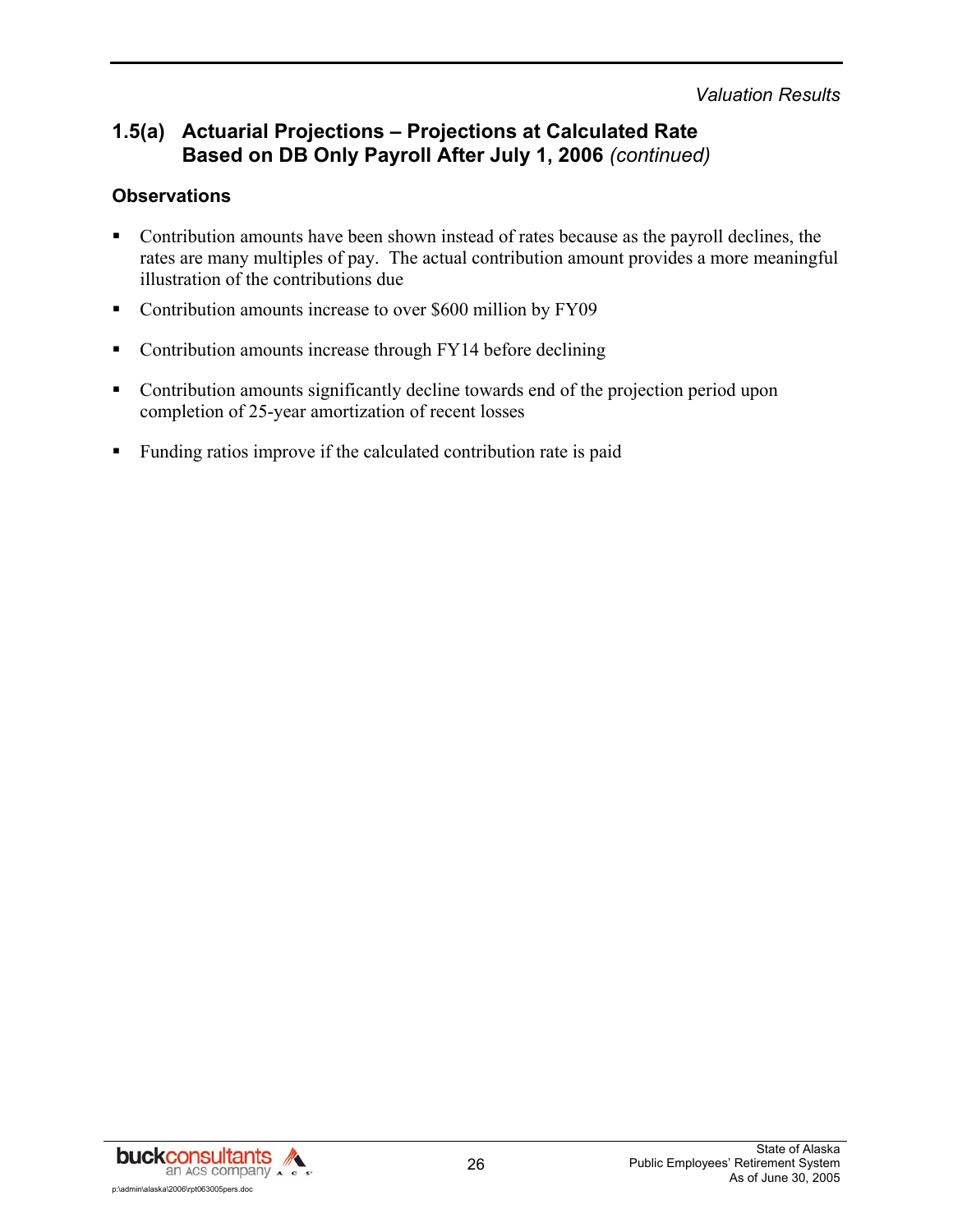## 1.5(a) Actuarial Projections – Projections at Calculated Rate Based on DB Only Payroll After July 1, 2006 *(continued)*

### Observations

- Contribution amounts have been shown instead of rates because as the payroll declines, the rates are many multiples of pay. The actual contribution amount provides a more meaningful illustration of the contributions due
- Contribution amounts increase to over $600 million by FY09
- Contribution amounts increase through FY14 before declining
- Contribution amounts significantly decline towards end of the projection period upon completion of 25-year amortization of recent losses
- Funding ratios improve if the calculated contribution rate is paid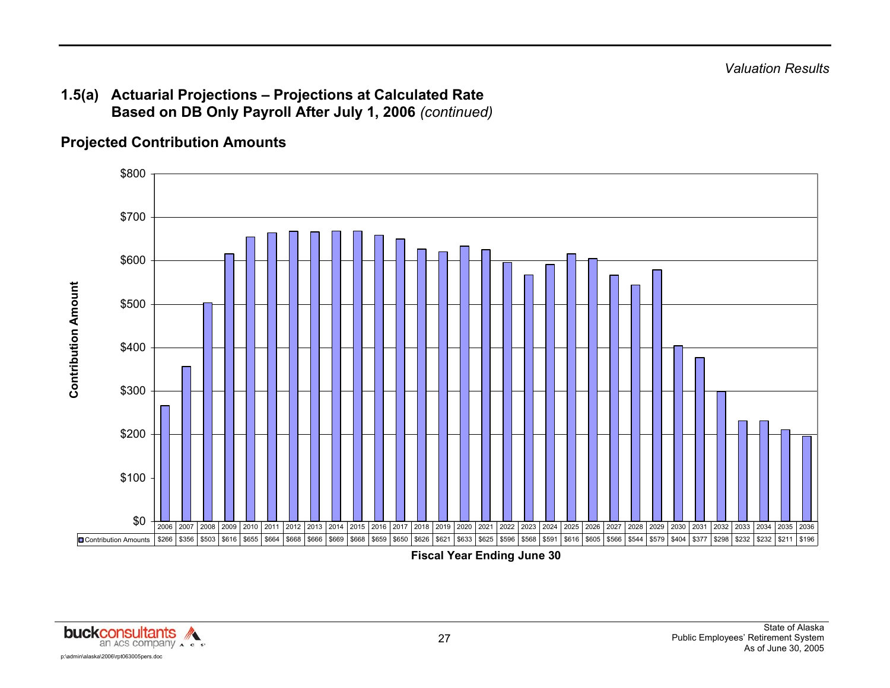*Valuation Results*

## 1.5(a) Actuarial Projections – Projections at Calculated Rate Based on DB Only Payroll After July 1, 2006 *(continued)*

### Projected Contribution Amounts

| Fiscal Year Ending June 30 | Contribution Amounts |
|---|---|
| 2006 | $266 |
| 2007 | $356 |
| 2008 | $503 |
| 2009 | $616 |
| 2010 | $655 |
| 2011 | $664 |
| 2012 | $668 |
| 2013 | $666 |
| 2014 | $669 |
| 2015 | $668 |
| 2016 | $659 |
| 2017 | $650 |
| 2018 | $626 |
| 2019 | $621 |
| 2020 | $633 |
| 2021 | $625 |
| 2022 | $596 |
| 2023 | $568 |
| 2024 | $591 |
| 2025 | $616 |
| 2026 | $605 |
| 2027 | $566 |
| 2028 | $544 |
| 2029 | $579 |
| 2030 | $404 |
| 2031 | $377 |
| 2032 | $298 |
| 2033 | $232 |
| 2034 | $232 |
| 2035 | $211 |
| 2036 | $196 |

p:\admin\alaska\2006\rpt063005pers.doc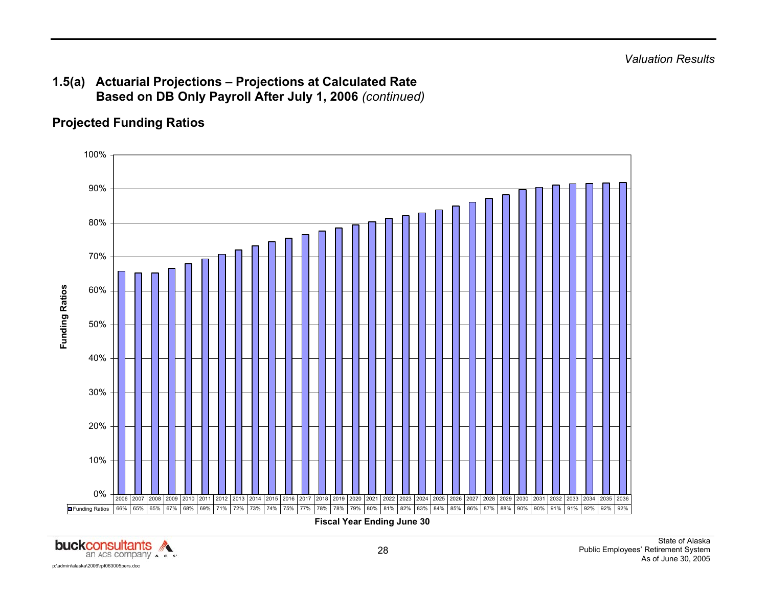## 1.5(a) Actuarial Projections – Projections at Calculated Rate Based on DB Only Payroll After July 1, 2006 *(continued)*

### Projected Funding Ratios

| Fiscal Year Ending June 30 | 2006 | 2007 | 2008 | 2009 | 2010 | 2011 | 2012 | 2013 | 2014 | 2015 | 2016 | 2017 | 2018 | 2019 | 2020 | 2021 | 2022 | 2023 | 2024 | 2025 | 2026 | 2027 | 2028 | 2029 | 2030 | 2031 | 2032 | 2033 | 2034 | 2035 | 2036 |
|---|---|---|---|---|---|---|---|---|---|---|---|---|---|---|---|---|---|---|---|---|---|---|---|---|---|---|---|---|---|---|---|
| Funding Ratios | 66% | 65% | 65% | 67% | 68% | 69% | 71% | 72% | 73% | 74% | 75% | 77% | 78% | 78% | 79% | 80% | 81% | 82% | 83% | 84% | 85% | 86% | 87% | 88% | 90% | 90% | 91% | 91% | 92% | 92% | 92% |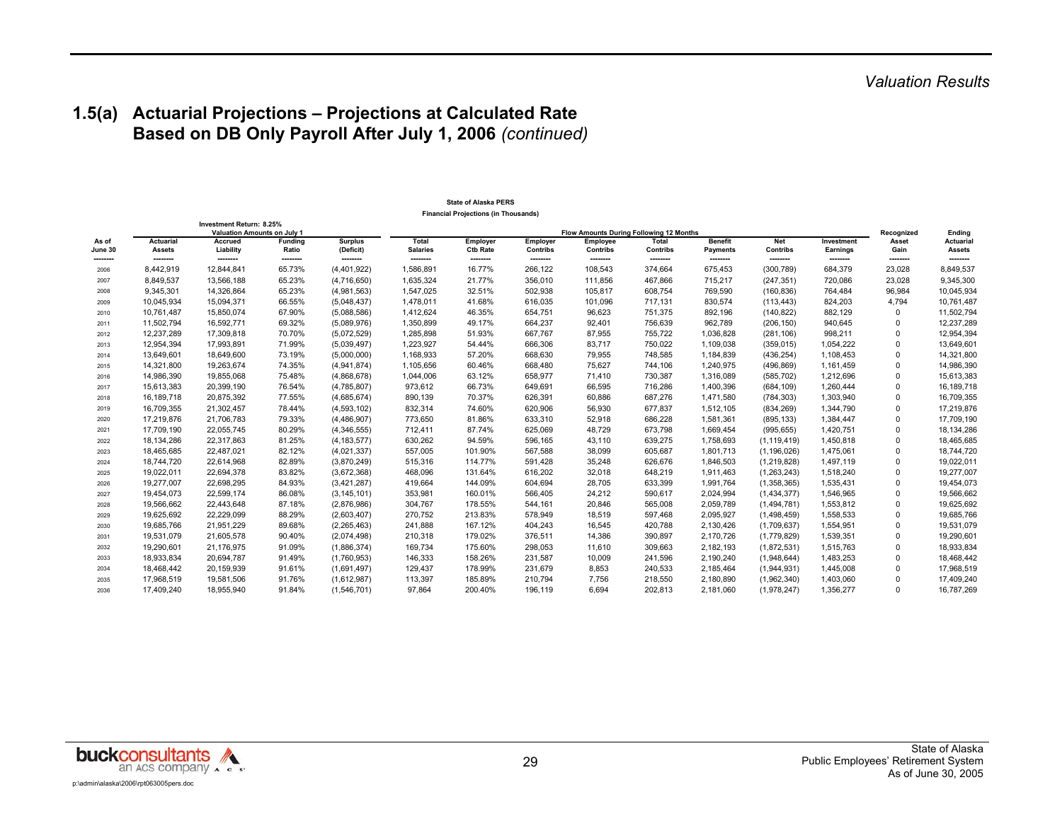## 1.5(a) Actuarial Projections – Projections at Calculated Rate Based on DB Only Payroll After July 1, 2006 *(continued)*

State of Alaska PERS
Financial Projections (in Thousands)

Investment Return: 8.25%

| | Valuation Amounts on July 1 | | | | Flow Amounts During Following 12 Months | | | | | | | | | | |
|---|---|---|---|---|---|---|---|---|---|---|---|---|---|---|---|
| As of June 30 | Actuarial Assets | Accrued Liability | Funding Ratio | Surplus (Deficit) | Total Salaries | Employer Ctb Rate | Employer Contribs | Employee Contribs | Total Contribs | Benefit Payments | Net Contribs | Investment Earnings | Recognized Asset Gain | Ending Actuarial Assets |
| 2006 | 8,442,919 | 12,844,841 | 65.73% | (4,401,922) | 1,586,891 | 16.77% | 266,122 | 108,543 | 374,664 | 675,453 | (300,789) | 684,379 | 23,028 | 8,849,537 |
| 2007 | 8,849,537 | 13,566,188 | 65.23% | (4,716,650) | 1,635,324 | 21.77% | 356,010 | 111,856 | 467,866 | 715,217 | (247,351) | 720,086 | 23,028 | 9,345,300 |
| 2008 | 9,345,301 | 14,326,864 | 65.23% | (4,981,563) | 1,547,025 | 32.51% | 502,938 | 105,817 | 608,754 | 769,590 | (160,836) | 764,484 | 96,984 | 10,045,934 |
| 2009 | 10,045,934 | 15,094,371 | 66.55% | (5,048,437) | 1,478,011 | 41.68% | 616,035 | 101,096 | 717,131 | 830,574 | (113,443) | 824,203 | 4,794 | 10,761,487 |
| 2010 | 10,761,487 | 15,850,074 | 67.90% | (5,088,586) | 1,412,624 | 46.35% | 654,751 | 96,623 | 751,375 | 892,196 | (140,822) | 882,129 | 0 | 11,502,794 |
| 2011 | 11,502,794 | 16,592,771 | 69.32% | (5,089,976) | 1,350,899 | 49.17% | 664,237 | 92,401 | 756,639 | 962,789 | (206,150) | 940,645 | 0 | 12,237,289 |
| 2012 | 12,237,289 | 17,309,818 | 70.70% | (5,072,529) | 1,285,898 | 51.93% | 667,767 | 87,955 | 755,722 | 1,036,828 | (281,106) | 998,211 | 0 | 12,954,394 |
| 2013 | 12,954,394 | 17,993,891 | 71.99% | (5,039,497) | 1,223,927 | 54.44% | 666,306 | 83,717 | 750,022 | 1,109,038 | (359,015) | 1,054,222 | 0 | 13,649,601 |
| 2014 | 13,649,601 | 18,649,600 | 73.19% | (5,000,000) | 1,168,933 | 57.20% | 668,630 | 79,955 | 748,585 | 1,184,839 | (436,254) | 1,108,453 | 0 | 14,321,800 |
| 2015 | 14,321,800 | 19,263,674 | 74.35% | (4,941,874) | 1,105,656 | 60.46% | 668,480 | 75,627 | 744,106 | 1,240,975 | (496,869) | 1,161,459 | 0 | 14,986,390 |
| 2016 | 14,986,390 | 19,855,068 | 75.48% | (4,868,678) | 1,044,006 | 63.12% | 658,977 | 71,410 | 730,387 | 1,316,089 | (585,702) | 1,212,696 | 0 | 15,613,383 |
| 2017 | 15,613,383 | 20,399,190 | 76.54% | (4,785,807) | 973,612 | 66.73% | 649,691 | 66,595 | 716,286 | 1,400,396 | (684,109) | 1,260,444 | 0 | 16,189,718 |
| 2018 | 16,189,718 | 20,875,392 | 77.55% | (4,685,674) | 890,139 | 70.37% | 626,391 | 60,886 | 687,276 | 1,471,580 | (784,303) | 1,303,940 | 0 | 16,709,355 |
| 2019 | 16,709,355 | 21,302,457 | 78.44% | (4,593,102) | 832,314 | 74.60% | 620,906 | 56,930 | 677,837 | 1,512,105 | (834,269) | 1,344,790 | 0 | 17,219,876 |
| 2020 | 17,219,876 | 21,706,783 | 79.33% | (4,486,907) | 773,650 | 81.86% | 633,310 | 52,918 | 686,228 | 1,581,361 | (895,133) | 1,384,447 | 0 | 17,709,190 |
| 2021 | 17,709,190 | 22,055,745 | 80.29% | (4,346,555) | 712,411 | 87.74% | 625,069 | 48,729 | 673,798 | 1,669,454 | (995,655) | 1,420,751 | 0 | 18,134,286 |
| 2022 | 18,134,286 | 22,317,863 | 81.25% | (4,183,577) | 630,262 | 94.59% | 596,165 | 43,110 | 639,275 | 1,758,693 | (1,119,419) | 1,450,818 | 0 | 18,465,685 |
| 2023 | 18,465,685 | 22,487,021 | 82.12% | (4,021,337) | 557,005 | 101.90% | 567,588 | 38,099 | 605,687 | 1,801,713 | (1,196,026) | 1,475,061 | 0 | 18,744,720 |
| 2024 | 18,744,720 | 22,614,968 | 82.89% | (3,870,249) | 515,316 | 114.77% | 591,428 | 35,248 | 626,676 | 1,846,503 | (1,219,828) | 1,497,119 | 0 | 19,022,011 |
| 2025 | 19,022,011 | 22,694,378 | 83.82% | (3,672,368) | 468,096 | 131.64% | 616,202 | 32,018 | 648,219 | 1,911,463 | (1,263,243) | 1,518,240 | 0 | 19,277,007 |
| 2026 | 19,277,007 | 22,698,295 | 84.93% | (3,421,287) | 419,664 | 144.09% | 604,694 | 28,705 | 633,399 | 1,991,764 | (1,358,365) | 1,535,431 | 0 | 19,454,073 |
| 2027 | 19,454,073 | 22,599,174 | 86.08% | (3,145,101) | 353,981 | 160.01% | 566,405 | 24,212 | 590,617 | 2,024,994 | (1,434,377) | 1,546,965 | 0 | 19,566,662 |
| 2028 | 19,566,662 | 22,443,648 | 87.18% | (2,876,986) | 304,767 | 178.55% | 544,161 | 20,846 | 565,008 | 2,059,789 | (1,494,781) | 1,553,812 | 0 | 19,625,692 |
| 2029 | 19,625,692 | 22,229,099 | 88.29% | (2,603,407) | 270,752 | 213.83% | 578,949 | 18,519 | 597,468 | 2,095,927 | (1,498,459) | 1,558,533 | 0 | 19,685,766 |
| 2030 | 19,685,766 | 21,951,229 | 89.68% | (2,265,463) | 241,888 | 167.12% | 404,243 | 16,545 | 420,788 | 2,130,426 | (1,709,637) | 1,554,951 | 0 | 19,531,079 |
| 2031 | 19,531,079 | 21,605,578 | 90.40% | (2,074,498) | 210,318 | 179.02% | 376,511 | 14,386 | 390,897 | 2,170,726 | (1,779,829) | 1,539,351 | 0 | 19,290,601 |
| 2032 | 19,290,601 | 21,176,975 | 91.09% | (1,886,374) | 169,734 | 175.60% | 298,053 | 11,610 | 309,663 | 2,182,193 | (1,872,531) | 1,515,763 | 0 | 18,933,834 |
| 2033 | 18,933,834 | 20,694,787 | 91.49% | (1,760,953) | 146,333 | 158.26% | 231,587 | 10,009 | 241,596 | 2,190,240 | (1,948,644) | 1,483,253 | 0 | 18,468,442 |
| 2034 | 18,468,442 | 20,159,939 | 91.61% | (1,691,497) | 129,437 | 178.99% | 231,679 | 8,853 | 240,533 | 2,185,464 | (1,944,931) | 1,445,008 | 0 | 17,968,519 |
| 2035 | 17,968,519 | 19,581,506 | 91.76% | (1,612,987) | 113,397 | 185.89% | 210,794 | 7,756 | 218,550 | 2,180,890 | (1,962,340) | 1,403,060 | 0 | 17,409,240 |
| 2036 | 17,409,240 | 18,955,940 | 91.84% | (1,546,701) | 97,864 | 200.40% | 196,119 | 6,694 | 202,813 | 2,181,060 | (1,978,247) | 1,356,277 | 0 | 16,787,269 |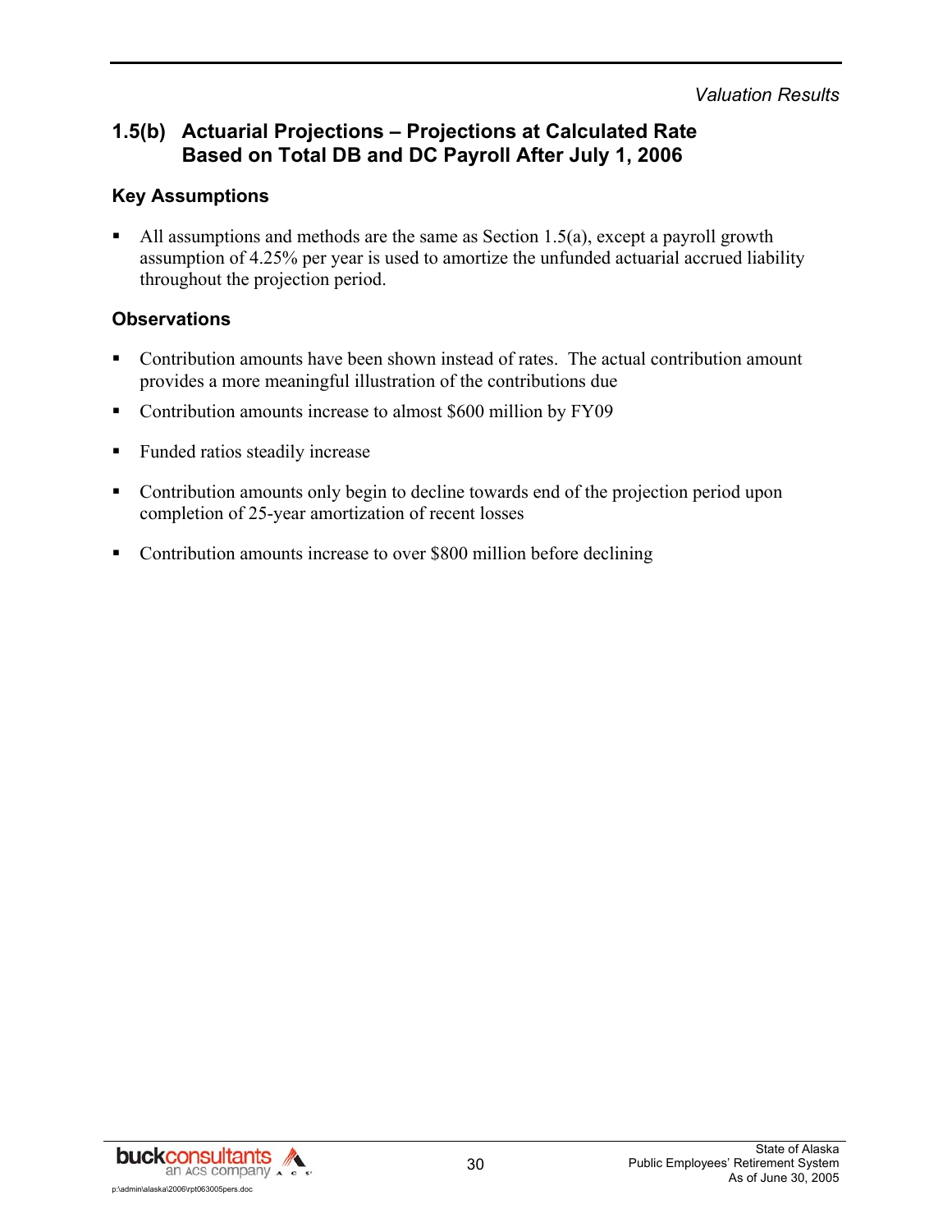## 1.5(b) Actuarial Projections – Projections at Calculated Rate Based on Total DB and DC Payroll After July 1, 2006

### Key Assumptions

- All assumptions and methods are the same as Section 1.5(a), except a payroll growth assumption of 4.25% per year is used to amortize the unfunded actuarial accrued liability throughout the projection period.

### Observations

- Contribution amounts have been shown instead of rates. The actual contribution amount provides a more meaningful illustration of the contributions due
- Contribution amounts increase to almost $600 million by FY09
- Funded ratios steadily increase
- Contribution amounts only begin to decline towards end of the projection period upon completion of 25-year amortization of recent losses
- Contribution amounts increase to over $800 million before declining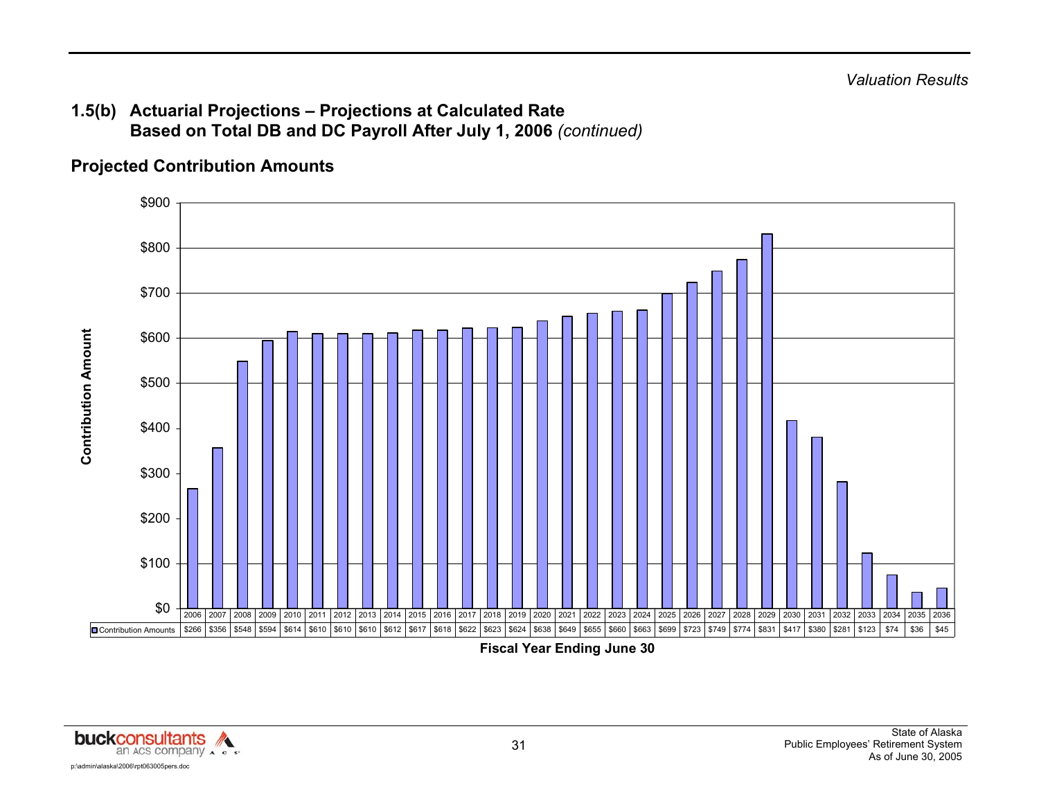## 1.5(b) Actuarial Projections – Projections at Calculated Rate Based on Total DB and DC Payroll After July 1, 2006 *(continued)*

### Projected Contribution Amounts

| Fiscal Year Ending June 30 | Contribution Amounts |
|---|---|
| 2006 | $266 |
| 2007 | $356 |
| 2008 | $548 |
| 2009 | $594 |
| 2010 | $614 |
| 2011 | $610 |
| 2012 | $610 |
| 2013 | $610 |
| 2014 | $612 |
| 2015 | $617 |
| 2016 | $618 |
| 2017 | $622 |
| 2018 | $623 |
| 2019 | $624 |
| 2020 | $638 |
| 2021 | $649 |
| 2022 | $655 |
| 2023 | $660 |
| 2024 | $663 |
| 2025 | $699 |
| 2026 | $723 |
| 2027 | $749 |
| 2028 | $774 |
| 2029 | $831 |
| 2030 | $417 |
| 2031 | $380 |
| 2032 | $281 |
| 2033 | $123 |
| 2034 | $74 |
| 2035 | $36 |
| 2036 | $45 |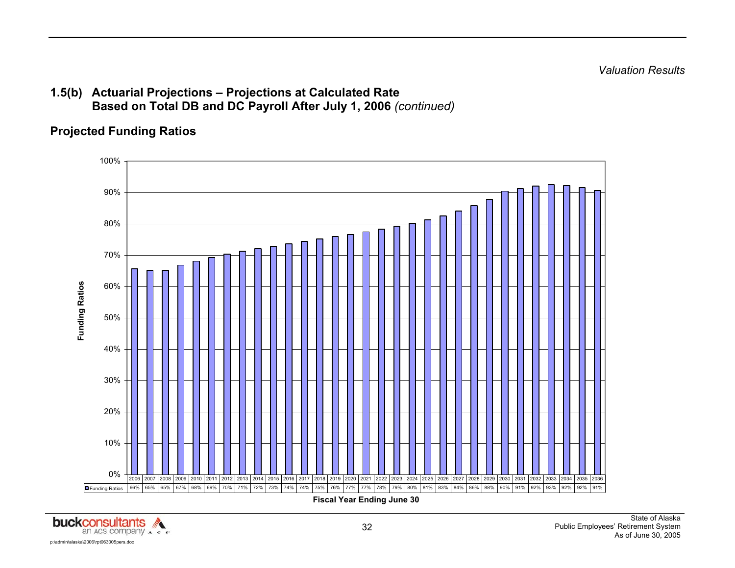*Valuation Results*

## 1.5(b) Actuarial Projections – Projections at Calculated Rate Based on Total DB and DC Payroll After July 1, 2006 *(continued)*

### Projected Funding Ratios

| Fiscal Year Ending June 30 | 2006 | 2007 | 2008 | 2009 | 2010 | 2011 | 2012 | 2013 | 2014 | 2015 | 2016 | 2017 | 2018 | 2019 | 2020 | 2021 | 2022 | 2023 | 2024 | 2025 | 2026 | 2027 | 2028 | 2029 | 2030 | 2031 | 2032 | 2033 | 2034 | 2035 | 2036 |
|---|---|---|---|---|---|---|---|---|---|---|---|---|---|---|---|---|---|---|---|---|---|---|---|---|---|---|---|---|---|---|---|
| Funding Ratios | 66% | 65% | 65% | 67% | 68% | 69% | 70% | 71% | 72% | 73% | 74% | 74% | 75% | 76% | 77% | 77% | 78% | 79% | 80% | 81% | 83% | 84% | 86% | 88% | 90% | 91% | 92% | 93% | 92% | 92% | 91% |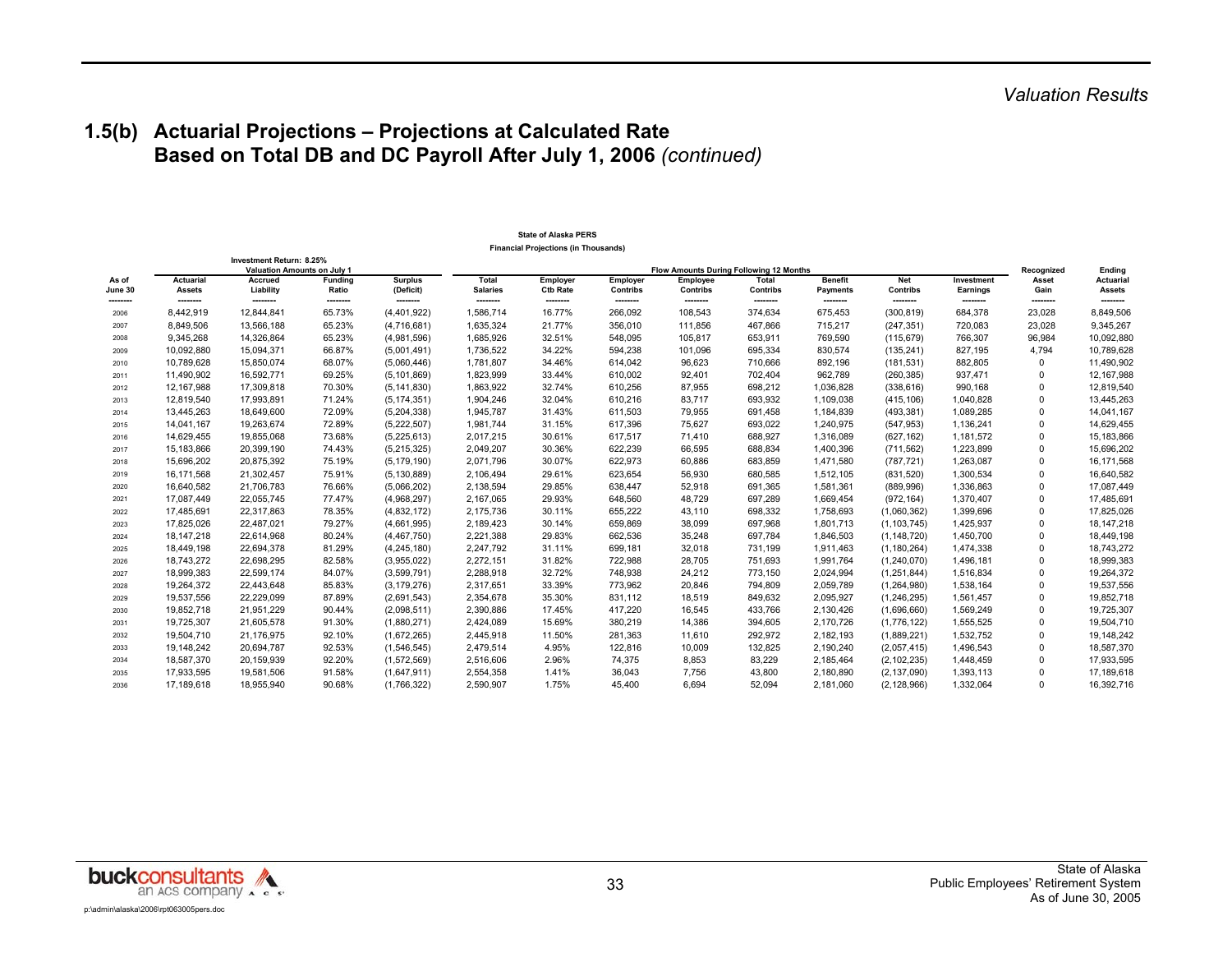## 1.5(b) Actuarial Projections – Projections at Calculated Rate Based on Total DB and DC Payroll After July 1, 2006 *(continued)*

**State of Alaska PERS**

**Financial Projections (in Thousands)**

Investment Return: 8.25%

| | Valuation Amounts on July 1 | | | | Flow Amounts During Following 12 Months | | | | | | | | | | |
|---|---|---|---|---|---|---|---|---|---|---|---|---|---|---|---|
| As of June 30 | Actuarial Assets | Accrued Liability | Funding Ratio | Surplus (Deficit) | Total Salaries | Employer Ctb Rate | Employer Contribs | Employee Contribs | Total Contribs | Benefit Payments | Net Contribs | Investment Earnings | Recognized Asset Gain | Ending Actuarial Assets |
| 2006 | 8,442,919 | 12,844,841 | 65.73% | (4,401,922) | 1,586,714 | 16.77% | 266,092 | 108,543 | 374,634 | 675,453 | (300,819) | 684,378 | 23,028 | 8,849,506 |
| 2007 | 8,849,506 | 13,566,188 | 65.23% | (4,716,681) | 1,635,324 | 21.77% | 356,010 | 111,856 | 467,866 | 715,217 | (247,351) | 720,083 | 23,028 | 9,345,267 |
| 2008 | 9,345,268 | 14,326,864 | 65.23% | (4,981,596) | 1,685,926 | 32.51% | 548,095 | 105,817 | 653,911 | 769,590 | (115,679) | 766,307 | 96,984 | 10,092,880 |
| 2009 | 10,092,880 | 15,094,371 | 66.87% | (5,001,491) | 1,736,522 | 34.22% | 594,238 | 101,096 | 695,334 | 830,574 | (135,241) | 827,195 | 4,794 | 10,789,628 |
| 2010 | 10,789,628 | 15,850,074 | 68.07% | (5,060,446) | 1,781,807 | 34.46% | 614,042 | 96,623 | 710,666 | 892,196 | (181,531) | 882,805 | 0 | 11,490,902 |
| 2011 | 11,490,902 | 16,592,771 | 69.25% | (5,101,869) | 1,823,999 | 33.44% | 610,002 | 92,401 | 702,404 | 962,789 | (260,385) | 937,471 | 0 | 12,167,988 |
| 2012 | 12,167,988 | 17,309,818 | 70.30% | (5,141,830) | 1,863,922 | 32.74% | 610,256 | 87,955 | 698,212 | 1,036,828 | (338,616) | 990,168 | 0 | 12,819,540 |
| 2013 | 12,819,540 | 17,993,891 | 71.24% | (5,174,351) | 1,904,246 | 32.04% | 610,216 | 83,717 | 693,932 | 1,109,038 | (415,106) | 1,040,828 | 0 | 13,445,263 |
| 2014 | 13,445,263 | 18,649,600 | 72.09% | (5,204,338) | 1,945,787 | 31.43% | 611,503 | 79,955 | 691,458 | 1,184,839 | (493,381) | 1,089,285 | 0 | 14,041,167 |
| 2015 | 14,041,167 | 19,263,674 | 72.89% | (5,222,507) | 1,981,744 | 31.15% | 617,396 | 75,627 | 693,022 | 1,240,975 | (547,953) | 1,136,241 | 0 | 14,629,455 |
| 2016 | 14,629,455 | 19,855,068 | 73.68% | (5,225,613) | 2,017,215 | 30.61% | 617,517 | 71,410 | 688,927 | 1,316,089 | (627,162) | 1,181,572 | 0 | 15,183,866 |
| 2017 | 15,183,866 | 20,399,190 | 74.43% | (5,215,325) | 2,049,207 | 30.36% | 622,239 | 66,595 | 688,834 | 1,400,396 | (711,562) | 1,223,899 | 0 | 15,696,202 |
| 2018 | 15,696,202 | 20,875,392 | 75.19% | (5,179,190) | 2,071,796 | 30.07% | 622,973 | 60,886 | 683,859 | 1,471,580 | (787,721) | 1,263,087 | 0 | 16,171,568 |
| 2019 | 16,171,568 | 21,302,457 | 75.91% | (5,130,889) | 2,106,494 | 29.61% | 623,654 | 56,930 | 680,585 | 1,512,105 | (831,520) | 1,300,534 | 0 | 16,640,582 |
| 2020 | 16,640,582 | 21,706,783 | 76.66% | (5,066,202) | 2,138,594 | 29.85% | 638,447 | 52,918 | 691,365 | 1,581,361 | (889,996) | 1,336,863 | 0 | 17,087,449 |
| 2021 | 17,087,449 | 22,055,745 | 77.47% | (4,968,297) | 2,167,065 | 29.93% | 648,560 | 48,729 | 697,289 | 1,669,454 | (972,164) | 1,370,407 | 0 | 17,485,691 |
| 2022 | 17,485,691 | 22,317,863 | 78.35% | (4,832,172) | 2,175,736 | 30.11% | 655,222 | 43,110 | 698,332 | 1,758,693 | (1,060,362) | 1,399,696 | 0 | 17,825,026 |
| 2023 | 17,825,026 | 22,487,021 | 79.27% | (4,661,995) | 2,189,423 | 30.14% | 659,869 | 38,099 | 697,968 | 1,801,713 | (1,103,745) | 1,425,937 | 0 | 18,147,218 |
| 2024 | 18,147,218 | 22,614,968 | 80.24% | (4,467,750) | 2,221,388 | 29.83% | 662,536 | 35,248 | 697,784 | 1,846,503 | (1,148,720) | 1,450,700 | 0 | 18,449,198 |
| 2025 | 18,449,198 | 22,694,378 | 81.29% | (4,245,180) | 2,247,792 | 31.11% | 699,181 | 32,018 | 731,199 | 1,911,463 | (1,180,264) | 1,474,338 | 0 | 18,743,272 |
| 2026 | 18,743,272 | 22,698,295 | 82.58% | (3,955,022) | 2,272,151 | 31.82% | 722,988 | 28,705 | 751,693 | 1,991,764 | (1,240,070) | 1,496,181 | 0 | 18,999,383 |
| 2027 | 18,999,383 | 22,599,174 | 84.07% | (3,599,791) | 2,288,918 | 32.72% | 748,938 | 24,212 | 773,150 | 2,024,994 | (1,251,844) | 1,516,834 | 0 | 19,264,372 |
| 2028 | 19,264,372 | 22,443,648 | 85.83% | (3,179,276) | 2,317,651 | 33.39% | 773,962 | 20,846 | 794,809 | 2,059,789 | (1,264,980) | 1,538,164 | 0 | 19,537,556 |
| 2029 | 19,537,556 | 22,229,099 | 87.89% | (2,691,543) | 2,354,678 | 35.30% | 831,112 | 18,519 | 849,632 | 2,095,927 | (1,246,295) | 1,561,457 | 0 | 19,852,718 |
| 2030 | 19,852,718 | 21,951,229 | 90.44% | (2,098,511) | 2,390,886 | 17.45% | 417,220 | 16,545 | 433,766 | 2,130,426 | (1,696,660) | 1,569,249 | 0 | 19,725,307 |
| 2031 | 19,725,307 | 21,605,578 | 91.30% | (1,880,271) | 2,424,089 | 15.69% | 380,219 | 14,386 | 394,605 | 2,170,726 | (1,776,122) | 1,555,525 | 0 | 19,504,710 |
| 2032 | 19,504,710 | 21,176,975 | 92.10% | (1,672,265) | 2,445,918 | 11.50% | 281,363 | 11,610 | 292,972 | 2,182,193 | (1,889,221) | 1,532,752 | 0 | 19,148,242 |
| 2033 | 19,148,242 | 20,694,787 | 92.53% | (1,546,545) | 2,479,514 | 4.95% | 122,816 | 10,009 | 132,825 | 2,190,240 | (2,057,415) | 1,496,543 | 0 | 18,587,370 |
| 2034 | 18,587,370 | 20,159,939 | 92.20% | (1,572,569) | 2,516,606 | 2.96% | 74,375 | 8,853 | 83,229 | 2,185,464 | (2,102,235) | 1,448,459 | 0 | 17,933,595 |
| 2035 | 17,933,595 | 19,581,506 | 91.58% | (1,647,911) | 2,554,358 | 1.41% | 36,043 | 7,756 | 43,800 | 2,180,890 | (2,137,090) | 1,393,113 | 0 | 17,189,618 |
| 2036 | 17,189,618 | 18,955,940 | 90.68% | (1,766,322) | 2,590,907 | 1.75% | 45,400 | 6,694 | 52,094 | 2,181,060 | (2,128,966) | 1,332,064 | 0 | 16,392,716 |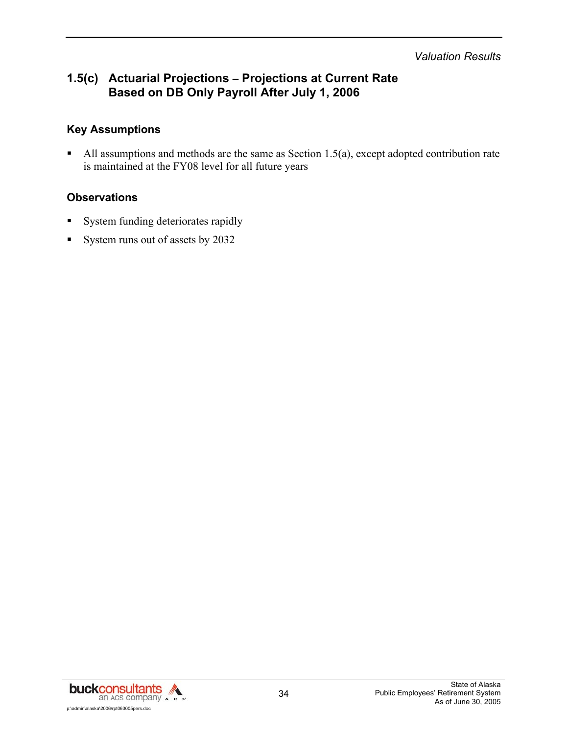## 1.5(c) Actuarial Projections – Projections at Current Rate Based on DB Only Payroll After July 1, 2006

### Key Assumptions

- All assumptions and methods are the same as Section 1.5(a), except adopted contribution rate is maintained at the FY08 level for all future years

### Observations

- System funding deteriorates rapidly
- System runs out of assets by 2032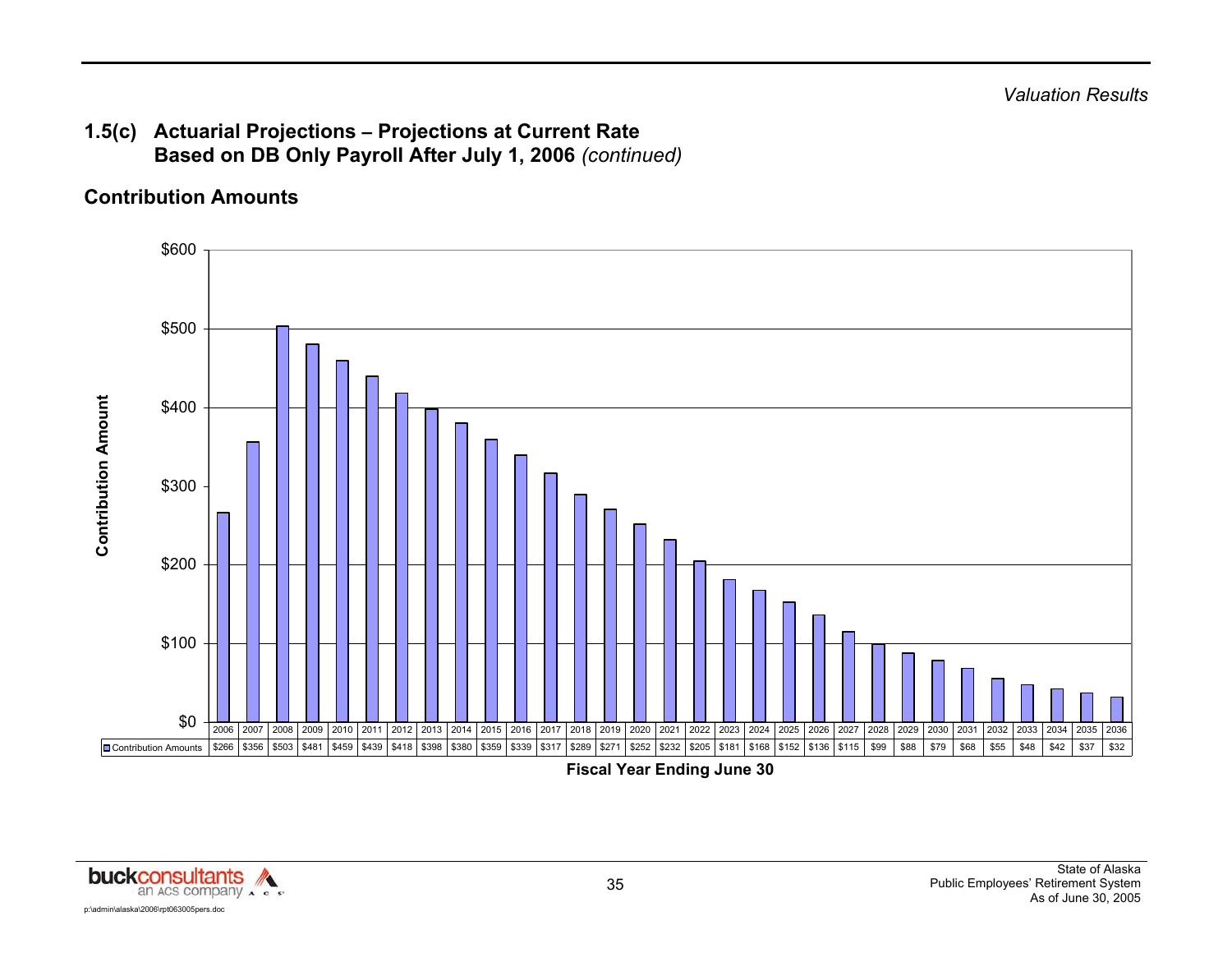## 1.5(c) Actuarial Projections – Projections at Current Rate Based on DB Only Payroll After July 1, 2006 *(continued)*

### Contribution Amounts

| Fiscal Year Ending June 30 | Contribution Amounts |
|---|---|
| 2006 | $266 |
| 2007 | $356 |
| 2008 | $503 |
| 2009 | $481 |
| 2010 | $459 |
| 2011 | $439 |
| 2012 | $418 |
| 2013 | $398 |
| 2014 | $380 |
| 2015 | $359 |
| 2016 | $339 |
| 2017 | $317 |
| 2018 | $289 |
| 2019 | $271 |
| 2020 | $252 |
| 2021 | $232 |
| 2022 | $205 |
| 2023 | $181 |
| 2024 | $168 |
| 2025 | $152 |
| 2026 | $136 |
| 2027 | $115 |
| 2028 | $99 |
| 2029 | $88 |
| 2030 | $79 |
| 2031 | $68 |
| 2032 | $55 |
| 2033 | $48 |
| 2034 | $42 |
| 2035 | $37 |
| 2036 | $32 |

State of Alaska
Public Employees' Retirement System
As of June 30, 2005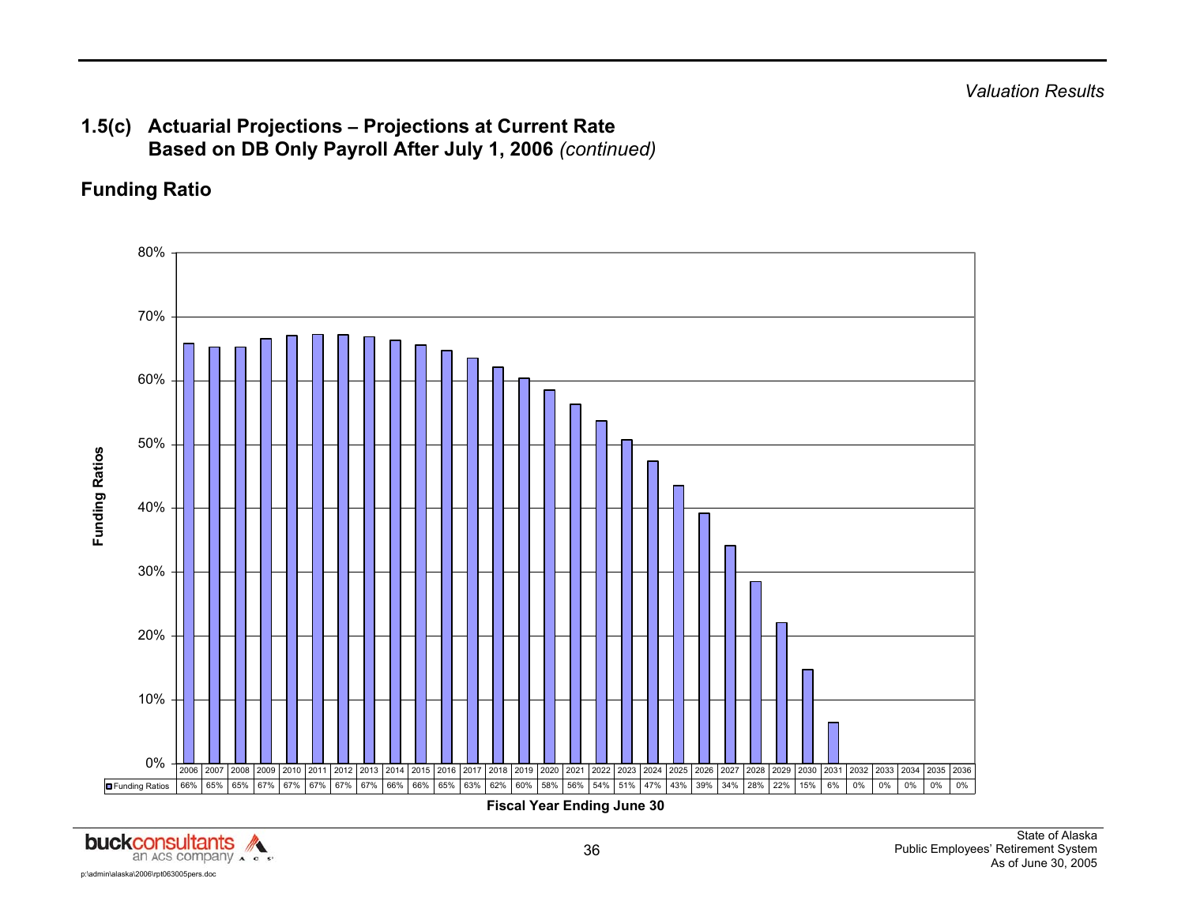## 1.5(c) Actuarial Projections – Projections at Current Rate Based on DB Only Payroll After July 1, 2006 *(continued)*

### Funding Ratio

| Fiscal Year Ending June 30 | 2006 | 2007 | 2008 | 2009 | 2010 | 2011 | 2012 | 2013 | 2014 | 2015 | 2016 | 2017 | 2018 | 2019 | 2020 | 2021 | 2022 | 2023 | 2024 | 2025 | 2026 | 2027 | 2028 | 2029 | 2030 | 2031 | 2032 | 2033 | 2034 | 2035 | 2036 |
|---|---|---|---|---|---|---|---|---|---|---|---|---|---|---|---|---|---|---|---|---|---|---|---|---|---|---|---|---|---|---|---|
| Funding Ratios | 66% | 65% | 65% | 67% | 67% | 67% | 67% | 67% | 66% | 66% | 65% | 63% | 62% | 60% | 58% | 56% | 54% | 51% | 47% | 43% | 39% | 34% | 28% | 22% | 15% | 6% | 0% | 0% | 0% | 0% | 0% |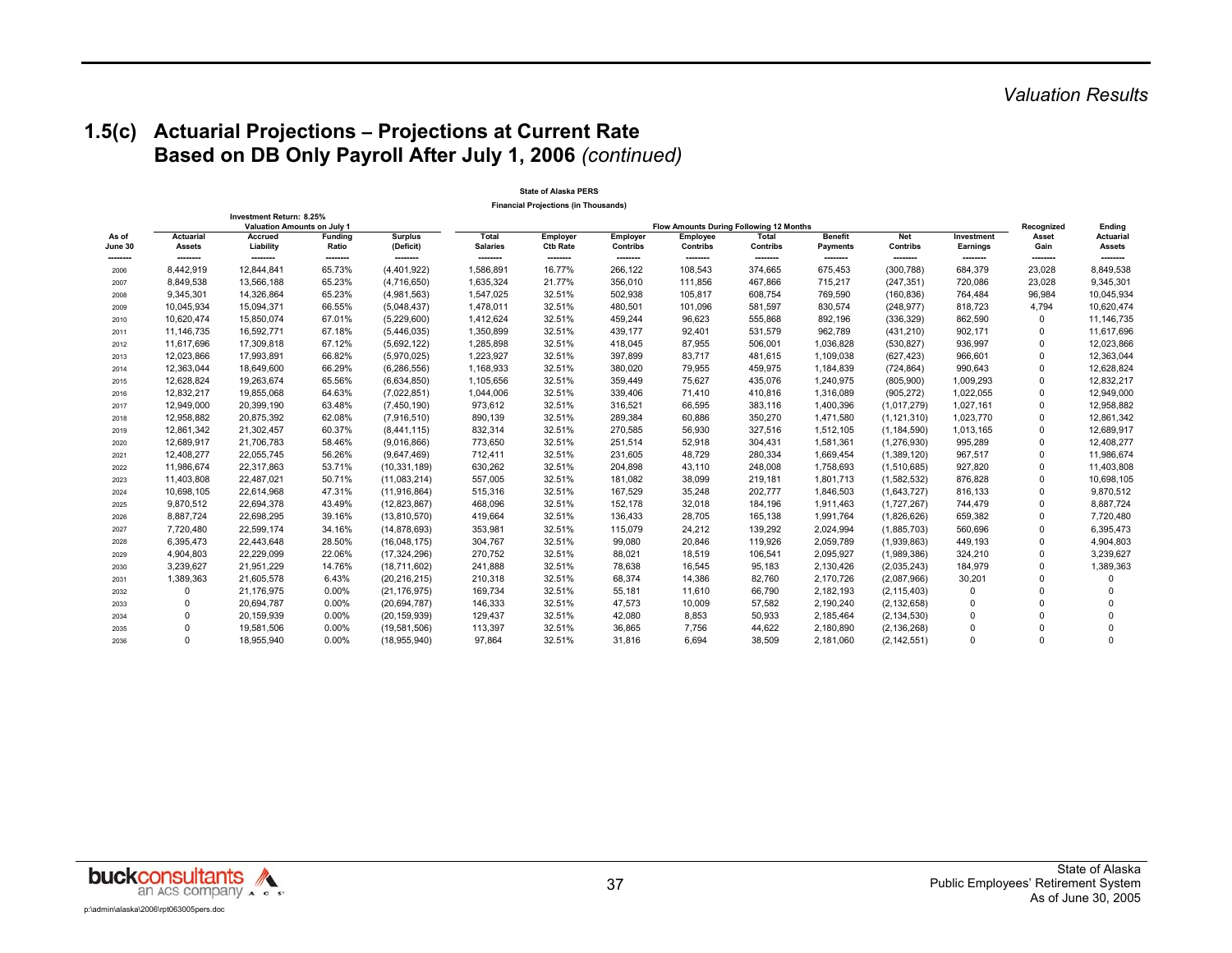## 1.5(c) Actuarial Projections – Projections at Current Rate Based on DB Only Payroll After July 1, 2006 *(continued)*

**State of Alaska PERS**

**Financial Projections (in Thousands)**

Investment Return: 8.25%

| | Valuation Amounts on July 1 | | | | Flow Amounts During Following 12 Months | | | | | | | | | |
|---|---|---|---|---|---|---|---|---|---|---|---|---|---|---|
| **As of June 30** | **Actuarial Assets** | **Accrued Liability** | **Funding Ratio** | **Surplus (Deficit)** | **Total Salaries** | **Employer Ctb Rate** | **Employer Contribs** | **Employee Contribs** | **Total Contribs** | **Benefit Payments** | **Net Contribs** | **Investment Earnings** | **Recognized Asset Gain** | **Ending Actuarial Assets** |
| 2006 | 8,442,919 | 12,844,841 | 65.73% | (4,401,922) | 1,586,891 | 16.77% | 266,122 | 108,543 | 374,665 | 675,453 | (300,788) | 684,379 | 23,028 | 8,849,538 |
| 2007 | 8,849,538 | 13,566,188 | 65.23% | (4,716,650) | 1,635,324 | 21.77% | 356,010 | 111,856 | 467,866 | 715,217 | (247,351) | 720,086 | 23,028 | 9,345,301 |
| 2008 | 9,345,301 | 14,326,864 | 65.23% | (4,981,563) | 1,547,025 | 32.51% | 502,938 | 105,817 | 608,754 | 769,590 | (160,836) | 764,484 | 96,984 | 10,045,934 |
| 2009 | 10,045,934 | 15,094,371 | 66.55% | (5,048,437) | 1,478,011 | 32.51% | 480,501 | 101,096 | 581,597 | 830,574 | (248,977) | 818,723 | 4,794 | 10,620,474 |
| 2010 | 10,620,474 | 15,850,074 | 67.01% | (5,229,600) | 1,412,624 | 32.51% | 459,244 | 96,623 | 555,868 | 892,196 | (336,329) | 862,590 | 0 | 11,146,735 |
| 2011 | 11,146,735 | 16,592,771 | 67.18% | (5,446,035) | 1,350,899 | 32.51% | 439,177 | 92,401 | 531,579 | 962,789 | (431,210) | 902,171 | 0 | 11,617,696 |
| 2012 | 11,617,696 | 17,309,818 | 67.12% | (5,692,122) | 1,285,898 | 32.51% | 418,045 | 87,955 | 506,001 | 1,036,828 | (530,827) | 936,997 | 0 | 12,023,866 |
| 2013 | 12,023,866 | 17,993,891 | 66.82% | (5,970,025) | 1,223,927 | 32.51% | 397,899 | 83,717 | 481,615 | 1,109,038 | (627,423) | 966,601 | 0 | 12,363,044 |
| 2014 | 12,363,044 | 18,649,600 | 66.29% | (6,286,556) | 1,168,933 | 32.51% | 380,020 | 79,955 | 459,975 | 1,184,839 | (724,864) | 990,643 | 0 | 12,628,824 |
| 2015 | 12,628,824 | 19,263,674 | 65.56% | (6,634,850) | 1,105,656 | 32.51% | 359,449 | 75,627 | 435,076 | 1,240,975 | (805,900) | 1,009,293 | 0 | 12,832,217 |
| 2016 | 12,832,217 | 19,855,068 | 64.63% | (7,022,851) | 1,044,006 | 32.51% | 339,406 | 71,410 | 410,816 | 1,316,089 | (905,272) | 1,022,055 | 0 | 12,949,000 |
| 2017 | 12,949,000 | 20,399,190 | 63.48% | (7,450,190) | 973,612 | 32.51% | 316,521 | 66,595 | 383,116 | 1,400,396 | (1,017,279) | 1,027,161 | 0 | 12,958,882 |
| 2018 | 12,958,882 | 20,875,392 | 62.08% | (7,916,510) | 890,139 | 32.51% | 289,384 | 60,886 | 350,270 | 1,471,580 | (1,121,310) | 1,023,770 | 0 | 12,861,342 |
| 2019 | 12,861,342 | 21,302,457 | 60.37% | (8,441,115) | 832,314 | 32.51% | 270,585 | 56,930 | 327,516 | 1,512,105 | (1,184,590) | 1,013,165 | 0 | 12,689,917 |
| 2020 | 12,689,917 | 21,706,783 | 58.46% | (9,016,866) | 773,650 | 32.51% | 251,514 | 52,918 | 304,431 | 1,581,361 | (1,276,930) | 995,289 | 0 | 12,408,277 |
| 2021 | 12,408,277 | 22,055,745 | 56.26% | (9,647,469) | 712,411 | 32.51% | 231,605 | 48,729 | 280,334 | 1,669,454 | (1,389,120) | 967,517 | 0 | 11,986,674 |
| 2022 | 11,986,674 | 22,317,863 | 53.71% | (10,331,189) | 630,262 | 32.51% | 204,898 | 43,110 | 248,008 | 1,758,693 | (1,510,685) | 927,820 | 0 | 11,403,808 |
| 2023 | 11,403,808 | 22,487,021 | 50.71% | (11,083,214) | 557,005 | 32.51% | 181,082 | 38,099 | 219,181 | 1,801,713 | (1,582,532) | 876,828 | 0 | 10,698,105 |
| 2024 | 10,698,105 | 22,614,968 | 47.31% | (11,916,864) | 515,316 | 32.51% | 167,529 | 35,248 | 202,777 | 1,846,503 | (1,643,727) | 816,133 | 0 | 9,870,512 |
| 2025 | 9,870,512 | 22,694,378 | 43.49% | (12,823,867) | 468,096 | 32.51% | 152,178 | 32,018 | 184,196 | 1,911,463 | (1,727,267) | 744,479 | 0 | 8,887,724 |
| 2026 | 8,887,724 | 22,698,295 | 39.16% | (13,810,570) | 419,664 | 32.51% | 136,433 | 28,705 | 165,138 | 1,991,764 | (1,826,626) | 659,382 | 0 | 7,720,480 |
| 2027 | 7,720,480 | 22,599,174 | 34.16% | (14,878,693) | 353,981 | 32.51% | 115,079 | 24,212 | 139,292 | 2,024,994 | (1,885,703) | 560,696 | 0 | 6,395,473 |
| 2028 | 6,395,473 | 22,443,648 | 28.50% | (16,048,175) | 304,767 | 32.51% | 99,080 | 20,846 | 119,926 | 2,059,789 | (1,939,863) | 449,193 | 0 | 4,904,803 |
| 2029 | 4,904,803 | 22,229,099 | 22.06% | (17,324,296) | 270,752 | 32.51% | 88,021 | 18,519 | 106,541 | 2,095,927 | (1,989,386) | 324,210 | 0 | 3,239,627 |
| 2030 | 3,239,627 | 21,951,229 | 14.76% | (18,711,602) | 241,888 | 32.51% | 78,638 | 16,545 | 95,183 | 2,130,426 | (2,035,243) | 184,979 | 0 | 1,389,363 |
| 2031 | 1,389,363 | 21,605,578 | 6.43% | (20,216,215) | 210,318 | 32.51% | 68,374 | 14,386 | 82,760 | 2,170,726 | (2,087,966) | 30,201 | 0 | 0 |
| 2032 | 0 | 21,176,975 | 0.00% | (21,176,975) | 169,734 | 32.51% | 55,181 | 11,610 | 66,790 | 2,182,193 | (2,115,403) | 0 | 0 | 0 |
| 2033 | 0 | 20,694,787 | 0.00% | (20,694,787) | 146,333 | 32.51% | 47,573 | 10,009 | 57,582 | 2,190,240 | (2,132,658) | 0 | 0 | 0 |
| 2034 | 0 | 20,159,939 | 0.00% | (20,159,939) | 129,437 | 32.51% | 42,080 | 8,853 | 50,933 | 2,185,464 | (2,134,530) | 0 | 0 | 0 |
| 2035 | 0 | 19,581,506 | 0.00% | (19,581,506) | 113,397 | 32.51% | 36,865 | 7,756 | 44,622 | 2,180,890 | (2,136,268) | 0 | 0 | 0 |
| 2036 | 0 | 18,955,940 | 0.00% | (18,955,940) | 97,864 | 32.51% | 31,816 | 6,694 | 38,509 | 2,181,060 | (2,142,551) | 0 | 0 | 0 |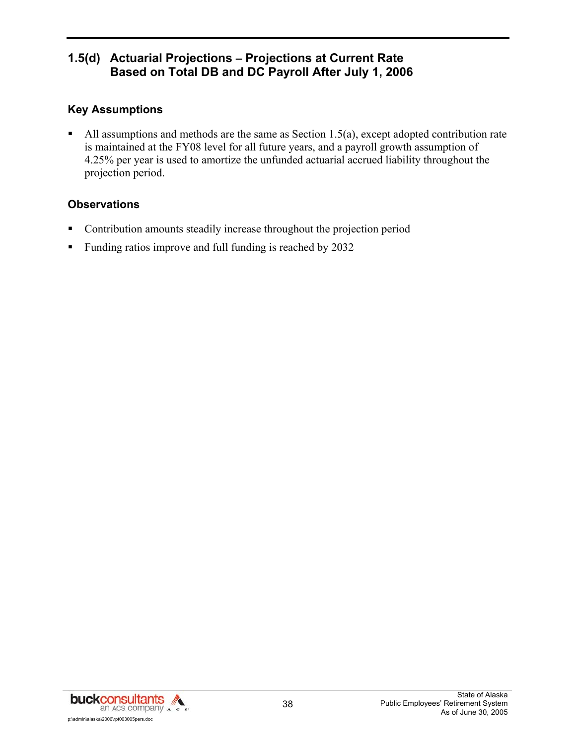## 1.5(d) Actuarial Projections – Projections at Current Rate Based on Total DB and DC Payroll After July 1, 2006

### Key Assumptions

- All assumptions and methods are the same as Section 1.5(a), except adopted contribution rate is maintained at the FY08 level for all future years, and a payroll growth assumption of 4.25% per year is used to amortize the unfunded actuarial accrued liability throughout the projection period.

### Observations

- Contribution amounts steadily increase throughout the projection period
- Funding ratios improve and full funding is reached by 2032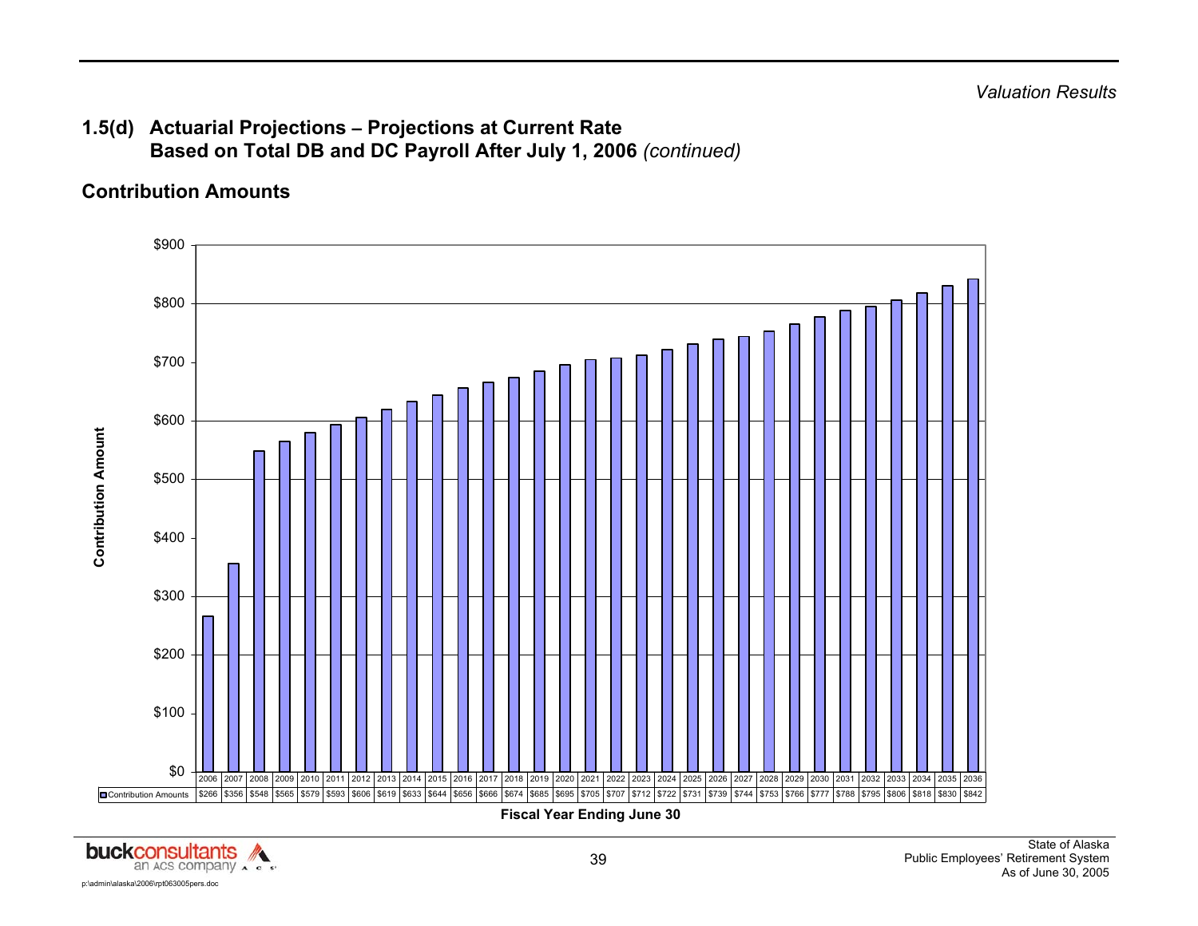*Valuation Results*

## 1.5(d) Actuarial Projections – Projections at Current Rate Based on Total DB and DC Payroll After July 1, 2006 *(continued)*

### Contribution Amounts

| Fiscal Year Ending June 30 | Contribution Amounts |
|---|---|
| 2006 | $266 |
| 2007 | $356 |
| 2008 | $548 |
| 2009 | $565 |
| 2010 | $579 |
| 2011 | $593 |
| 2012 | $606 |
| 2013 | $619 |
| 2014 | $633 |
| 2015 | $644 |
| 2016 | $656 |
| 2017 | $666 |
| 2018 | $674 |
| 2019 | $685 |
| 2020 | $695 |
| 2021 | $705 |
| 2022 | $707 |
| 2023 | $712 |
| 2024 | $722 |
| 2025 | $731 |
| 2026 | $739 |
| 2027 | $744 |
| 2028 | $753 |
| 2029 | $766 |
| 2030 | $777 |
| 2031 | $788 |
| 2032 | $795 |
| 2033 | $806 |
| 2034 | $818 |
| 2035 | $830 |
| 2036 | $842 |

Contribution Amount (y-axis, $0 to $900); Fiscal Year Ending June 30 (x-axis)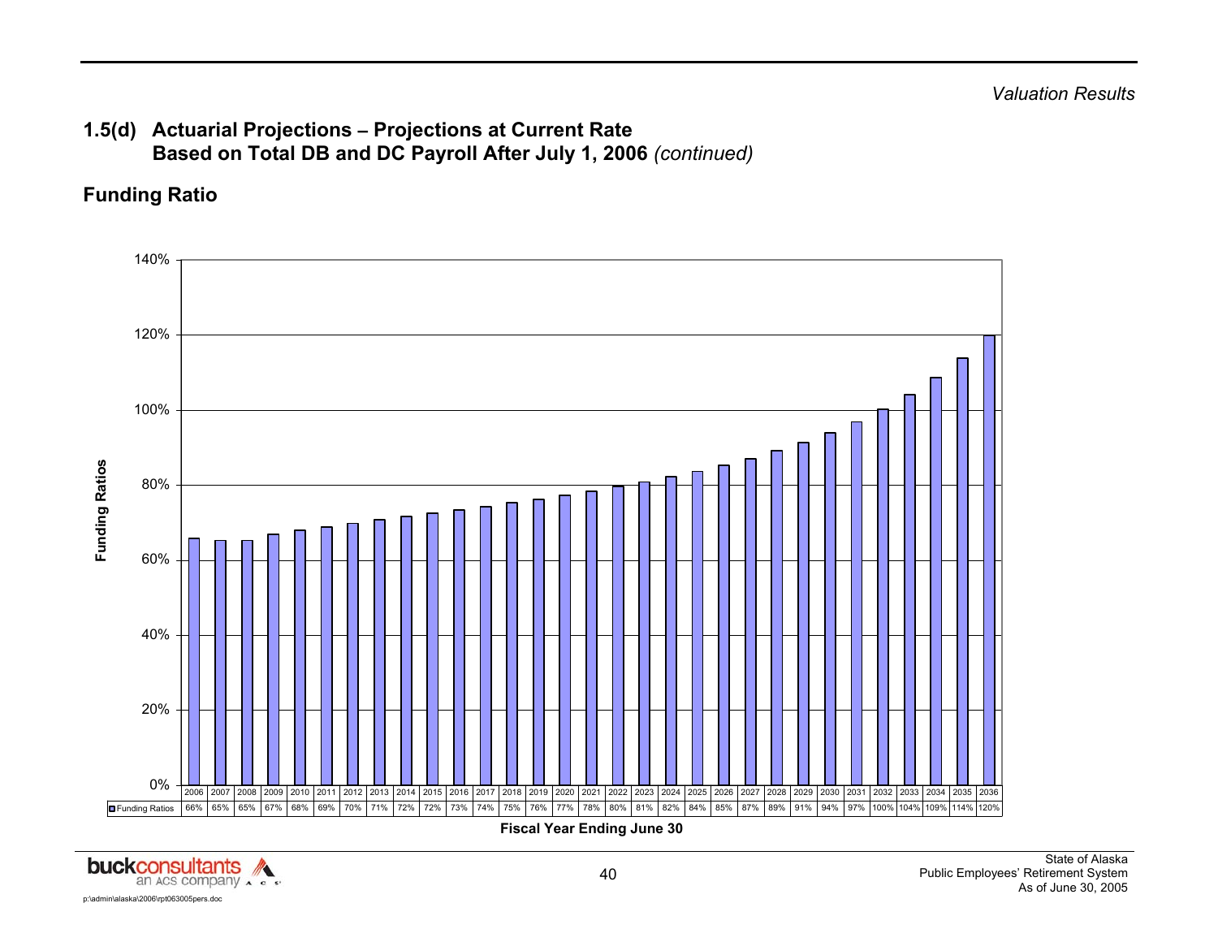## 1.5(d) Actuarial Projections – Projections at Current Rate Based on Total DB and DC Payroll After July 1, 2006 *(continued)*

### Funding Ratio

Funding Ratios

| | 2006 | 2007 | 2008 | 2009 | 2010 | 2011 | 2012 | 2013 | 2014 | 2015 | 2016 | 2017 | 2018 | 2019 | 2020 | 2021 | 2022 | 2023 | 2024 | 2025 | 2026 | 2027 | 2028 | 2029 | 2030 | 2031 | 2032 | 2033 | 2034 | 2035 | 2036 |
|---|---|---|---|---|---|---|---|---|---|---|---|---|---|---|---|---|---|---|---|---|---|---|---|---|---|---|---|---|---|---|---|
| Funding Ratios | 66% | 65% | 65% | 67% | 68% | 69% | 70% | 71% | 72% | 72% | 73% | 74% | 75% | 76% | 77% | 78% | 80% | 81% | 82% | 84% | 85% | 87% | 89% | 91% | 94% | 97% | 100% | 104% | 109% | 114% | 120% |

Fiscal Year Ending June 30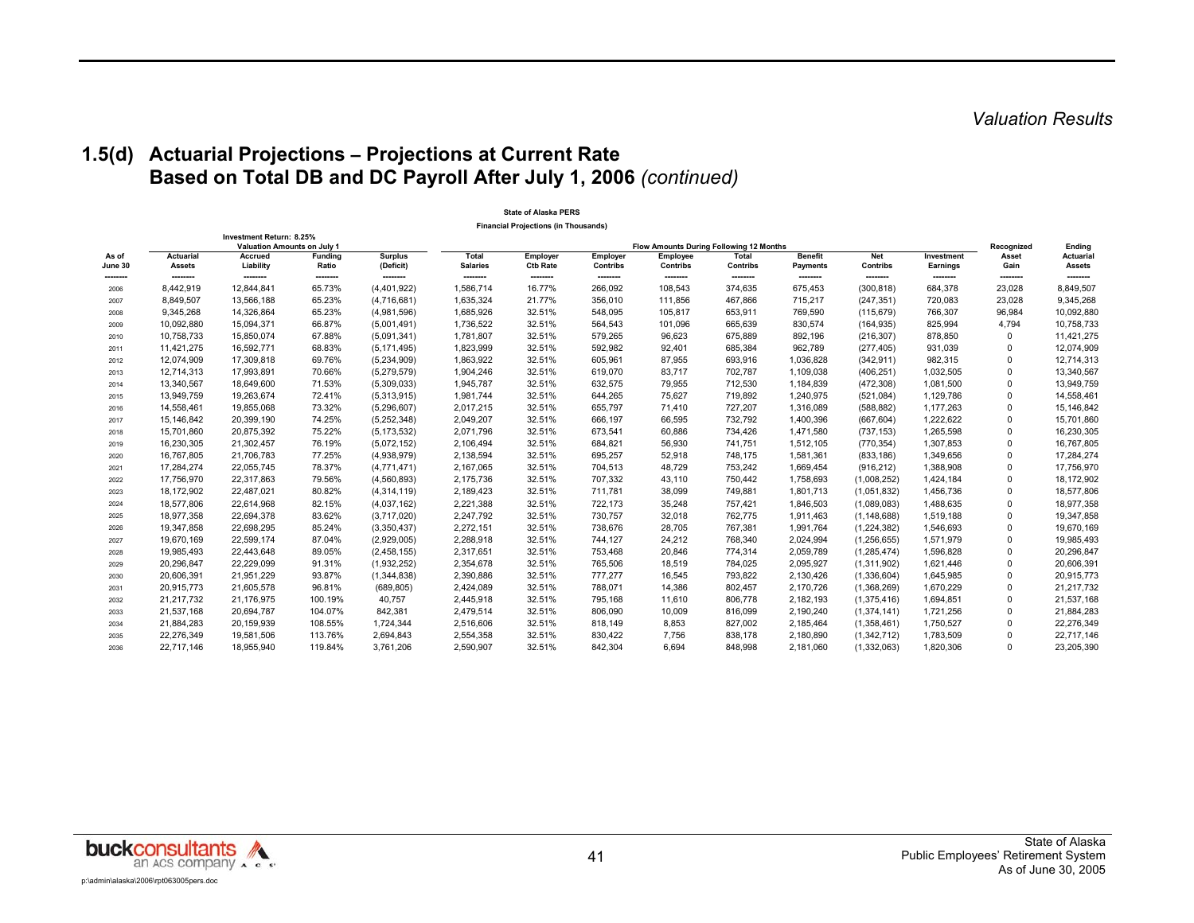## 1.5(d) Actuarial Projections – Projections at Current Rate Based on Total DB and DC Payroll After July 1, 2006 *(continued)*

**State of Alaska PERS**

**Financial Projections (in Thousands)**

Investment Return: 8.25%

| | Valuation Amounts on July 1 | | | | Flow Amounts During Following 12 Months | | | | | | | | | | |
|---|---|---|---|---|---|---|---|---|---|---|---|---|---|---|---|
| As of June 30 | Actuarial Assets | Accrued Liability | Funding Ratio | Surplus (Deficit) | Total Salaries | Employer Ctb Rate | Employer Contribs | Employee Contribs | Total Contribs | Benefit Payments | Net Contribs | Investment Earnings | Recognized Asset Gain | Ending Actuarial Assets |
| 2006 | 8,442,919 | 12,844,841 | 65.73% | (4,401,922) | 1,586,714 | 16.77% | 266,092 | 108,543 | 374,635 | 675,453 | (300,818) | 684,378 | 23,028 | 8,849,507 |
| 2007 | 8,849,507 | 13,566,188 | 65.23% | (4,716,681) | 1,635,324 | 21.77% | 356,010 | 111,856 | 467,866 | 715,217 | (247,351) | 720,083 | 23,028 | 9,345,268 |
| 2008 | 9,345,268 | 14,326,864 | 65.23% | (4,981,596) | 1,685,926 | 32.51% | 548,095 | 105,817 | 653,911 | 769,590 | (115,679) | 766,307 | 96,984 | 10,092,880 |
| 2009 | 10,092,880 | 15,094,371 | 66.87% | (5,001,491) | 1,736,522 | 32.51% | 564,543 | 101,096 | 665,639 | 830,574 | (164,935) | 825,994 | 4,794 | 10,758,733 |
| 2010 | 10,758,733 | 15,850,074 | 67.88% | (5,091,341) | 1,781,807 | 32.51% | 579,265 | 96,623 | 675,889 | 892,196 | (216,307) | 878,850 | 0 | 11,421,275 |
| 2011 | 11,421,275 | 16,592,771 | 68.83% | (5,171,495) | 1,823,999 | 32.51% | 592,982 | 92,401 | 685,384 | 962,789 | (277,405) | 931,039 | 0 | 12,074,909 |
| 2012 | 12,074,909 | 17,309,818 | 69.76% | (5,234,909) | 1,863,922 | 32.51% | 605,961 | 87,955 | 693,916 | 1,036,828 | (342,911) | 982,315 | 0 | 12,714,313 |
| 2013 | 12,714,313 | 17,993,891 | 70.66% | (5,279,579) | 1,904,246 | 32.51% | 619,070 | 83,717 | 702,787 | 1,109,038 | (406,251) | 1,032,505 | 0 | 13,340,567 |
| 2014 | 13,340,567 | 18,649,600 | 71.53% | (5,309,033) | 1,945,787 | 32.51% | 632,575 | 79,955 | 712,530 | 1,184,839 | (472,308) | 1,081,500 | 0 | 13,949,759 |
| 2015 | 13,949,759 | 19,263,674 | 72.41% | (5,313,915) | 1,981,744 | 32.51% | 644,265 | 75,627 | 719,892 | 1,240,975 | (521,084) | 1,129,786 | 0 | 14,558,461 |
| 2016 | 14,558,461 | 19,855,068 | 73.32% | (5,296,607) | 2,017,215 | 32.51% | 655,797 | 71,410 | 727,207 | 1,316,089 | (588,882) | 1,177,263 | 0 | 15,146,842 |
| 2017 | 15,146,842 | 20,399,190 | 74.25% | (5,252,348) | 2,049,207 | 32.51% | 666,197 | 66,595 | 732,792 | 1,400,396 | (667,604) | 1,222,622 | 0 | 15,701,860 |
| 2018 | 15,701,860 | 20,875,392 | 75.22% | (5,173,532) | 2,071,796 | 32.51% | 673,541 | 60,886 | 734,426 | 1,471,580 | (737,153) | 1,265,598 | 0 | 16,230,305 |
| 2019 | 16,230,305 | 21,302,457 | 76.19% | (5,072,152) | 2,106,494 | 32.51% | 684,821 | 56,930 | 741,751 | 1,512,105 | (770,354) | 1,307,853 | 0 | 16,767,805 |
| 2020 | 16,767,805 | 21,706,783 | 77.25% | (4,938,979) | 2,138,594 | 32.51% | 695,257 | 52,918 | 748,175 | 1,581,361 | (833,186) | 1,349,656 | 0 | 17,284,274 |
| 2021 | 17,284,274 | 22,055,745 | 78.37% | (4,771,471) | 2,167,065 | 32.51% | 704,513 | 48,729 | 753,242 | 1,669,454 | (916,212) | 1,388,908 | 0 | 17,756,970 |
| 2022 | 17,756,970 | 22,317,863 | 79.56% | (4,560,893) | 2,175,736 | 32.51% | 707,332 | 43,110 | 750,442 | 1,758,693 | (1,008,252) | 1,424,184 | 0 | 18,172,902 |
| 2023 | 18,172,902 | 22,487,021 | 80.82% | (4,314,119) | 2,189,423 | 32.51% | 711,781 | 38,099 | 749,881 | 1,801,713 | (1,051,832) | 1,456,736 | 0 | 18,577,806 |
| 2024 | 18,577,806 | 22,614,968 | 82.15% | (4,037,162) | 2,221,388 | 32.51% | 722,173 | 35,248 | 757,421 | 1,846,503 | (1,089,083) | 1,488,635 | 0 | 18,977,358 |
| 2025 | 18,977,358 | 22,694,378 | 83.62% | (3,717,020) | 2,247,792 | 32.51% | 730,757 | 32,018 | 762,775 | 1,911,463 | (1,148,688) | 1,519,188 | 0 | 19,347,858 |
| 2026 | 19,347,858 | 22,698,295 | 85.24% | (3,350,437) | 2,272,151 | 32.51% | 738,676 | 28,705 | 767,381 | 1,991,764 | (1,224,382) | 1,546,693 | 0 | 19,670,169 |
| 2027 | 19,670,169 | 22,599,174 | 87.04% | (2,929,005) | 2,288,918 | 32.51% | 744,127 | 24,212 | 768,340 | 2,024,994 | (1,256,655) | 1,571,979 | 0 | 19,985,493 |
| 2028 | 19,985,493 | 22,443,648 | 89.05% | (2,458,155) | 2,317,651 | 32.51% | 753,468 | 20,846 | 774,314 | 2,059,789 | (1,285,474) | 1,596,828 | 0 | 20,296,847 |
| 2029 | 20,296,847 | 22,229,099 | 91.31% | (1,932,252) | 2,354,678 | 32.51% | 765,506 | 18,519 | 784,025 | 2,095,927 | (1,311,902) | 1,621,446 | 0 | 20,606,391 |
| 2030 | 20,606,391 | 21,951,229 | 93.87% | (1,344,838) | 2,390,886 | 32.51% | 777,277 | 16,545 | 793,822 | 2,130,426 | (1,336,604) | 1,645,985 | 0 | 20,915,773 |
| 2031 | 20,915,773 | 21,605,578 | 96.81% | (689,805) | 2,424,089 | 32.51% | 788,071 | 14,386 | 802,457 | 2,170,726 | (1,368,269) | 1,670,229 | 0 | 21,217,732 |
| 2032 | 21,217,732 | 21,176,975 | 100.19% | 40,757 | 2,445,918 | 32.51% | 795,168 | 11,610 | 806,778 | 2,182,193 | (1,375,416) | 1,694,851 | 0 | 21,537,168 |
| 2033 | 21,537,168 | 20,694,787 | 104.07% | 842,381 | 2,479,514 | 32.51% | 806,090 | 10,009 | 816,099 | 2,190,240 | (1,374,141) | 1,721,256 | 0 | 21,884,283 |
| 2034 | 21,884,283 | 20,159,939 | 108.55% | 1,724,344 | 2,516,606 | 32.51% | 818,149 | 8,853 | 827,002 | 2,185,464 | (1,358,461) | 1,750,527 | 0 | 22,276,349 |
| 2035 | 22,276,349 | 19,581,506 | 113.76% | 2,694,843 | 2,554,358 | 32.51% | 830,422 | 7,756 | 838,178 | 2,180,890 | (1,342,712) | 1,783,509 | 0 | 22,717,146 |
| 2036 | 22,717,146 | 18,955,940 | 119.84% | 3,761,206 | 2,590,907 | 32.51% | 842,304 | 6,694 | 848,998 | 2,181,060 | (1,332,063) | 1,820,306 | 0 | 23,205,390 |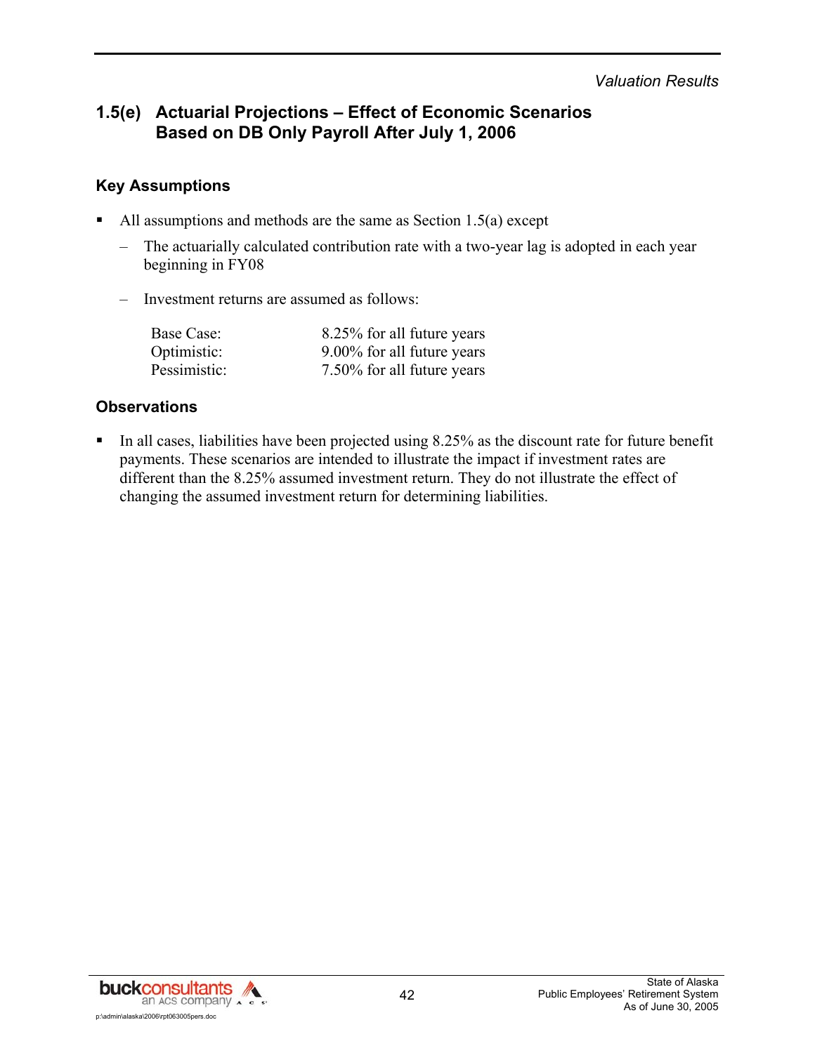## 1.5(e) Actuarial Projections – Effect of Economic Scenarios Based on DB Only Payroll After July 1, 2006

### Key Assumptions

- All assumptions and methods are the same as Section 1.5(a) except
  - The actuarially calculated contribution rate with a two-year lag is adopted in each year beginning in FY08
  - Investment returns are assumed as follows:

| | |
|---|---|
| Base Case: | 8.25% for all future years |
| Optimistic: | 9.00% for all future years |
| Pessimistic: | 7.50% for all future years |

### Observations

- In all cases, liabilities have been projected using 8.25% as the discount rate for future benefit payments. These scenarios are intended to illustrate the impact if investment rates are different than the 8.25% assumed investment return. They do not illustrate the effect of changing the assumed investment return for determining liabilities.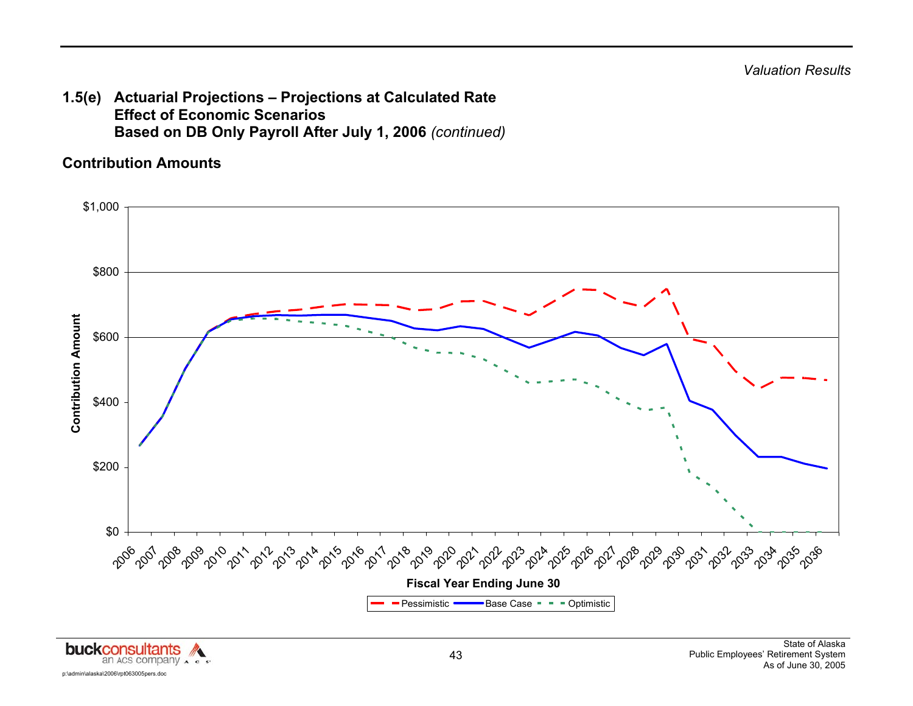## 1.5(e) Actuarial Projections – Projections at Calculated Rate
## Effect of Economic Scenarios
## Based on DB Only Payroll After July 1, 2006 *(continued)*

### Contribution Amounts

Contribution Amount

$1,000

$800

$600

$400

$200

$0

2006 2007 2008 2009 2010 2011 2012 2013 2014 2015 2016 2017 2018 2019 2020 2021 2022 2023 2024 2025 2026 2027 2028 2029 2030 2031 2032 2033 2034 2035 2036

Fiscal Year Ending June 30

Pessimistic — Base Case — Optimistic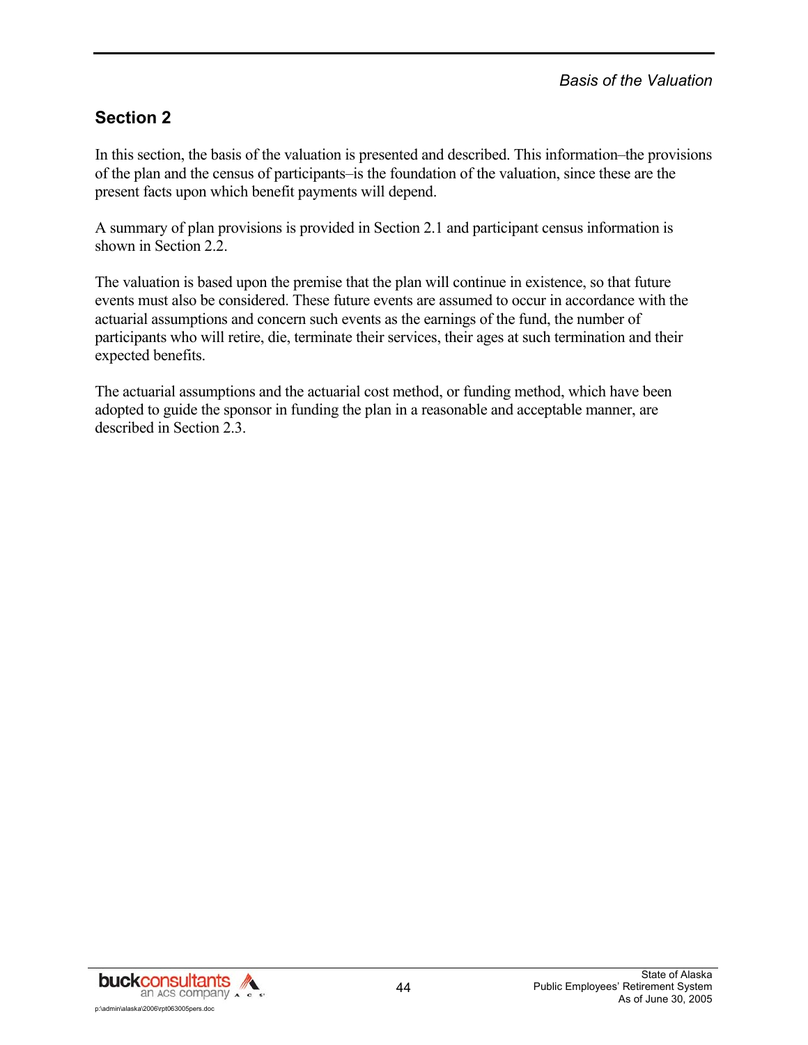*Basis of the Valuation*

## Section 2

In this section, the basis of the valuation is presented and described. This information–the provisions of the plan and the census of participants–is the foundation of the valuation, since these are the present facts upon which benefit payments will depend.

A summary of plan provisions is provided in Section 2.1 and participant census information is shown in Section 2.2.

The valuation is based upon the premise that the plan will continue in existence, so that future events must also be considered. These future events are assumed to occur in accordance with the actuarial assumptions and concern such events as the earnings of the fund, the number of participants who will retire, die, terminate their services, their ages at such termination and their expected benefits.

The actuarial assumptions and the actuarial cost method, or funding method, which have been adopted to guide the sponsor in funding the plan in a reasonable and acceptable manner, are described in Section 2.3.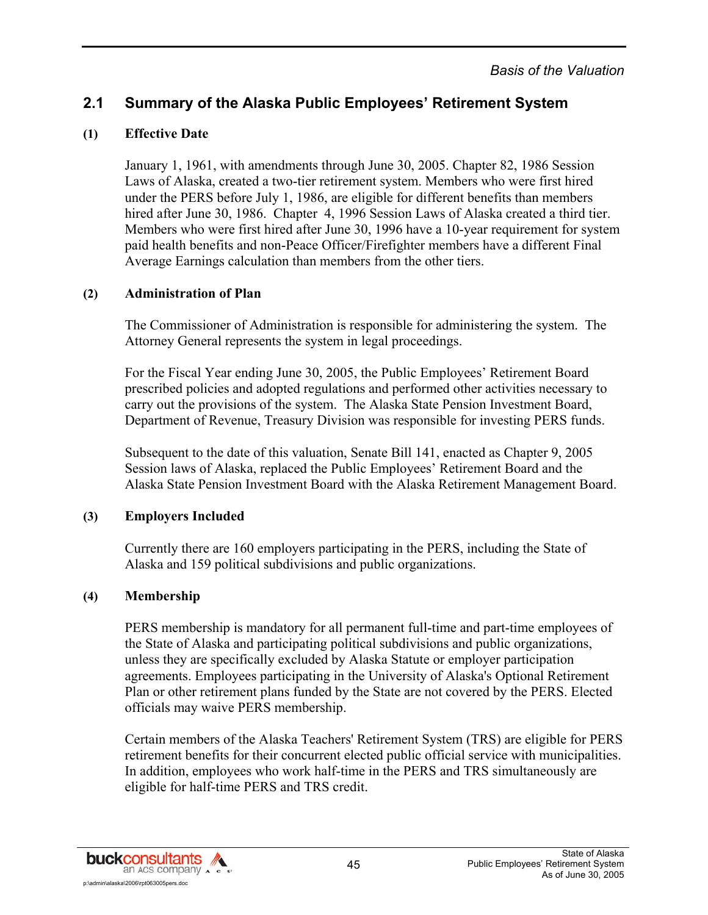## 2.1 Summary of the Alaska Public Employees' Retirement System

### (1) Effective Date

January 1, 1961, with amendments through June 30, 2005. Chapter 82, 1986 Session Laws of Alaska, created a two-tier retirement system. Members who were first hired under the PERS before July 1, 1986, are eligible for different benefits than members hired after June 30, 1986. Chapter 4, 1996 Session Laws of Alaska created a third tier. Members who were first hired after June 30, 1996 have a 10-year requirement for system paid health benefits and non-Peace Officer/Firefighter members have a different Final Average Earnings calculation than members from the other tiers.

### (2) Administration of Plan

The Commissioner of Administration is responsible for administering the system. The Attorney General represents the system in legal proceedings.

For the Fiscal Year ending June 30, 2005, the Public Employees' Retirement Board prescribed policies and adopted regulations and performed other activities necessary to carry out the provisions of the system. The Alaska State Pension Investment Board, Department of Revenue, Treasury Division was responsible for investing PERS funds.

Subsequent to the date of this valuation, Senate Bill 141, enacted as Chapter 9, 2005 Session laws of Alaska, replaced the Public Employees' Retirement Board and the Alaska State Pension Investment Board with the Alaska Retirement Management Board.

### (3) Employers Included

Currently there are 160 employers participating in the PERS, including the State of Alaska and 159 political subdivisions and public organizations.

### (4) Membership

PERS membership is mandatory for all permanent full-time and part-time employees of the State of Alaska and participating political subdivisions and public organizations, unless they are specifically excluded by Alaska Statute or employer participation agreements. Employees participating in the University of Alaska's Optional Retirement Plan or other retirement plans funded by the State are not covered by the PERS. Elected officials may waive PERS membership.

Certain members of the Alaska Teachers' Retirement System (TRS) are eligible for PERS retirement benefits for their concurrent elected public official service with municipalities. In addition, employees who work half-time in the PERS and TRS simultaneously are eligible for half-time PERS and TRS credit.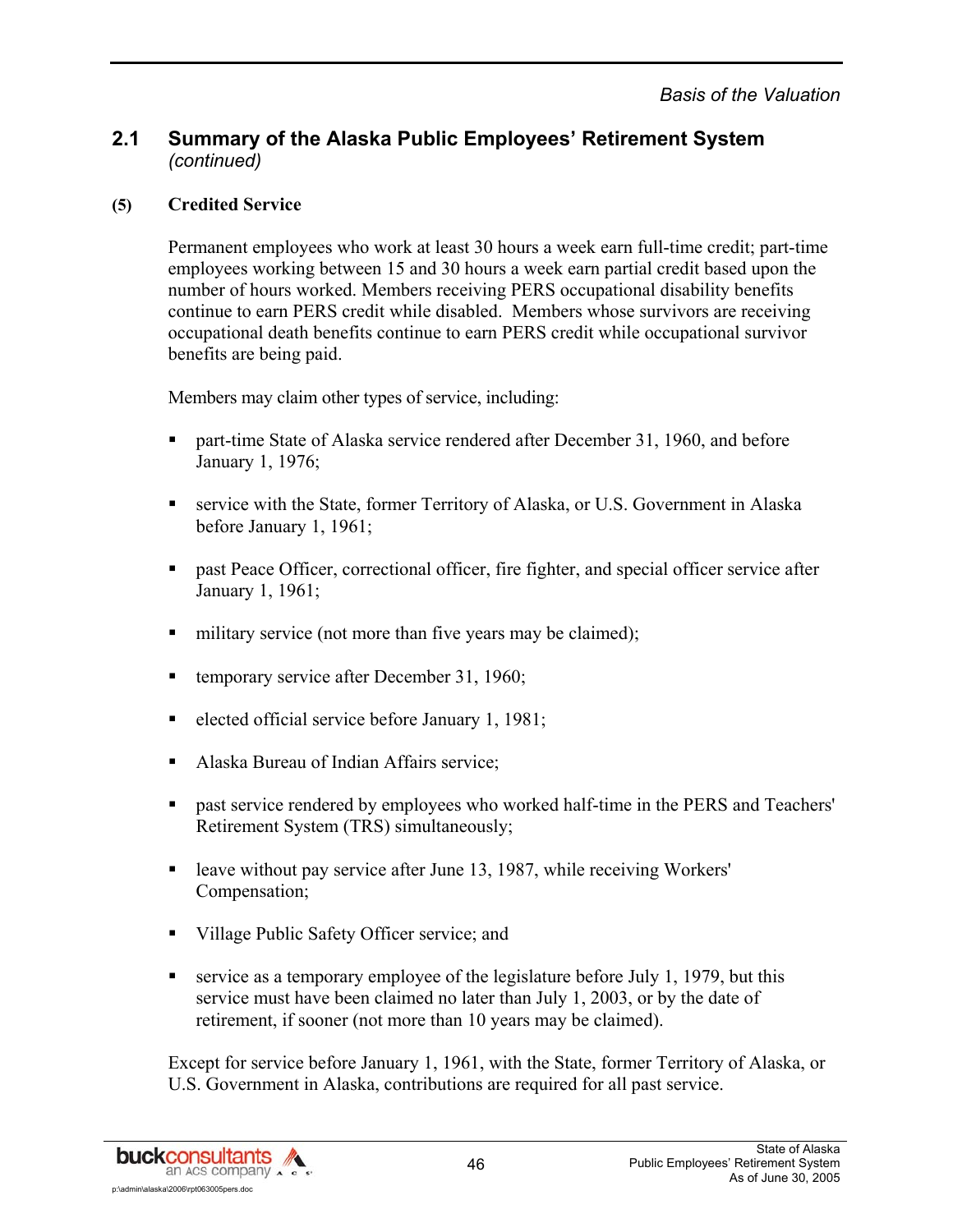## 2.1 Summary of the Alaska Public Employees' Retirement System *(continued)*

### (5) Credited Service

Permanent employees who work at least 30 hours a week earn full-time credit; part-time employees working between 15 and 30 hours a week earn partial credit based upon the number of hours worked. Members receiving PERS occupational disability benefits continue to earn PERS credit while disabled. Members whose survivors are receiving occupational death benefits continue to earn PERS credit while occupational survivor benefits are being paid.

Members may claim other types of service, including:

- part-time State of Alaska service rendered after December 31, 1960, and before January 1, 1976;
- service with the State, former Territory of Alaska, or U.S. Government in Alaska before January 1, 1961;
- past Peace Officer, correctional officer, fire fighter, and special officer service after January 1, 1961;
- military service (not more than five years may be claimed);
- temporary service after December 31, 1960;
- elected official service before January 1, 1981;
- Alaska Bureau of Indian Affairs service;
- past service rendered by employees who worked half-time in the PERS and Teachers' Retirement System (TRS) simultaneously;
- leave without pay service after June 13, 1987, while receiving Workers' Compensation;
- Village Public Safety Officer service; and
- service as a temporary employee of the legislature before July 1, 1979, but this service must have been claimed no later than July 1, 2003, or by the date of retirement, if sooner (not more than 10 years may be claimed).

Except for service before January 1, 1961, with the State, former Territory of Alaska, or U.S. Government in Alaska, contributions are required for all past service.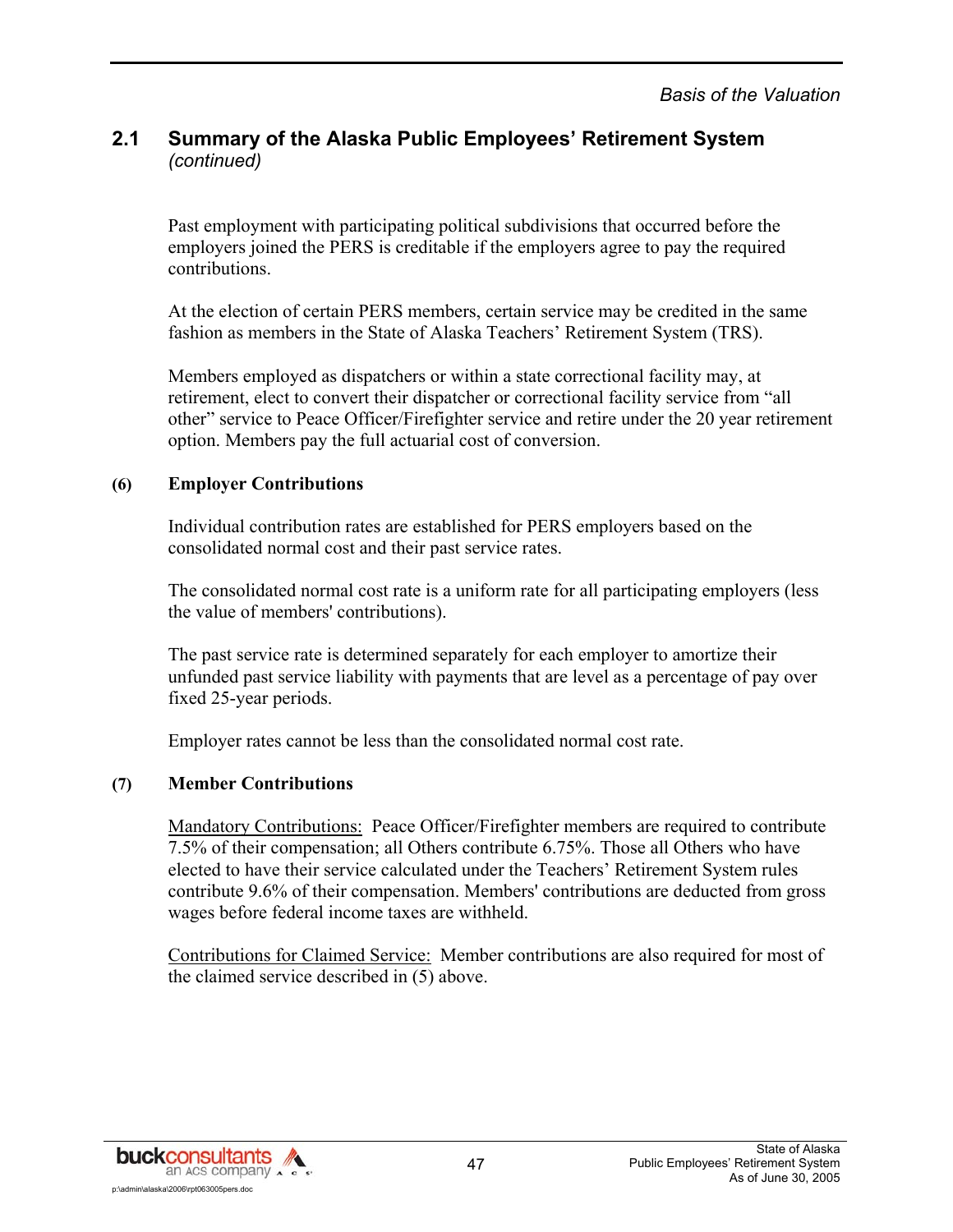## 2.1 Summary of the Alaska Public Employees' Retirement System *(continued)*

Past employment with participating political subdivisions that occurred before the employers joined the PERS is creditable if the employers agree to pay the required contributions.

At the election of certain PERS members, certain service may be credited in the same fashion as members in the State of Alaska Teachers' Retirement System (TRS).

Members employed as dispatchers or within a state correctional facility may, at retirement, elect to convert their dispatcher or correctional facility service from "all other" service to Peace Officer/Firefighter service and retire under the 20 year retirement option. Members pay the full actuarial cost of conversion.

**(6) Employer Contributions**

Individual contribution rates are established for PERS employers based on the consolidated normal cost and their past service rates.

The consolidated normal cost rate is a uniform rate for all participating employers (less the value of members' contributions).

The past service rate is determined separately for each employer to amortize their unfunded past service liability with payments that are level as a percentage of pay over fixed 25-year periods.

Employer rates cannot be less than the consolidated normal cost rate.

**(7) Member Contributions**

Mandatory Contributions: Peace Officer/Firefighter members are required to contribute 7.5% of their compensation; all Others contribute 6.75%. Those all Others who have elected to have their service calculated under the Teachers' Retirement System rules contribute 9.6% of their compensation. Members' contributions are deducted from gross wages before federal income taxes are withheld.

Contributions for Claimed Service: Member contributions are also required for most of the claimed service described in (5) above.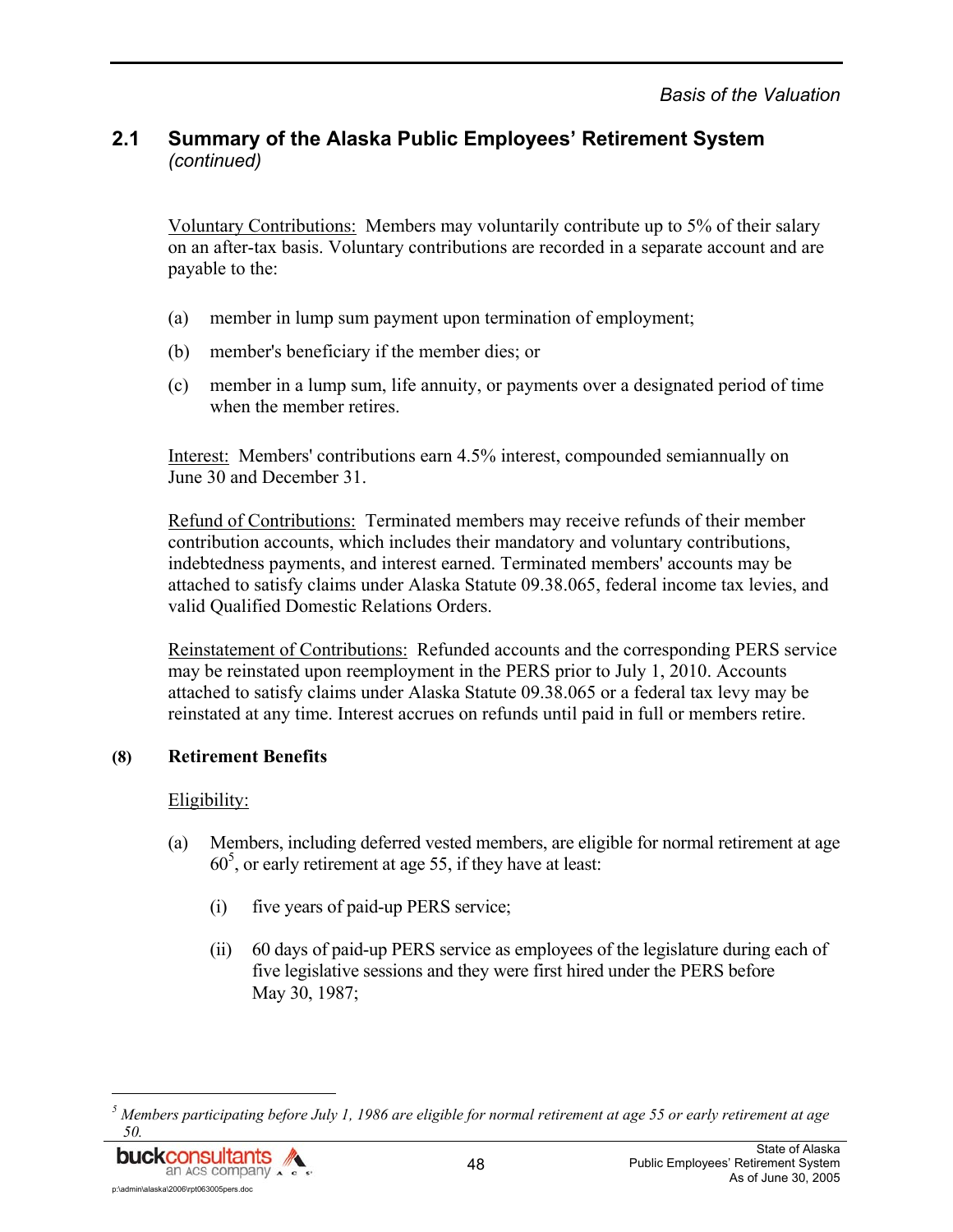## 2.1 Summary of the Alaska Public Employees' Retirement System *(continued)*

Voluntary Contributions: Members may voluntarily contribute up to 5% of their salary on an after-tax basis. Voluntary contributions are recorded in a separate account and are payable to the:

(a) member in lump sum payment upon termination of employment;

(b) member's beneficiary if the member dies; or

(c) member in a lump sum, life annuity, or payments over a designated period of time when the member retires.

Interest: Members' contributions earn 4.5% interest, compounded semiannually on June 30 and December 31.

Refund of Contributions: Terminated members may receive refunds of their member contribution accounts, which includes their mandatory and voluntary contributions, indebtedness payments, and interest earned. Terminated members' accounts may be attached to satisfy claims under Alaska Statute 09.38.065, federal income tax levies, and valid Qualified Domestic Relations Orders.

Reinstatement of Contributions: Refunded accounts and the corresponding PERS service may be reinstated upon reemployment in the PERS prior to July 1, 2010. Accounts attached to satisfy claims under Alaska Statute 09.38.065 or a federal tax levy may be reinstated at any time. Interest accrues on refunds until paid in full or members retire.

### (8) Retirement Benefits

Eligibility:

(a) Members, including deferred vested members, are eligible for normal retirement at age 60[5], or early retirement at age 55, if they have at least:

   (i) five years of paid-up PERS service;

   (ii) 60 days of paid-up PERS service as employees of the legislature during each of five legislative sessions and they were first hired under the PERS before May 30, 1987;

---

[5] *Members participating before July 1, 1986 are eligible for normal retirement at age 55 or early retirement at age 50.*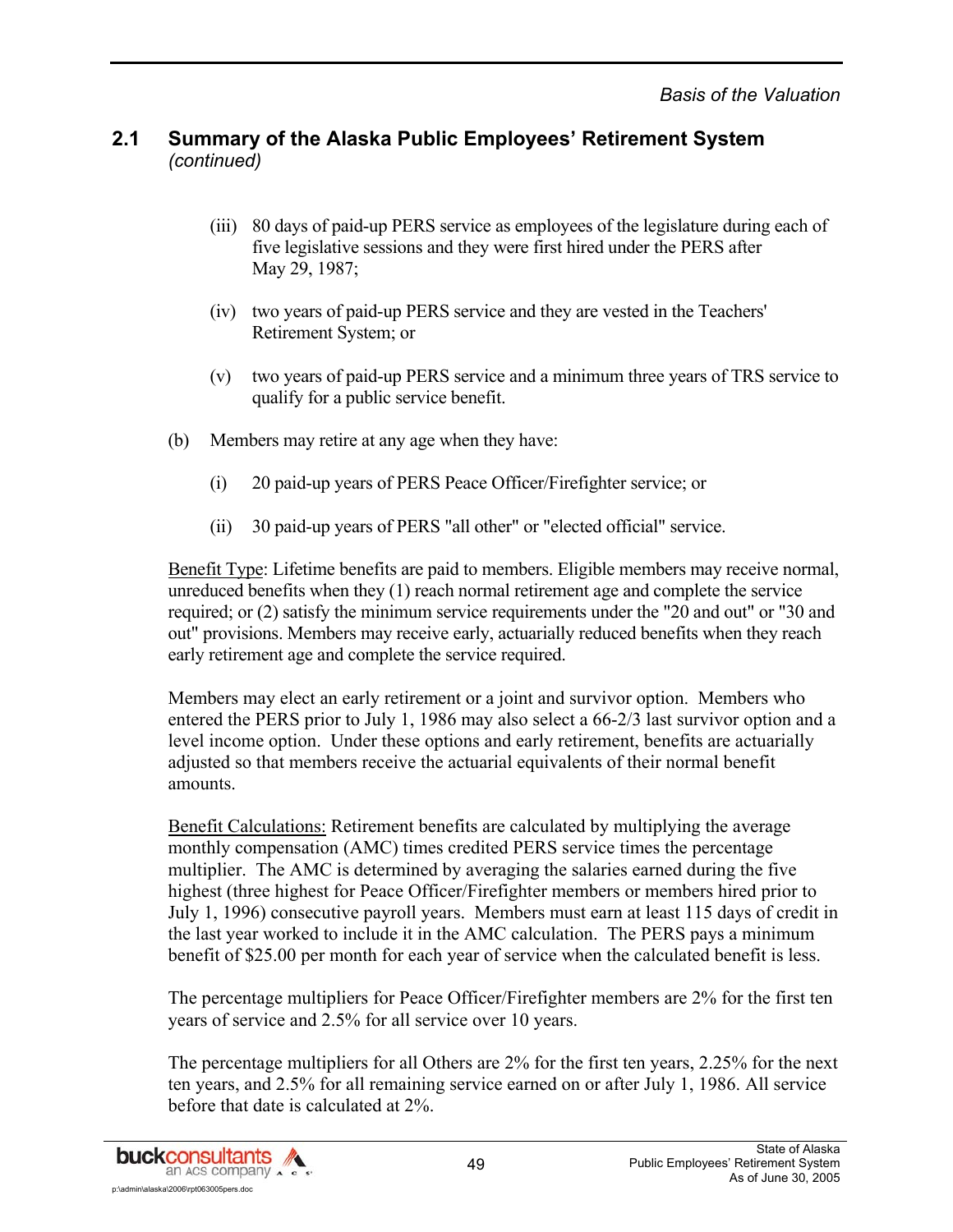## 2.1 Summary of the Alaska Public Employees' Retirement System *(continued)*

(iii) 80 days of paid-up PERS service as employees of the legislature during each of five legislative sessions and they were first hired under the PERS after May 29, 1987;

(iv) two years of paid-up PERS service and they are vested in the Teachers' Retirement System; or

(v) two years of paid-up PERS service and a minimum three years of TRS service to qualify for a public service benefit.

(b) Members may retire at any age when they have:

(i) 20 paid-up years of PERS Peace Officer/Firefighter service; or

(ii) 30 paid-up years of PERS "all other" or "elected official" service.

<u>Benefit Type</u>: Lifetime benefits are paid to members. Eligible members may receive normal, unreduced benefits when they (1) reach normal retirement age and complete the service required; or (2) satisfy the minimum service requirements under the "20 and out" or "30 and out" provisions. Members may receive early, actuarially reduced benefits when they reach early retirement age and complete the service required.

Members may elect an early retirement or a joint and survivor option. Members who entered the PERS prior to July 1, 1986 may also select a 66-2/3 last survivor option and a level income option. Under these options and early retirement, benefits are actuarially adjusted so that members receive the actuarial equivalents of their normal benefit amounts.

<u>Benefit Calculations:</u> Retirement benefits are calculated by multiplying the average monthly compensation (AMC) times credited PERS service times the percentage multiplier. The AMC is determined by averaging the salaries earned during the five highest (three highest for Peace Officer/Firefighter members or members hired prior to July 1, 1996) consecutive payroll years. Members must earn at least 115 days of credit in the last year worked to include it in the AMC calculation. The PERS pays a minimum benefit of $25.00 per month for each year of service when the calculated benefit is less.

The percentage multipliers for Peace Officer/Firefighter members are 2% for the first ten years of service and 2.5% for all service over 10 years.

The percentage multipliers for all Others are 2% for the first ten years, 2.25% for the next ten years, and 2.5% for all remaining service earned on or after July 1, 1986. All service before that date is calculated at 2%.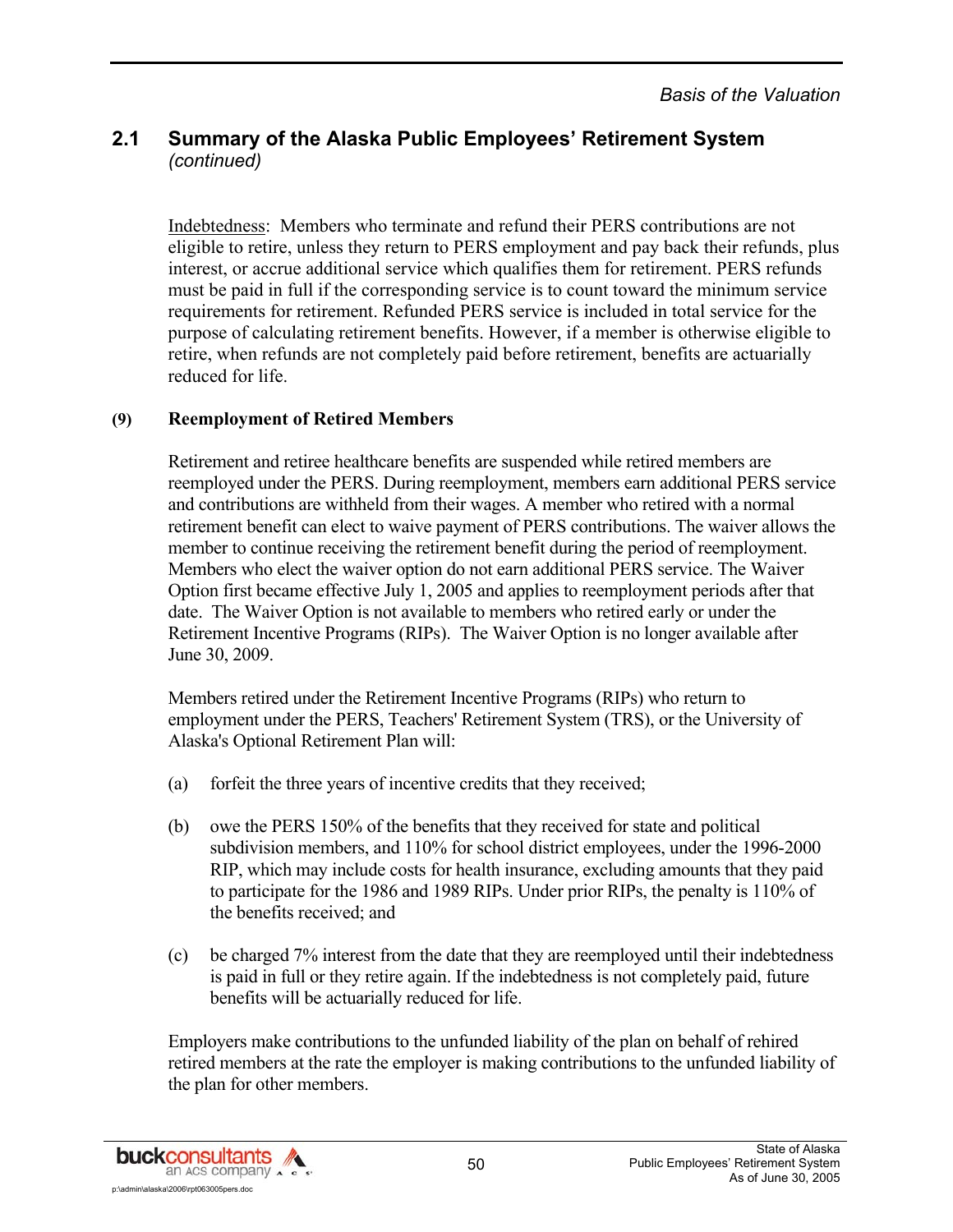## 2.1 Summary of the Alaska Public Employees' Retirement System *(continued)*

Indebtedness: Members who terminate and refund their PERS contributions are not eligible to retire, unless they return to PERS employment and pay back their refunds, plus interest, or accrue additional service which qualifies them for retirement. PERS refunds must be paid in full if the corresponding service is to count toward the minimum service requirements for retirement. Refunded PERS service is included in total service for the purpose of calculating retirement benefits. However, if a member is otherwise eligible to retire, when refunds are not completely paid before retirement, benefits are actuarially reduced for life.

**(9) Reemployment of Retired Members**

Retirement and retiree healthcare benefits are suspended while retired members are reemployed under the PERS. During reemployment, members earn additional PERS service and contributions are withheld from their wages. A member who retired with a normal retirement benefit can elect to waive payment of PERS contributions. The waiver allows the member to continue receiving the retirement benefit during the period of reemployment. Members who elect the waiver option do not earn additional PERS service. The Waiver Option first became effective July 1, 2005 and applies to reemployment periods after that date. The Waiver Option is not available to members who retired early or under the Retirement Incentive Programs (RIPs). The Waiver Option is no longer available after June 30, 2009.

Members retired under the Retirement Incentive Programs (RIPs) who return to employment under the PERS, Teachers' Retirement System (TRS), or the University of Alaska's Optional Retirement Plan will:

(a) forfeit the three years of incentive credits that they received;

(b) owe the PERS 150% of the benefits that they received for state and political subdivision members, and 110% for school district employees, under the 1996-2000 RIP, which may include costs for health insurance, excluding amounts that they paid to participate for the 1986 and 1989 RIPs. Under prior RIPs, the penalty is 110% of the benefits received; and

(c) be charged 7% interest from the date that they are reemployed until their indebtedness is paid in full or they retire again. If the indebtedness is not completely paid, future benefits will be actuarially reduced for life.

Employers make contributions to the unfunded liability of the plan on behalf of rehired retired members at the rate the employer is making contributions to the unfunded liability of the plan for other members.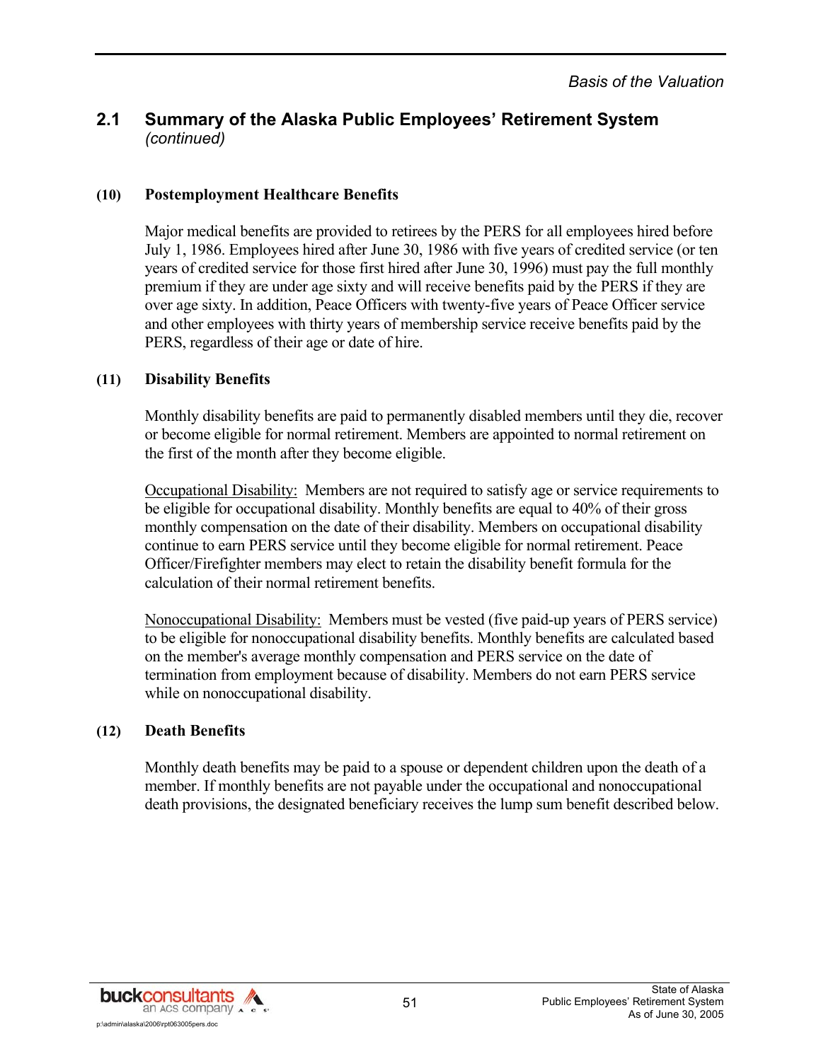## 2.1 Summary of the Alaska Public Employees' Retirement System *(continued)*

### (10) Postemployment Healthcare Benefits

Major medical benefits are provided to retirees by the PERS for all employees hired before July 1, 1986. Employees hired after June 30, 1986 with five years of credited service (or ten years of credited service for those first hired after June 30, 1996) must pay the full monthly premium if they are under age sixty and will receive benefits paid by the PERS if they are over age sixty. In addition, Peace Officers with twenty-five years of Peace Officer service and other employees with thirty years of membership service receive benefits paid by the PERS, regardless of their age or date of hire.

### (11) Disability Benefits

Monthly disability benefits are paid to permanently disabled members until they die, recover or become eligible for normal retirement. Members are appointed to normal retirement on the first of the month after they become eligible.

Occupational Disability: Members are not required to satisfy age or service requirements to be eligible for occupational disability. Monthly benefits are equal to 40% of their gross monthly compensation on the date of their disability. Members on occupational disability continue to earn PERS service until they become eligible for normal retirement. Peace Officer/Firefighter members may elect to retain the disability benefit formula for the calculation of their normal retirement benefits.

Nonoccupational Disability: Members must be vested (five paid-up years of PERS service) to be eligible for nonoccupational disability benefits. Monthly benefits are calculated based on the member's average monthly compensation and PERS service on the date of termination from employment because of disability. Members do not earn PERS service while on nonoccupational disability.

### (12) Death Benefits

Monthly death benefits may be paid to a spouse or dependent children upon the death of a member. If monthly benefits are not payable under the occupational and nonoccupational death provisions, the designated beneficiary receives the lump sum benefit described below.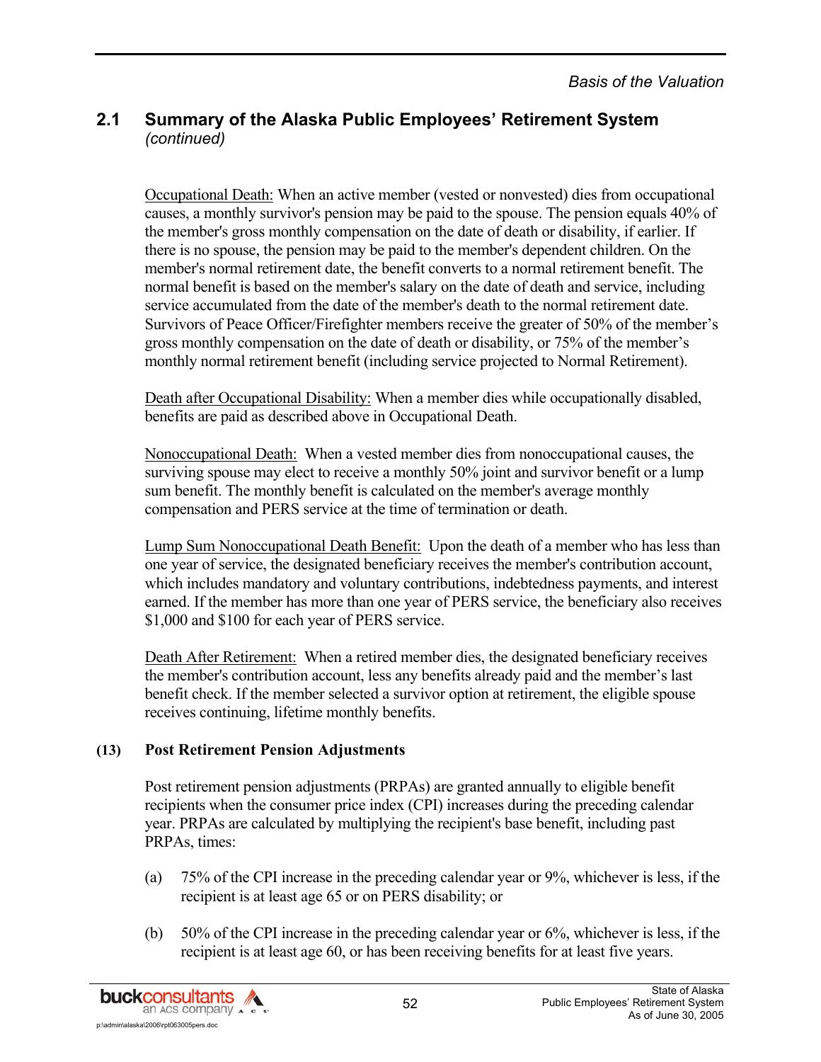## 2.1 Summary of the Alaska Public Employees' Retirement System *(continued)*

Occupational Death: When an active member (vested or nonvested) dies from occupational causes, a monthly survivor's pension may be paid to the spouse. The pension equals 40% of the member's gross monthly compensation on the date of death or disability, if earlier. If there is no spouse, the pension may be paid to the member's dependent children. On the member's normal retirement date, the benefit converts to a normal retirement benefit. The normal benefit is based on the member's salary on the date of death and service, including service accumulated from the date of the member's death to the normal retirement date. Survivors of Peace Officer/Firefighter members receive the greater of 50% of the member's gross monthly compensation on the date of death or disability, or 75% of the member's monthly normal retirement benefit (including service projected to Normal Retirement).

Death after Occupational Disability: When a member dies while occupationally disabled, benefits are paid as described above in Occupational Death.

Nonoccupational Death: When a vested member dies from nonoccupational causes, the surviving spouse may elect to receive a monthly 50% joint and survivor benefit or a lump sum benefit. The monthly benefit is calculated on the member's average monthly compensation and PERS service at the time of termination or death.

Lump Sum Nonoccupational Death Benefit: Upon the death of a member who has less than one year of service, the designated beneficiary receives the member's contribution account, which includes mandatory and voluntary contributions, indebtedness payments, and interest earned. If the member has more than one year of PERS service, the beneficiary also receives $1,000 and $100 for each year of PERS service.

Death After Retirement: When a retired member dies, the designated beneficiary receives the member's contribution account, less any benefits already paid and the member's last benefit check. If the member selected a survivor option at retirement, the eligible spouse receives continuing, lifetime monthly benefits.

**(13) Post Retirement Pension Adjustments**

Post retirement pension adjustments (PRPAs) are granted annually to eligible benefit recipients when the consumer price index (CPI) increases during the preceding calendar year. PRPAs are calculated by multiplying the recipient's base benefit, including past PRPAs, times:

(a) 75% of the CPI increase in the preceding calendar year or 9%, whichever is less, if the recipient is at least age 65 or on PERS disability; or

(b) 50% of the CPI increase in the preceding calendar year or 6%, whichever is less, if the recipient is at least age 60, or has been receiving benefits for at least five years.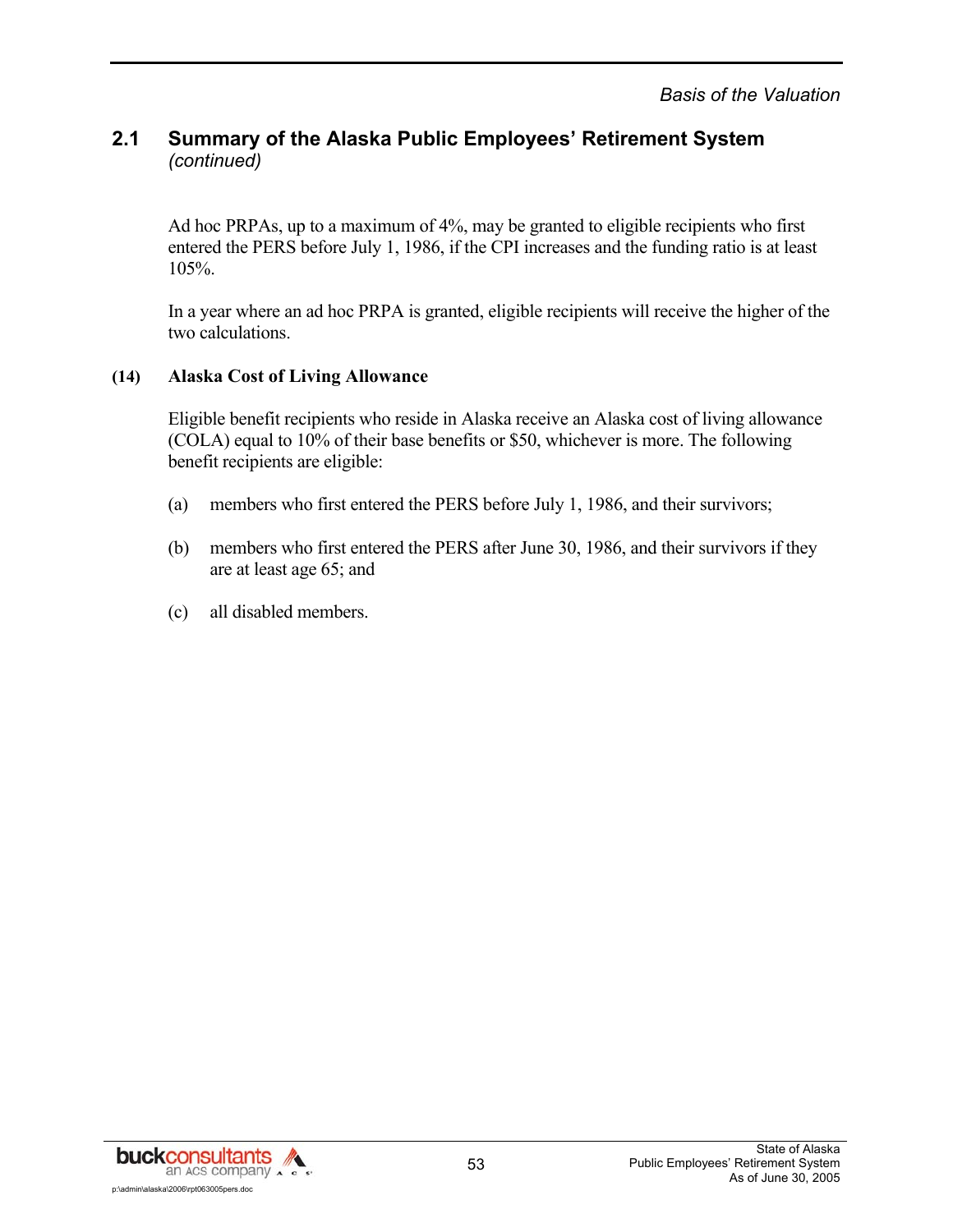## 2.1 Summary of the Alaska Public Employees' Retirement System *(continued)*

Ad hoc PRPAs, up to a maximum of 4%, may be granted to eligible recipients who first entered the PERS before July 1, 1986, if the CPI increases and the funding ratio is at least 105%.

In a year where an ad hoc PRPA is granted, eligible recipients will receive the higher of the two calculations.

**(14) Alaska Cost of Living Allowance**

Eligible benefit recipients who reside in Alaska receive an Alaska cost of living allowance (COLA) equal to 10% of their base benefits or $50, whichever is more. The following benefit recipients are eligible:

(a) members who first entered the PERS before July 1, 1986, and their survivors;

(b) members who first entered the PERS after June 30, 1986, and their survivors if they are at least age 65; and

(c) all disabled members.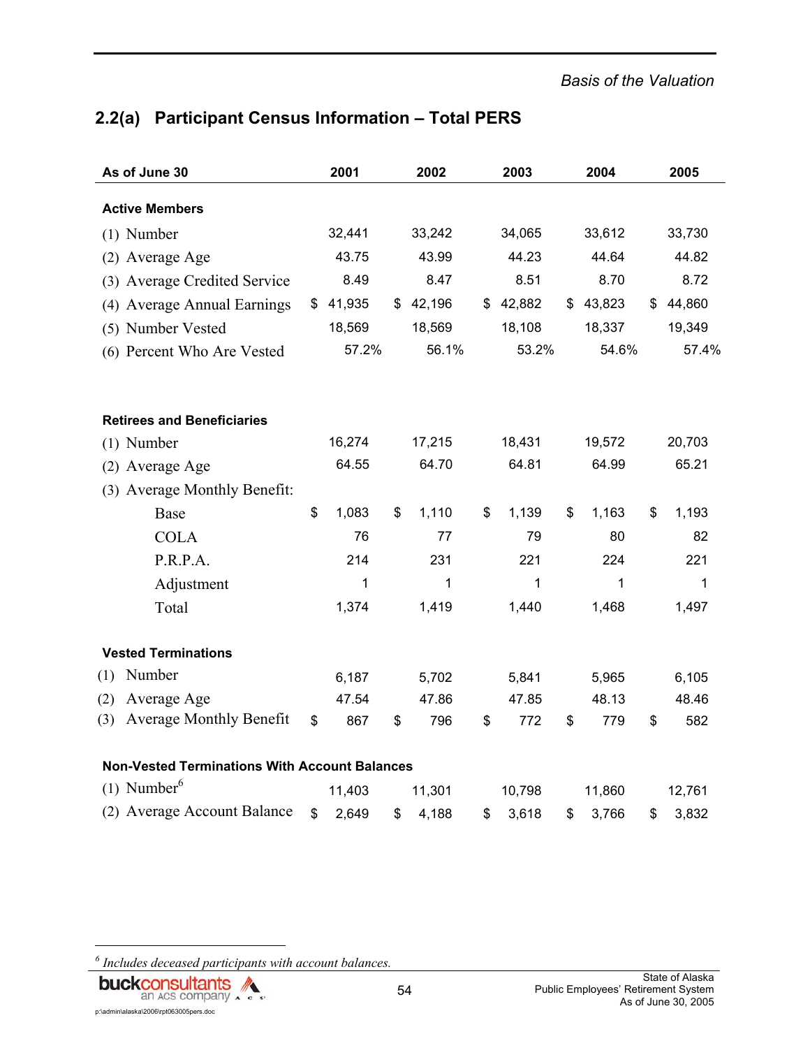## 2.2(a) Participant Census Information – Total PERS

| As of June 30 | 2001 | 2002 | 2003 | 2004 | 2005 |
|---|---|---|---|---|---|
| **Active Members** | | | | | |
| (1) Number | 32,441 | 33,242 | 34,065 | 33,612 | 33,730 |
| (2) Average Age | 43.75 | 43.99 | 44.23 | 44.64 | 44.82 |
| (3) Average Credited Service | 8.49 | 8.47 | 8.51 | 8.70 | 8.72 |
| (4) Average Annual Earnings | $ 41,935 | $ 42,196 | $ 42,882 | $ 43,823 | $ 44,860 |
| (5) Number Vested | 18,569 | 18,569 | 18,108 | 18,337 | 19,349 |
| (6) Percent Who Are Vested | 57.2% | 56.1% | 53.2% | 54.6% | 57.4% |
| **Retirees and Beneficiaries** | | | | | |
| (1) Number | 16,274 | 17,215 | 18,431 | 19,572 | 20,703 |
| (2) Average Age | 64.55 | 64.70 | 64.81 | 64.99 | 65.21 |
| (3) Average Monthly Benefit: | | | | | |
| Base | $ 1,083 | $ 1,110 | $ 1,139 | $ 1,163 | $ 1,193 |
| COLA | 76 | 77 | 79 | 80 | 82 |
| P.R.P.A. | 214 | 231 | 221 | 224 | 221 |
| Adjustment | 1 | 1 | 1 | 1 | 1 |
| Total | 1,374 | 1,419 | 1,440 | 1,468 | 1,497 |
| **Vested Terminations** | | | | | |
| (1) Number | 6,187 | 5,702 | 5,841 | 5,965 | 6,105 |
| (2) Average Age | 47.54 | 47.86 | 47.85 | 48.13 | 48.46 |
| (3) Average Monthly Benefit | $ 867 | $ 796 | $ 772 | $ 779 | $ 582 |
| **Non-Vested Terminations With Account Balances** | | | | | |
| (1) Number[6] | 11,403 | 11,301 | 10,798 | 11,860 | 12,761 |
| (2) Average Account Balance | $ 2,649 | $ 4,188 | $ 3,618 | $ 3,766 | $ 3,832 |

[6] *Includes deceased participants with account balances.*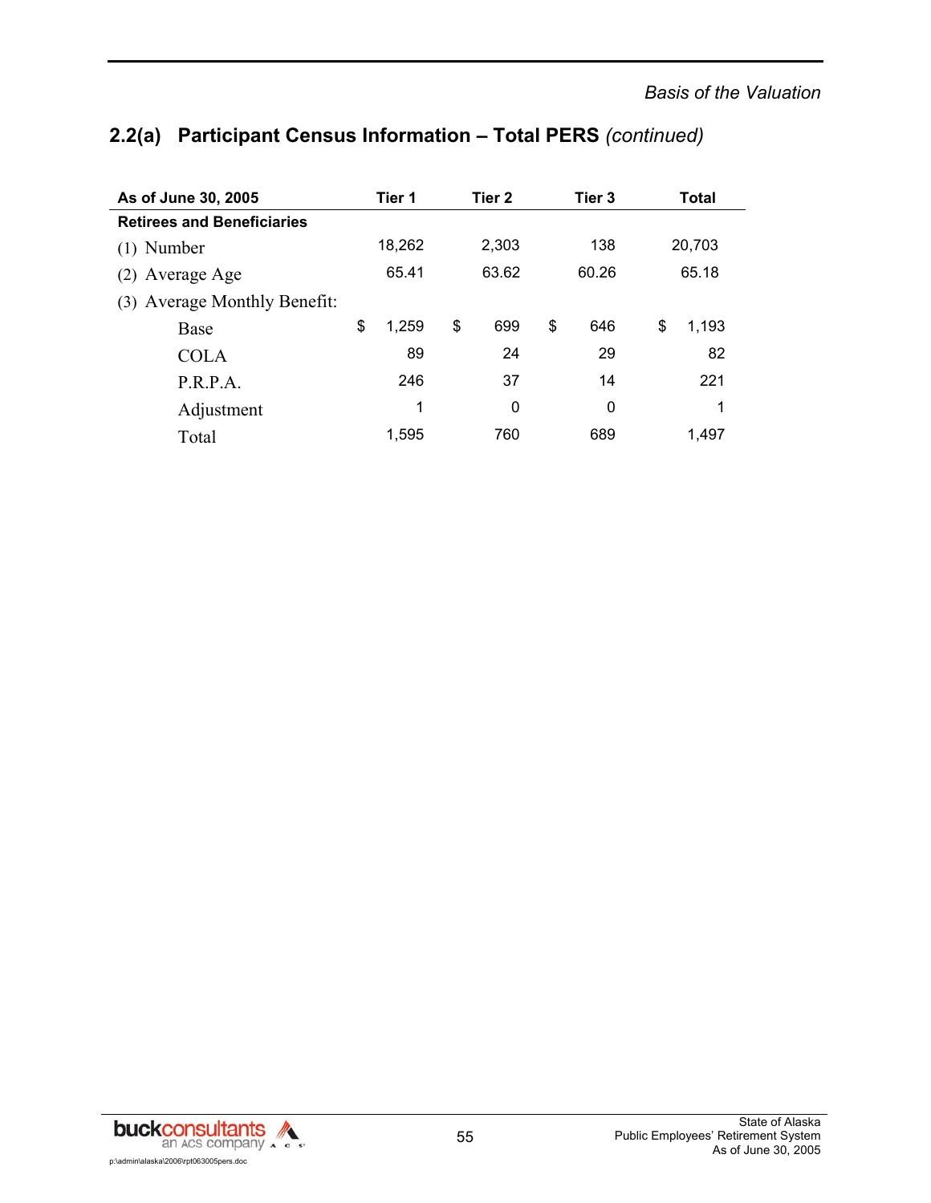## 2.2(a) Participant Census Information – Total PERS *(continued)*

| As of June 30, 2005 | Tier 1 | Tier 2 | Tier 3 | Total |
|---|---|---|---|---|
| **Retirees and Beneficiaries** | | | | |
| (1) Number | 18,262 | 2,303 | 138 | 20,703 |
| (2) Average Age | 65.41 | 63.62 | 60.26 | 65.18 |
| (3) Average Monthly Benefit: | | | | |
| Base | $ 1,259 | $ 699 | $ 646 | $ 1,193 |
| COLA | 89 | 24 | 29 | 82 |
| P.R.P.A. | 246 | 37 | 14 | 221 |
| Adjustment | 1 | 0 | 0 | 1 |
| Total | 1,595 | 760 | 689 | 1,497 |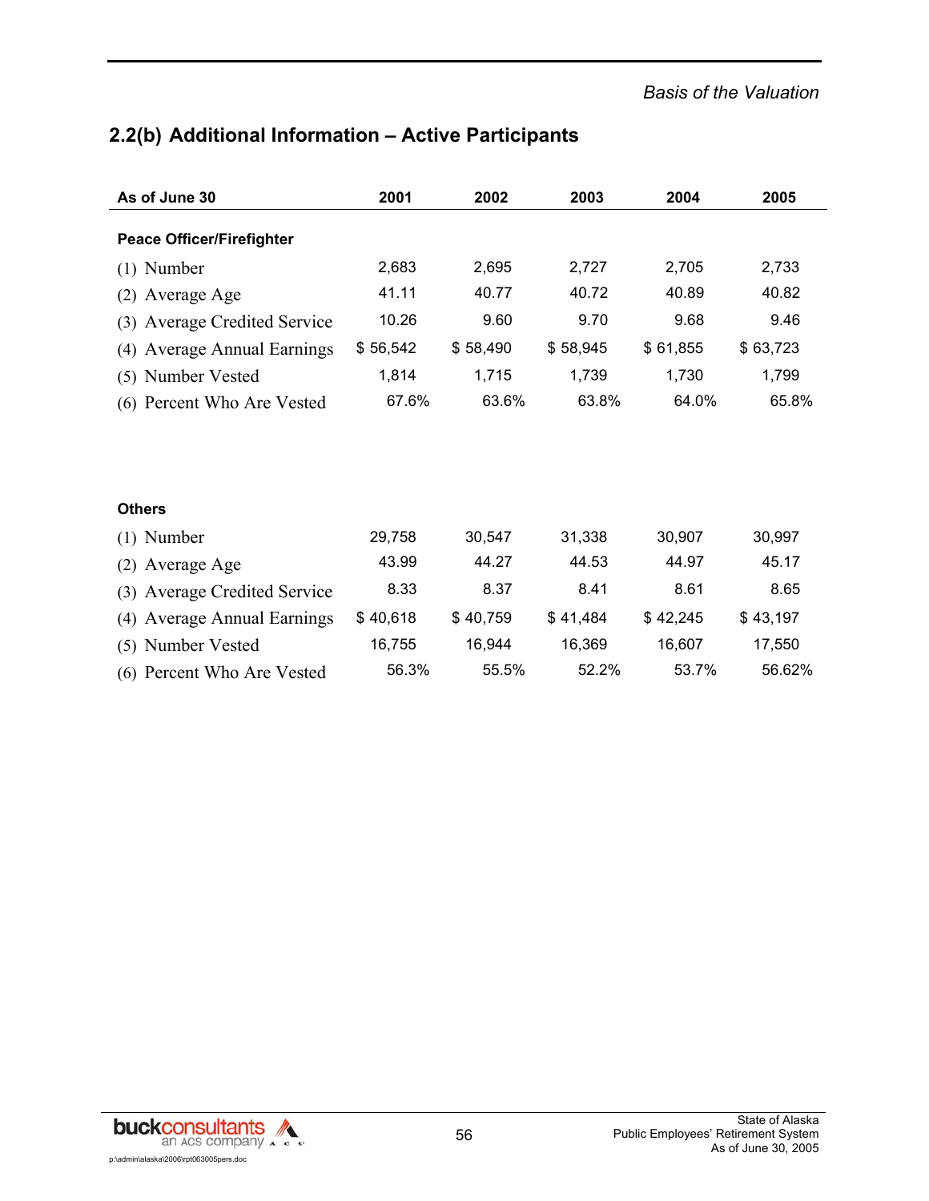## 2.2(b) Additional Information – Active Participants

| As of June 30 | 2001 | 2002 | 2003 | 2004 | 2005 |
|---|---|---|---|---|---|
| **Peace Officer/Firefighter** | | | | | |
| (1) Number | 2,683 | 2,695 | 2,727 | 2,705 | 2,733 |
| (2) Average Age | 41.11 | 40.77 | 40.72 | 40.89 | 40.82 |
| (3) Average Credited Service | 10.26 | 9.60 | 9.70 | 9.68 | 9.46 |
| (4) Average Annual Earnings | $ 56,542 | $ 58,490 | $ 58,945 | $ 61,855 | $ 63,723 |
| (5) Number Vested | 1,814 | 1,715 | 1,739 | 1,730 | 1,799 |
| (6) Percent Who Are Vested | 67.6% | 63.6% | 63.8% | 64.0% | 65.8% |
| **Others** | | | | | |
| (1) Number | 29,758 | 30,547 | 31,338 | 30,907 | 30,997 |
| (2) Average Age | 43.99 | 44.27 | 44.53 | 44.97 | 45.17 |
| (3) Average Credited Service | 8.33 | 8.37 | 8.41 | 8.61 | 8.65 |
| (4) Average Annual Earnings | $ 40,618 | $ 40,759 | $ 41,484 | $ 42,245 | $ 43,197 |
| (5) Number Vested | 16,755 | 16,944 | 16,369 | 16,607 | 17,550 |
| (6) Percent Who Are Vested | 56.3% | 55.5% | 52.2% | 53.7% | 56.62% |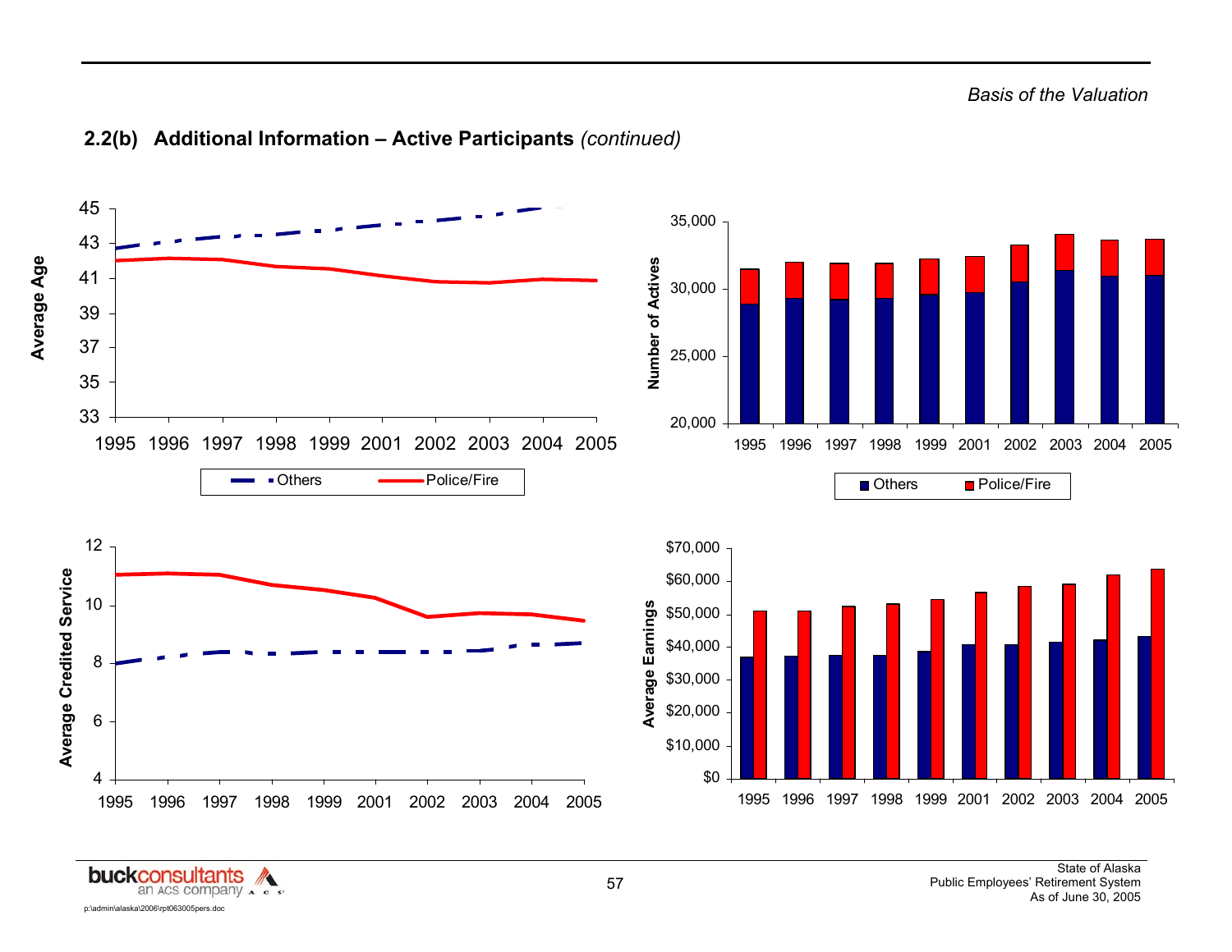## 2.2(b) Additional Information – Active Participants *(continued)*

Average Age

45
43
41
39
37
35
33

1995 1996 1997 1998 1999 2001 2002 2003 2004 2005

Others Police/Fire

Number of Actives

35,000
30,000
25,000
20,000

1995 1996 1997 1998 1999 2001 2002 2003 2004 2005

Others Police/Fire

Average Credited Service

12
10
8
6
4

1995 1996 1997 1998 1999 2001 2002 2003 2004 2005

Average Earnings

$70,000
$60,000
$50,000
$40,000
$30,000
$20,000
$10,000
$0

1995 1996 1997 1998 1999 2001 2002 2003 2004 2005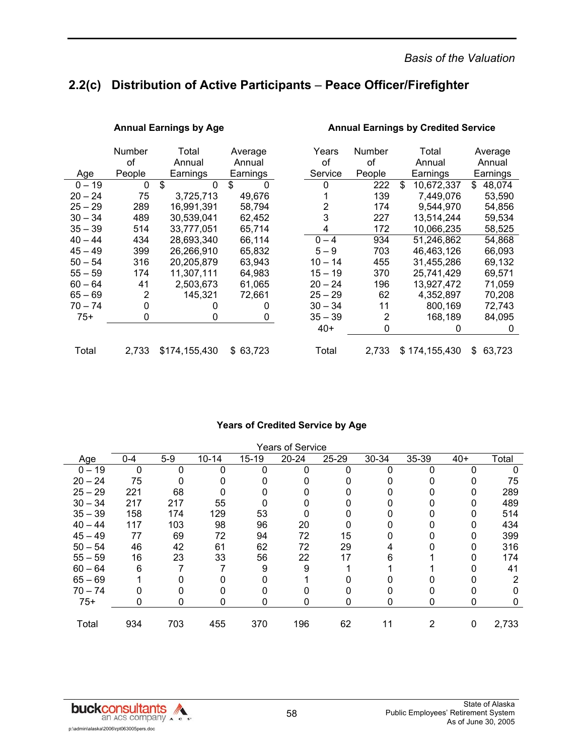## 2.2(c) Distribution of Active Participants – Peace Officer/Firefighter

**Annual Earnings by Age**

| Age | Number of People | Total Annual Earnings | Average Annual Earnings |
|---|---|---|---|
| 0 – 19 | 0 | $ 0 | $ 0 |
| 20 – 24 | 75 | 3,725,713 | 49,676 |
| 25 – 29 | 289 | 16,991,391 | 58,794 |
| 30 – 34 | 489 | 30,539,041 | 62,452 |
| 35 – 39 | 514 | 33,777,051 | 65,714 |
| 40 – 44 | 434 | 28,693,340 | 66,114 |
| 45 – 49 | 399 | 26,266,910 | 65,832 |
| 50 – 54 | 316 | 20,205,879 | 63,943 |
| 55 – 59 | 174 | 11,307,111 | 64,983 |
| 60 – 64 | 41 | 2,503,673 | 61,065 |
| 65 – 69 | 2 | 145,321 | 72,661 |
| 70 – 74 | 0 | 0 | 0 |
| 75+ | 0 | 0 | 0 |
| Total | 2,733 | $174,155,430 | $ 63,723 |

**Annual Earnings by Credited Service**

| Years of Service | Number of People | Total Annual Earnings | Average Annual Earnings |
|---|---|---|---|
| 0 | 222 | $ 10,672,337 | $ 48,074 |
| 1 | 139 | 7,449,076 | 53,590 |
| 2 | 174 | 9,544,970 | 54,856 |
| 3 | 227 | 13,514,244 | 59,534 |
| 4 | 172 | 10,066,235 | 58,525 |
| 0 – 4 | 934 | 51,246,862 | 54,868 |
| 5 – 9 | 703 | 46,463,126 | 66,093 |
| 10 – 14 | 455 | 31,455,286 | 69,132 |
| 15 – 19 | 370 | 25,741,429 | 69,571 |
| 20 – 24 | 196 | 13,927,472 | 71,059 |
| 25 – 29 | 62 | 4,352,897 | 70,208 |
| 30 – 34 | 11 | 800,169 | 72,743 |
| 35 – 39 | 2 | 168,189 | 84,095 |
| 40+ | 0 | 0 | 0 |
| Total | 2,733 | $ 174,155,430 | $ 63,723 |

**Years of Credited Service by Age**

| | Years of Service | | | | | | | | | |
|---|---|---|---|---|---|---|---|---|---|---|
| Age | 0-4 | 5-9 | 10-14 | 15-19 | 20-24 | 25-29 | 30-34 | 35-39 | 40+ | Total |
| 0 – 19 | 0 | 0 | 0 | 0 | 0 | 0 | 0 | 0 | 0 | 0 |
| 20 – 24 | 75 | 0 | 0 | 0 | 0 | 0 | 0 | 0 | 0 | 75 |
| 25 – 29 | 221 | 68 | 0 | 0 | 0 | 0 | 0 | 0 | 0 | 289 |
| 30 – 34 | 217 | 217 | 55 | 0 | 0 | 0 | 0 | 0 | 0 | 489 |
| 35 – 39 | 158 | 174 | 129 | 53 | 0 | 0 | 0 | 0 | 0 | 514 |
| 40 – 44 | 117 | 103 | 98 | 96 | 20 | 0 | 0 | 0 | 0 | 434 |
| 45 – 49 | 77 | 69 | 72 | 94 | 72 | 15 | 0 | 0 | 0 | 399 |
| 50 – 54 | 46 | 42 | 61 | 62 | 72 | 29 | 4 | 0 | 0 | 316 |
| 55 – 59 | 16 | 23 | 33 | 56 | 22 | 17 | 6 | 1 | 0 | 174 |
| 60 – 64 | 6 | 7 | 7 | 9 | 9 | 1 | 1 | 1 | 0 | 41 |
| 65 – 69 | 1 | 0 | 0 | 0 | 1 | 0 | 0 | 0 | 0 | 2 |
| 70 – 74 | 0 | 0 | 0 | 0 | 0 | 0 | 0 | 0 | 0 | 0 |
| 75+ | 0 | 0 | 0 | 0 | 0 | 0 | 0 | 0 | 0 | 0 |
| Total | 934 | 703 | 455 | 370 | 196 | 62 | 11 | 2 | 0 | 2,733 |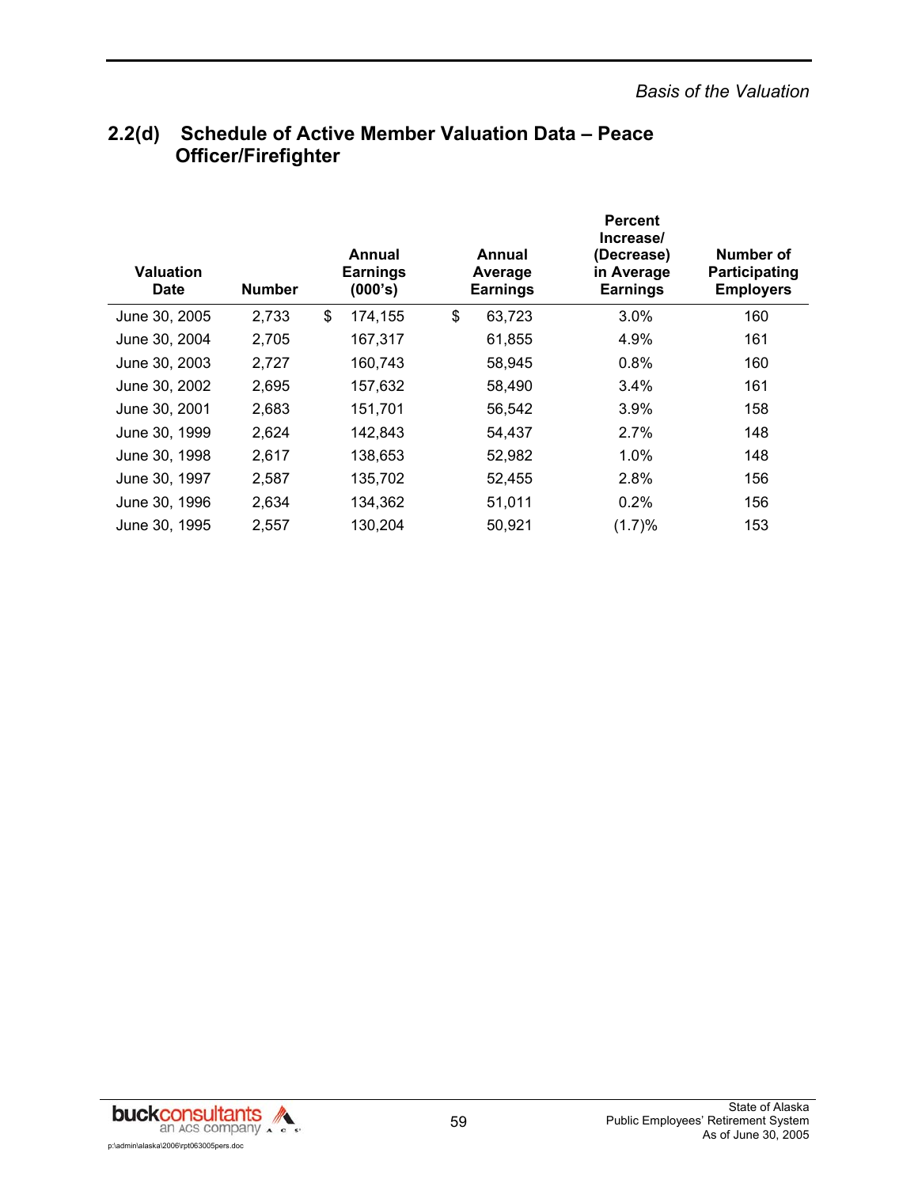## 2.2(d) Schedule of Active Member Valuation Data – Peace Officer/Firefighter

| Valuation Date | Number | Annual Earnings (000's) | Annual Average Earnings | Percent Increase/ (Decrease) in Average Earnings | Number of Participating Employers |
|---|---|---|---|---|---|
| June 30, 2005 | 2,733 | $ 174,155 | $ 63,723 | 3.0% | 160 |
| June 30, 2004 | 2,705 | 167,317 | 61,855 | 4.9% | 161 |
| June 30, 2003 | 2,727 | 160,743 | 58,945 | 0.8% | 160 |
| June 30, 2002 | 2,695 | 157,632 | 58,490 | 3.4% | 161 |
| June 30, 2001 | 2,683 | 151,701 | 56,542 | 3.9% | 158 |
| June 30, 1999 | 2,624 | 142,843 | 54,437 | 2.7% | 148 |
| June 30, 1998 | 2,617 | 138,653 | 52,982 | 1.0% | 148 |
| June 30, 1997 | 2,587 | 135,702 | 52,455 | 2.8% | 156 |
| June 30, 1996 | 2,634 | 134,362 | 51,011 | 0.2% | 156 |
| June 30, 1995 | 2,557 | 130,204 | 50,921 | (1.7)% | 153 |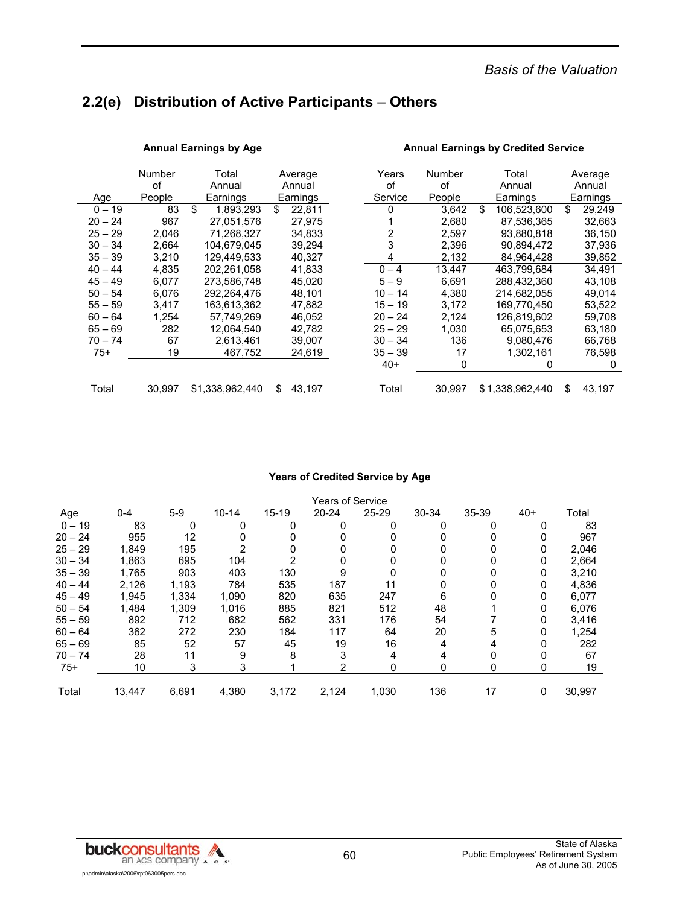## 2.2(e) Distribution of Active Participants – Others

**Annual Earnings by Age**

| Age | Number of People | Total Annual Earnings | Average Annual Earnings |
|---|---|---|---|
| 0 – 19 | 83 | $ 1,893,293 | $ 22,811 |
| 20 – 24 | 967 | 27,051,576 | 27,975 |
| 25 – 29 | 2,046 | 71,268,327 | 34,833 |
| 30 – 34 | 2,664 | 104,679,045 | 39,294 |
| 35 – 39 | 3,210 | 129,449,533 | 40,327 |
| 40 – 44 | 4,835 | 202,261,058 | 41,833 |
| 45 – 49 | 6,077 | 273,586,748 | 45,020 |
| 50 – 54 | 6,076 | 292,264,476 | 48,101 |
| 55 – 59 | 3,417 | 163,613,362 | 47,882 |
| 60 – 64 | 1,254 | 57,749,269 | 46,052 |
| 65 – 69 | 282 | 12,064,540 | 42,782 |
| 70 – 74 | 67 | 2,613,461 | 39,007 |
| 75+ | 19 | 467,752 | 24,619 |
| Total | 30,997 | $1,338,962,440 | $ 43,197 |

**Annual Earnings by Credited Service**

| Years of Service | Number of People | Total Annual Earnings | Average Annual Earnings |
|---|---|---|---|
| 0 | 3,642 | $ 106,523,600 | $ 29,249 |
| 1 | 2,680 | 87,536,365 | 32,663 |
| 2 | 2,597 | 93,880,818 | 36,150 |
| 3 | 2,396 | 90,894,472 | 37,936 |
| 4 | 2,132 | 84,964,428 | 39,852 |
| 0 – 4 | 13,447 | 463,799,684 | 34,491 |
| 5 – 9 | 6,691 | 288,432,360 | 43,108 |
| 10 – 14 | 4,380 | 214,682,055 | 49,014 |
| 15 – 19 | 3,172 | 169,770,450 | 53,522 |
| 20 – 24 | 2,124 | 126,819,602 | 59,708 |
| 25 – 29 | 1,030 | 65,075,653 | 63,180 |
| 30 – 34 | 136 | 9,080,476 | 66,768 |
| 35 – 39 | 17 | 1,302,161 | 76,598 |
| 40+ | 0 | 0 | 0 |
| Total | 30,997 | $ 1,338,962,440 | $ 43,197 |

**Years of Credited Service by Age**

| Age | 0-4 | 5-9 | 10-14 | 15-19 | 20-24 | 25-29 | 30-34 | 35-39 | 40+ | Total |
|---|---|---|---|---|---|---|---|---|---|---|
| 0 – 19 | 83 | 0 | 0 | 0 | 0 | 0 | 0 | 0 | 0 | 83 |
| 20 – 24 | 955 | 12 | 0 | 0 | 0 | 0 | 0 | 0 | 0 | 967 |
| 25 – 29 | 1,849 | 195 | 2 | 0 | 0 | 0 | 0 | 0 | 0 | 2,046 |
| 30 – 34 | 1,863 | 695 | 104 | 2 | 0 | 0 | 0 | 0 | 0 | 2,664 |
| 35 – 39 | 1,765 | 903 | 403 | 130 | 9 | 0 | 0 | 0 | 0 | 3,210 |
| 40 – 44 | 2,126 | 1,193 | 784 | 535 | 187 | 11 | 0 | 0 | 0 | 4,836 |
| 45 – 49 | 1,945 | 1,334 | 1,090 | 820 | 635 | 247 | 6 | 0 | 0 | 6,077 |
| 50 – 54 | 1,484 | 1,309 | 1,016 | 885 | 821 | 512 | 48 | 1 | 0 | 6,076 |
| 55 – 59 | 892 | 712 | 682 | 562 | 331 | 176 | 54 | 7 | 0 | 3,416 |
| 60 – 64 | 362 | 272 | 230 | 184 | 117 | 64 | 20 | 5 | 0 | 1,254 |
| 65 – 69 | 85 | 52 | 57 | 45 | 19 | 16 | 4 | 4 | 0 | 282 |
| 70 – 74 | 28 | 11 | 9 | 8 | 3 | 4 | 4 | 0 | 0 | 67 |
| 75+ | 10 | 3 | 3 | 1 | 2 | 0 | 0 | 0 | 0 | 19 |
| Total | 13,447 | 6,691 | 4,380 | 3,172 | 2,124 | 1,030 | 136 | 17 | 0 | 30,997 |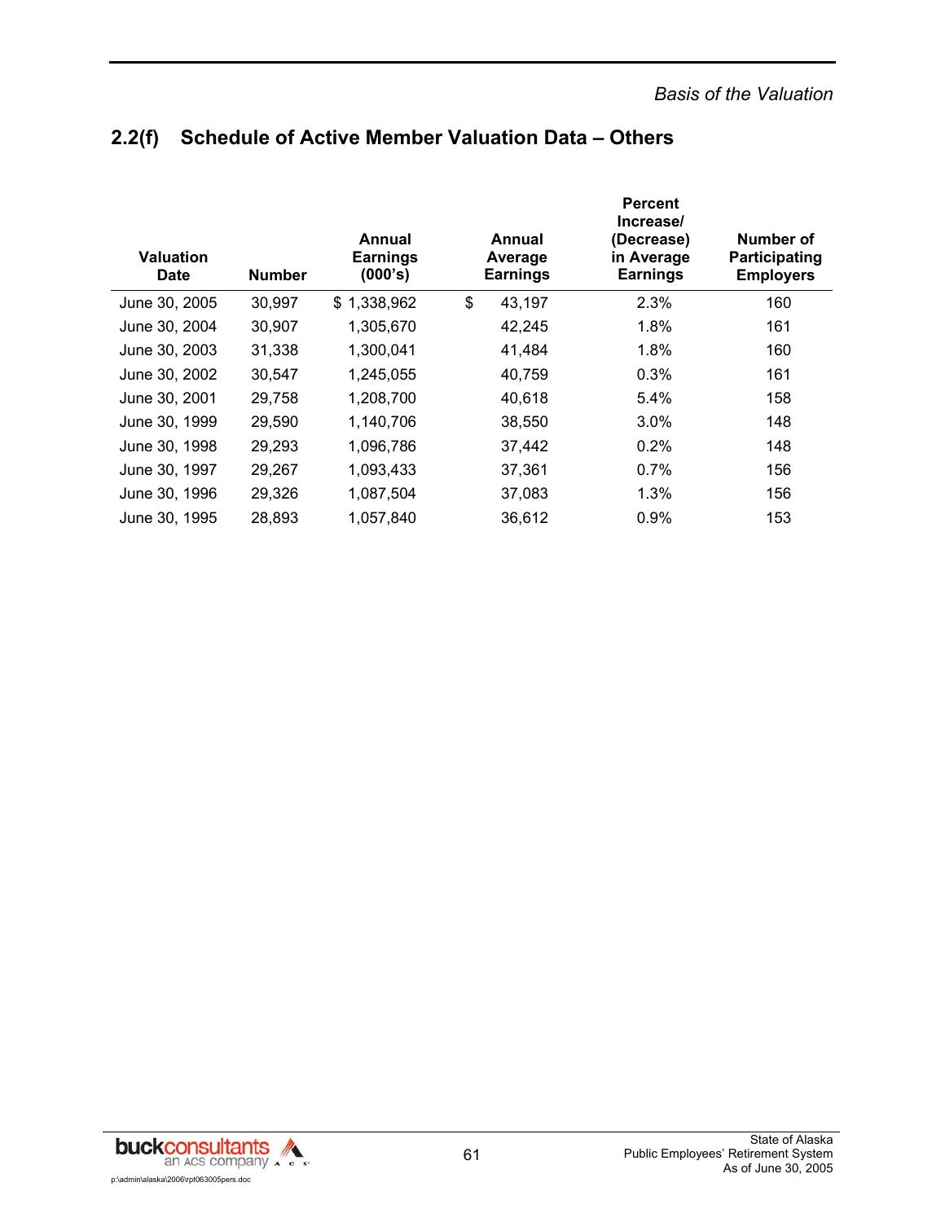## 2.2(f) Schedule of Active Member Valuation Data – Others

| Valuation Date | Number | Annual Earnings (000's) | Annual Average Earnings | Percent Increase/ (Decrease) in Average Earnings | Number of Participating Employers |
|---|---|---|---|---|---|
| June 30, 2005 | 30,997 | $ 1,338,962 | $ 43,197 | 2.3% | 160 |
| June 30, 2004 | 30,907 | 1,305,670 | 42,245 | 1.8% | 161 |
| June 30, 2003 | 31,338 | 1,300,041 | 41,484 | 1.8% | 160 |
| June 30, 2002 | 30,547 | 1,245,055 | 40,759 | 0.3% | 161 |
| June 30, 2001 | 29,758 | 1,208,700 | 40,618 | 5.4% | 158 |
| June 30, 1999 | 29,590 | 1,140,706 | 38,550 | 3.0% | 148 |
| June 30, 1998 | 29,293 | 1,096,786 | 37,442 | 0.2% | 148 |
| June 30, 1997 | 29,267 | 1,093,433 | 37,361 | 0.7% | 156 |
| June 30, 1996 | 29,326 | 1,087,504 | 37,083 | 1.3% | 156 |
| June 30, 1995 | 28,893 | 1,057,840 | 36,612 | 0.9% | 153 |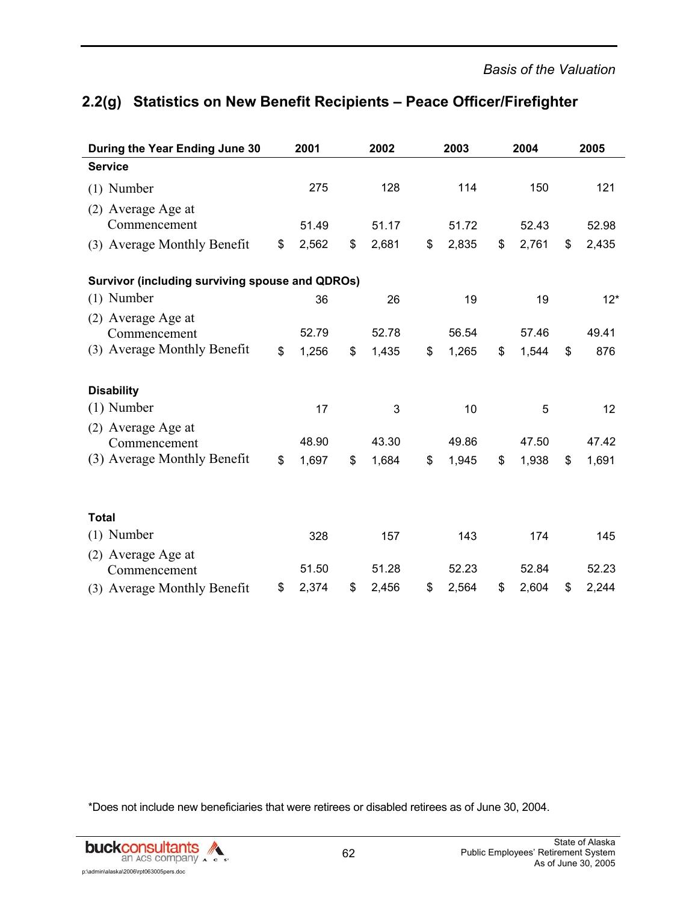## 2.2(g) Statistics on New Benefit Recipients – Peace Officer/Firefighter

| During the Year Ending June 30 | 2001 | 2002 | 2003 | 2004 | 2005 |
|---|---|---|---|---|---|
| **Service** | | | | | |
| (1) Number | 275 | 128 | 114 | 150 | 121 |
| (2) Average Age at Commencement | 51.49 | 51.17 | 51.72 | 52.43 | 52.98 |
| (3) Average Monthly Benefit | $ 2,562 | $ 2,681 | $ 2,835 | $ 2,761 | $ 2,435 |
| **Survivor (including surviving spouse and QDROs)** | | | | | |
| (1) Number | 36 | 26 | 19 | 19 | 12* |
| (2) Average Age at Commencement | 52.79 | 52.78 | 56.54 | 57.46 | 49.41 |
| (3) Average Monthly Benefit | $ 1,256 | $ 1,435 | $ 1,265 | $ 1,544 | $ 876 |
| **Disability** | | | | | |
| (1) Number | 17 | 3 | 10 | 5 | 12 |
| (2) Average Age at Commencement | 48.90 | 43.30 | 49.86 | 47.50 | 47.42 |
| (3) Average Monthly Benefit | $ 1,697 | $ 1,684 | $ 1,945 | $ 1,938 | $ 1,691 |
| **Total** | | | | | |
| (1) Number | 328 | 157 | 143 | 174 | 145 |
| (2) Average Age at Commencement | 51.50 | 51.28 | 52.23 | 52.84 | 52.23 |
| (3) Average Monthly Benefit | $ 2,374 | $ 2,456 | $ 2,564 | $ 2,604 | $ 2,244 |

*Does not include new beneficiaries that were retirees or disabled retirees as of June 30, 2004.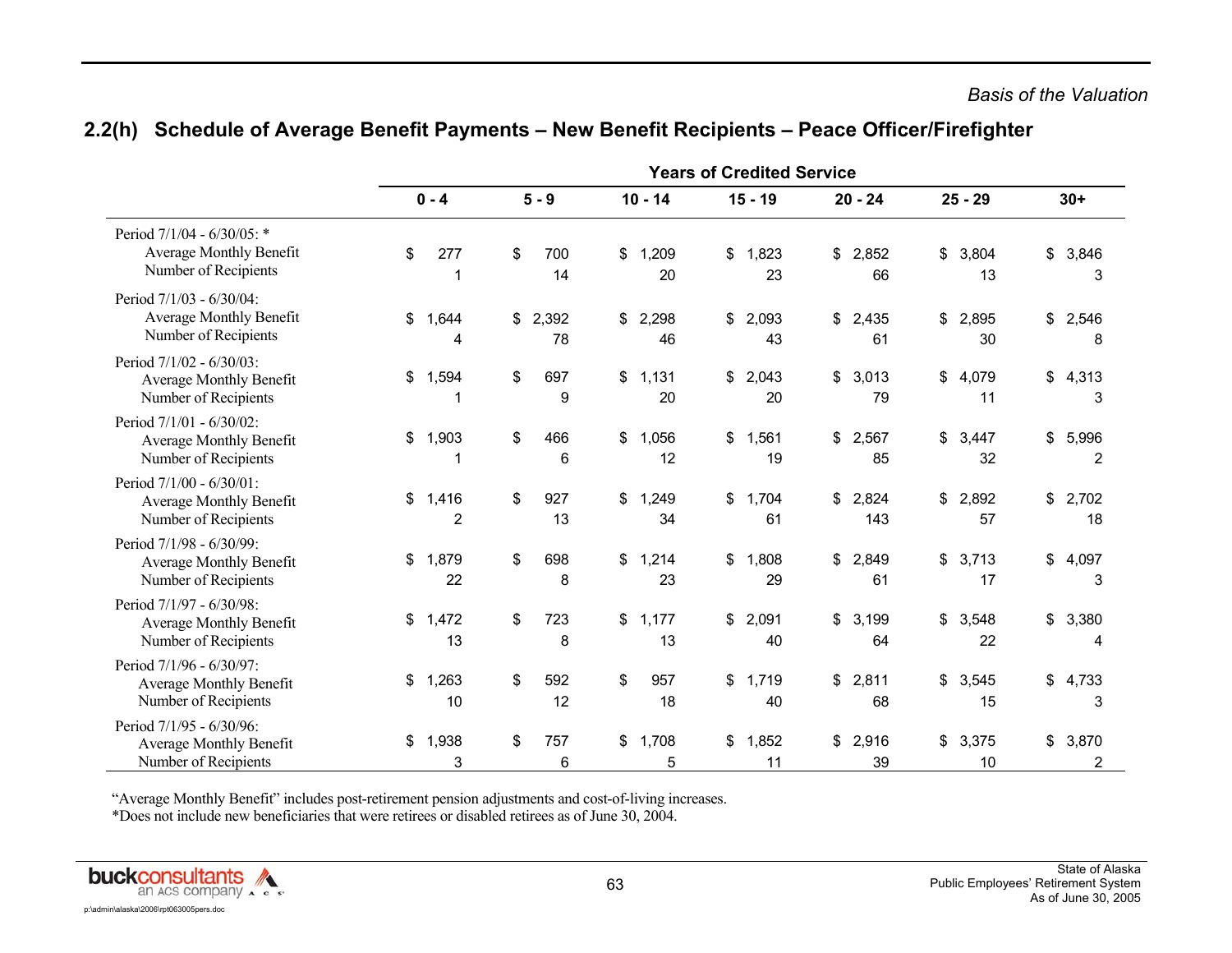*Basis of the Valuation*

## 2.2(h) Schedule of Average Benefit Payments – New Benefit Recipients – Peace Officer/Firefighter

| | Years of Credited Service | | | | | | |
|---|---|---|---|---|---|---|---|
| | 0 - 4 | 5 - 9 | 10 - 14 | 15 - 19 | 20 - 24 | 25 - 29 | 30+ |
| Period 7/1/04 - 6/30/05: * | | | | | | | |
| Average Monthly Benefit | $ 277 | $ 700 | $ 1,209 | $ 1,823 | $ 2,852 | $ 3,804 | $ 3,846 |
| Number of Recipients | 1 | 14 | 20 | 23 | 66 | 13 | 3 |
| Period 7/1/03 - 6/30/04: | | | | | | | |
| Average Monthly Benefit | $ 1,644 | $ 2,392 | $ 2,298 | $ 2,093 | $ 2,435 | $ 2,895 | $ 2,546 |
| Number of Recipients | 4 | 78 | 46 | 43 | 61 | 30 | 8 |
| Period 7/1/02 - 6/30/03: | | | | | | | |
| Average Monthly Benefit | $ 1,594 | $ 697 | $ 1,131 | $ 2,043 | $ 3,013 | $ 4,079 | $ 4,313 |
| Number of Recipients | 1 | 9 | 20 | 20 | 79 | 11 | 3 |
| Period 7/1/01 - 6/30/02: | | | | | | | |
| Average Monthly Benefit | $ 1,903 | $ 466 | $ 1,056 | $ 1,561 | $ 2,567 | $ 3,447 | $ 5,996 |
| Number of Recipients | 1 | 6 | 12 | 19 | 85 | 32 | 2 |
| Period 7/1/00 - 6/30/01: | | | | | | | |
| Average Monthly Benefit | $ 1,416 | $ 927 | $ 1,249 | $ 1,704 | $ 2,824 | $ 2,892 | $ 2,702 |
| Number of Recipients | 2 | 13 | 34 | 61 | 143 | 57 | 18 |
| Period 7/1/98 - 6/30/99: | | | | | | | |
| Average Monthly Benefit | $ 1,879 | $ 698 | $ 1,214 | $ 1,808 | $ 2,849 | $ 3,713 | $ 4,097 |
| Number of Recipients | 22 | 8 | 23 | 29 | 61 | 17 | 3 |
| Period 7/1/97 - 6/30/98: | | | | | | | |
| Average Monthly Benefit | $ 1,472 | $ 723 | $ 1,177 | $ 2,091 | $ 3,199 | $ 3,548 | $ 3,380 |
| Number of Recipients | 13 | 8 | 13 | 40 | 64 | 22 | 4 |
| Period 7/1/96 - 6/30/97: | | | | | | | |
| Average Monthly Benefit | $ 1,263 | $ 592 | $ 957 | $ 1,719 | $ 2,811 | $ 3,545 | $ 4,733 |
| Number of Recipients | 10 | 12 | 18 | 40 | 68 | 15 | 3 |
| Period 7/1/95 - 6/30/96: | | | | | | | |
| Average Monthly Benefit | $ 1,938 | $ 757 | $ 1,708 | $ 1,852 | $ 2,916 | $ 3,375 | $ 3,870 |
| Number of Recipients | 3 | 6 | 5 | 11 | 39 | 10 | 2 |

"Average Monthly Benefit" includes post-retirement pension adjustments and cost-of-living increases.
*Does not include new beneficiaries that were retirees or disabled retirees as of June 30, 2004.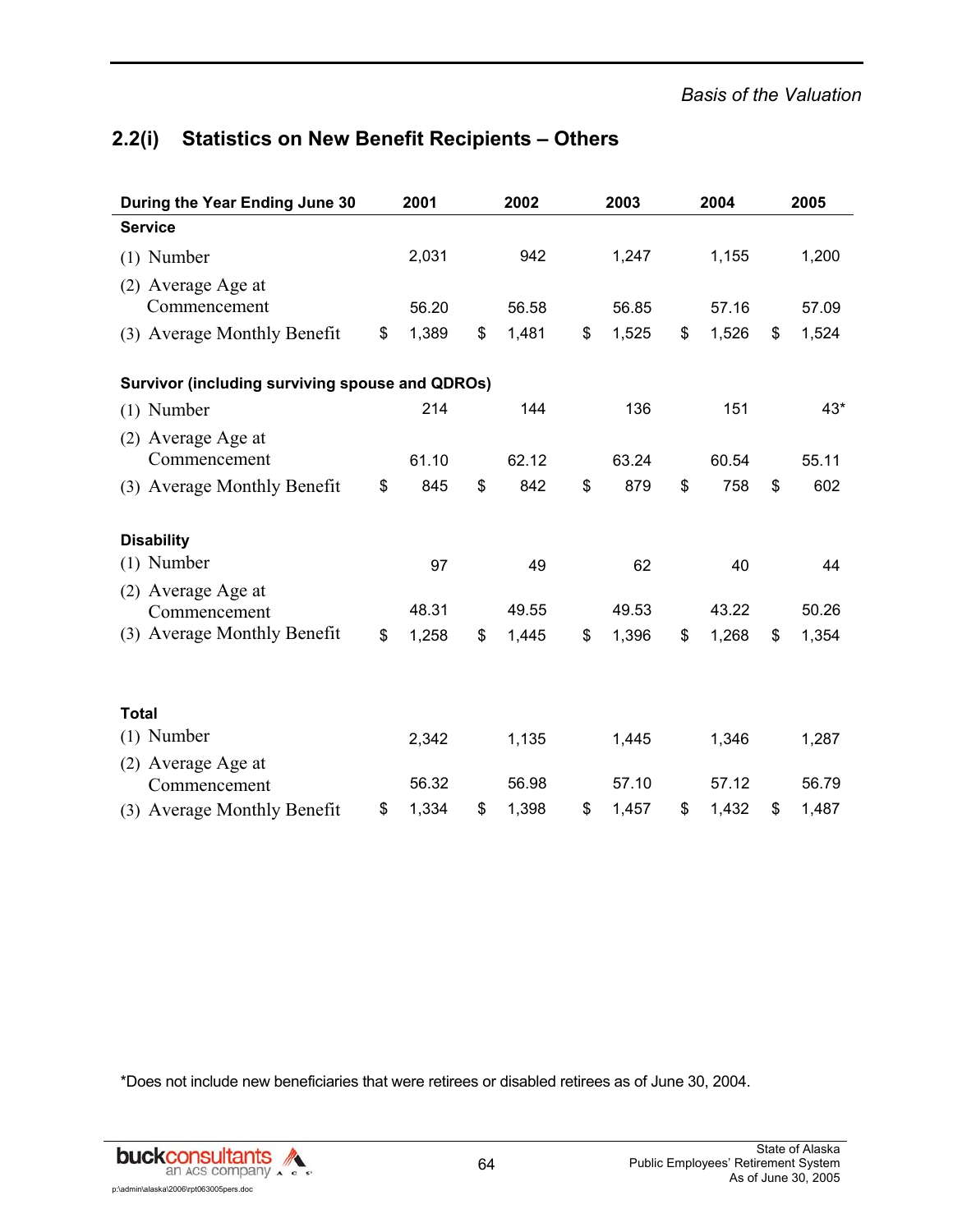## 2.2(i) Statistics on New Benefit Recipients – Others

| During the Year Ending June 30 | 2001 | 2002 | 2003 | 2004 | 2005 |
|---|---|---|---|---|---|
| **Service** | | | | | |
| (1) Number | 2,031 | 942 | 1,247 | 1,155 | 1,200 |
| (2) Average Age at Commencement | 56.20 | 56.58 | 56.85 | 57.16 | 57.09 |
| (3) Average Monthly Benefit | $ 1,389 | $ 1,481 | $ 1,525 | $ 1,526 | $ 1,524 |
| **Survivor (including surviving spouse and QDROs)** | | | | | |
| (1) Number | 214 | 144 | 136 | 151 | 43* |
| (2) Average Age at Commencement | 61.10 | 62.12 | 63.24 | 60.54 | 55.11 |
| (3) Average Monthly Benefit | $ 845 | $ 842 | $ 879 | $ 758 | $ 602 |
| **Disability** | | | | | |
| (1) Number | 97 | 49 | 62 | 40 | 44 |
| (2) Average Age at Commencement | 48.31 | 49.55 | 49.53 | 43.22 | 50.26 |
| (3) Average Monthly Benefit | $ 1,258 | $ 1,445 | $ 1,396 | $ 1,268 | $ 1,354 |
| **Total** | | | | | |
| (1) Number | 2,342 | 1,135 | 1,445 | 1,346 | 1,287 |
| (2) Average Age at Commencement | 56.32 | 56.98 | 57.10 | 57.12 | 56.79 |
| (3) Average Monthly Benefit | $ 1,334 | $ 1,398 | $ 1,457 | $ 1,432 | $ 1,487 |

*Does not include new beneficiaries that were retirees or disabled retirees as of June 30, 2004.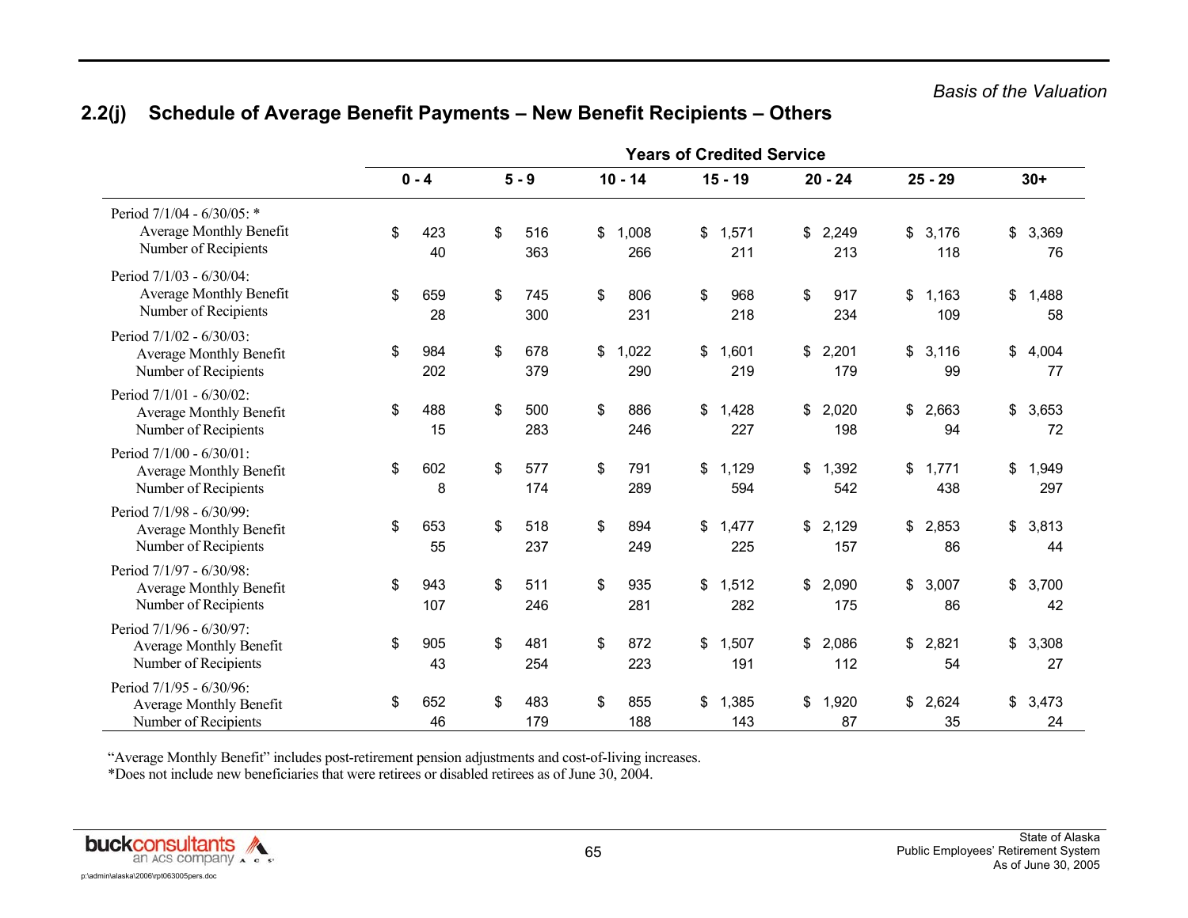## 2.2(j) Schedule of Average Benefit Payments – New Benefit Recipients – Others

| | Years of Credited Service | | | | | | |
|---|---|---|---|---|---|---|---|
| | 0 - 4 | 5 - 9 | 10 - 14 | 15 - 19 | 20 - 24 | 25 - 29 | 30+ |
| **Period 7/1/04 - 6/30/05: *** | | | | | | | |
| Average Monthly Benefit | $ 423 | $ 516 | $ 1,008 | $ 1,571 | $ 2,249 | $ 3,176 | $ 3,369 |
| Number of Recipients | 40 | 363 | 266 | 211 | 213 | 118 | 76 |
| **Period 7/1/03 - 6/30/04:** | | | | | | | |
| Average Monthly Benefit | $ 659 | $ 745 | $ 806 | $ 968 | $ 917 | $ 1,163 | $ 1,488 |
| Number of Recipients | 28 | 300 | 231 | 218 | 234 | 109 | 58 |
| **Period 7/1/02 - 6/30/03:** | | | | | | | |
| Average Monthly Benefit | $ 984 | $ 678 | $ 1,022 | $ 1,601 | $ 2,201 | $ 3,116 | $ 4,004 |
| Number of Recipients | 202 | 379 | 290 | 219 | 179 | 99 | 77 |
| **Period 7/1/01 - 6/30/02:** | | | | | | | |
| Average Monthly Benefit | $ 488 | $ 500 | $ 886 | $ 1,428 | $ 2,020 | $ 2,663 | $ 3,653 |
| Number of Recipients | 15 | 283 | 246 | 227 | 198 | 94 | 72 |
| **Period 7/1/00 - 6/30/01:** | | | | | | | |
| Average Monthly Benefit | $ 602 | $ 577 | $ 791 | $ 1,129 | $ 1,392 | $ 1,771 | $ 1,949 |
| Number of Recipients | 8 | 174 | 289 | 594 | 542 | 438 | 297 |
| **Period 7/1/98 - 6/30/99:** | | | | | | | |
| Average Monthly Benefit | $ 653 | $ 518 | $ 894 | $ 1,477 | $ 2,129 | $ 2,853 | $ 3,813 |
| Number of Recipients | 55 | 237 | 249 | 225 | 157 | 86 | 44 |
| **Period 7/1/97 - 6/30/98:** | | | | | | | |
| Average Monthly Benefit | $ 943 | $ 511 | $ 935 | $ 1,512 | $ 2,090 | $ 3,007 | $ 3,700 |
| Number of Recipients | 107 | 246 | 281 | 282 | 175 | 86 | 42 |
| **Period 7/1/96 - 6/30/97:** | | | | | | | |
| Average Monthly Benefit | $ 905 | $ 481 | $ 872 | $ 1,507 | $ 2,086 | $ 2,821 | $ 3,308 |
| Number of Recipients | 43 | 254 | 223 | 191 | 112 | 54 | 27 |
| **Period 7/1/95 - 6/30/96:** | | | | | | | |
| Average Monthly Benefit | $ 652 | $ 483 | $ 855 | $ 1,385 | $ 1,920 | $ 2,624 | $ 3,473 |
| Number of Recipients | 46 | 179 | 188 | 143 | 87 | 35 | 24 |

"Average Monthly Benefit" includes post-retirement pension adjustments and cost-of-living increases.
*Does not include new beneficiaries that were retirees or disabled retirees as of June 30, 2004.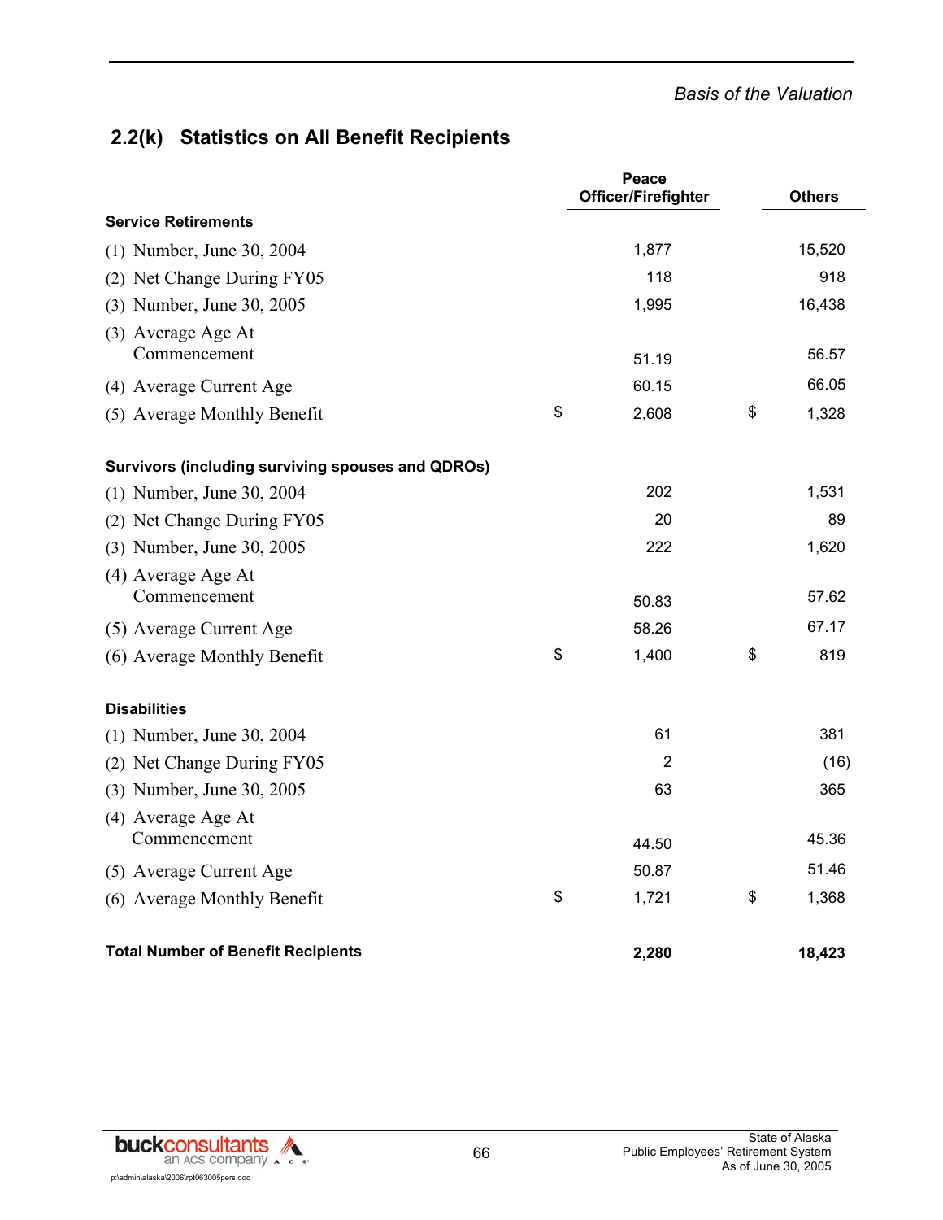## 2.2(k) Statistics on All Benefit Recipients

| | Peace Officer/Firefighter | Others |
|---|---|---|
| **Service Retirements** | | |
| (1) Number, June 30, 2004 | 1,877 | 15,520 |
| (2) Net Change During FY05 | 118 | 918 |
| (3) Number, June 30, 2005 | 1,995 | 16,438 |
| (3) Average Age At Commencement | 51.19 | 56.57 |
| (4) Average Current Age | 60.15 | 66.05 |
| (5) Average Monthly Benefit | $ 2,608 | $ 1,328 |
| **Survivors (including surviving spouses and QDROs)** | | |
| (1) Number, June 30, 2004 | 202 | 1,531 |
| (2) Net Change During FY05 | 20 | 89 |
| (3) Number, June 30, 2005 | 222 | 1,620 |
| (4) Average Age At Commencement | 50.83 | 57.62 |
| (5) Average Current Age | 58.26 | 67.17 |
| (6) Average Monthly Benefit | $ 1,400 | $ 819 |
| **Disabilities** | | |
| (1) Number, June 30, 2004 | 61 | 381 |
| (2) Net Change During FY05 | 2 | (16) |
| (3) Number, June 30, 2005 | 63 | 365 |
| (4) Average Age At Commencement | 44.50 | 45.36 |
| (5) Average Current Age | 50.87 | 51.46 |
| (6) Average Monthly Benefit | $ 1,721 | $ 1,368 |
| **Total Number of Benefit Recipients** | **2,280** | **18,423** |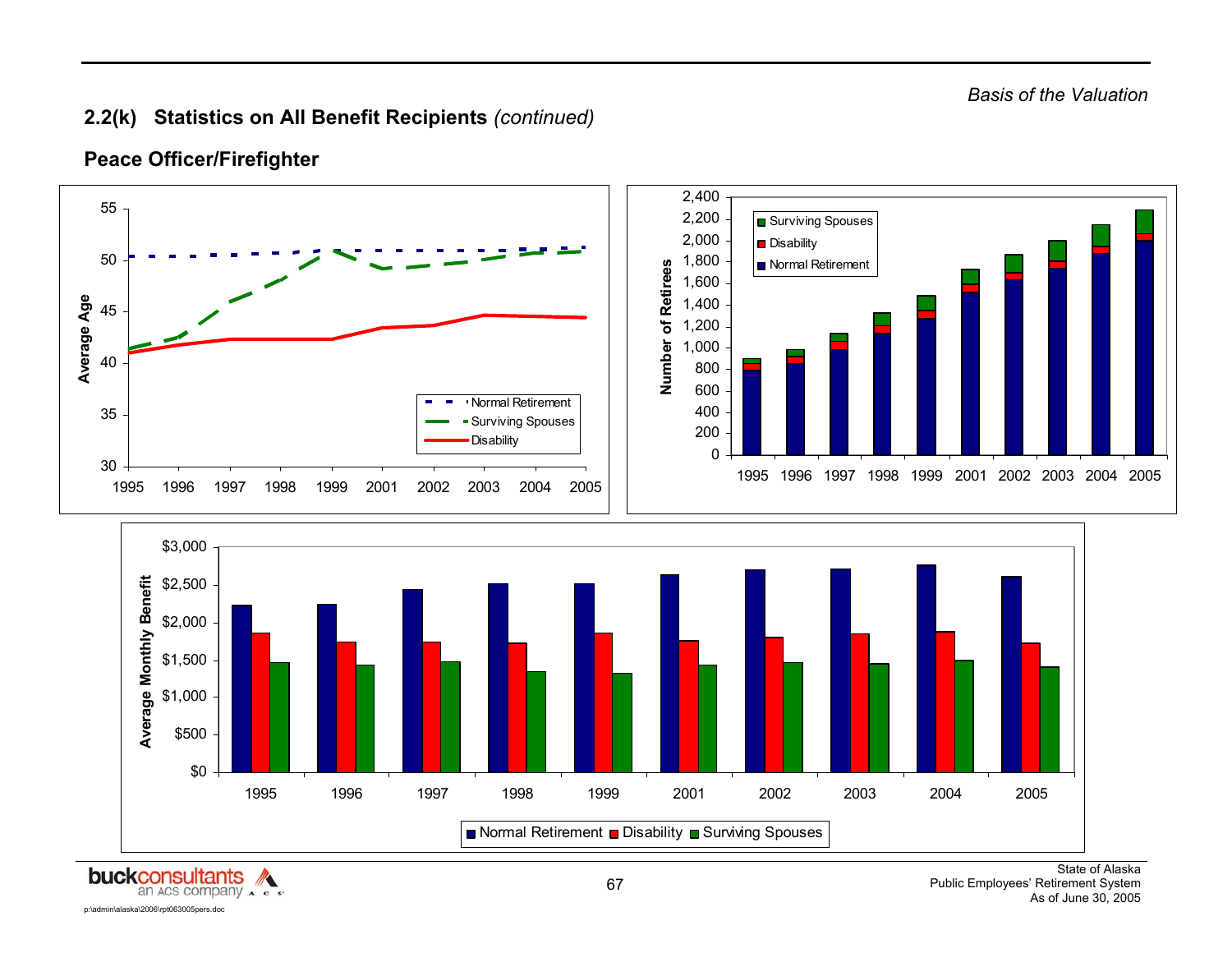*Basis of the Valuation*

## 2.2(k) Statistics on All Benefit Recipients *(continued)*

### Peace Officer/Firefighter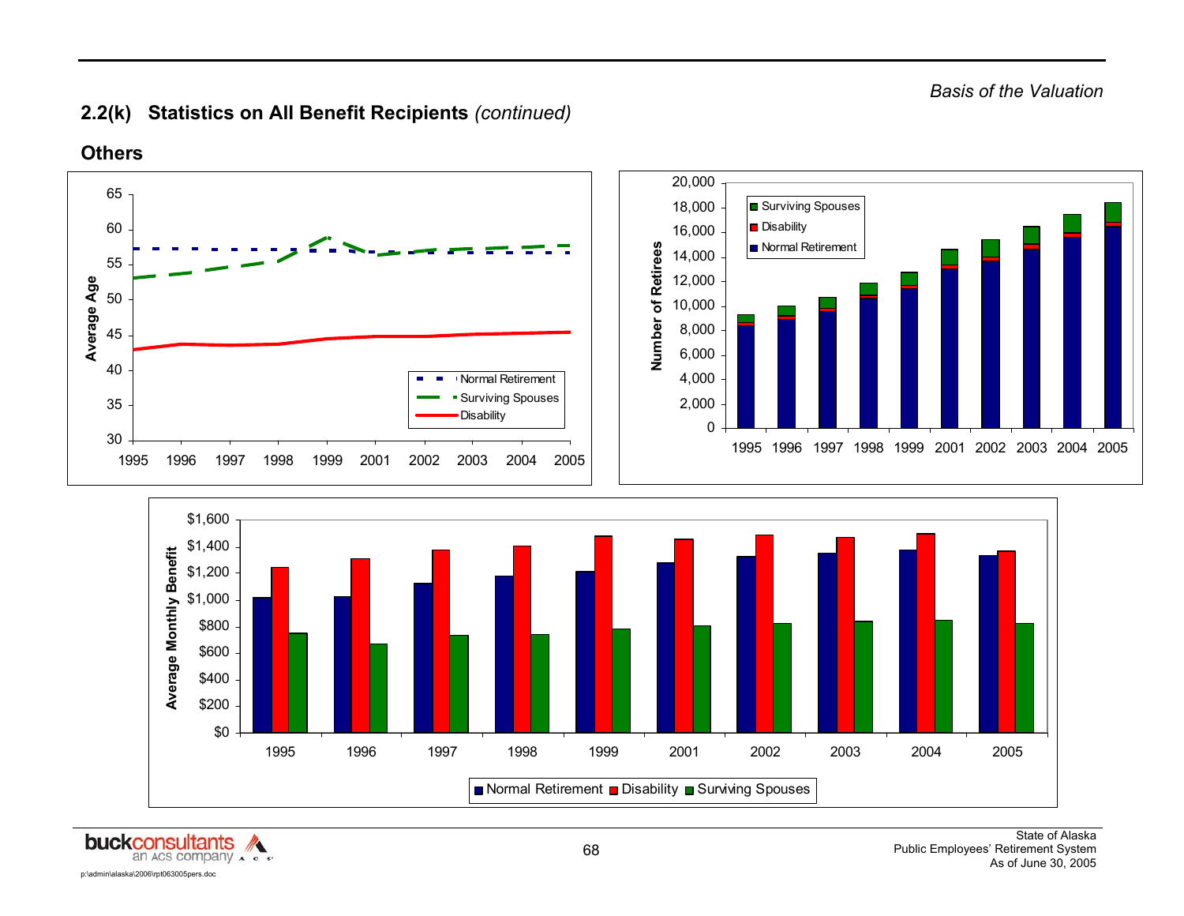## 2.2(k) Statistics on All Benefit Recipients *(continued)*

### Others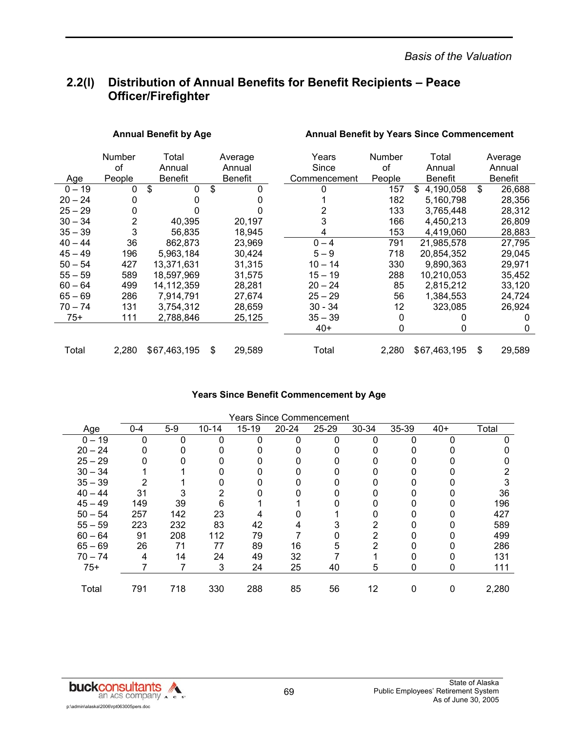## 2.2(l) Distribution of Annual Benefits for Benefit Recipients – Peace Officer/Firefighter

**Annual Benefit by Age**

| Age | Number of People | Total Annual Benefit | Average Annual Benefit |
|---|---|---|---|
| 0 – 19 | 0 | $ 0 | $ 0 |
| 20 – 24 | 0 | 0 | 0 |
| 25 – 29 | 0 | 0 | 0 |
| 30 – 34 | 2 | 40,395 | 20,197 |
| 35 – 39 | 3 | 56,835 | 18,945 |
| 40 – 44 | 36 | 862,873 | 23,969 |
| 45 – 49 | 196 | 5,963,184 | 30,424 |
| 50 – 54 | 427 | 13,371,631 | 31,315 |
| 55 – 59 | 589 | 18,597,969 | 31,575 |
| 60 – 64 | 499 | 14,112,359 | 28,281 |
| 65 – 69 | 286 | 7,914,791 | 27,674 |
| 70 – 74 | 131 | 3,754,312 | 28,659 |
| 75+ | 111 | 2,788,846 | 25,125 |
| Total | 2,280 | $67,463,195 | $ 29,589 |

**Annual Benefit by Years Since Commencement**

| Years Since Commencement | Number of People | Total Annual Benefit | Average Annual Benefit |
|---|---|---|---|
| 0 | 157 | $ 4,190,058 | $ 26,688 |
| 1 | 182 | 5,160,798 | 28,356 |
| 2 | 133 | 3,765,448 | 28,312 |
| 3 | 166 | 4,450,213 | 26,809 |
| 4 | 153 | 4,419,060 | 28,883 |
| 0 – 4 | 791 | 21,985,578 | 27,795 |
| 5 – 9 | 718 | 20,854,352 | 29,045 |
| 10 – 14 | 330 | 9,890,363 | 29,971 |
| 15 – 19 | 288 | 10,210,053 | 35,452 |
| 20 – 24 | 85 | 2,815,212 | 33,120 |
| 25 – 29 | 56 | 1,384,553 | 24,724 |
| 30 - 34 | 12 | 323,085 | 26,924 |
| 35 – 39 | 0 | 0 | 0 |
| 40+ | 0 | 0 | 0 |
| Total | 2,280 | $67,463,195 | $ 29,589 |

**Years Since Benefit Commencement by Age**

| | Years Since Commencement | | | | | | | | | |
|---|---|---|---|---|---|---|---|---|---|---|
| Age | 0-4 | 5-9 | 10-14 | 15-19 | 20-24 | 25-29 | 30-34 | 35-39 | 40+ | Total |
| 0 – 19 | 0 | 0 | 0 | 0 | 0 | 0 | 0 | 0 | 0 | 0 |
| 20 – 24 | 0 | 0 | 0 | 0 | 0 | 0 | 0 | 0 | 0 | 0 |
| 25 – 29 | 0 | 0 | 0 | 0 | 0 | 0 | 0 | 0 | 0 | 0 |
| 30 – 34 | 1 | 1 | 0 | 0 | 0 | 0 | 0 | 0 | 0 | 2 |
| 35 – 39 | 2 | 1 | 0 | 0 | 0 | 0 | 0 | 0 | 0 | 3 |
| 40 – 44 | 31 | 3 | 2 | 0 | 0 | 0 | 0 | 0 | 0 | 36 |
| 45 – 49 | 149 | 39 | 6 | 1 | 1 | 0 | 0 | 0 | 0 | 196 |
| 50 – 54 | 257 | 142 | 23 | 4 | 0 | 1 | 0 | 0 | 0 | 427 |
| 55 – 59 | 223 | 232 | 83 | 42 | 4 | 3 | 2 | 0 | 0 | 589 |
| 60 – 64 | 91 | 208 | 112 | 79 | 7 | 0 | 2 | 0 | 0 | 499 |
| 65 – 69 | 26 | 71 | 77 | 89 | 16 | 5 | 2 | 0 | 0 | 286 |
| 70 – 74 | 4 | 14 | 24 | 49 | 32 | 7 | 1 | 0 | 0 | 131 |
| 75+ | 7 | 7 | 3 | 24 | 25 | 40 | 5 | 0 | 0 | 111 |
| Total | 791 | 718 | 330 | 288 | 85 | 56 | 12 | 0 | 0 | 2,280 |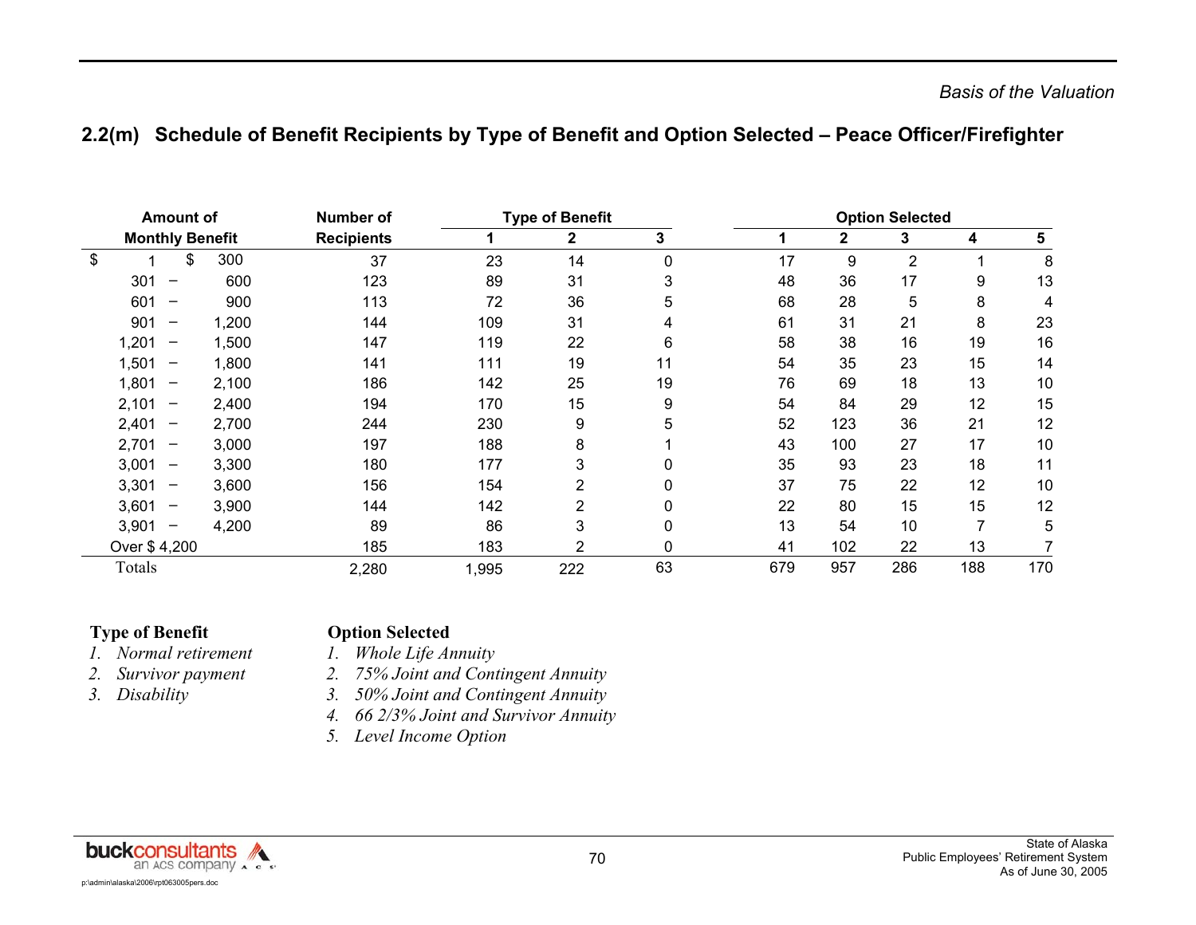## 2.2(m) Schedule of Benefit Recipients by Type of Benefit and Option Selected – Peace Officer/Firefighter

| Amount of Monthly Benefit | Number of Recipients | Type of Benefit | | | Option Selected | | | | |
|---|---|---|---|---|---|---|---|---|---|
| | | 1 | 2 | 3 | 1 | 2 | 3 | 4 | 5 |
| $ 1 – $ 300 | 37 | 23 | 14 | 0 | 17 | 9 | 2 | 1 | 8 |
| 301 – 600 | 123 | 89 | 31 | 3 | 48 | 36 | 17 | 9 | 13 |
| 601 – 900 | 113 | 72 | 36 | 5 | 68 | 28 | 5 | 8 | 4 |
| 901 – 1,200 | 144 | 109 | 31 | 4 | 61 | 31 | 21 | 8 | 23 |
| 1,201 – 1,500 | 147 | 119 | 22 | 6 | 58 | 38 | 16 | 19 | 16 |
| 1,501 – 1,800 | 141 | 111 | 19 | 11 | 54 | 35 | 23 | 15 | 14 |
| 1,801 – 2,100 | 186 | 142 | 25 | 19 | 76 | 69 | 18 | 13 | 10 |
| 2,101 – 2,400 | 194 | 170 | 15 | 9 | 54 | 84 | 29 | 12 | 15 |
| 2,401 – 2,700 | 244 | 230 | 9 | 5 | 52 | 123 | 36 | 21 | 12 |
| 2,701 – 3,000 | 197 | 188 | 8 | 1 | 43 | 100 | 27 | 17 | 10 |
| 3,001 – 3,300 | 180 | 177 | 3 | 0 | 35 | 93 | 23 | 18 | 11 |
| 3,301 – 3,600 | 156 | 154 | 2 | 0 | 37 | 75 | 22 | 12 | 10 |
| 3,601 – 3,900 | 144 | 142 | 2 | 0 | 22 | 80 | 15 | 15 | 12 |
| 3,901 – 4,200 | 89 | 86 | 3 | 0 | 13 | 54 | 10 | 7 | 5 |
| Over $ 4,200 | 185 | 183 | 2 | 0 | 41 | 102 | 22 | 13 | 7 |
| Totals | 2,280 | 1,995 | 222 | 63 | 679 | 957 | 286 | 188 | 170 |

**Type of Benefit**

1. *Normal retirement*
2. *Survivor payment*
3. *Disability*

**Option Selected**

1. *Whole Life Annuity*
2. *75% Joint and Contingent Annuity*
3. *50% Joint and Contingent Annuity*
4. *66 2/3% Joint and Survivor Annuity*
5. *Level Income Option*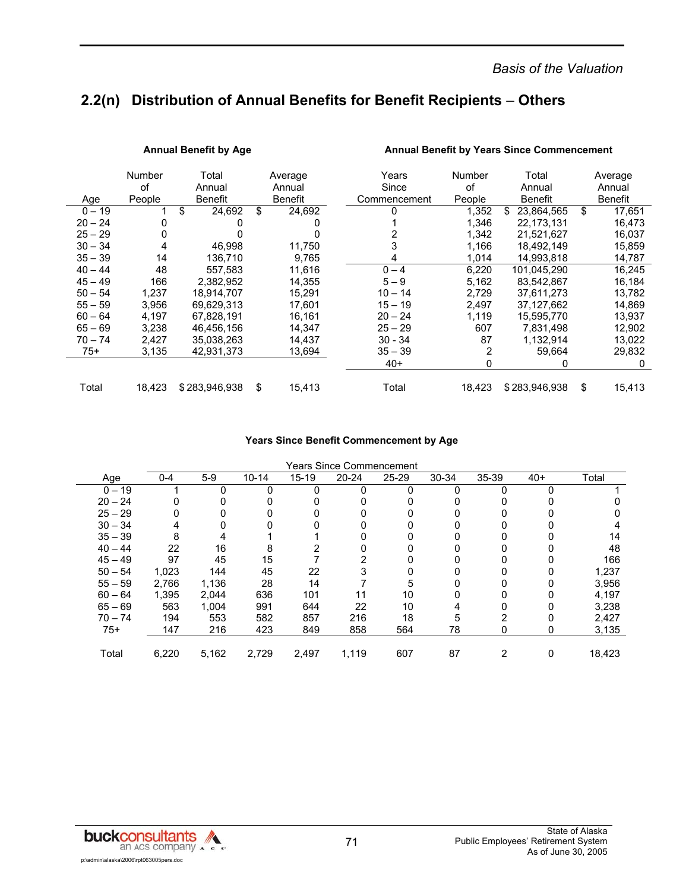## 2.2(n) Distribution of Annual Benefits for Benefit Recipients – Others

**Annual Benefit by Age**

| Age | Number of People | Total Annual Benefit | Average Annual Benefit |
|---|---|---|---|
| 0 – 19 | 1 | $ 24,692 | $ 24,692 |
| 20 – 24 | 0 | 0 | 0 |
| 25 – 29 | 0 | 0 | 0 |
| 30 – 34 | 4 | 46,998 | 11,750 |
| 35 – 39 | 14 | 136,710 | 9,765 |
| 40 – 44 | 48 | 557,583 | 11,616 |
| 45 – 49 | 166 | 2,382,952 | 14,355 |
| 50 – 54 | 1,237 | 18,914,707 | 15,291 |
| 55 – 59 | 3,956 | 69,629,313 | 17,601 |
| 60 – 64 | 4,197 | 67,828,191 | 16,161 |
| 65 – 69 | 3,238 | 46,456,156 | 14,347 |
| 70 – 74 | 2,427 | 35,038,263 | 14,437 |
| 75+ | 3,135 | 42,931,373 | 13,694 |
| Total | 18,423 | $ 283,946,938 | $ 15,413 |

**Annual Benefit by Years Since Commencement**

| Years Since Commencement | Number of People | Total Annual Benefit | Average Annual Benefit |
|---|---|---|---|
| 0 | 1,352 | $ 23,864,565 | $ 17,651 |
| 1 | 1,346 | 22,173,131 | 16,473 |
| 2 | 1,342 | 21,521,627 | 16,037 |
| 3 | 1,166 | 18,492,149 | 15,859 |
| 4 | 1,014 | 14,993,818 | 14,787 |
| 0 – 4 | 6,220 | 101,045,290 | 16,245 |
| 5 – 9 | 5,162 | 83,542,867 | 16,184 |
| 10 – 14 | 2,729 | 37,611,273 | 13,782 |
| 15 – 19 | 2,497 | 37,127,662 | 14,869 |
| 20 – 24 | 1,119 | 15,595,770 | 13,937 |
| 25 – 29 | 607 | 7,831,498 | 12,902 |
| 30 - 34 | 87 | 1,132,914 | 13,022 |
| 35 – 39 | 2 | 59,664 | 29,832 |
| 40+ | 0 | 0 | 0 |
| Total | 18,423 | $ 283,946,938 | $ 15,413 |

**Years Since Benefit Commencement by Age**

| | Years Since Commencement | | | | | | | | | |
|---|---|---|---|---|---|---|---|---|---|---|
| Age | 0-4 | 5-9 | 10-14 | 15-19 | 20-24 | 25-29 | 30-34 | 35-39 | 40+ | Total |
| 0 – 19 | 1 | 0 | 0 | 0 | 0 | 0 | 0 | 0 | 0 | 1 |
| 20 – 24 | 0 | 0 | 0 | 0 | 0 | 0 | 0 | 0 | 0 | 0 |
| 25 – 29 | 0 | 0 | 0 | 0 | 0 | 0 | 0 | 0 | 0 | 0 |
| 30 – 34 | 4 | 0 | 0 | 0 | 0 | 0 | 0 | 0 | 0 | 4 |
| 35 – 39 | 8 | 4 | 1 | 1 | 0 | 0 | 0 | 0 | 0 | 14 |
| 40 – 44 | 22 | 16 | 8 | 2 | 0 | 0 | 0 | 0 | 0 | 48 |
| 45 – 49 | 97 | 45 | 15 | 7 | 2 | 0 | 0 | 0 | 0 | 166 |
| 50 – 54 | 1,023 | 144 | 45 | 22 | 3 | 0 | 0 | 0 | 0 | 1,237 |
| 55 – 59 | 2,766 | 1,136 | 28 | 14 | 7 | 5 | 0 | 0 | 0 | 3,956 |
| 60 – 64 | 1,395 | 2,044 | 636 | 101 | 11 | 10 | 0 | 0 | 0 | 4,197 |
| 65 – 69 | 563 | 1,004 | 991 | 644 | 22 | 10 | 4 | 0 | 0 | 3,238 |
| 70 – 74 | 194 | 553 | 582 | 857 | 216 | 18 | 5 | 2 | 0 | 2,427 |
| 75+ | 147 | 216 | 423 | 849 | 858 | 564 | 78 | 0 | 0 | 3,135 |
| Total | 6,220 | 5,162 | 2,729 | 2,497 | 1,119 | 607 | 87 | 2 | 0 | 18,423 |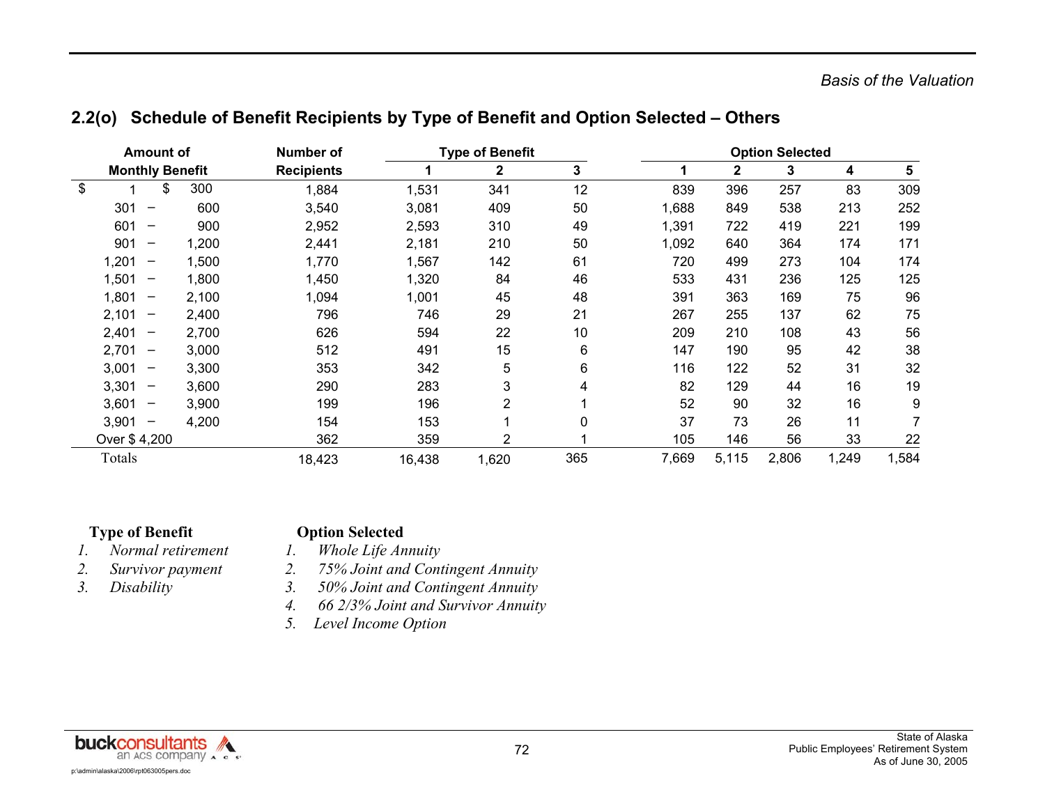## 2.2(o) Schedule of Benefit Recipients by Type of Benefit and Option Selected – Others

| Amount of Monthly Benefit | Number of Recipients | Type of Benefit | | | Option Selected | | | | |
|---|---|---|---|---|---|---|---|---|---|
| | | 1 | 2 | 3 | 1 | 2 | 3 | 4 | 5 |
| $ 1 – $ 300 | 1,884 | 1,531 | 341 | 12 | 839 | 396 | 257 | 83 | 309 |
| 301 – 600 | 3,540 | 3,081 | 409 | 50 | 1,688 | 849 | 538 | 213 | 252 |
| 601 – 900 | 2,952 | 2,593 | 310 | 49 | 1,391 | 722 | 419 | 221 | 199 |
| 901 – 1,200 | 2,441 | 2,181 | 210 | 50 | 1,092 | 640 | 364 | 174 | 171 |
| 1,201 – 1,500 | 1,770 | 1,567 | 142 | 61 | 720 | 499 | 273 | 104 | 174 |
| 1,501 – 1,800 | 1,450 | 1,320 | 84 | 46 | 533 | 431 | 236 | 125 | 125 |
| 1,801 – 2,100 | 1,094 | 1,001 | 45 | 48 | 391 | 363 | 169 | 75 | 96 |
| 2,101 – 2,400 | 796 | 746 | 29 | 21 | 267 | 255 | 137 | 62 | 75 |
| 2,401 – 2,700 | 626 | 594 | 22 | 10 | 209 | 210 | 108 | 43 | 56 |
| 2,701 – 3,000 | 512 | 491 | 15 | 6 | 147 | 190 | 95 | 42 | 38 |
| 3,001 – 3,300 | 353 | 342 | 5 | 6 | 116 | 122 | 52 | 31 | 32 |
| 3,301 – 3,600 | 290 | 283 | 3 | 4 | 82 | 129 | 44 | 16 | 19 |
| 3,601 – 3,900 | 199 | 196 | 2 | 1 | 52 | 90 | 32 | 16 | 9 |
| 3,901 – 4,200 | 154 | 153 | 1 | 0 | 37 | 73 | 26 | 11 | 7 |
| Over $ 4,200 | 362 | 359 | 2 | 1 | 105 | 146 | 56 | 33 | 22 |
| Totals | 18,423 | 16,438 | 1,620 | 365 | 7,669 | 5,115 | 2,806 | 1,249 | 1,584 |

**Type of Benefit**

1. *Normal retirement*
2. *Survivor payment*
3. *Disability*

**Option Selected**

1. *Whole Life Annuity*
2. *75% Joint and Contingent Annuity*
3. *50% Joint and Contingent Annuity*
4. *66 2/3% Joint and Survivor Annuity*
5. *Level Income Option*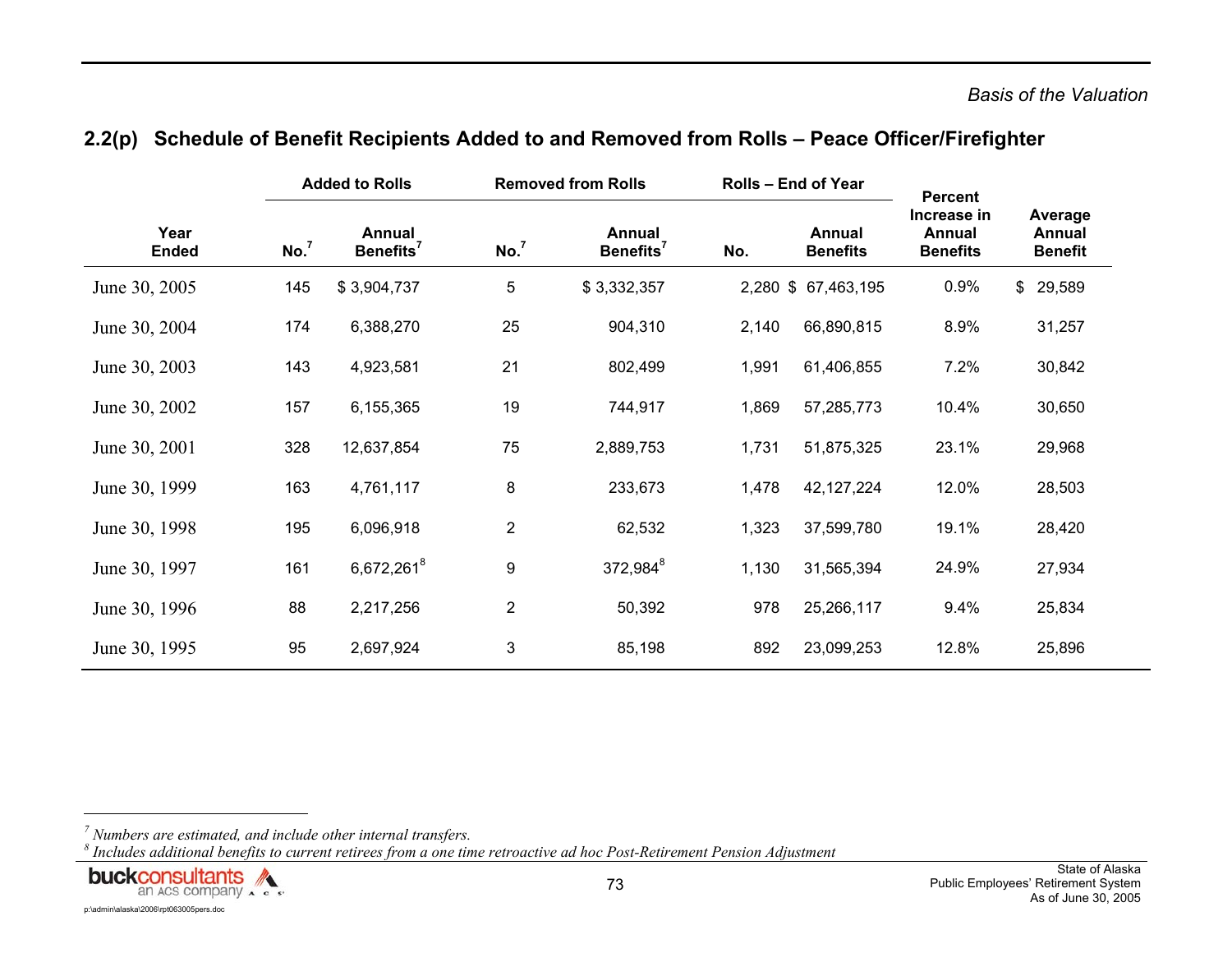## 2.2(p) Schedule of Benefit Recipients Added to and Removed from Rolls – Peace Officer/Firefighter

| Year Ended | Added to Rolls | | Removed from Rolls | | Rolls – End of Year | | Percent Increase in Annual Benefits | Average Annual Benefit |
|---|---|---|---|---|---|---|---|---|
| | No.[7] | Annual Benefits[7] | No.[7] | Annual Benefits[7] | No. | Annual Benefits | | |
| June 30, 2005 | 145 | $ 3,904,737 | 5 | $ 3,332,357 | 2,280 | $ 67,463,195 | 0.9% | $ 29,589 |
| June 30, 2004 | 174 | 6,388,270 | 25 | 904,310 | 2,140 | 66,890,815 | 8.9% | 31,257 |
| June 30, 2003 | 143 | 4,923,581 | 21 | 802,499 | 1,991 | 61,406,855 | 7.2% | 30,842 |
| June 30, 2002 | 157 | 6,155,365 | 19 | 744,917 | 1,869 | 57,285,773 | 10.4% | 30,650 |
| June 30, 2001 | 328 | 12,637,854 | 75 | 2,889,753 | 1,731 | 51,875,325 | 23.1% | 29,968 |
| June 30, 1999 | 163 | 4,761,117 | 8 | 233,673 | 1,478 | 42,127,224 | 12.0% | 28,503 |
| June 30, 1998 | 195 | 6,096,918 | 2 | 62,532 | 1,323 | 37,599,780 | 19.1% | 28,420 |
| June 30, 1997 | 161 | 6,672,261[8] | 9 | 372,984[8] | 1,130 | 31,565,394 | 24.9% | 27,934 |
| June 30, 1996 | 88 | 2,217,256 | 2 | 50,392 | 978 | 25,266,117 | 9.4% | 25,834 |
| June 30, 1995 | 95 | 2,697,924 | 3 | 85,198 | 892 | 23,099,253 | 12.8% | 25,896 |

[7] *Numbers are estimated, and include other internal transfers.*

[8] *Includes additional benefits to current retirees from a one time retroactive ad hoc Post-Retirement Pension Adjustment*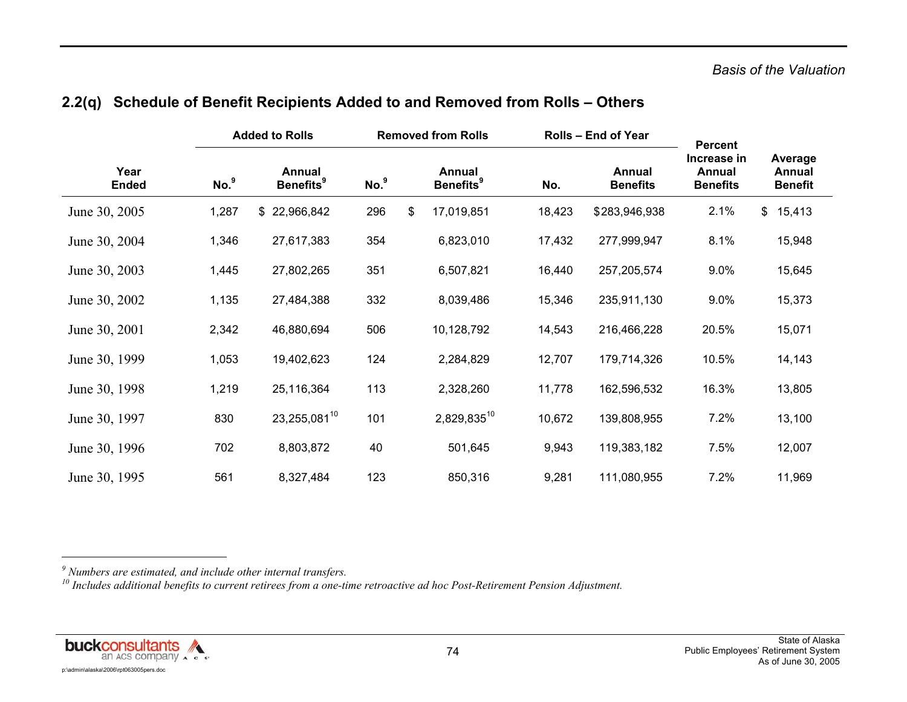## 2.2(q) Schedule of Benefit Recipients Added to and Removed from Rolls – Others

| Year Ended | Added to Rolls | | Removed from Rolls | | Rolls – End of Year | | Percent Increase in Annual Benefits | Average Annual Benefit |
|---|---|---|---|---|---|---|---|---|
| | No.[9] | Annual Benefits[9] | No.[9] | Annual Benefits[9] | No. | Annual Benefits | | |
| June 30, 2005 | 1,287 | $ 22,966,842 | 296 | $ 17,019,851 | 18,423 | $283,946,938 | 2.1% | $ 15,413 |
| June 30, 2004 | 1,346 | 27,617,383 | 354 | 6,823,010 | 17,432 | 277,999,947 | 8.1% | 15,948 |
| June 30, 2003 | 1,445 | 27,802,265 | 351 | 6,507,821 | 16,440 | 257,205,574 | 9.0% | 15,645 |
| June 30, 2002 | 1,135 | 27,484,388 | 332 | 8,039,486 | 15,346 | 235,911,130 | 9.0% | 15,373 |
| June 30, 2001 | 2,342 | 46,880,694 | 506 | 10,128,792 | 14,543 | 216,466,228 | 20.5% | 15,071 |
| June 30, 1999 | 1,053 | 19,402,623 | 124 | 2,284,829 | 12,707 | 179,714,326 | 10.5% | 14,143 |
| June 30, 1998 | 1,219 | 25,116,364 | 113 | 2,328,260 | 11,778 | 162,596,532 | 16.3% | 13,805 |
| June 30, 1997 | 830 | 23,255,081[10] | 101 | 2,829,835[10] | 10,672 | 139,808,955 | 7.2% | 13,100 |
| June 30, 1996 | 702 | 8,803,872 | 40 | 501,645 | 9,943 | 119,383,182 | 7.5% | 12,007 |
| June 30, 1995 | 561 | 8,327,484 | 123 | 850,316 | 9,281 | 111,080,955 | 7.2% | 11,969 |

*[9] Numbers are estimated, and include other internal transfers.*

*[10] Includes additional benefits to current retirees from a one-time retroactive ad hoc Post-Retirement Pension Adjustment.*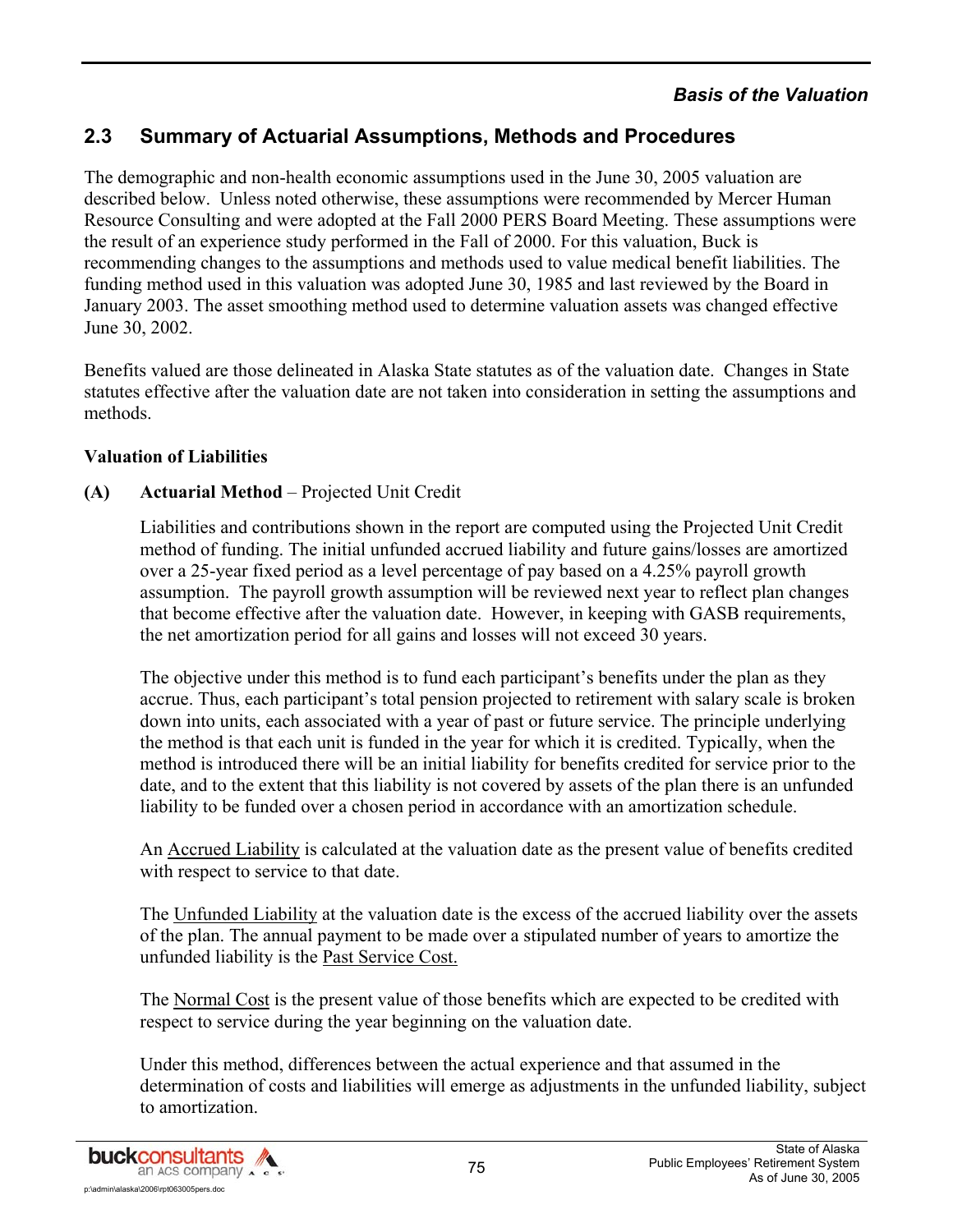## 2.3 Summary of Actuarial Assumptions, Methods and Procedures

The demographic and non-health economic assumptions used in the June 30, 2005 valuation are described below. Unless noted otherwise, these assumptions were recommended by Mercer Human Resource Consulting and were adopted at the Fall 2000 PERS Board Meeting. These assumptions were the result of an experience study performed in the Fall of 2000. For this valuation, Buck is recommending changes to the assumptions and methods used to value medical benefit liabilities. The funding method used in this valuation was adopted June 30, 1985 and last reviewed by the Board in January 2003. The asset smoothing method used to determine valuation assets was changed effective June 30, 2002.

Benefits valued are those delineated in Alaska State statutes as of the valuation date. Changes in State statutes effective after the valuation date are not taken into consideration in setting the assumptions and methods.

**Valuation of Liabilities**

**(A) Actuarial Method** – Projected Unit Credit

Liabilities and contributions shown in the report are computed using the Projected Unit Credit method of funding. The initial unfunded accrued liability and future gains/losses are amortized over a 25-year fixed period as a level percentage of pay based on a 4.25% payroll growth assumption. The payroll growth assumption will be reviewed next year to reflect plan changes that become effective after the valuation date. However, in keeping with GASB requirements, the net amortization period for all gains and losses will not exceed 30 years.

The objective under this method is to fund each participant's benefits under the plan as they accrue. Thus, each participant's total pension projected to retirement with salary scale is broken down into units, each associated with a year of past or future service. The principle underlying the method is that each unit is funded in the year for which it is credited. Typically, when the method is introduced there will be an initial liability for benefits credited for service prior to the date, and to the extent that this liability is not covered by assets of the plan there is an unfunded liability to be funded over a chosen period in accordance with an amortization schedule.

An Accrued Liability is calculated at the valuation date as the present value of benefits credited with respect to service to that date.

The Unfunded Liability at the valuation date is the excess of the accrued liability over the assets of the plan. The annual payment to be made over a stipulated number of years to amortize the unfunded liability is the Past Service Cost.

The Normal Cost is the present value of those benefits which are expected to be credited with respect to service during the year beginning on the valuation date.

Under this method, differences between the actual experience and that assumed in the determination of costs and liabilities will emerge as adjustments in the unfunded liability, subject to amortization.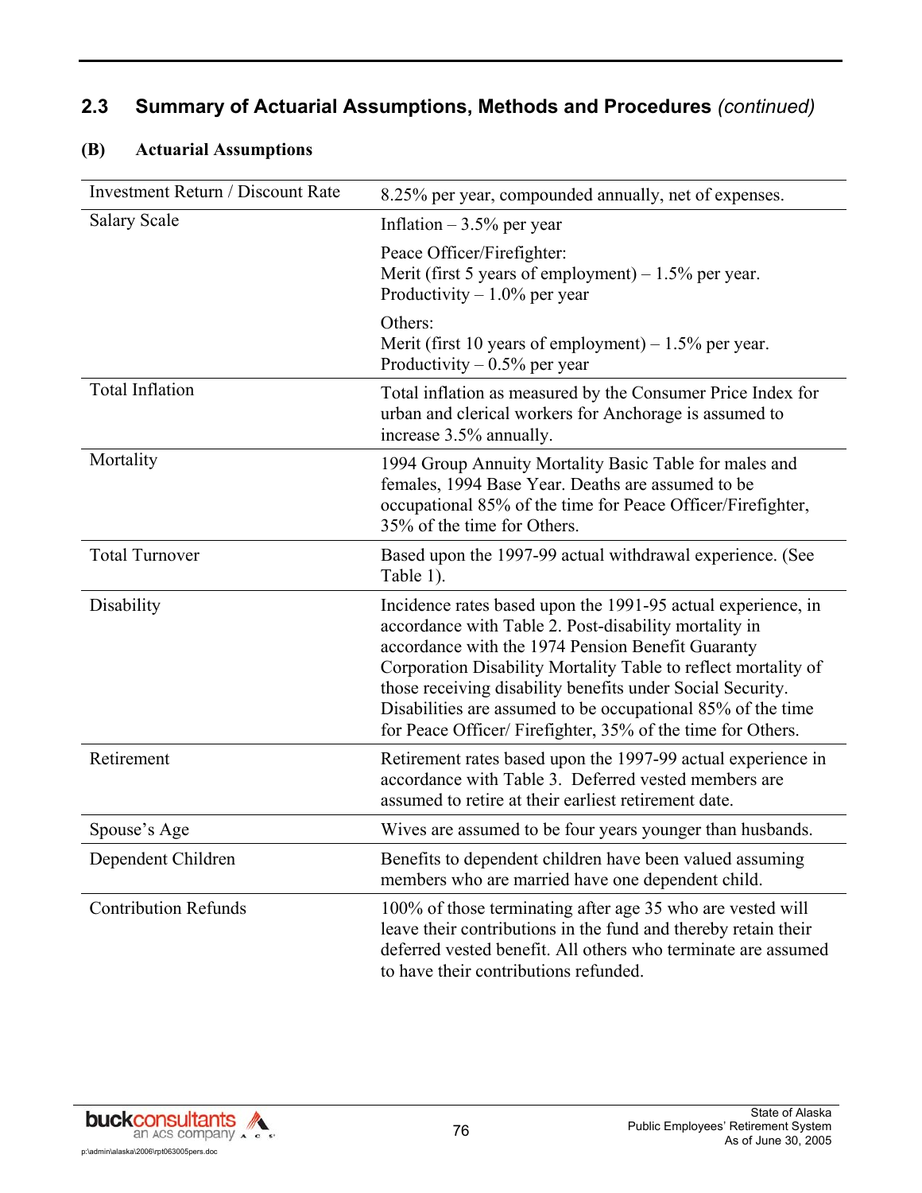## 2.3 Summary of Actuarial Assumptions, Methods and Procedures *(continued)*

### (B) Actuarial Assumptions

| | |
|---|---|
| Investment Return / Discount Rate | 8.25% per year, compounded annually, net of expenses. |
| Salary Scale | Inflation – 3.5% per year<br><br>Peace Officer/Firefighter:<br>Merit (first 5 years of employment) – 1.5% per year.<br>Productivity – 1.0% per year<br><br>Others:<br>Merit (first 10 years of employment) – 1.5% per year.<br>Productivity – 0.5% per year |
| Total Inflation | Total inflation as measured by the Consumer Price Index for urban and clerical workers for Anchorage is assumed to increase 3.5% annually. |
| Mortality | 1994 Group Annuity Mortality Basic Table for males and females, 1994 Base Year. Deaths are assumed to be occupational 85% of the time for Peace Officer/Firefighter, 35% of the time for Others. |
| Total Turnover | Based upon the 1997-99 actual withdrawal experience. (See Table 1). |
| Disability | Incidence rates based upon the 1991-95 actual experience, in accordance with Table 2. Post-disability mortality in accordance with the 1974 Pension Benefit Guaranty Corporation Disability Mortality Table to reflect mortality of those receiving disability benefits under Social Security. Disabilities are assumed to be occupational 85% of the time for Peace Officer/ Firefighter, 35% of the time for Others. |
| Retirement | Retirement rates based upon the 1997-99 actual experience in accordance with Table 3. Deferred vested members are assumed to retire at their earliest retirement date. |
| Spouse's Age | Wives are assumed to be four years younger than husbands. |
| Dependent Children | Benefits to dependent children have been valued assuming members who are married have one dependent child. |
| Contribution Refunds | 100% of those terminating after age 35 who are vested will leave their contributions in the fund and thereby retain their deferred vested benefit. All others who terminate are assumed to have their contributions refunded. |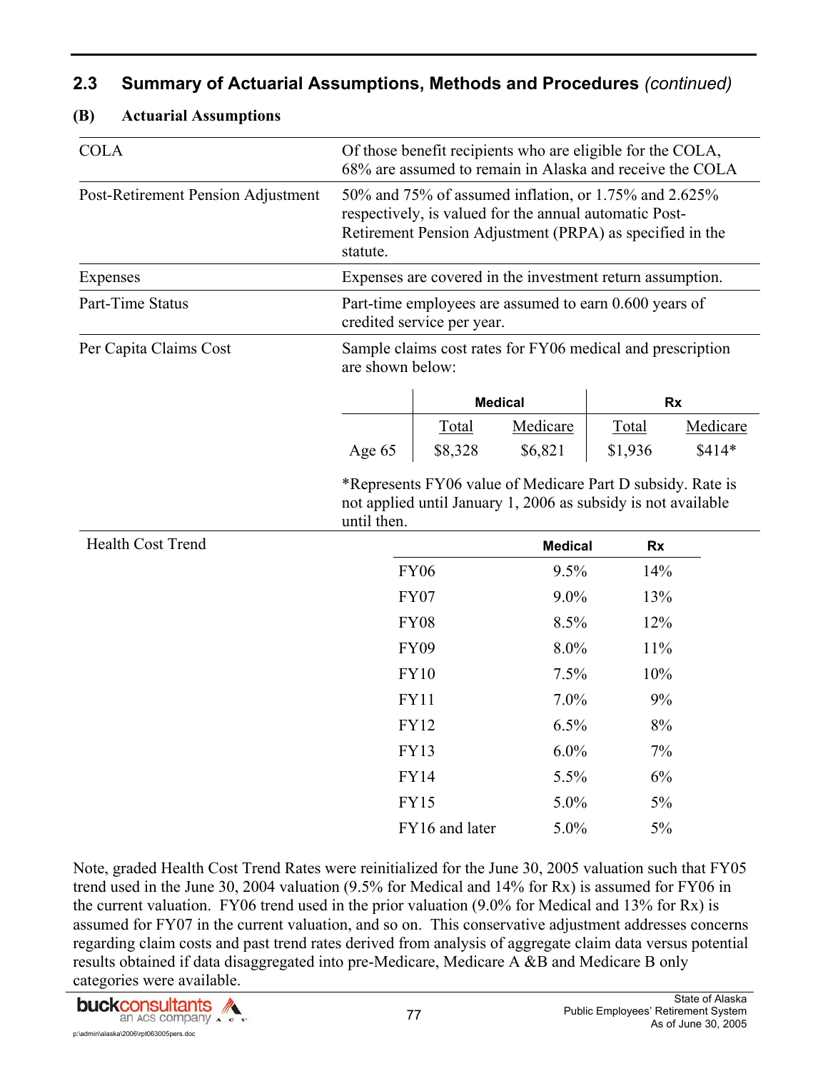## 2.3 Summary of Actuarial Assumptions, Methods and Procedures *(continued)*

### (B) Actuarial Assumptions

| | |
|---|---|
| COLA | Of those benefit recipients who are eligible for the COLA, 68% are assumed to remain in Alaska and receive the COLA |
| Post-Retirement Pension Adjustment | 50% and 75% of assumed inflation, or 1.75% and 2.625% respectively, is valued for the annual automatic Post-Retirement Pension Adjustment (PRPA) as specified in the statute. |
| Expenses | Expenses are covered in the investment return assumption. |
| Part-Time Status | Part-time employees are assumed to earn 0.600 years of credited service per year. |
| Per Capita Claims Cost | Sample claims cost rates for FY06 medical and prescription are shown below: |

| | Medical | | Rx | |
|---|---|---|---|---|
| | Total | Medicare | Total | Medicare |
| Age 65 | $8,328 | $6,821 | $1,936 | $414* |

*Represents FY06 value of Medicare Part D subsidy. Rate is not applied until January 1, 2006 as subsidy is not available until then.

Health Cost Trend

| | Medical | Rx |
|---|---|---|
| FY06 | 9.5% | 14% |
| FY07 | 9.0% | 13% |
| FY08 | 8.5% | 12% |
| FY09 | 8.0% | 11% |
| FY10 | 7.5% | 10% |
| FY11 | 7.0% | 9% |
| FY12 | 6.5% | 8% |
| FY13 | 6.0% | 7% |
| FY14 | 5.5% | 6% |
| FY15 | 5.0% | 5% |
| FY16 and later | 5.0% | 5% |

Note, graded Health Cost Trend Rates were reinitialized for the June 30, 2005 valuation such that FY05 trend used in the June 30, 2004 valuation (9.5% for Medical and 14% for Rx) is assumed for FY06 in the current valuation. FY06 trend used in the prior valuation (9.0% for Medical and 13% for Rx) is assumed for FY07 in the current valuation, and so on. This conservative adjustment addresses concerns regarding claim costs and past trend rates derived from analysis of aggregate claim data versus potential results obtained if data disaggregated into pre-Medicare, Medicare A &B and Medicare B only categories were available.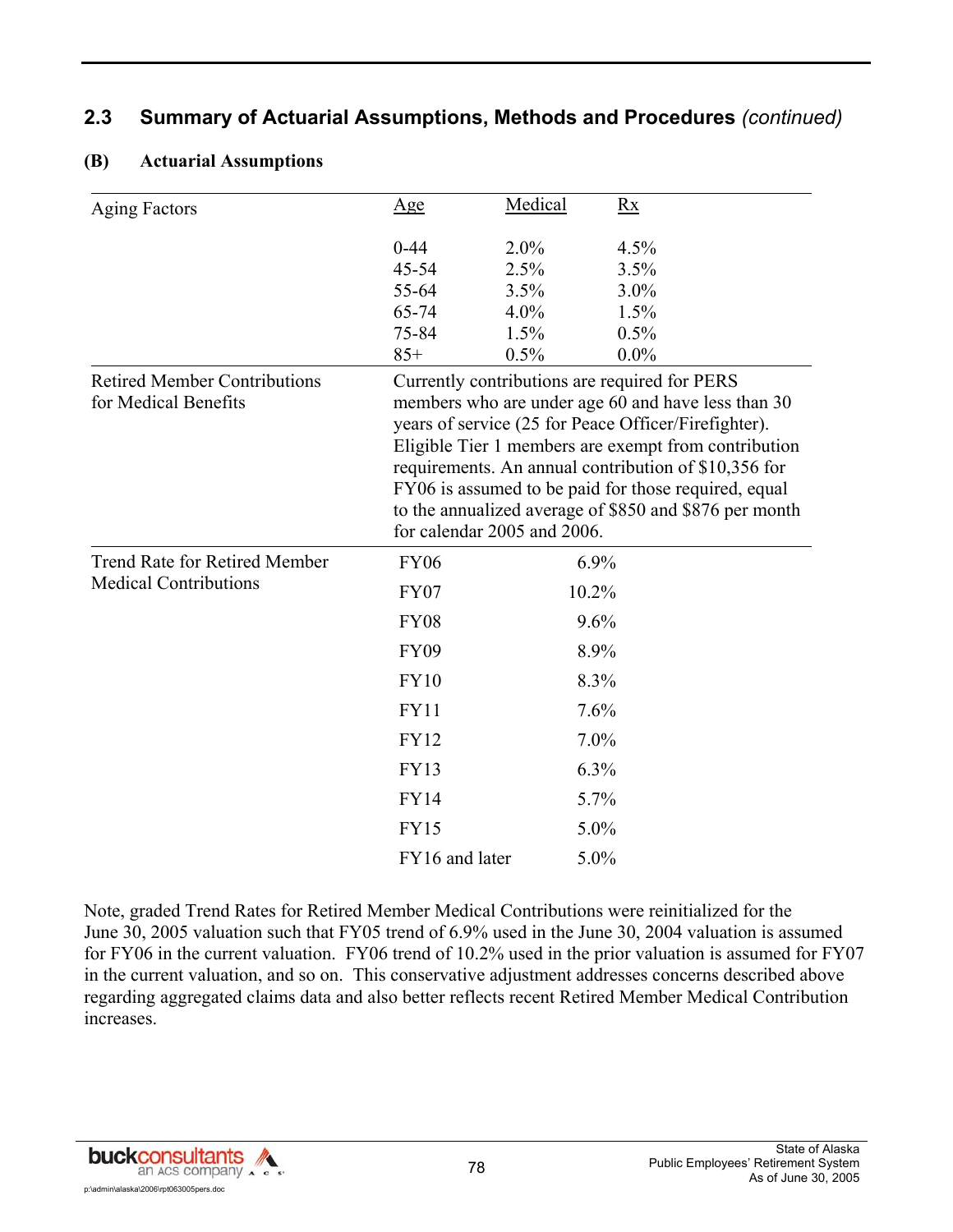## 2.3 Summary of Actuarial Assumptions, Methods and Procedures *(continued)*

### (B) Actuarial Assumptions

| | | | |
|---|---|---|---|
| Aging Factors | Age | Medical | Rx |
| | 0-44 | 2.0% | 4.5% |
| | 45-54 | 2.5% | 3.5% |
| | 55-64 | 3.5% | 3.0% |
| | 65-74 | 4.0% | 1.5% |
| | 75-84 | 1.5% | 0.5% |
| | 85+ | 0.5% | 0.0% |

**Retired Member Contributions for Medical Benefits**

Currently contributions are required for PERS members who are under age 60 and have less than 30 years of service (25 for Peace Officer/Firefighter). Eligible Tier 1 members are exempt from contribution requirements. An annual contribution of $10,356 for FY06 is assumed to be paid for those required, equal to the annualized average of $850 and $876 per month for calendar 2005 and 2006.

| Trend Rate for Retired Member Medical Contributions | | |
|---|---|---|
| | FY06 | 6.9% |
| | FY07 | 10.2% |
| | FY08 | 9.6% |
| | FY09 | 8.9% |
| | FY10 | 8.3% |
| | FY11 | 7.6% |
| | FY12 | 7.0% |
| | FY13 | 6.3% |
| | FY14 | 5.7% |
| | FY15 | 5.0% |
| | FY16 and later | 5.0% |

Note, graded Trend Rates for Retired Member Medical Contributions were reinitialized for the June 30, 2005 valuation such that FY05 trend of 6.9% used in the June 30, 2004 valuation is assumed for FY06 in the current valuation. FY06 trend of 10.2% used in the prior valuation is assumed for FY07 in the current valuation, and so on. This conservative adjustment addresses concerns described above regarding aggregated claims data and also better reflects recent Retired Member Medical Contribution increases.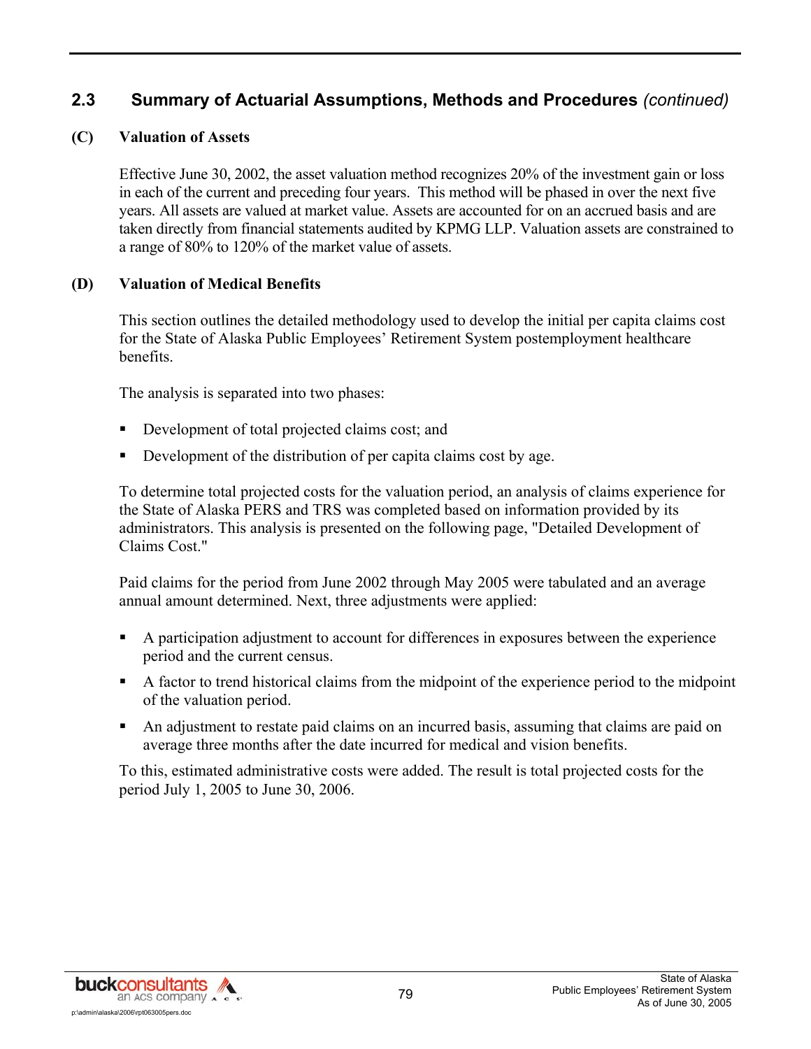## 2.3 Summary of Actuarial Assumptions, Methods and Procedures *(continued)*

### (C) Valuation of Assets

Effective June 30, 2002, the asset valuation method recognizes 20% of the investment gain or loss in each of the current and preceding four years. This method will be phased in over the next five years. All assets are valued at market value. Assets are accounted for on an accrued basis and are taken directly from financial statements audited by KPMG LLP. Valuation assets are constrained to a range of 80% to 120% of the market value of assets.

### (D) Valuation of Medical Benefits

This section outlines the detailed methodology used to develop the initial per capita claims cost for the State of Alaska Public Employees' Retirement System postemployment healthcare benefits.

The analysis is separated into two phases:

- Development of total projected claims cost; and
- Development of the distribution of per capita claims cost by age.

To determine total projected costs for the valuation period, an analysis of claims experience for the State of Alaska PERS and TRS was completed based on information provided by its administrators. This analysis is presented on the following page, "Detailed Development of Claims Cost."

Paid claims for the period from June 2002 through May 2005 were tabulated and an average annual amount determined. Next, three adjustments were applied:

- A participation adjustment to account for differences in exposures between the experience period and the current census.
- A factor to trend historical claims from the midpoint of the experience period to the midpoint of the valuation period.
- An adjustment to restate paid claims on an incurred basis, assuming that claims are paid on average three months after the date incurred for medical and vision benefits.

To this, estimated administrative costs were added. The result is total projected costs for the period July 1, 2005 to June 30, 2006.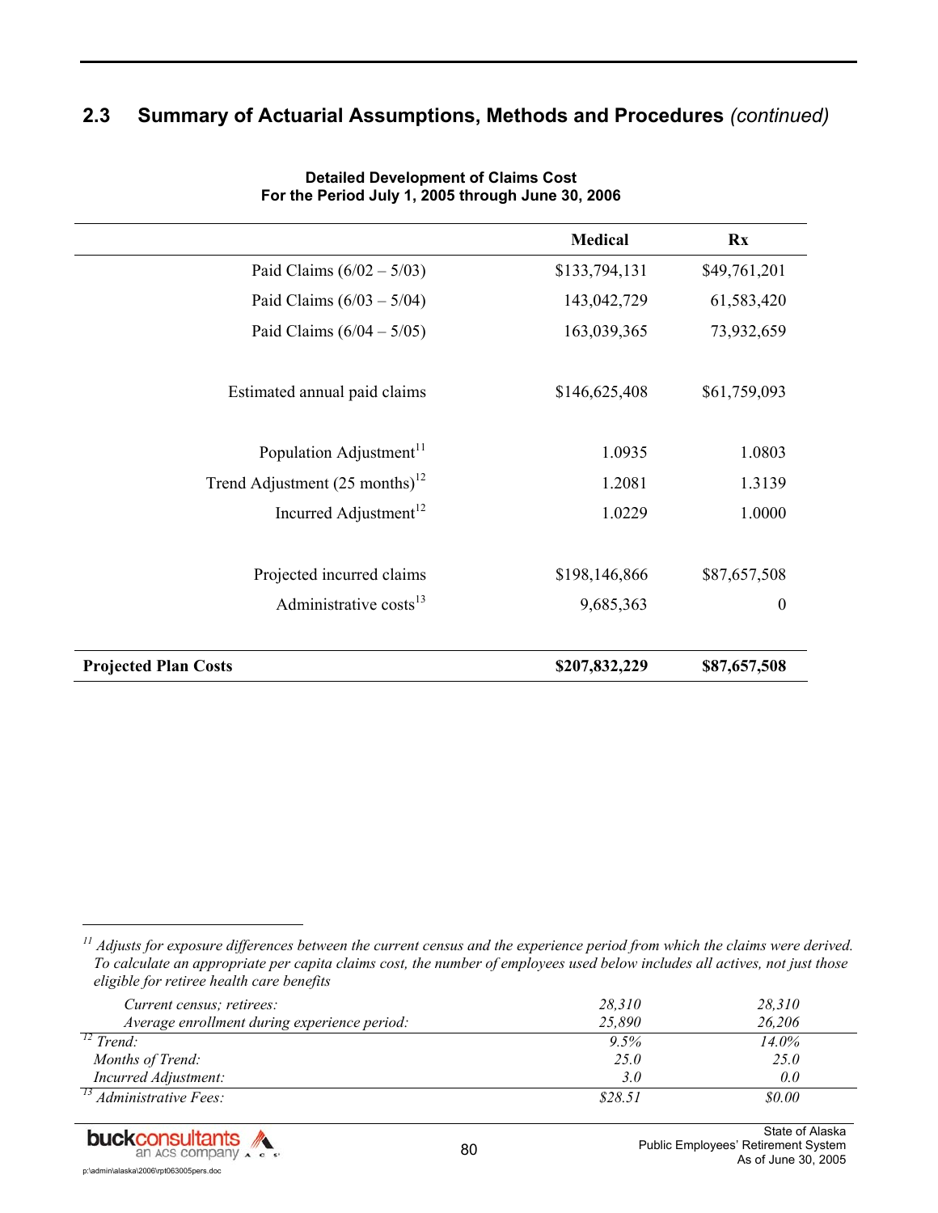## 2.3 Summary of Actuarial Assumptions, Methods and Procedures *(continued)*

**Detailed Development of Claims Cost**
**For the Period July 1, 2005 through June 30, 2006**

| | Medical | Rx |
|---|---|---|
| Paid Claims (6/02 – 5/03) | $133,794,131 | $49,761,201 |
| Paid Claims (6/03 – 5/04) | 143,042,729 | 61,583,420 |
| Paid Claims (6/04 – 5/05) | 163,039,365 | 73,932,659 |
| Estimated annual paid claims | $146,625,408 | $61,759,093 |
| Population Adjustment[11] | 1.0935 | 1.0803 |
| Trend Adjustment (25 months)[12] | 1.2081 | 1.3139 |
| Incurred Adjustment[12] | 1.0229 | 1.0000 |
| Projected incurred claims | $198,146,866 | $87,657,508 |
| Administrative costs[13] | 9,685,363 | 0 |
| **Projected Plan Costs** | **$207,832,229** | **$87,657,508** |

---

[11] *Adjusts for exposure differences between the current census and the experience period from which the claims were derived. To calculate an appropriate per capita claims cost, the number of employees used below includes all actives, not just those eligible for retiree health care benefits*

| | | |
|---|---|---|
| *Current census; retirees:* | *28,310* | *28,310* |
| *Average enrollment during experience period:* | *25,890* | *26,206* |
| [12] *Trend:* | *9.5%* | *14.0%* |
| *Months of Trend:* | *25.0* | *25.0* |
| *Incurred Adjustment:* | *3.0* | *0.0* |
| [13] *Administrative Fees:* | *$28.51* | *$0.00* |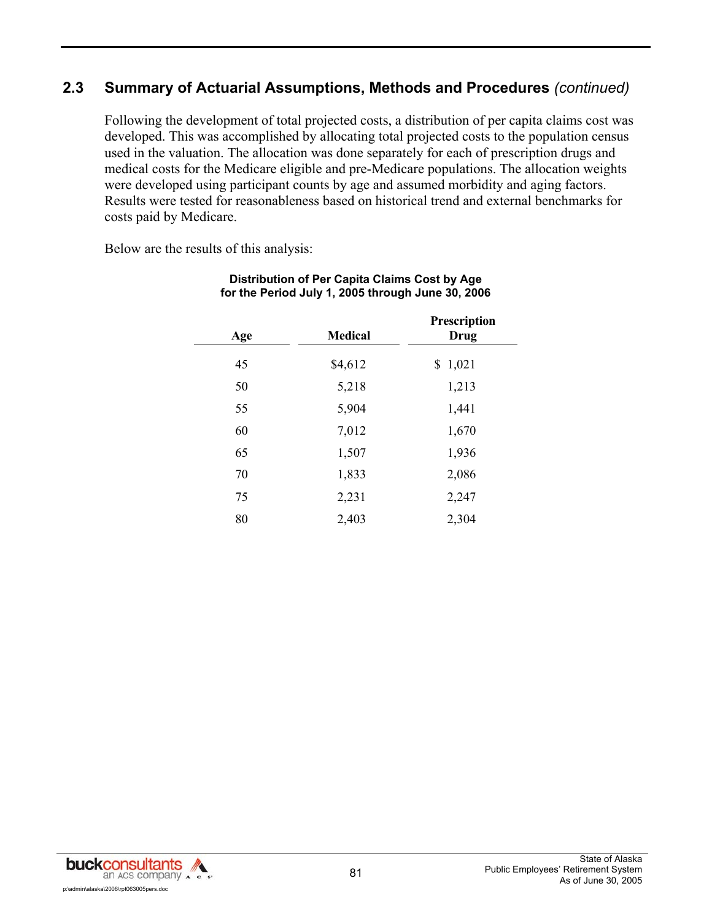## 2.3 Summary of Actuarial Assumptions, Methods and Procedures *(continued)*

Following the development of total projected costs, a distribution of per capita claims cost was developed. This was accomplished by allocating total projected costs to the population census used in the valuation. The allocation was done separately for each of prescription drugs and medical costs for the Medicare eligible and pre-Medicare populations. The allocation weights were developed using participant counts by age and assumed morbidity and aging factors. Results were tested for reasonableness based on historical trend and external benchmarks for costs paid by Medicare.

Below are the results of this analysis:

**Distribution of Per Capita Claims Cost by Age for the Period July 1, 2005 through June 30, 2006**

| Age | Medical | Prescription Drug |
|---|---|---|
| 45 | $4,612 | $ 1,021 |
| 50 | 5,218 | 1,213 |
| 55 | 5,904 | 1,441 |
| 60 | 7,012 | 1,670 |
| 65 | 1,507 | 1,936 |
| 70 | 1,833 | 2,086 |
| 75 | 2,231 | 2,247 |
| 80 | 2,403 | 2,304 |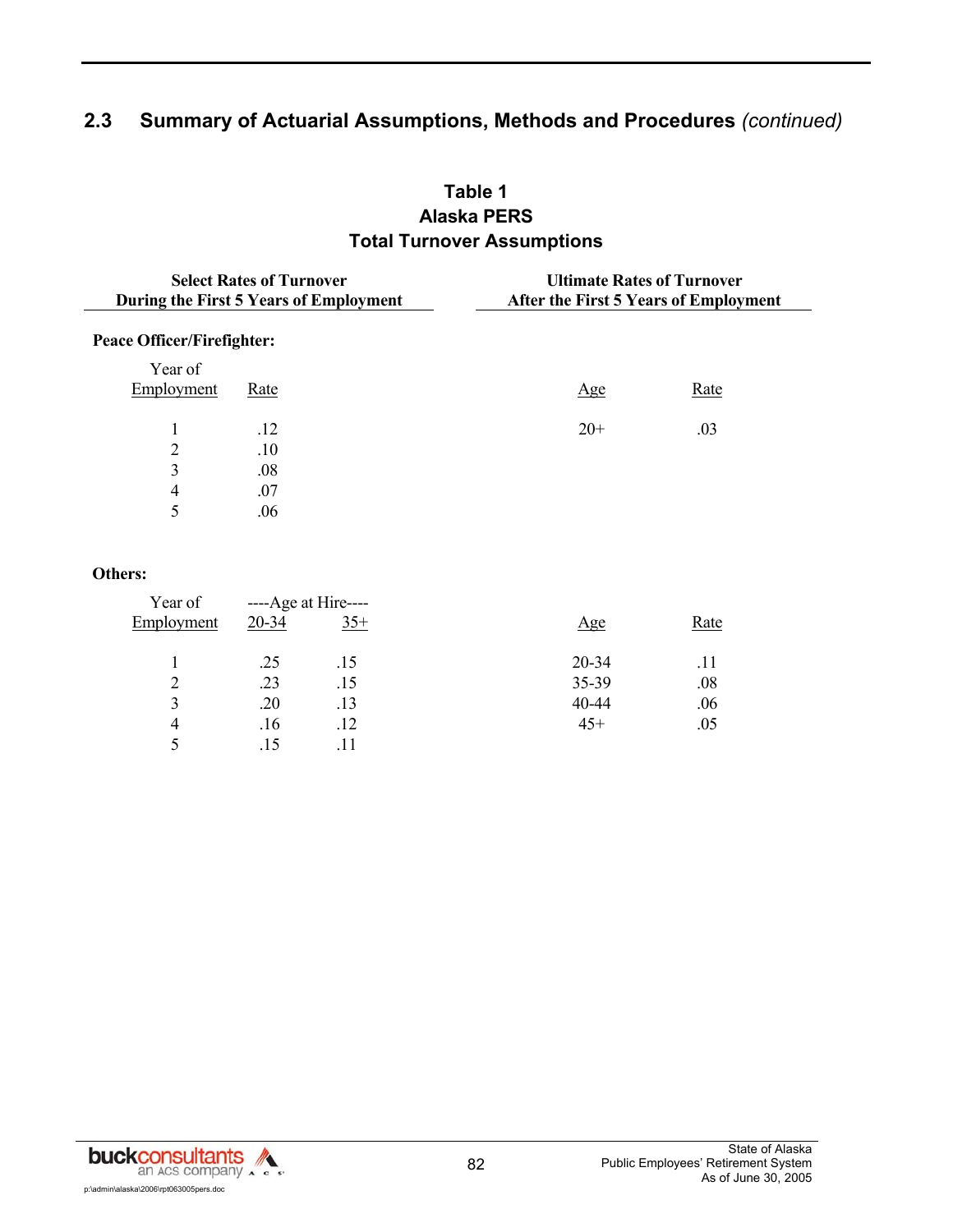## 2.3 Summary of Actuarial Assumptions, Methods and Procedures *(continued)*

**Table 1**
**Alaska PERS**
**Total Turnover Assumptions**

**Peace Officer/Firefighter:**

| Select Rates of Turnover During the First 5 Years of Employment | | Ultimate Rates of Turnover After the First 5 Years of Employment | |
|---|---|---|---|
| Year of Employment | Rate | Age | Rate |
| 1 | .12 | 20+ | .03 |
| 2 | .10 | | |
| 3 | .08 | | |
| 4 | .07 | | |
| 5 | .06 | | |

**Others:**

| Select Rates of Turnover During the First 5 Years of Employment | | | Ultimate Rates of Turnover After the First 5 Years of Employment | |
|---|---|---|---|---|
| | ----Age at Hire---- | | | |
| Year of Employment | 20-34 | 35+ | Age | Rate |
| 1 | .25 | .15 | 20-34 | .11 |
| 2 | .23 | .15 | 35-39 | .08 |
| 3 | .20 | .13 | 40-44 | .06 |
| 4 | .16 | .12 | 45+ | .05 |
| 5 | .15 | .11 | | |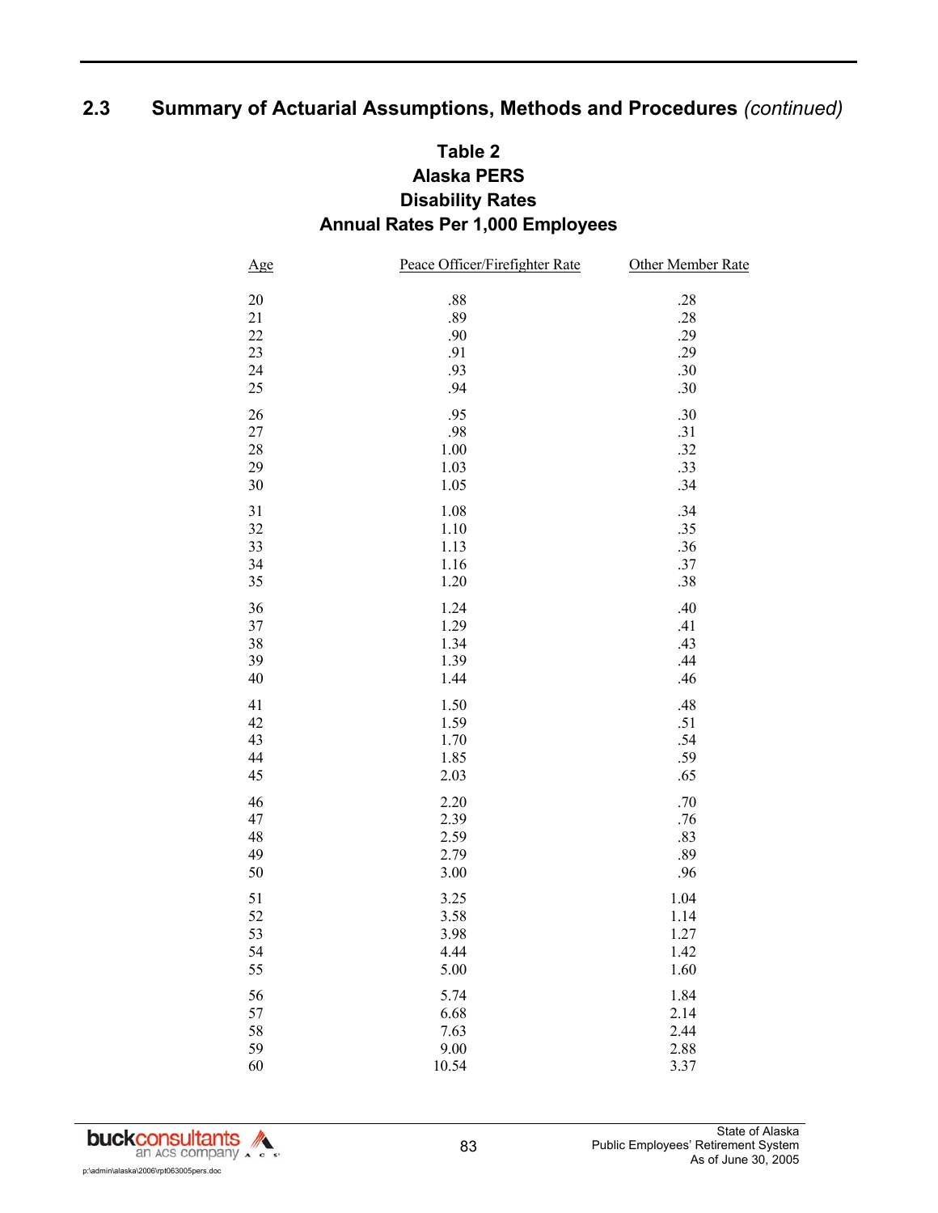## 2.3 Summary of Actuarial Assumptions, Methods and Procedures *(continued)*

**Table 2**
**Alaska PERS**
**Disability Rates**
**Annual Rates Per 1,000 Employees**

| Age | Peace Officer/Firefighter Rate | Other Member Rate |
|---|---|---|
| 20 | .88 | .28 |
| 21 | .89 | .28 |
| 22 | .90 | .29 |
| 23 | .91 | .29 |
| 24 | .93 | .30 |
| 25 | .94 | .30 |
| 26 | .95 | .30 |
| 27 | .98 | .31 |
| 28 | 1.00 | .32 |
| 29 | 1.03 | .33 |
| 30 | 1.05 | .34 |
| 31 | 1.08 | .34 |
| 32 | 1.10 | .35 |
| 33 | 1.13 | .36 |
| 34 | 1.16 | .37 |
| 35 | 1.20 | .38 |
| 36 | 1.24 | .40 |
| 37 | 1.29 | .41 |
| 38 | 1.34 | .43 |
| 39 | 1.39 | .44 |
| 40 | 1.44 | .46 |
| 41 | 1.50 | .48 |
| 42 | 1.59 | .51 |
| 43 | 1.70 | .54 |
| 44 | 1.85 | .59 |
| 45 | 2.03 | .65 |
| 46 | 2.20 | .70 |
| 47 | 2.39 | .76 |
| 48 | 2.59 | .83 |
| 49 | 2.79 | .89 |
| 50 | 3.00 | .96 |
| 51 | 3.25 | 1.04 |
| 52 | 3.58 | 1.14 |
| 53 | 3.98 | 1.27 |
| 54 | 4.44 | 1.42 |
| 55 | 5.00 | 1.60 |
| 56 | 5.74 | 1.84 |
| 57 | 6.68 | 2.14 |
| 58 | 7.63 | 2.44 |
| 59 | 9.00 | 2.88 |
| 60 | 10.54 | 3.37 |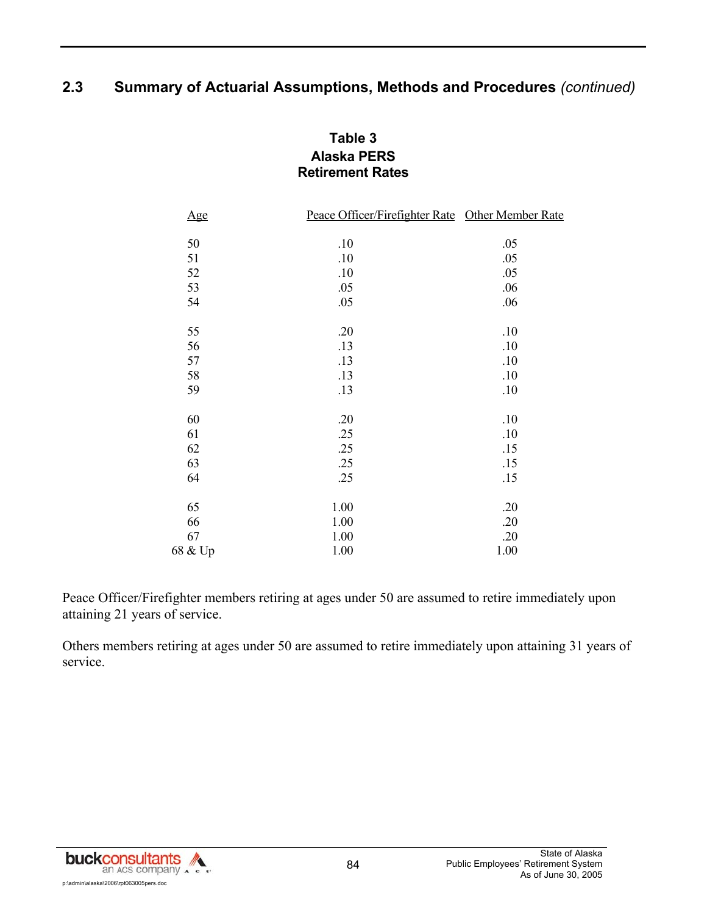## 2.3 Summary of Actuarial Assumptions, Methods and Procedures *(continued)*

**Table 3**
**Alaska PERS**
**Retirement Rates**

| Age | Peace Officer/Firefighter Rate | Other Member Rate |
|---|---|---|
| 50 | .10 | .05 |
| 51 | .10 | .05 |
| 52 | .10 | .05 |
| 53 | .05 | .06 |
| 54 | .05 | .06 |
| 55 | .20 | .10 |
| 56 | .13 | .10 |
| 57 | .13 | .10 |
| 58 | .13 | .10 |
| 59 | .13 | .10 |
| 60 | .20 | .10 |
| 61 | .25 | .10 |
| 62 | .25 | .15 |
| 63 | .25 | .15 |
| 64 | .25 | .15 |
| 65 | 1.00 | .20 |
| 66 | 1.00 | .20 |
| 67 | 1.00 | .20 |
| 68 & Up | 1.00 | 1.00 |

Peace Officer/Firefighter members retiring at ages under 50 are assumed to retire immediately upon attaining 21 years of service.

Others members retiring at ages under 50 are assumed to retire immediately upon attaining 31 years of service.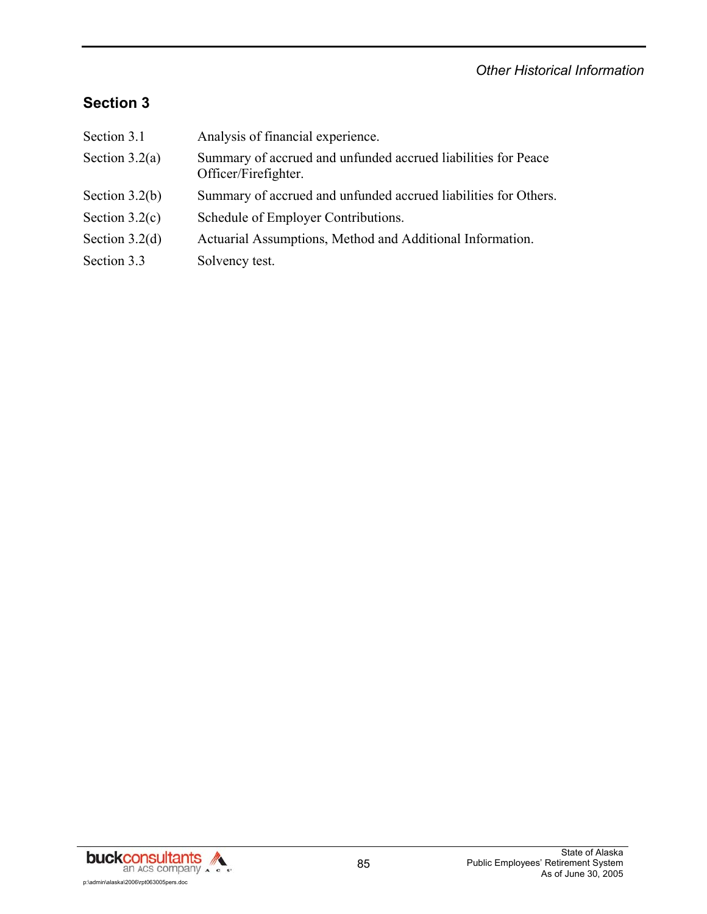## Section 3

| | |
|---|---|
| Section 3.1 | Analysis of financial experience. |
| Section 3.2(a) | Summary of accrued and unfunded accrued liabilities for Peace Officer/Firefighter. |
| Section 3.2(b) | Summary of accrued and unfunded accrued liabilities for Others. |
| Section 3.2(c) | Schedule of Employer Contributions. |
| Section 3.2(d) | Actuarial Assumptions, Method and Additional Information. |
| Section 3.3 | Solvency test. |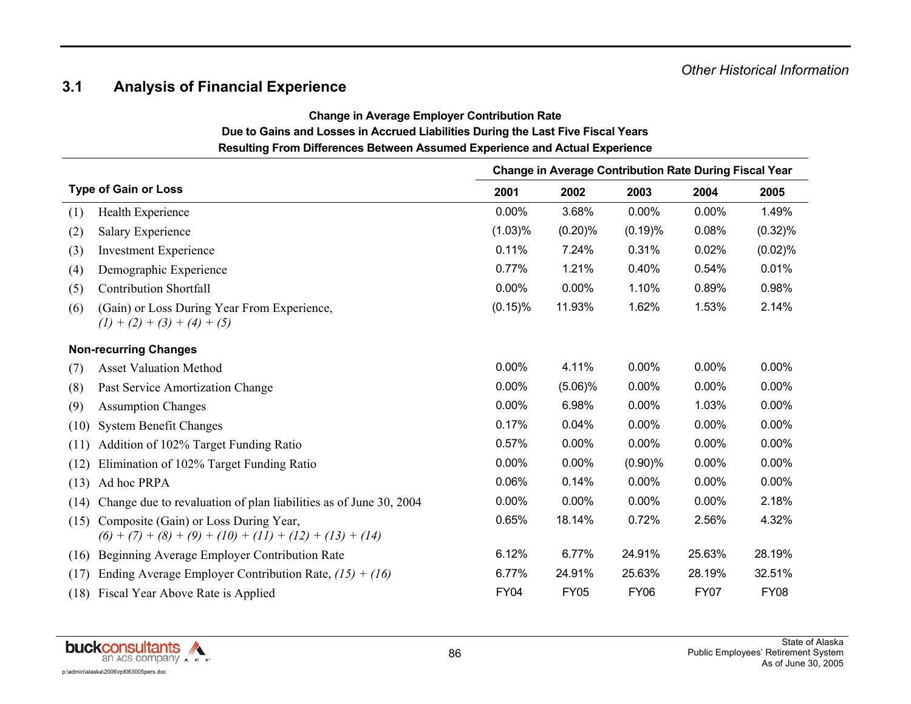*Other Historical Information*

## 3.1 Analysis of Financial Experience

**Change in Average Employer Contribution Rate**
**Due to Gains and Losses in Accrued Liabilities During the Last Five Fiscal Years**
**Resulting From Differences Between Assumed Experience and Actual Experience**

| | | Change in Average Contribution Rate During Fiscal Year | | | | |
|---|---|---|---|---|---|---|
| **Type of Gain or Loss** | | **2001** | **2002** | **2003** | **2004** | **2005** |
| (1) | Health Experience | 0.00% | 3.68% | 0.00% | 0.00% | 1.49% |
| (2) | Salary Experience | (1.03)% | (0.20)% | (0.19)% | 0.08% | (0.32)% |
| (3) | Investment Experience | 0.11% | 7.24% | 0.31% | 0.02% | (0.02)% |
| (4) | Demographic Experience | 0.77% | 1.21% | 0.40% | 0.54% | 0.01% |
| (5) | Contribution Shortfall | 0.00% | 0.00% | 1.10% | 0.89% | 0.98% |
| (6) | (Gain) or Loss During Year From Experience, *(1) + (2) + (3) + (4) + (5)* | (0.15)% | 11.93% | 1.62% | 1.53% | 2.14% |
| **Non-recurring Changes** | | | | | | |
| (7) | Asset Valuation Method | 0.00% | 4.11% | 0.00% | 0.00% | 0.00% |
| (8) | Past Service Amortization Change | 0.00% | (5.06)% | 0.00% | 0.00% | 0.00% |
| (9) | Assumption Changes | 0.00% | 6.98% | 0.00% | 1.03% | 0.00% |
| (10) | System Benefit Changes | 0.17% | 0.04% | 0.00% | 0.00% | 0.00% |
| (11) | Addition of 102% Target Funding Ratio | 0.57% | 0.00% | 0.00% | 0.00% | 0.00% |
| (12) | Elimination of 102% Target Funding Ratio | 0.00% | 0.00% | (0.90)% | 0.00% | 0.00% |
| (13) | Ad hoc PRPA | 0.06% | 0.14% | 0.00% | 0.00% | 0.00% |
| (14) | Change due to revaluation of plan liabilities as of June 30, 2004 | 0.00% | 0.00% | 0.00% | 0.00% | 2.18% |
| (15) | Composite (Gain) or Loss During Year, *(6) + (7) + (8) + (9) + (10) + (11) + (12) + (13) + (14)* | 0.65% | 18.14% | 0.72% | 2.56% | 4.32% |
| (16) | Beginning Average Employer Contribution Rate | 6.12% | 6.77% | 24.91% | 25.63% | 28.19% |
| (17) | Ending Average Employer Contribution Rate, *(15) + (16)* | 6.77% | 24.91% | 25.63% | 28.19% | 32.51% |
| (18) | Fiscal Year Above Rate is Applied | FY04 | FY05 | FY06 | FY07 | FY08 |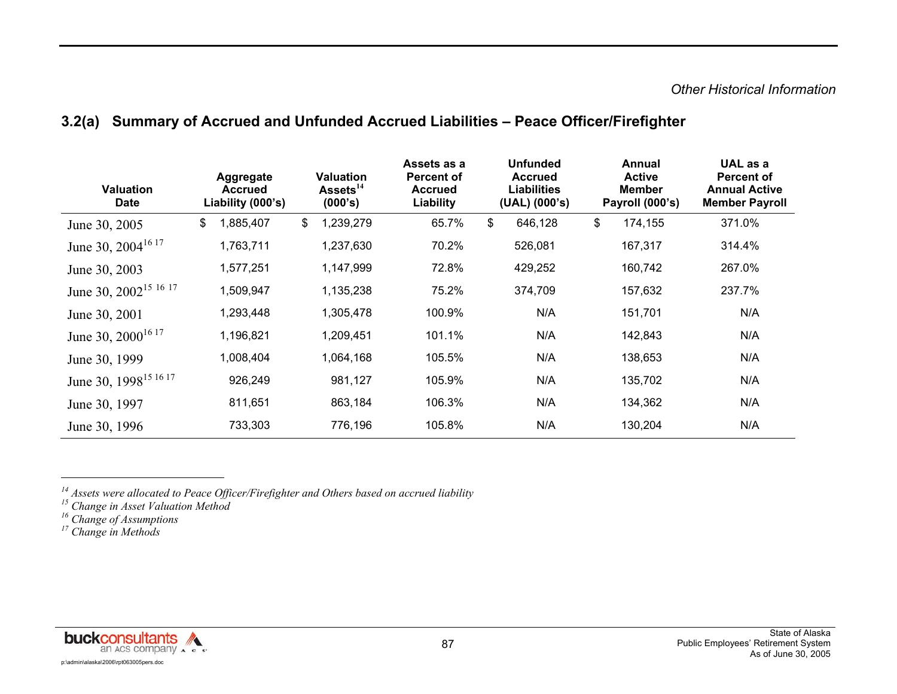Other Historical Information

## 3.2(a) Summary of Accrued and Unfunded Accrued Liabilities – Peace Officer/Firefighter

| Valuation Date | Aggregate Accrued Liability (000's) | Valuation Assets[14] (000's) | Assets as a Percent of Accrued Liability | Unfunded Accrued Liabilities (UAL) (000's) | Annual Active Member Payroll (000's) | UAL as a Percent of Annual Active Member Payroll |
|---|---|---|---|---|---|---|
| June 30, 2005 | $ 1,885,407 | $ 1,239,279 | 65.7% | $ 646,128 | $ 174,155 | 371.0% |
| June 30, 2004[16 17] | 1,763,711 | 1,237,630 | 70.2% | 526,081 | 167,317 | 314.4% |
| June 30, 2003 | 1,577,251 | 1,147,999 | 72.8% | 429,252 | 160,742 | 267.0% |
| June 30, 2002[15 16 17] | 1,509,947 | 1,135,238 | 75.2% | 374,709 | 157,632 | 237.7% |
| June 30, 2001 | 1,293,448 | 1,305,478 | 100.9% | N/A | 151,701 | N/A |
| June 30, 2000[16 17] | 1,196,821 | 1,209,451 | 101.1% | N/A | 142,843 | N/A |
| June 30, 1999 | 1,008,404 | 1,064,168 | 105.5% | N/A | 138,653 | N/A |
| June 30, 1998[15 16 17] | 926,249 | 981,127 | 105.9% | N/A | 135,702 | N/A |
| June 30, 1997 | 811,651 | 863,184 | 106.3% | N/A | 134,362 | N/A |
| June 30, 1996 | 733,303 | 776,196 | 105.8% | N/A | 130,204 | N/A |

[14] *Assets were allocated to Peace Officer/Firefighter and Others based on accrued liability*
[15] *Change in Asset Valuation Method*
[16] *Change of Assumptions*
[17] *Change in Methods*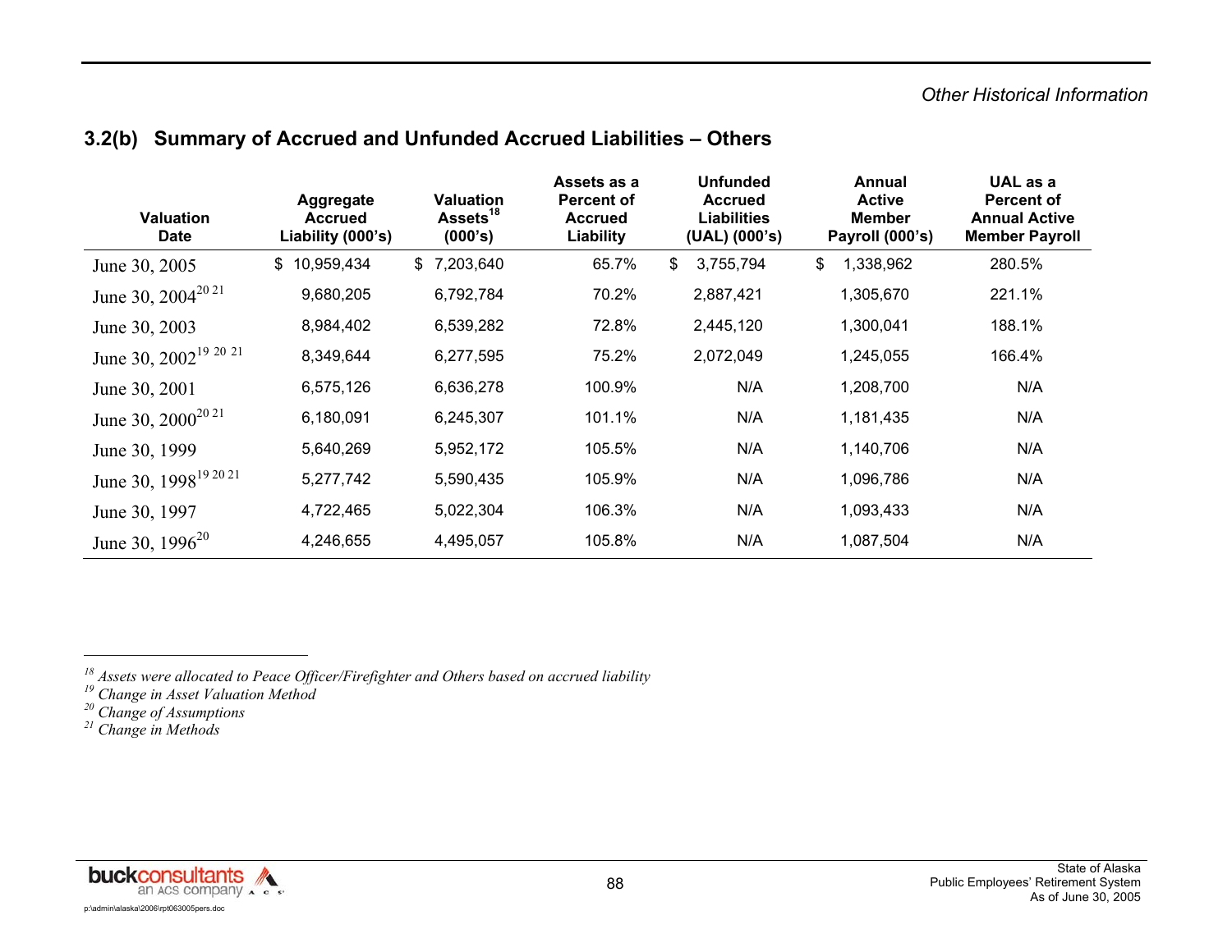## 3.2(b) Summary of Accrued and Unfunded Accrued Liabilities – Others

| Valuation Date | Aggregate Accrued Liability (000's) | Valuation Assets[18] (000's) | Assets as a Percent of Accrued Liability | Unfunded Accrued Liabilities (UAL) (000's) | Annual Active Member Payroll (000's) | UAL as a Percent of Annual Active Member Payroll |
|---|---|---|---|---|---|---|
| June 30, 2005 | $ 10,959,434 | $ 7,203,640 | 65.7% | $ 3,755,794 | $ 1,338,962 | 280.5% |
| June 30, 2004[20 21] | 9,680,205 | 6,792,784 | 70.2% | 2,887,421 | 1,305,670 | 221.1% |
| June 30, 2003 | 8,984,402 | 6,539,282 | 72.8% | 2,445,120 | 1,300,041 | 188.1% |
| June 30, 2002[19 20 21] | 8,349,644 | 6,277,595 | 75.2% | 2,072,049 | 1,245,055 | 166.4% |
| June 30, 2001 | 6,575,126 | 6,636,278 | 100.9% | N/A | 1,208,700 | N/A |
| June 30, 2000[20 21] | 6,180,091 | 6,245,307 | 101.1% | N/A | 1,181,435 | N/A |
| June 30, 1999 | 5,640,269 | 5,952,172 | 105.5% | N/A | 1,140,706 | N/A |
| June 30, 1998[19 20 21] | 5,277,742 | 5,590,435 | 105.9% | N/A | 1,096,786 | N/A |
| June 30, 1997 | 4,722,465 | 5,022,304 | 106.3% | N/A | 1,093,433 | N/A |
| June 30, 1996[20] | 4,246,655 | 4,495,057 | 105.8% | N/A | 1,087,504 | N/A |

[18] *Assets were allocated to Peace Officer/Firefighter and Others based on accrued liability*
[19] *Change in Asset Valuation Method*
[20] *Change of Assumptions*
[21] *Change in Methods*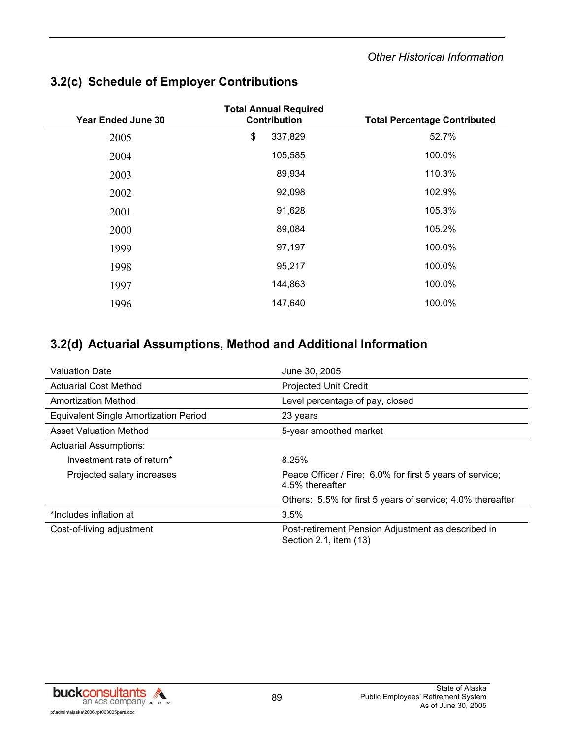## 3.2(c) Schedule of Employer Contributions

| Year Ended June 30 | Total Annual Required Contribution | Total Percentage Contributed |
|---|---|---|
| 2005 | $ 337,829 | 52.7% |
| 2004 | 105,585 | 100.0% |
| 2003 | 89,934 | 110.3% |
| 2002 | 92,098 | 102.9% |
| 2001 | 91,628 | 105.3% |
| 2000 | 89,084 | 105.2% |
| 1999 | 97,197 | 100.0% |
| 1998 | 95,217 | 100.0% |
| 1997 | 144,863 | 100.0% |
| 1996 | 147,640 | 100.0% |

## 3.2(d) Actuarial Assumptions, Method and Additional Information

| | |
|---|---|
| Valuation Date | June 30, 2005 |
| Actuarial Cost Method | Projected Unit Credit |
| Amortization Method | Level percentage of pay, closed |
| Equivalent Single Amortization Period | 23 years |
| Asset Valuation Method | 5-year smoothed market |
| Actuarial Assumptions: | |
| Investment rate of return* | 8.25% |
| Projected salary increases | Peace Officer / Fire: 6.0% for first 5 years of service; 4.5% thereafter |
| | Others: 5.5% for first 5 years of service; 4.0% thereafter |
| *Includes inflation at | 3.5% |
| Cost-of-living adjustment | Post-retirement Pension Adjustment as described in Section 2.1, item (13) |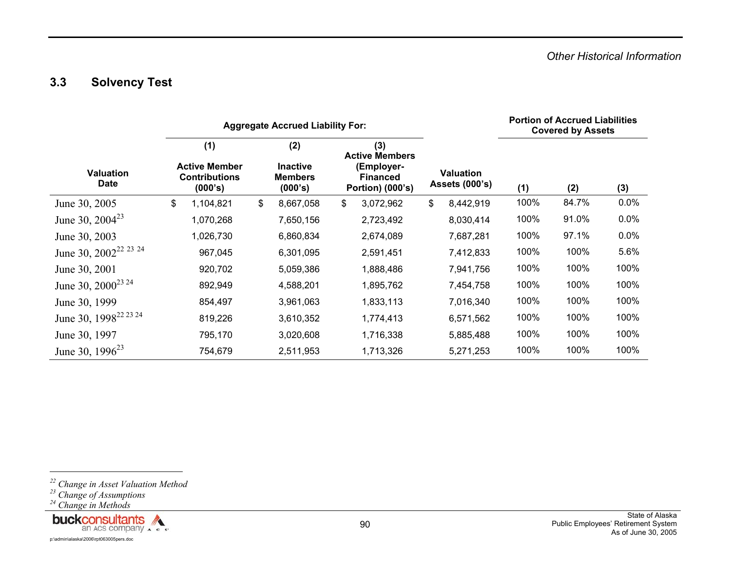## 3.3 Solvency Test

| Valuation Date | Aggregate Accrued Liability For: | | | Valuation Assets (000's) | Portion of Accrued Liabilities Covered by Assets | | |
|---|---|---|---|---|---|---|---|
| | (1) Active Member Contributions (000's) | (2) Inactive Members (000's) | (3) Active Members (Employer-Financed Portion) (000's) | | (1) | (2) | (3) |
| June 30, 2005 | $ 1,104,821 | $ 8,667,058 | $ 3,072,962 | $ 8,442,919 | 100% | 84.7% | 0.0% |
| June 30, 2004[23] | 1,070,268 | 7,650,156 | 2,723,492 | 8,030,414 | 100% | 91.0% | 0.0% |
| June 30, 2003 | 1,026,730 | 6,860,834 | 2,674,089 | 7,687,281 | 100% | 97.1% | 0.0% |
| June 30, 2002[22 23 24] | 967,045 | 6,301,095 | 2,591,451 | 7,412,833 | 100% | 100% | 5.6% |
| June 30, 2001 | 920,702 | 5,059,386 | 1,888,486 | 7,941,756 | 100% | 100% | 100% |
| June 30, 2000[23 24] | 892,949 | 4,588,201 | 1,895,762 | 7,454,758 | 100% | 100% | 100% |
| June 30, 1999 | 854,497 | 3,961,063 | 1,833,113 | 7,016,340 | 100% | 100% | 100% |
| June 30, 1998[22 23 24] | 819,226 | 3,610,352 | 1,774,413 | 6,571,562 | 100% | 100% | 100% |
| June 30, 1997 | 795,170 | 3,020,608 | 1,716,338 | 5,885,488 | 100% | 100% | 100% |
| June 30, 1996[23] | 754,679 | 2,511,953 | 1,713,326 | 5,271,253 | 100% | 100% | 100% |

[22] *Change in Asset Valuation Method*
[23] *Change of Assumptions*
[24] *Change in Methods*